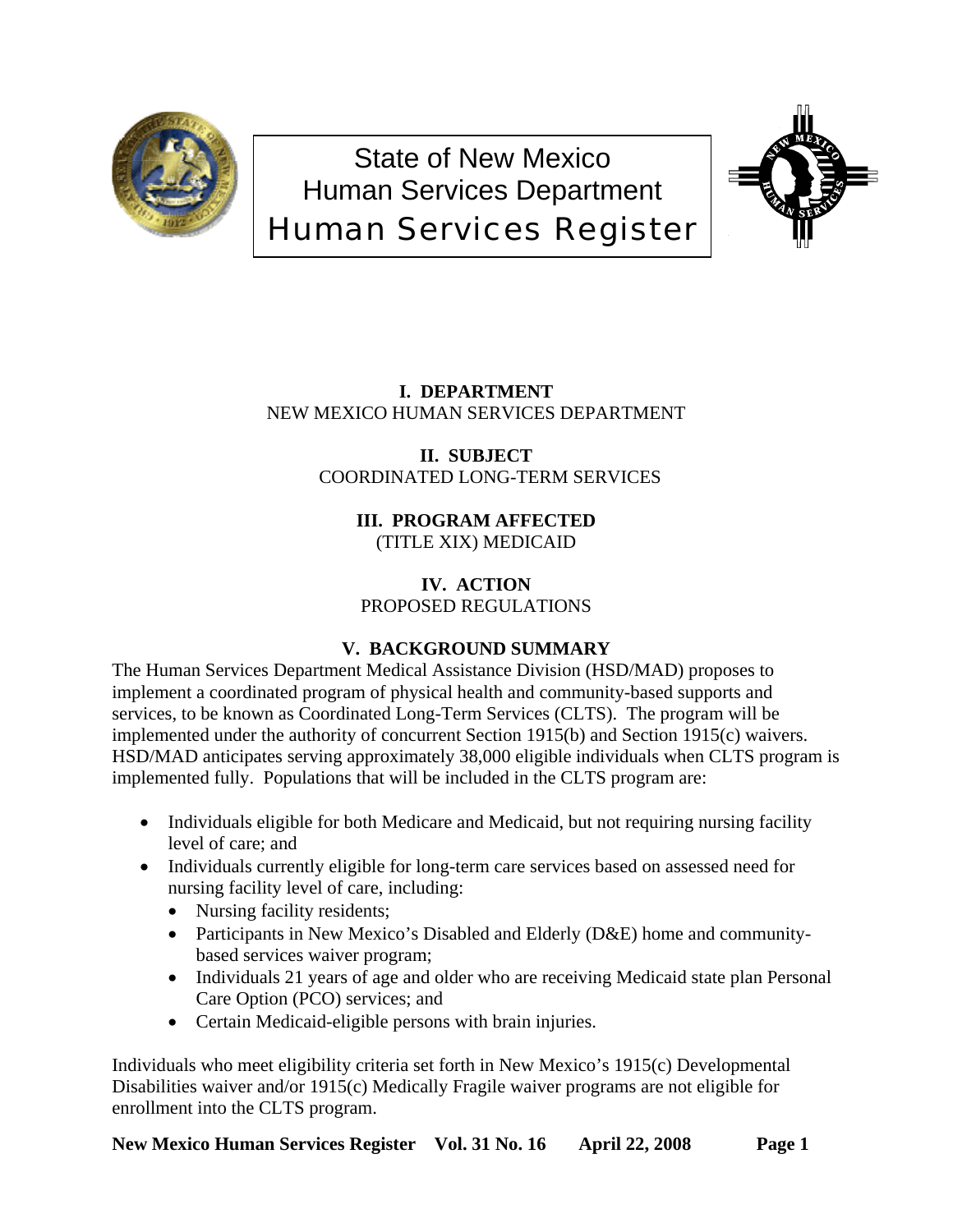# State of New Mexico
# Human Services Department
# Human Services Register

**I. DEPARTMENT**
NEW MEXICO HUMAN SERVICES DEPARTMENT

**II. SUBJECT**
COORDINATED LONG-TERM SERVICES

**III. PROGRAM AFFECTED**
(TITLE XIX) MEDICAID

**IV. ACTION**
PROPOSED REGULATIONS

**V. BACKGROUND SUMMARY**

The Human Services Department Medical Assistance Division (HSD/MAD) proposes to implement a coordinated program of physical health and community-based supports and services, to be known as Coordinated Long-Term Services (CLTS). The program will be implemented under the authority of concurrent Section 1915(b) and Section 1915(c) waivers. HSD/MAD anticipates serving approximately 38,000 eligible individuals when CLTS program is implemented fully. Populations that will be included in the CLTS program are:

- Individuals eligible for both Medicare and Medicaid, but not requiring nursing facility level of care; and
- Individuals currently eligible for long-term care services based on assessed need for nursing facility level of care, including:
  - Nursing facility residents;
  - Participants in New Mexico's Disabled and Elderly (D&E) home and community-based services waiver program;
  - Individuals 21 years of age and older who are receiving Medicaid state plan Personal Care Option (PCO) services; and
  - Certain Medicaid-eligible persons with brain injuries.

Individuals who meet eligibility criteria set forth in New Mexico's 1915(c) Developmental Disabilities waiver and/or 1915(c) Medically Fragile waiver programs are not eligible for enrollment into the CLTS program.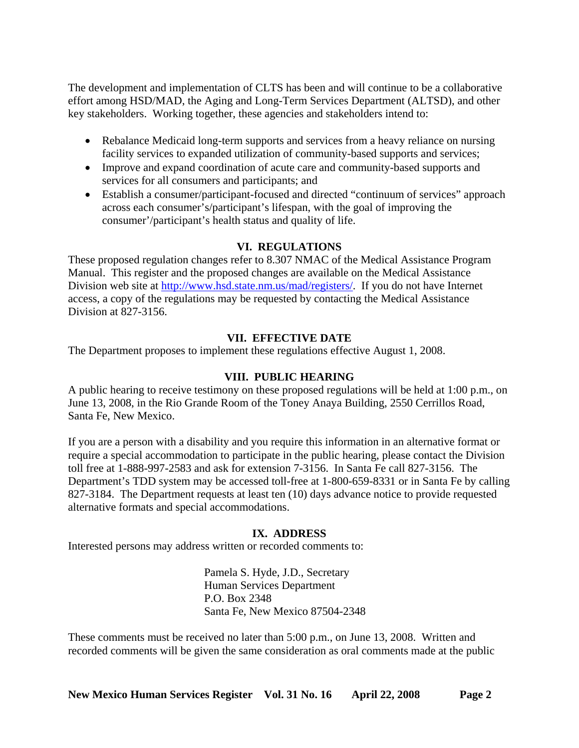The development and implementation of CLTS has been and will continue to be a collaborative effort among HSD/MAD, the Aging and Long-Term Services Department (ALTSD), and other key stakeholders. Working together, these agencies and stakeholders intend to:

- Rebalance Medicaid long-term supports and services from a heavy reliance on nursing facility services to expanded utilization of community-based supports and services;
- Improve and expand coordination of acute care and community-based supports and services for all consumers and participants; and
- Establish a consumer/participant-focused and directed "continuum of services" approach across each consumer's/participant's lifespan, with the goal of improving the consumer'/participant's health status and quality of life.

## VI. REGULATIONS

These proposed regulation changes refer to 8.307 NMAC of the Medical Assistance Program Manual. This register and the proposed changes are available on the Medical Assistance Division web site at http://www.hsd.state.nm.us/mad/registers/. If you do not have Internet access, a copy of the regulations may be requested by contacting the Medical Assistance Division at 827-3156.

## VII. EFFECTIVE DATE

The Department proposes to implement these regulations effective August 1, 2008.

## VIII. PUBLIC HEARING

A public hearing to receive testimony on these proposed regulations will be held at 1:00 p.m., on June 13, 2008, in the Rio Grande Room of the Toney Anaya Building, 2550 Cerrillos Road, Santa Fe, New Mexico.

If you are a person with a disability and you require this information in an alternative format or require a special accommodation to participate in the public hearing, please contact the Division toll free at 1-888-997-2583 and ask for extension 7-3156. In Santa Fe call 827-3156. The Department's TDD system may be accessed toll-free at 1-800-659-8331 or in Santa Fe by calling 827-3184. The Department requests at least ten (10) days advance notice to provide requested alternative formats and special accommodations.

## IX. ADDRESS

Interested persons may address written or recorded comments to:

Pamela S. Hyde, J.D., Secretary
Human Services Department
P.O. Box 2348
Santa Fe, New Mexico 87504-2348

These comments must be received no later than 5:00 p.m., on June 13, 2008. Written and recorded comments will be given the same consideration as oral comments made at the public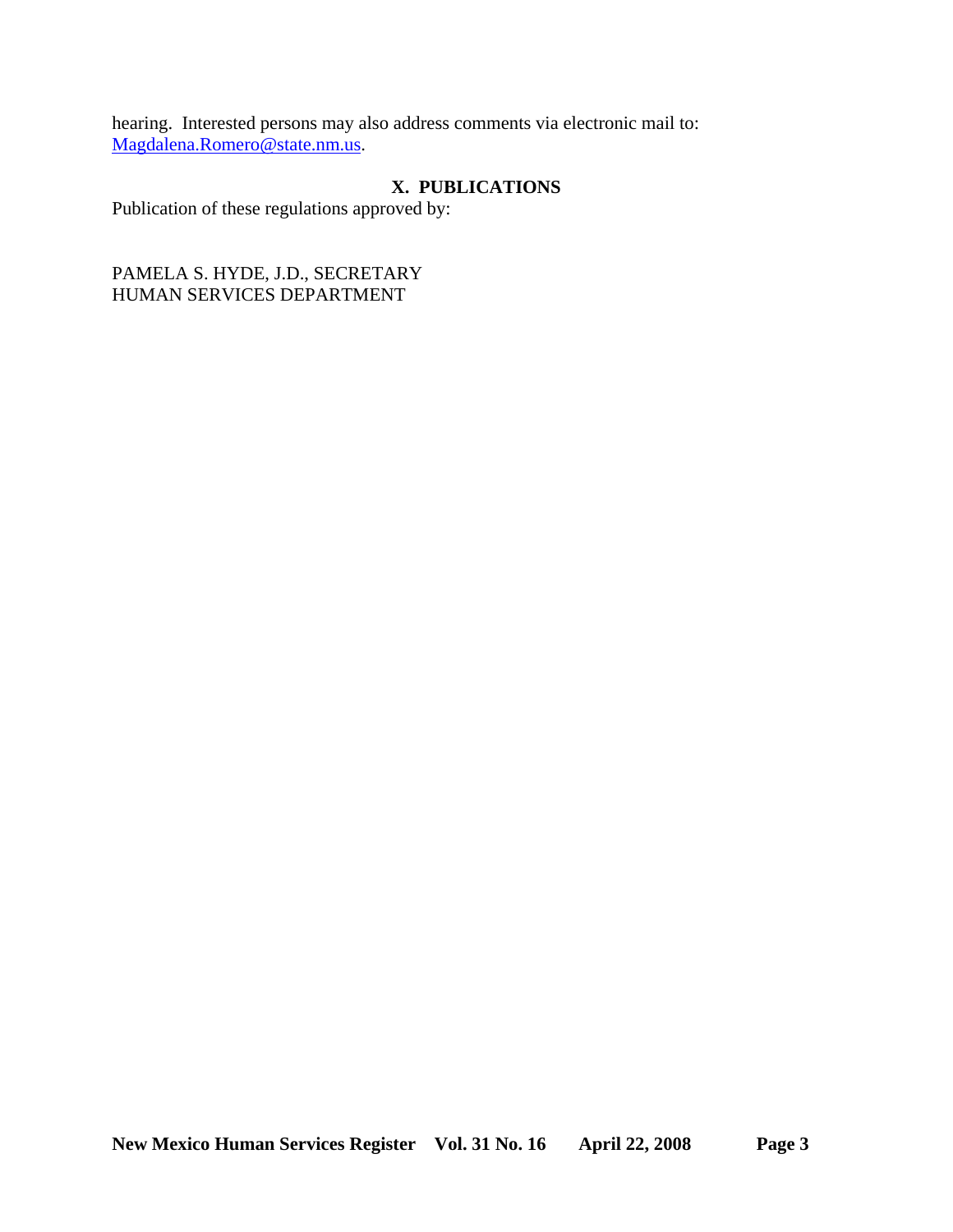hearing.  Interested persons may also address comments via electronic mail to: Magdalena.Romero@state.nm.us.

## X. PUBLICATIONS

Publication of these regulations approved by:

PAMELA S. HYDE, J.D., SECRETARY
HUMAN SERVICES DEPARTMENT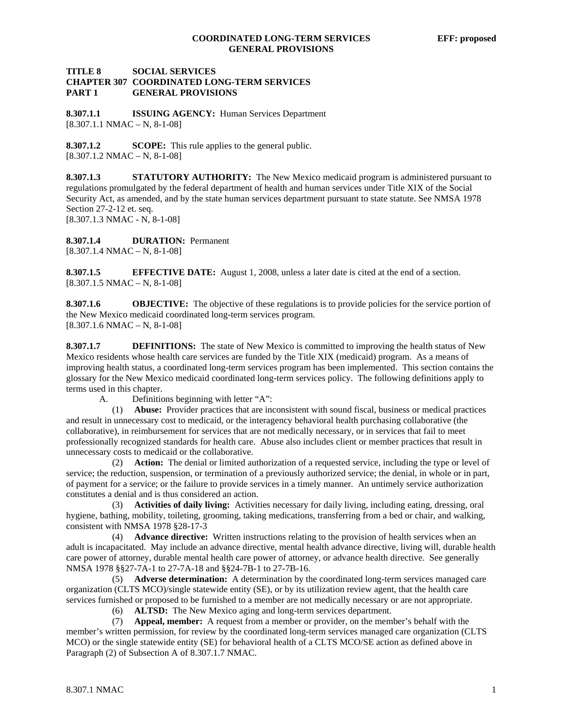**TITLE 8 SOCIAL SERVICES**
**CHAPTER 307 COORDINATED LONG-TERM SERVICES**
**PART 1 GENERAL PROVISIONS**

**8.307.1.1 ISSUING AGENCY:** Human Services Department
[8.307.1.1 NMAC – N, 8-1-08]

**8.307.1.2 SCOPE:** This rule applies to the general public.
[8.307.1.2 NMAC – N, 8-1-08]

**8.307.1.3 STATUTORY AUTHORITY:** The New Mexico medicaid program is administered pursuant to regulations promulgated by the federal department of health and human services under Title XIX of the Social Security Act, as amended, and by the state human services department pursuant to state statute. See NMSA 1978 Section 27-2-12 et. seq.
[8.307.1.3 NMAC - N, 8-1-08]

**8.307.1.4 DURATION:** Permanent
[8.307.1.4 NMAC – N, 8-1-08]

**8.307.1.5 EFFECTIVE DATE:** August 1, 2008, unless a later date is cited at the end of a section.
[8.307.1.5 NMAC – N, 8-1-08]

**8.307.1.6 OBJECTIVE:** The objective of these regulations is to provide policies for the service portion of the New Mexico medicaid coordinated long-term services program.
[8.307.1.6 NMAC – N, 8-1-08]

**8.307.1.7 DEFINITIONS:** The state of New Mexico is committed to improving the health status of New Mexico residents whose health care services are funded by the Title XIX (medicaid) program. As a means of improving health status, a coordinated long-term services program has been implemented. This section contains the glossary for the New Mexico medicaid coordinated long-term services policy. The following definitions apply to terms used in this chapter.

A. Definitions beginning with letter "A":

(1) **Abuse:** Provider practices that are inconsistent with sound fiscal, business or medical practices and result in unnecessary cost to medicaid, or the interagency behavioral health purchasing collaborative (the collaborative), in reimbursement for services that are not medically necessary, or in services that fail to meet professionally recognized standards for health care. Abuse also includes client or member practices that result in unnecessary costs to medicaid or the collaborative.

(2) **Action:** The denial or limited authorization of a requested service, including the type or level of service; the reduction, suspension, or termination of a previously authorized service; the denial, in whole or in part, of payment for a service; or the failure to provide services in a timely manner. An untimely service authorization constitutes a denial and is thus considered an action.

(3) **Activities of daily living:** Activities necessary for daily living, including eating, dressing, oral hygiene, bathing, mobility, toileting, grooming, taking medications, transferring from a bed or chair, and walking, consistent with NMSA 1978 §28-17-3

(4) **Advance directive:** Written instructions relating to the provision of health services when an adult is incapacitated. May include an advance directive, mental health advance directive, living will, durable health care power of attorney, durable mental health care power of attorney, or advance health directive. See generally NMSA 1978 §§27-7A-1 to 27-7A-18 and §§24-7B-1 to 27-7B-16.

(5) **Adverse determination:** A determination by the coordinated long-term services managed care organization (CLTS MCO)/single statewide entity (SE), or by its utilization review agent, that the health care services furnished or proposed to be furnished to a member are not medically necessary or are not appropriate.

(6) **ALTSD:** The New Mexico aging and long-term services department.

(7) **Appeal, member:** A request from a member or provider, on the member's behalf with the member's written permission, for review by the coordinated long-term services managed care organization (CLTS MCO) or the single statewide entity (SE) for behavioral health of a CLTS MCO/SE action as defined above in Paragraph (2) of Subsection A of 8.307.1.7 NMAC.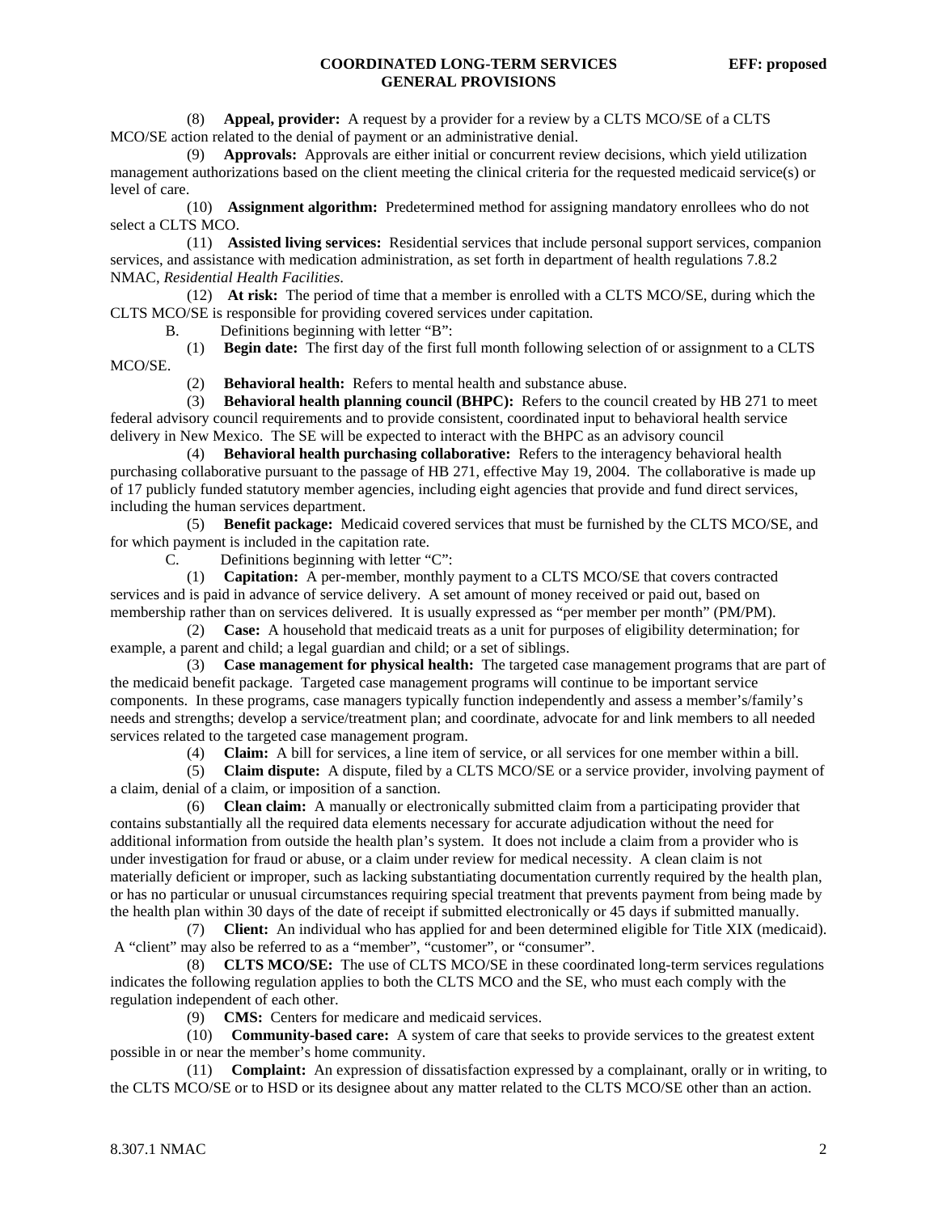(8) **Appeal, provider:** A request by a provider for a review by a CLTS MCO/SE of a CLTS MCO/SE action related to the denial of payment or an administrative denial.

(9) **Approvals:** Approvals are either initial or concurrent review decisions, which yield utilization management authorizations based on the client meeting the clinical criteria for the requested medicaid service(s) or level of care.

(10) **Assignment algorithm:** Predetermined method for assigning mandatory enrollees who do not select a CLTS MCO.

(11) **Assisted living services:** Residential services that include personal support services, companion services, and assistance with medication administration, as set forth in department of health regulations 7.8.2 NMAC, *Residential Health Facilities*.

(12) **At risk:** The period of time that a member is enrolled with a CLTS MCO/SE, during which the CLTS MCO/SE is responsible for providing covered services under capitation.

B. Definitions beginning with letter "B":

(1) **Begin date:** The first day of the first full month following selection of or assignment to a CLTS MCO/SE.

(2) **Behavioral health:** Refers to mental health and substance abuse.

(3) **Behavioral health planning council (BHPC):** Refers to the council created by HB 271 to meet federal advisory council requirements and to provide consistent, coordinated input to behavioral health service delivery in New Mexico. The SE will be expected to interact with the BHPC as an advisory council

(4) **Behavioral health purchasing collaborative:** Refers to the interagency behavioral health purchasing collaborative pursuant to the passage of HB 271, effective May 19, 2004. The collaborative is made up of 17 publicly funded statutory member agencies, including eight agencies that provide and fund direct services, including the human services department.

(5) **Benefit package:** Medicaid covered services that must be furnished by the CLTS MCO/SE, and for which payment is included in the capitation rate.

C. Definitions beginning with letter "C":

(1) **Capitation:** A per-member, monthly payment to a CLTS MCO/SE that covers contracted services and is paid in advance of service delivery. A set amount of money received or paid out, based on membership rather than on services delivered. It is usually expressed as "per member per month" (PM/PM).

(2) **Case:** A household that medicaid treats as a unit for purposes of eligibility determination; for example, a parent and child; a legal guardian and child; or a set of siblings.

(3) **Case management for physical health:** The targeted case management programs that are part of the medicaid benefit package. Targeted case management programs will continue to be important service components. In these programs, case managers typically function independently and assess a member's/family's needs and strengths; develop a service/treatment plan; and coordinate, advocate for and link members to all needed services related to the targeted case management program.

(4) **Claim:** A bill for services, a line item of service, or all services for one member within a bill.

(5) **Claim dispute:** A dispute, filed by a CLTS MCO/SE or a service provider, involving payment of a claim, denial of a claim, or imposition of a sanction.

(6) **Clean claim:** A manually or electronically submitted claim from a participating provider that contains substantially all the required data elements necessary for accurate adjudication without the need for additional information from outside the health plan's system. It does not include a claim from a provider who is under investigation for fraud or abuse, or a claim under review for medical necessity. A clean claim is not materially deficient or improper, such as lacking substantiating documentation currently required by the health plan, or has no particular or unusual circumstances requiring special treatment that prevents payment from being made by the health plan within 30 days of the date of receipt if submitted electronically or 45 days if submitted manually.

(7) **Client:** An individual who has applied for and been determined eligible for Title XIX (medicaid). A "client" may also be referred to as a "member", "customer", or "consumer".

(8) **CLTS MCO/SE:** The use of CLTS MCO/SE in these coordinated long-term services regulations indicates the following regulation applies to both the CLTS MCO and the SE, who must each comply with the regulation independent of each other.

(9) **CMS:** Centers for medicare and medicaid services.

(10) **Community-based care:** A system of care that seeks to provide services to the greatest extent possible in or near the member's home community.

(11) **Complaint:** An expression of dissatisfaction expressed by a complainant, orally or in writing, to the CLTS MCO/SE or to HSD or its designee about any matter related to the CLTS MCO/SE other than an action.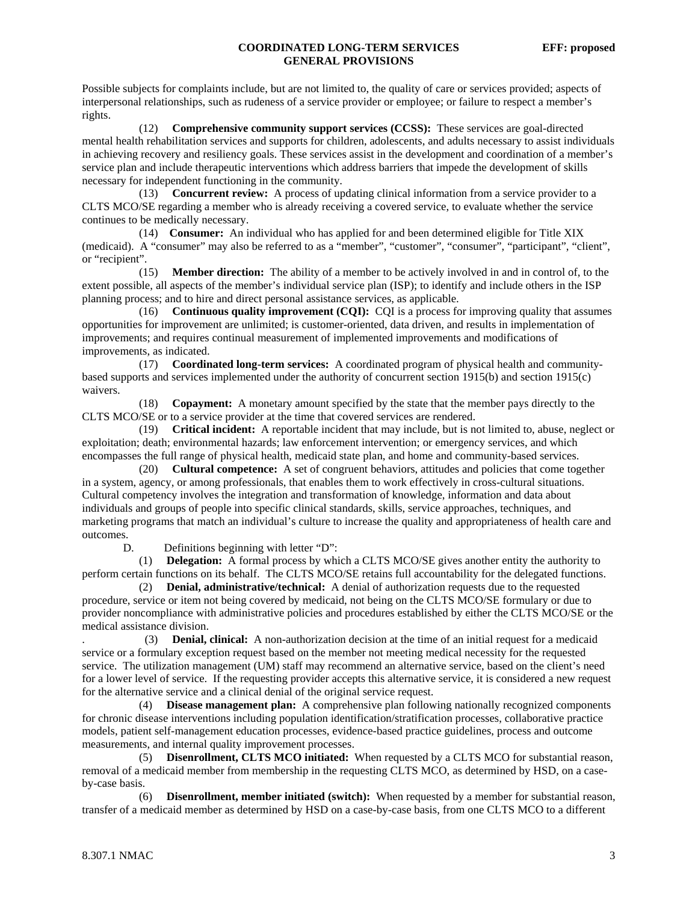Possible subjects for complaints include, but are not limited to, the quality of care or services provided; aspects of interpersonal relationships, such as rudeness of a service provider or employee; or failure to respect a member's rights.

(12) **Comprehensive community support services (CCSS):** These services are goal-directed mental health rehabilitation services and supports for children, adolescents, and adults necessary to assist individuals in achieving recovery and resiliency goals. These services assist in the development and coordination of a member's service plan and include therapeutic interventions which address barriers that impede the development of skills necessary for independent functioning in the community.

(13) **Concurrent review:** A process of updating clinical information from a service provider to a CLTS MCO/SE regarding a member who is already receiving a covered service, to evaluate whether the service continues to be medically necessary.

(14) **Consumer:** An individual who has applied for and been determined eligible for Title XIX (medicaid). A "consumer" may also be referred to as a "member", "customer", "consumer", "participant", "client", or "recipient".

(15) **Member direction:** The ability of a member to be actively involved in and in control of, to the extent possible, all aspects of the member's individual service plan (ISP); to identify and include others in the ISP planning process; and to hire and direct personal assistance services, as applicable.

(16) **Continuous quality improvement (CQI):** CQI is a process for improving quality that assumes opportunities for improvement are unlimited; is customer-oriented, data driven, and results in implementation of improvements; and requires continual measurement of implemented improvements and modifications of improvements, as indicated.

(17) **Coordinated long-term services:** A coordinated program of physical health and community-based supports and services implemented under the authority of concurrent section 1915(b) and section 1915(c) waivers.

(18) **Copayment:** A monetary amount specified by the state that the member pays directly to the CLTS MCO/SE or to a service provider at the time that covered services are rendered.

(19) **Critical incident:** A reportable incident that may include, but is not limited to, abuse, neglect or exploitation; death; environmental hazards; law enforcement intervention; or emergency services, and which encompasses the full range of physical health, medicaid state plan, and home and community-based services.

(20) **Cultural competence:** A set of congruent behaviors, attitudes and policies that come together in a system, agency, or among professionals, that enables them to work effectively in cross-cultural situations. Cultural competency involves the integration and transformation of knowledge, information and data about individuals and groups of people into specific clinical standards, skills, service approaches, techniques, and marketing programs that match an individual's culture to increase the quality and appropriateness of health care and outcomes.

D. Definitions beginning with letter "D":

(1) **Delegation:** A formal process by which a CLTS MCO/SE gives another entity the authority to perform certain functions on its behalf. The CLTS MCO/SE retains full accountability for the delegated functions.

(2) **Denial, administrative/technical:** A denial of authorization requests due to the requested procedure, service or item not being covered by medicaid, not being on the CLTS MCO/SE formulary or due to provider noncompliance with administrative policies and procedures established by either the CLTS MCO/SE or the medical assistance division.

. (3) **Denial, clinical:** A non-authorization decision at the time of an initial request for a medicaid service or a formulary exception request based on the member not meeting medical necessity for the requested service. The utilization management (UM) staff may recommend an alternative service, based on the client's need for a lower level of service. If the requesting provider accepts this alternative service, it is considered a new request for the alternative service and a clinical denial of the original service request.

(4) **Disease management plan:** A comprehensive plan following nationally recognized components for chronic disease interventions including population identification/stratification processes, collaborative practice models, patient self-management education processes, evidence-based practice guidelines, process and outcome measurements, and internal quality improvement processes.

(5) **Disenrollment, CLTS MCO initiated:** When requested by a CLTS MCO for substantial reason, removal of a medicaid member from membership in the requesting CLTS MCO, as determined by HSD, on a case-by-case basis.

(6) **Disenrollment, member initiated (switch):** When requested by a member for substantial reason, transfer of a medicaid member as determined by HSD on a case-by-case basis, from one CLTS MCO to a different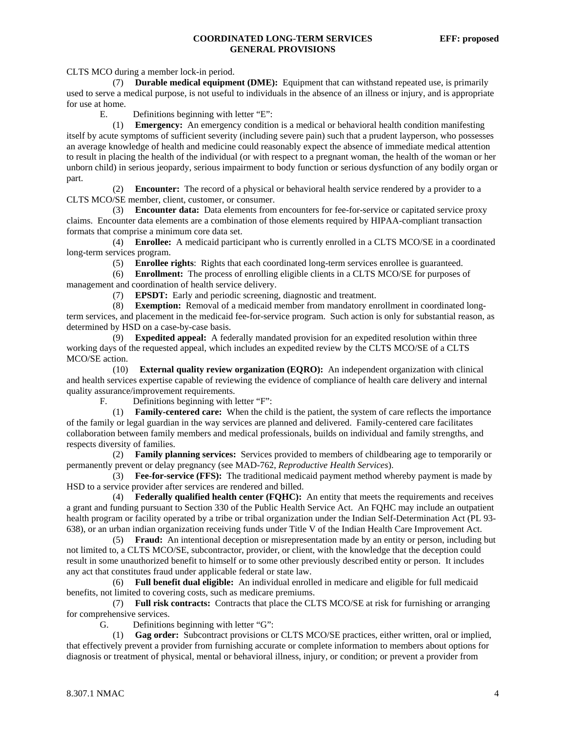CLTS MCO during a member lock-in period.

(7) **Durable medical equipment (DME):** Equipment that can withstand repeated use, is primarily used to serve a medical purpose, is not useful to individuals in the absence of an illness or injury, and is appropriate for use at home.

E. Definitions beginning with letter "E":

(1) **Emergency:** An emergency condition is a medical or behavioral health condition manifesting itself by acute symptoms of sufficient severity (including severe pain) such that a prudent layperson, who possesses an average knowledge of health and medicine could reasonably expect the absence of immediate medical attention to result in placing the health of the individual (or with respect to a pregnant woman, the health of the woman or her unborn child) in serious jeopardy, serious impairment to body function or serious dysfunction of any bodily organ or part.

(2) **Encounter:** The record of a physical or behavioral health service rendered by a provider to a CLTS MCO/SE member, client, customer, or consumer.

(3) **Encounter data:** Data elements from encounters for fee-for-service or capitated service proxy claims. Encounter data elements are a combination of those elements required by HIPAA-compliant transaction formats that comprise a minimum core data set.

(4) **Enrollee:** A medicaid participant who is currently enrolled in a CLTS MCO/SE in a coordinated long-term services program.

(5) **Enrollee rights**: Rights that each coordinated long-term services enrollee is guaranteed.

(6) **Enrollment:** The process of enrolling eligible clients in a CLTS MCO/SE for purposes of management and coordination of health service delivery.

(7) **EPSDT:** Early and periodic screening, diagnostic and treatment.

(8) **Exemption:** Removal of a medicaid member from mandatory enrollment in coordinated long-term services, and placement in the medicaid fee-for-service program. Such action is only for substantial reason, as determined by HSD on a case-by-case basis.

(9) **Expedited appeal:** A federally mandated provision for an expedited resolution within three working days of the requested appeal, which includes an expedited review by the CLTS MCO/SE of a CLTS MCO/SE action.

(10) **External quality review organization (EQRO):** An independent organization with clinical and health services expertise capable of reviewing the evidence of compliance of health care delivery and internal quality assurance/improvement requirements.

F. Definitions beginning with letter "F":

(1) **Family-centered care:** When the child is the patient, the system of care reflects the importance of the family or legal guardian in the way services are planned and delivered. Family-centered care facilitates collaboration between family members and medical professionals, builds on individual and family strengths, and respects diversity of families.

(2) **Family planning services:** Services provided to members of childbearing age to temporarily or permanently prevent or delay pregnancy (see MAD-762, *Reproductive Health Services*).

(3) **Fee-for-service (FFS):** The traditional medicaid payment method whereby payment is made by HSD to a service provider after services are rendered and billed.

(4) **Federally qualified health center (FQHC):** An entity that meets the requirements and receives a grant and funding pursuant to Section 330 of the Public Health Service Act. An FQHC may include an outpatient health program or facility operated by a tribe or tribal organization under the Indian Self-Determination Act (PL 93-638), or an urban indian organization receiving funds under Title V of the Indian Health Care Improvement Act.

(5) **Fraud:** An intentional deception or misrepresentation made by an entity or person, including but not limited to, a CLTS MCO/SE, subcontractor, provider, or client, with the knowledge that the deception could result in some unauthorized benefit to himself or to some other previously described entity or person. It includes any act that constitutes fraud under applicable federal or state law.

(6) **Full benefit dual eligible:** An individual enrolled in medicare and eligible for full medicaid benefits, not limited to covering costs, such as medicare premiums.

(7) **Full risk contracts:** Contracts that place the CLTS MCO/SE at risk for furnishing or arranging for comprehensive services.

G. Definitions beginning with letter "G":

(1) **Gag order:** Subcontract provisions or CLTS MCO/SE practices, either written, oral or implied, that effectively prevent a provider from furnishing accurate or complete information to members about options for diagnosis or treatment of physical, mental or behavioral illness, injury, or condition; or prevent a provider from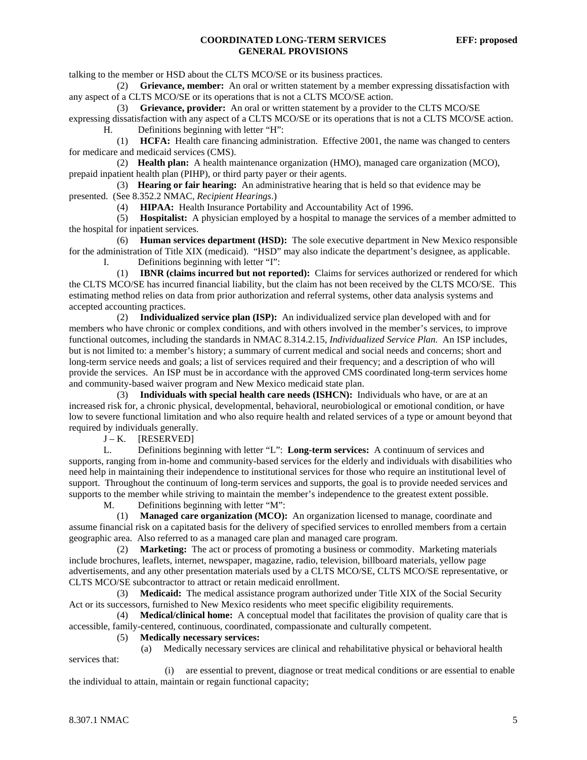talking to the member or HSD about the CLTS MCO/SE or its business practices.

(2) **Grievance, member:** An oral or written statement by a member expressing dissatisfaction with any aspect of a CLTS MCO/SE or its operations that is not a CLTS MCO/SE action.

(3) **Grievance, provider:** An oral or written statement by a provider to the CLTS MCO/SE expressing dissatisfaction with any aspect of a CLTS MCO/SE or its operations that is not a CLTS MCO/SE action.

H. Definitions beginning with letter "H":

(1) **HCFA:** Health care financing administration. Effective 2001, the name was changed to centers for medicare and medicaid services (CMS).

(2) **Health plan:** A health maintenance organization (HMO), managed care organization (MCO), prepaid inpatient health plan (PIHP), or third party payer or their agents.

(3) **Hearing or fair hearing:** An administrative hearing that is held so that evidence may be presented. (See 8.352.2 NMAC, *Recipient Hearings*.)

(4) **HIPAA:** Health Insurance Portability and Accountability Act of 1996.

(5) **Hospitalist:** A physician employed by a hospital to manage the services of a member admitted to the hospital for inpatient services.

(6) **Human services department (HSD):** The sole executive department in New Mexico responsible for the administration of Title XIX (medicaid). "HSD" may also indicate the department's designee, as applicable.

I. Definitions beginning with letter "I":

(1) **IBNR (claims incurred but not reported):** Claims for services authorized or rendered for which the CLTS MCO/SE has incurred financial liability, but the claim has not been received by the CLTS MCO/SE. This estimating method relies on data from prior authorization and referral systems, other data analysis systems and accepted accounting practices.

(2) **Individualized service plan (ISP):** An individualized service plan developed with and for members who have chronic or complex conditions, and with others involved in the member's services, to improve functional outcomes, including the standards in NMAC 8.314.2.15, *Individualized Service Plan*. An ISP includes, but is not limited to: a member's history; a summary of current medical and social needs and concerns; short and long-term service needs and goals; a list of services required and their frequency; and a description of who will provide the services. An ISP must be in accordance with the approved CMS coordinated long-term services home and community-based waiver program and New Mexico medicaid state plan.

(3) **Individuals with special health care needs (ISHCN):** Individuals who have, or are at an increased risk for, a chronic physical, developmental, behavioral, neurobiological or emotional condition, or have low to severe functional limitation and who also require health and related services of a type or amount beyond that required by individuals generally.

J – K. [RESERVED]

L. Definitions beginning with letter "L": **Long-term services:** A continuum of services and supports, ranging from in-home and community-based services for the elderly and individuals with disabilities who need help in maintaining their independence to institutional services for those who require an institutional level of support. Throughout the continuum of long-term services and supports, the goal is to provide needed services and supports to the member while striving to maintain the member's independence to the greatest extent possible.

M. Definitions beginning with letter "M":

(1) **Managed care organization (MCO):** An organization licensed to manage, coordinate and assume financial risk on a capitated basis for the delivery of specified services to enrolled members from a certain geographic area. Also referred to as a managed care plan and managed care program.

(2) **Marketing:** The act or process of promoting a business or commodity. Marketing materials include brochures, leaflets, internet, newspaper, magazine, radio, television, billboard materials, yellow page advertisements, and any other presentation materials used by a CLTS MCO/SE, CLTS MCO/SE representative, or CLTS MCO/SE subcontractor to attract or retain medicaid enrollment.

(3) **Medicaid:** The medical assistance program authorized under Title XIX of the Social Security Act or its successors, furnished to New Mexico residents who meet specific eligibility requirements.

(4) **Medical/clinical home:** A conceptual model that facilitates the provision of quality care that is accessible, family-centered, continuous, coordinated, compassionate and culturally competent.

(5) **Medically necessary services:**

(a) Medically necessary services are clinical and rehabilitative physical or behavioral health services that:

(i) are essential to prevent, diagnose or treat medical conditions or are essential to enable the individual to attain, maintain or regain functional capacity;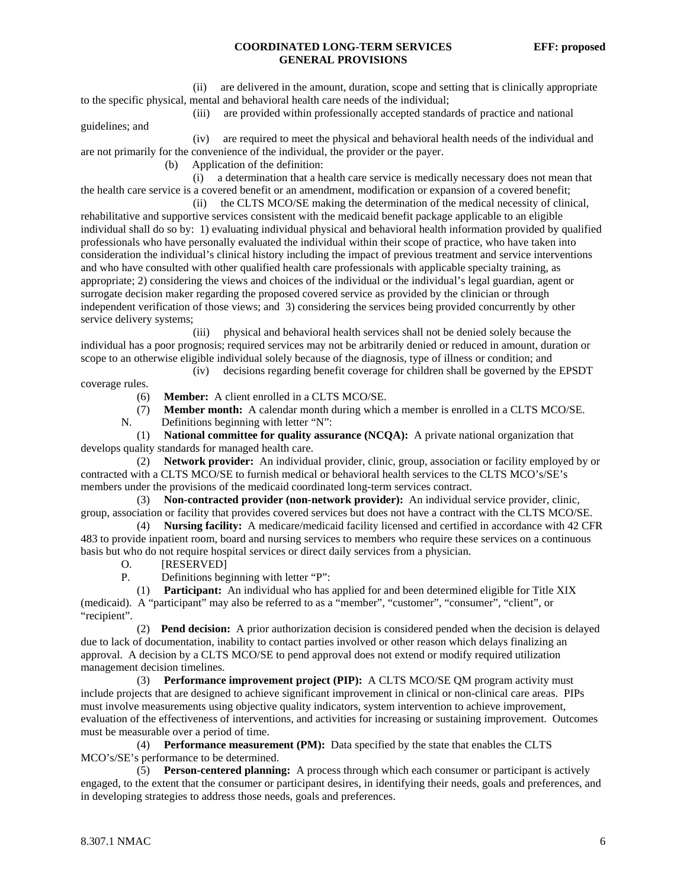(ii) are delivered in the amount, duration, scope and setting that is clinically appropriate to the specific physical, mental and behavioral health care needs of the individual;

(iii) are provided within professionally accepted standards of practice and national guidelines; and

(iv) are required to meet the physical and behavioral health needs of the individual and are not primarily for the convenience of the individual, the provider or the payer.

(b) Application of the definition:

(i) a determination that a health care service is medically necessary does not mean that the health care service is a covered benefit or an amendment, modification or expansion of a covered benefit;

(ii) the CLTS MCO/SE making the determination of the medical necessity of clinical, rehabilitative and supportive services consistent with the medicaid benefit package applicable to an eligible individual shall do so by: 1) evaluating individual physical and behavioral health information provided by qualified professionals who have personally evaluated the individual within their scope of practice, who have taken into consideration the individual's clinical history including the impact of previous treatment and service interventions and who have consulted with other qualified health care professionals with applicable specialty training, as appropriate; 2) considering the views and choices of the individual or the individual's legal guardian, agent or surrogate decision maker regarding the proposed covered service as provided by the clinician or through independent verification of those views; and 3) considering the services being provided concurrently by other service delivery systems;

(iii) physical and behavioral health services shall not be denied solely because the individual has a poor prognosis; required services may not be arbitrarily denied or reduced in amount, duration or scope to an otherwise eligible individual solely because of the diagnosis, type of illness or condition; and

(iv) decisions regarding benefit coverage for children shall be governed by the EPSDT coverage rules.

(6) **Member:** A client enrolled in a CLTS MCO/SE.

(7) **Member month:** A calendar month during which a member is enrolled in a CLTS MCO/SE.

N. Definitions beginning with letter "N":

(1) **National committee for quality assurance (NCQA):** A private national organization that develops quality standards for managed health care.

(2) **Network provider:** An individual provider, clinic, group, association or facility employed by or contracted with a CLTS MCO/SE to furnish medical or behavioral health services to the CLTS MCO's/SE's members under the provisions of the medicaid coordinated long-term services contract.

(3) **Non-contracted provider (non-network provider):** An individual service provider, clinic, group, association or facility that provides covered services but does not have a contract with the CLTS MCO/SE.

(4) **Nursing facility:** A medicare/medicaid facility licensed and certified in accordance with 42 CFR 483 to provide inpatient room, board and nursing services to members who require these services on a continuous basis but who do not require hospital services or direct daily services from a physician.

O. [RESERVED]

P. Definitions beginning with letter "P":

(1) **Participant:** An individual who has applied for and been determined eligible for Title XIX (medicaid). A "participant" may also be referred to as a "member", "customer", "consumer", "client", or "recipient".

(2) **Pend decision:** A prior authorization decision is considered pended when the decision is delayed due to lack of documentation, inability to contact parties involved or other reason which delays finalizing an approval. A decision by a CLTS MCO/SE to pend approval does not extend or modify required utilization management decision timelines.

(3) **Performance improvement project (PIP):** A CLTS MCO/SE QM program activity must include projects that are designed to achieve significant improvement in clinical or non-clinical care areas. PIPs must involve measurements using objective quality indicators, system intervention to achieve improvement, evaluation of the effectiveness of interventions, and activities for increasing or sustaining improvement. Outcomes must be measurable over a period of time.

(4) **Performance measurement (PM):** Data specified by the state that enables the CLTS MCO's/SE's performance to be determined.

(5) **Person-centered planning:** A process through which each consumer or participant is actively engaged, to the extent that the consumer or participant desires, in identifying their needs, goals and preferences, and in developing strategies to address those needs, goals and preferences.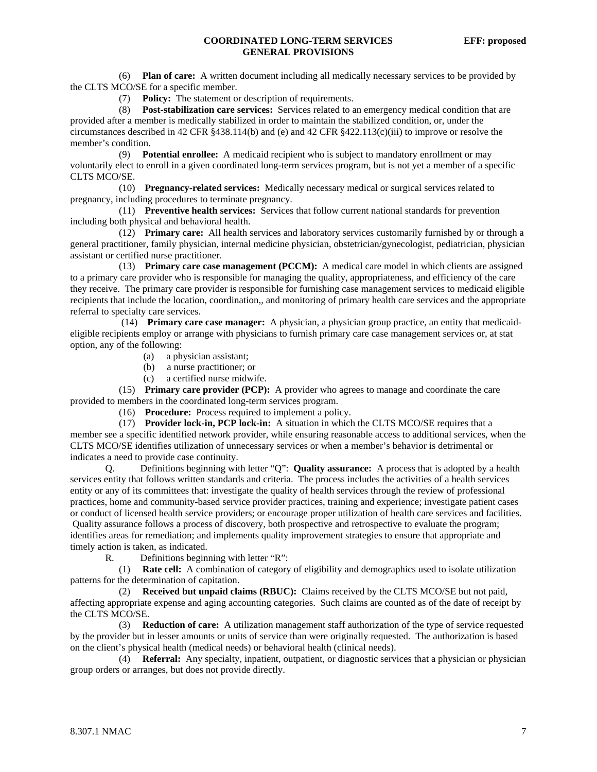(6) **Plan of care:** A written document including all medically necessary services to be provided by the CLTS MCO/SE for a specific member.

(7) **Policy:** The statement or description of requirements.

(8) **Post-stabilization care services:** Services related to an emergency medical condition that are provided after a member is medically stabilized in order to maintain the stabilized condition, or, under the circumstances described in 42 CFR §438.114(b) and (e) and 42 CFR §422.113(c)(iii) to improve or resolve the member's condition.

(9) **Potential enrollee:** A medicaid recipient who is subject to mandatory enrollment or may voluntarily elect to enroll in a given coordinated long-term services program, but is not yet a member of a specific CLTS MCO/SE.

(10) **Pregnancy-related services:** Medically necessary medical or surgical services related to pregnancy, including procedures to terminate pregnancy.

(11) **Preventive health services:** Services that follow current national standards for prevention including both physical and behavioral health.

(12) **Primary care:** All health services and laboratory services customarily furnished by or through a general practitioner, family physician, internal medicine physician, obstetrician/gynecologist, pediatrician, physician assistant or certified nurse practitioner.

(13) **Primary care case management (PCCM):** A medical care model in which clients are assigned to a primary care provider who is responsible for managing the quality, appropriateness, and efficiency of the care they receive. The primary care provider is responsible for furnishing case management services to medicaid eligible recipients that include the location, coordination,, and monitoring of primary health care services and the appropriate referral to specialty care services.

(14) **Primary care case manager:** A physician, a physician group practice, an entity that medicaid-eligible recipients employ or arrange with physicians to furnish primary care case management services or, at stat option, any of the following:

(a) a physician assistant;

(b) a nurse practitioner; or

(c) a certified nurse midwife.

(15) **Primary care provider (PCP):** A provider who agrees to manage and coordinate the care provided to members in the coordinated long-term services program.

(16) **Procedure:** Process required to implement a policy.

(17) **Provider lock-in, PCP lock-in:** A situation in which the CLTS MCO/SE requires that a member see a specific identified network provider, while ensuring reasonable access to additional services, when the CLTS MCO/SE identifies utilization of unnecessary services or when a member's behavior is detrimental or indicates a need to provide case continuity.

Q. Definitions beginning with letter "Q": **Quality assurance:** A process that is adopted by a health services entity that follows written standards and criteria. The process includes the activities of a health services entity or any of its committees that: investigate the quality of health services through the review of professional practices, home and community-based service provider practices, training and experience; investigate patient cases or conduct of licensed health service providers; or encourage proper utilization of health care services and facilities. Quality assurance follows a process of discovery, both prospective and retrospective to evaluate the program; identifies areas for remediation; and implements quality improvement strategies to ensure that appropriate and timely action is taken, as indicated.

R. Definitions beginning with letter "R":

(1) **Rate cell:** A combination of category of eligibility and demographics used to isolate utilization patterns for the determination of capitation.

(2) **Received but unpaid claims (RBUC):** Claims received by the CLTS MCO/SE but not paid, affecting appropriate expense and aging accounting categories. Such claims are counted as of the date of receipt by the CLTS MCO/SE.

(3) **Reduction of care:** A utilization management staff authorization of the type of service requested by the provider but in lesser amounts or units of service than were originally requested. The authorization is based on the client's physical health (medical needs) or behavioral health (clinical needs).

(4) **Referral:** Any specialty, inpatient, outpatient, or diagnostic services that a physician or physician group orders or arranges, but does not provide directly.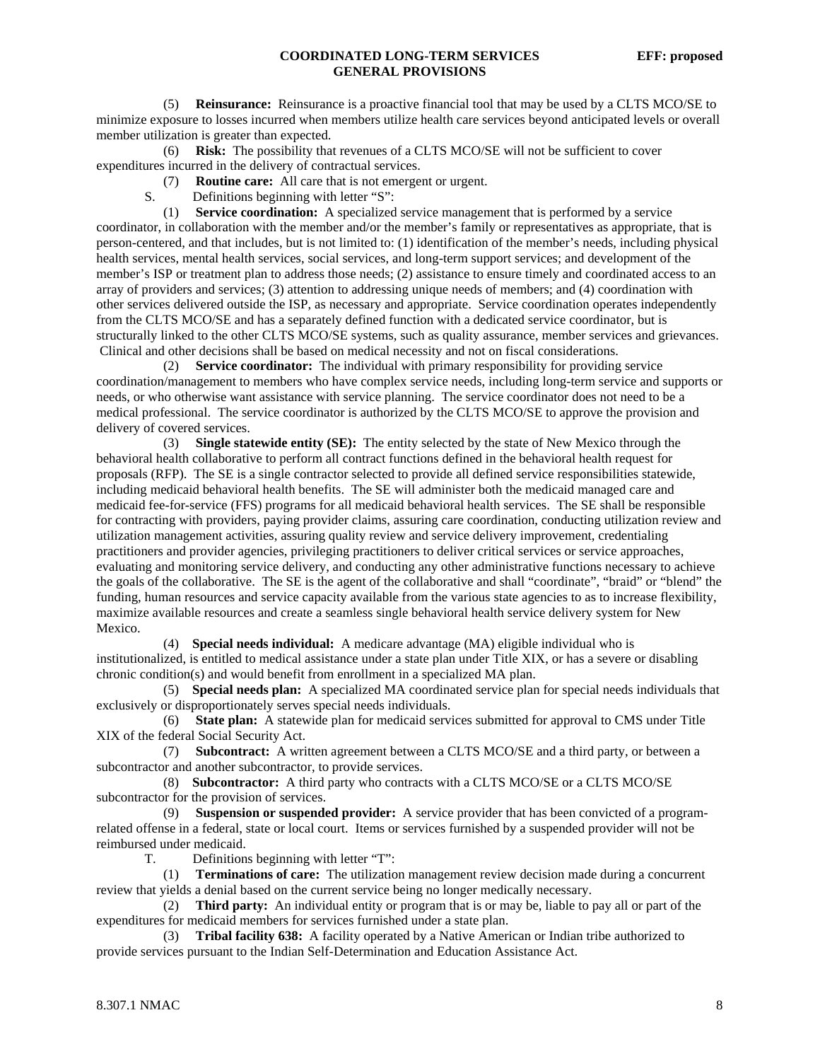(5) **Reinsurance:** Reinsurance is a proactive financial tool that may be used by a CLTS MCO/SE to minimize exposure to losses incurred when members utilize health care services beyond anticipated levels or overall member utilization is greater than expected.

(6) **Risk:** The possibility that revenues of a CLTS MCO/SE will not be sufficient to cover expenditures incurred in the delivery of contractual services.

(7) **Routine care:** All care that is not emergent or urgent.

S. Definitions beginning with letter "S":

(1) **Service coordination:** A specialized service management that is performed by a service coordinator, in collaboration with the member and/or the member's family or representatives as appropriate, that is person-centered, and that includes, but is not limited to: (1) identification of the member's needs, including physical health services, mental health services, social services, and long-term support services; and development of the member's ISP or treatment plan to address those needs; (2) assistance to ensure timely and coordinated access to an array of providers and services; (3) attention to addressing unique needs of members; and (4) coordination with other services delivered outside the ISP, as necessary and appropriate. Service coordination operates independently from the CLTS MCO/SE and has a separately defined function with a dedicated service coordinator, but is structurally linked to the other CLTS MCO/SE systems, such as quality assurance, member services and grievances. Clinical and other decisions shall be based on medical necessity and not on fiscal considerations.

(2) **Service coordinator:** The individual with primary responsibility for providing service coordination/management to members who have complex service needs, including long-term service and supports or needs, or who otherwise want assistance with service planning. The service coordinator does not need to be a medical professional. The service coordinator is authorized by the CLTS MCO/SE to approve the provision and delivery of covered services.

(3) **Single statewide entity (SE):** The entity selected by the state of New Mexico through the behavioral health collaborative to perform all contract functions defined in the behavioral health request for proposals (RFP). The SE is a single contractor selected to provide all defined service responsibilities statewide, including medicaid behavioral health benefits. The SE will administer both the medicaid managed care and medicaid fee-for-service (FFS) programs for all medicaid behavioral health services. The SE shall be responsible for contracting with providers, paying provider claims, assuring care coordination, conducting utilization review and utilization management activities, assuring quality review and service delivery improvement, credentialing practitioners and provider agencies, privileging practitioners to deliver critical services or service approaches, evaluating and monitoring service delivery, and conducting any other administrative functions necessary to achieve the goals of the collaborative. The SE is the agent of the collaborative and shall "coordinate", "braid" or "blend" the funding, human resources and service capacity available from the various state agencies to as to increase flexibility, maximize available resources and create a seamless single behavioral health service delivery system for New Mexico.

(4) **Special needs individual:** A medicare advantage (MA) eligible individual who is institutionalized, is entitled to medical assistance under a state plan under Title XIX, or has a severe or disabling chronic condition(s) and would benefit from enrollment in a specialized MA plan.

(5) **Special needs plan:** A specialized MA coordinated service plan for special needs individuals that exclusively or disproportionately serves special needs individuals.

(6) **State plan:** A statewide plan for medicaid services submitted for approval to CMS under Title XIX of the federal Social Security Act.

(7) **Subcontract:** A written agreement between a CLTS MCO/SE and a third party, or between a subcontractor and another subcontractor, to provide services.

(8) **Subcontractor:** A third party who contracts with a CLTS MCO/SE or a CLTS MCO/SE subcontractor for the provision of services.

(9) **Suspension or suspended provider:** A service provider that has been convicted of a program-related offense in a federal, state or local court. Items or services furnished by a suspended provider will not be reimbursed under medicaid.

T. Definitions beginning with letter "T":

(1) **Terminations of care:** The utilization management review decision made during a concurrent review that yields a denial based on the current service being no longer medically necessary.

(2) **Third party:** An individual entity or program that is or may be, liable to pay all or part of the expenditures for medicaid members for services furnished under a state plan.

(3) **Tribal facility 638:** A facility operated by a Native American or Indian tribe authorized to provide services pursuant to the Indian Self-Determination and Education Assistance Act.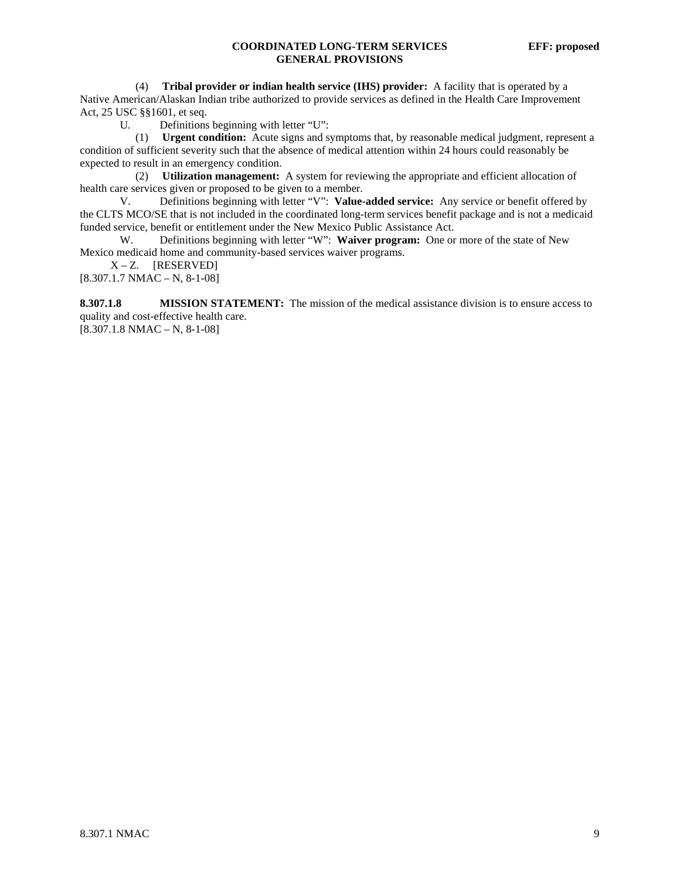(4) **Tribal provider or indian health service (IHS) provider:** A facility that is operated by a Native American/Alaskan Indian tribe authorized to provide services as defined in the Health Care Improvement Act, 25 USC §§1601, et seq.

U. Definitions beginning with letter "U":

(1) **Urgent condition:** Acute signs and symptoms that, by reasonable medical judgment, represent a condition of sufficient severity such that the absence of medical attention within 24 hours could reasonably be expected to result in an emergency condition.

(2) **Utilization management:** A system for reviewing the appropriate and efficient allocation of health care services given or proposed to be given to a member.

V. Definitions beginning with letter "V": **Value-added service:** Any service or benefit offered by the CLTS MCO/SE that is not included in the coordinated long-term services benefit package and is not a medicaid funded service, benefit or entitlement under the New Mexico Public Assistance Act.

W. Definitions beginning with letter "W": **Waiver program:** One or more of the state of New Mexico medicaid home and community-based services waiver programs.

X – Z. [RESERVED]

[8.307.1.7 NMAC – N, 8-1-08]

**8.307.1.8 MISSION STATEMENT:** The mission of the medical assistance division is to ensure access to quality and cost-effective health care.

[8.307.1.8 NMAC – N, 8-1-08]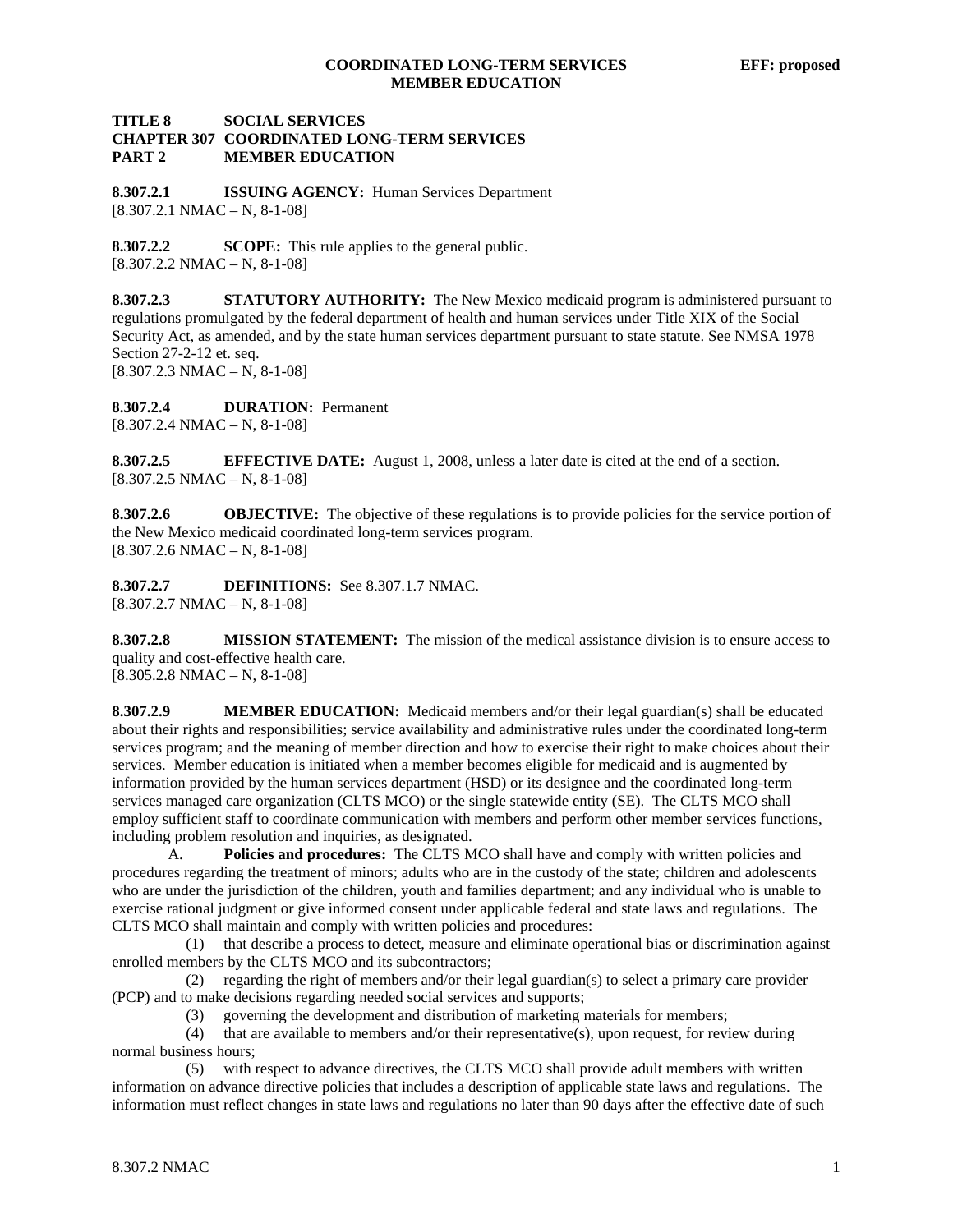**TITLE 8 SOCIAL SERVICES**
**CHAPTER 307 COORDINATED LONG-TERM SERVICES**
**PART 2 MEMBER EDUCATION**

**8.307.2.1 ISSUING AGENCY:** Human Services Department
[8.307.2.1 NMAC – N, 8-1-08]

**8.307.2.2 SCOPE:** This rule applies to the general public.
[8.307.2.2 NMAC – N, 8-1-08]

**8.307.2.3 STATUTORY AUTHORITY:** The New Mexico medicaid program is administered pursuant to regulations promulgated by the federal department of health and human services under Title XIX of the Social Security Act, as amended, and by the state human services department pursuant to state statute. See NMSA 1978 Section 27-2-12 et. seq.
[8.307.2.3 NMAC – N, 8-1-08]

**8.307.2.4 DURATION:** Permanent
[8.307.2.4 NMAC – N, 8-1-08]

**8.307.2.5 EFFECTIVE DATE:** August 1, 2008, unless a later date is cited at the end of a section.
[8.307.2.5 NMAC – N, 8-1-08]

**8.307.2.6 OBJECTIVE:** The objective of these regulations is to provide policies for the service portion of the New Mexico medicaid coordinated long-term services program.
[8.307.2.6 NMAC – N, 8-1-08]

**8.307.2.7 DEFINITIONS:** See 8.307.1.7 NMAC.
[8.307.2.7 NMAC – N, 8-1-08]

**8.307.2.8 MISSION STATEMENT:** The mission of the medical assistance division is to ensure access to quality and cost-effective health care.
[8.305.2.8 NMAC – N, 8-1-08]

**8.307.2.9 MEMBER EDUCATION:** Medicaid members and/or their legal guardian(s) shall be educated about their rights and responsibilities; service availability and administrative rules under the coordinated long-term services program; and the meaning of member direction and how to exercise their right to make choices about their services. Member education is initiated when a member becomes eligible for medicaid and is augmented by information provided by the human services department (HSD) or its designee and the coordinated long-term services managed care organization (CLTS MCO) or the single statewide entity (SE). The CLTS MCO shall employ sufficient staff to coordinate communication with members and perform other member services functions, including problem resolution and inquiries, as designated.

A. **Policies and procedures:** The CLTS MCO shall have and comply with written policies and procedures regarding the treatment of minors; adults who are in the custody of the state; children and adolescents who are under the jurisdiction of the children, youth and families department; and any individual who is unable to exercise rational judgment or give informed consent under applicable federal and state laws and regulations. The CLTS MCO shall maintain and comply with written policies and procedures:

(1) that describe a process to detect, measure and eliminate operational bias or discrimination against enrolled members by the CLTS MCO and its subcontractors;

(2) regarding the right of members and/or their legal guardian(s) to select a primary care provider (PCP) and to make decisions regarding needed social services and supports;

(3) governing the development and distribution of marketing materials for members;

(4) that are available to members and/or their representative(s), upon request, for review during normal business hours;

(5) with respect to advance directives, the CLTS MCO shall provide adult members with written information on advance directive policies that includes a description of applicable state laws and regulations. The information must reflect changes in state laws and regulations no later than 90 days after the effective date of such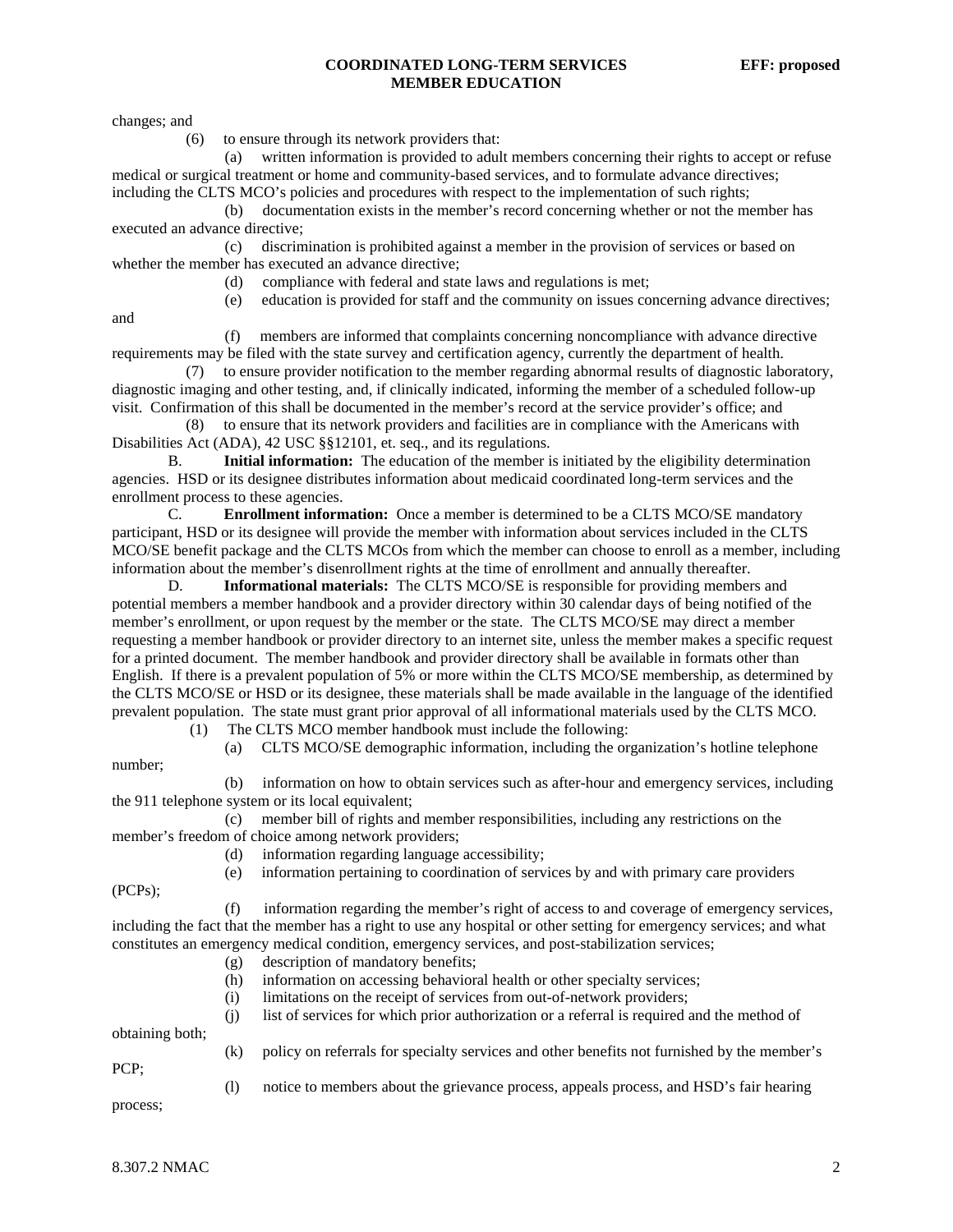changes; and

(6) to ensure through its network providers that:

(a) written information is provided to adult members concerning their rights to accept or refuse medical or surgical treatment or home and community-based services, and to formulate advance directives; including the CLTS MCO's policies and procedures with respect to the implementation of such rights;

(b) documentation exists in the member's record concerning whether or not the member has executed an advance directive;

(c) discrimination is prohibited against a member in the provision of services or based on whether the member has executed an advance directive;

(d) compliance with federal and state laws and regulations is met;

(e) education is provided for staff and the community on issues concerning advance directives; and

(f) members are informed that complaints concerning noncompliance with advance directive requirements may be filed with the state survey and certification agency, currently the department of health.

(7) to ensure provider notification to the member regarding abnormal results of diagnostic laboratory, diagnostic imaging and other testing, and, if clinically indicated, informing the member of a scheduled follow-up visit. Confirmation of this shall be documented in the member's record at the service provider's office; and

(8) to ensure that its network providers and facilities are in compliance with the Americans with Disabilities Act (ADA), 42 USC §§12101, et. seq., and its regulations.

B. **Initial information:** The education of the member is initiated by the eligibility determination agencies. HSD or its designee distributes information about medicaid coordinated long-term services and the enrollment process to these agencies.

C. **Enrollment information:** Once a member is determined to be a CLTS MCO/SE mandatory participant, HSD or its designee will provide the member with information about services included in the CLTS MCO/SE benefit package and the CLTS MCOs from which the member can choose to enroll as a member, including information about the member's disenrollment rights at the time of enrollment and annually thereafter.

D. **Informational materials:** The CLTS MCO/SE is responsible for providing members and potential members a member handbook and a provider directory within 30 calendar days of being notified of the member's enrollment, or upon request by the member or the state. The CLTS MCO/SE may direct a member requesting a member handbook or provider directory to an internet site, unless the member makes a specific request for a printed document. The member handbook and provider directory shall be available in formats other than English. If there is a prevalent population of 5% or more within the CLTS MCO/SE membership, as determined by the CLTS MCO/SE or HSD or its designee, these materials shall be made available in the language of the identified prevalent population. The state must grant prior approval of all informational materials used by the CLTS MCO.

(1) The CLTS MCO member handbook must include the following:

(a) CLTS MCO/SE demographic information, including the organization's hotline telephone number;

(b) information on how to obtain services such as after-hour and emergency services, including the 911 telephone system or its local equivalent;

(c) member bill of rights and member responsibilities, including any restrictions on the member's freedom of choice among network providers;

(d) information regarding language accessibility;

(e) information pertaining to coordination of services by and with primary care providers (PCPs);

(f) information regarding the member's right of access to and coverage of emergency services, including the fact that the member has a right to use any hospital or other setting for emergency services; and what constitutes an emergency medical condition, emergency services, and post-stabilization services;

(g) description of mandatory benefits;

(h) information on accessing behavioral health or other specialty services;

(i) limitations on the receipt of services from out-of-network providers;

(j) list of services for which prior authorization or a referral is required and the method of obtaining both;

(k) policy on referrals for specialty services and other benefits not furnished by the member's PCP;

(l) notice to members about the grievance process, appeals process, and HSD's fair hearing process;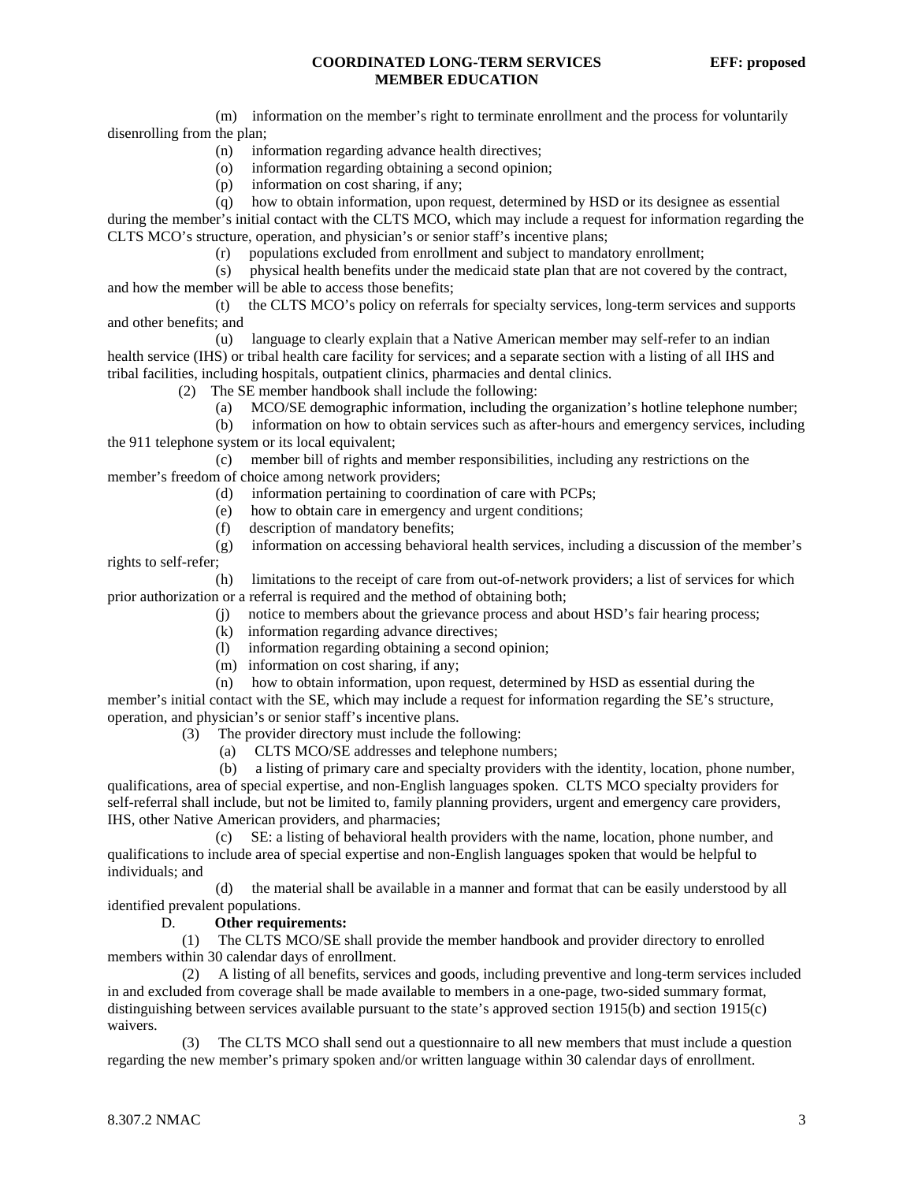(m) information on the member's right to terminate enrollment and the process for voluntarily disenrolling from the plan;

(n) information regarding advance health directives;

(o) information regarding obtaining a second opinion;

(p) information on cost sharing, if any;

(q) how to obtain information, upon request, determined by HSD or its designee as essential during the member's initial contact with the CLTS MCO, which may include a request for information regarding the CLTS MCO's structure, operation, and physician's or senior staff's incentive plans;

(r) populations excluded from enrollment and subject to mandatory enrollment;

(s) physical health benefits under the medicaid state plan that are not covered by the contract, and how the member will be able to access those benefits;

(t) the CLTS MCO's policy on referrals for specialty services, long-term services and supports and other benefits; and

(u) language to clearly explain that a Native American member may self-refer to an indian health service (IHS) or tribal health care facility for services; and a separate section with a listing of all IHS and tribal facilities, including hospitals, outpatient clinics, pharmacies and dental clinics.

(2) The SE member handbook shall include the following:

(a) MCO/SE demographic information, including the organization's hotline telephone number;

(b) information on how to obtain services such as after-hours and emergency services, including the 911 telephone system or its local equivalent;

(c) member bill of rights and member responsibilities, including any restrictions on the member's freedom of choice among network providers;

(d) information pertaining to coordination of care with PCPs;

(e) how to obtain care in emergency and urgent conditions;

(f) description of mandatory benefits;

(g) information on accessing behavioral health services, including a discussion of the member's rights to self-refer;

(h) limitations to the receipt of care from out-of-network providers; a list of services for which prior authorization or a referral is required and the method of obtaining both;

(j) notice to members about the grievance process and about HSD's fair hearing process;

(k) information regarding advance directives;

(l) information regarding obtaining a second opinion;

(m) information on cost sharing, if any;

(n) how to obtain information, upon request, determined by HSD as essential during the member's initial contact with the SE, which may include a request for information regarding the SE's structure, operation, and physician's or senior staff's incentive plans.

(3) The provider directory must include the following:

(a) CLTS MCO/SE addresses and telephone numbers;

(b) a listing of primary care and specialty providers with the identity, location, phone number, qualifications, area of special expertise, and non-English languages spoken. CLTS MCO specialty providers for self-referral shall include, but not be limited to, family planning providers, urgent and emergency care providers, IHS, other Native American providers, and pharmacies;

(c) SE: a listing of behavioral health providers with the name, location, phone number, and qualifications to include area of special expertise and non-English languages spoken that would be helpful to individuals; and

(d) the material shall be available in a manner and format that can be easily understood by all identified prevalent populations.

D. **Other requirements:**

(1) The CLTS MCO/SE shall provide the member handbook and provider directory to enrolled members within 30 calendar days of enrollment.

(2) A listing of all benefits, services and goods, including preventive and long-term services included in and excluded from coverage shall be made available to members in a one-page, two-sided summary format, distinguishing between services available pursuant to the state's approved section 1915(b) and section 1915(c) waivers.

(3) The CLTS MCO shall send out a questionnaire to all new members that must include a question regarding the new member's primary spoken and/or written language within 30 calendar days of enrollment.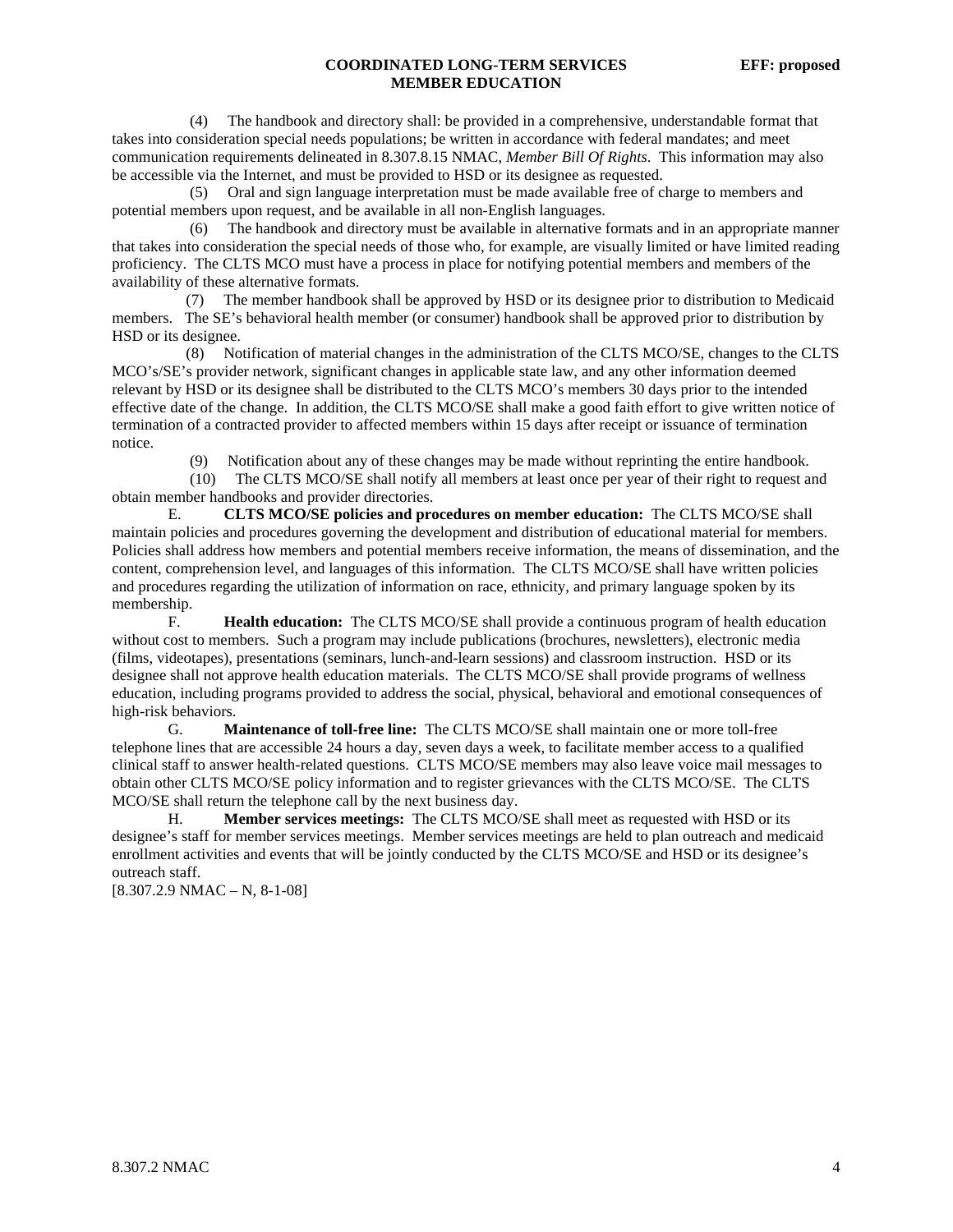(4) The handbook and directory shall: be provided in a comprehensive, understandable format that takes into consideration special needs populations; be written in accordance with federal mandates; and meet communication requirements delineated in 8.307.8.15 NMAC, *Member Bill Of Rights*. This information may also be accessible via the Internet, and must be provided to HSD or its designee as requested.

(5) Oral and sign language interpretation must be made available free of charge to members and potential members upon request, and be available in all non-English languages.

(6) The handbook and directory must be available in alternative formats and in an appropriate manner that takes into consideration the special needs of those who, for example, are visually limited or have limited reading proficiency. The CLTS MCO must have a process in place for notifying potential members and members of the availability of these alternative formats.

(7) The member handbook shall be approved by HSD or its designee prior to distribution to Medicaid members. The SE's behavioral health member (or consumer) handbook shall be approved prior to distribution by HSD or its designee.

(8) Notification of material changes in the administration of the CLTS MCO/SE, changes to the CLTS MCO's/SE's provider network, significant changes in applicable state law, and any other information deemed relevant by HSD or its designee shall be distributed to the CLTS MCO's members 30 days prior to the intended effective date of the change. In addition, the CLTS MCO/SE shall make a good faith effort to give written notice of termination of a contracted provider to affected members within 15 days after receipt or issuance of termination notice.

(9) Notification about any of these changes may be made without reprinting the entire handbook.

(10) The CLTS MCO/SE shall notify all members at least once per year of their right to request and obtain member handbooks and provider directories.

E. **CLTS MCO/SE policies and procedures on member education:** The CLTS MCO/SE shall maintain policies and procedures governing the development and distribution of educational material for members. Policies shall address how members and potential members receive information, the means of dissemination, and the content, comprehension level, and languages of this information. The CLTS MCO/SE shall have written policies and procedures regarding the utilization of information on race, ethnicity, and primary language spoken by its membership.

F. **Health education:** The CLTS MCO/SE shall provide a continuous program of health education without cost to members. Such a program may include publications (brochures, newsletters), electronic media (films, videotapes), presentations (seminars, lunch-and-learn sessions) and classroom instruction. HSD or its designee shall not approve health education materials. The CLTS MCO/SE shall provide programs of wellness education, including programs provided to address the social, physical, behavioral and emotional consequences of high-risk behaviors.

G. **Maintenance of toll-free line:** The CLTS MCO/SE shall maintain one or more toll-free telephone lines that are accessible 24 hours a day, seven days a week, to facilitate member access to a qualified clinical staff to answer health-related questions. CLTS MCO/SE members may also leave voice mail messages to obtain other CLTS MCO/SE policy information and to register grievances with the CLTS MCO/SE. The CLTS MCO/SE shall return the telephone call by the next business day.

H. **Member services meetings:** The CLTS MCO/SE shall meet as requested with HSD or its designee's staff for member services meetings. Member services meetings are held to plan outreach and medicaid enrollment activities and events that will be jointly conducted by the CLTS MCO/SE and HSD or its designee's outreach staff.

[8.307.2.9 NMAC – N, 8-1-08]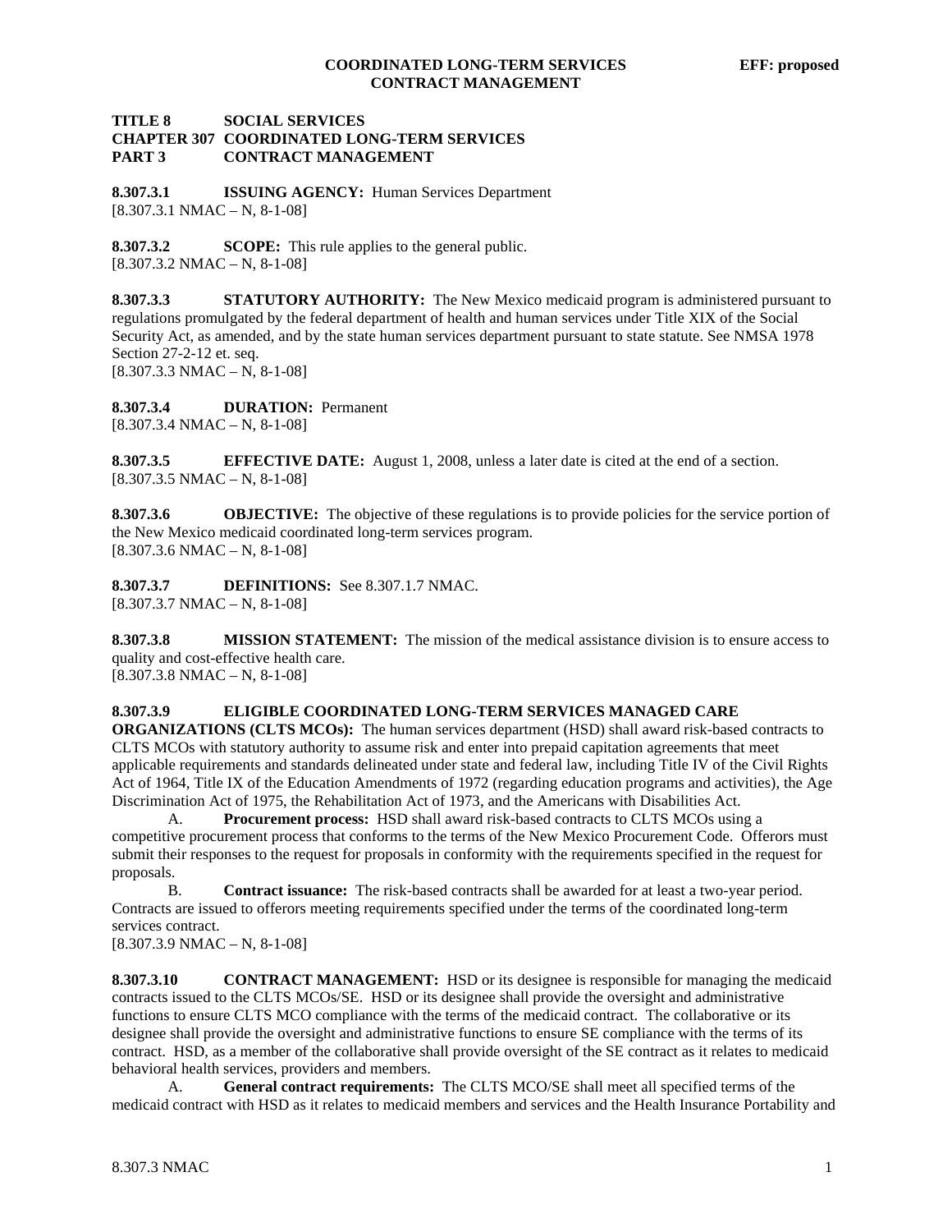**TITLE 8 SOCIAL SERVICES**
**CHAPTER 307 COORDINATED LONG-TERM SERVICES**
**PART 3 CONTRACT MANAGEMENT**

**8.307.3.1 ISSUING AGENCY:** Human Services Department
[8.307.3.1 NMAC – N, 8-1-08]

**8.307.3.2 SCOPE:** This rule applies to the general public.
[8.307.3.2 NMAC – N, 8-1-08]

**8.307.3.3 STATUTORY AUTHORITY:** The New Mexico medicaid program is administered pursuant to regulations promulgated by the federal department of health and human services under Title XIX of the Social Security Act, as amended, and by the state human services department pursuant to state statute. See NMSA 1978 Section 27-2-12 et. seq.
[8.307.3.3 NMAC – N, 8-1-08]

**8.307.3.4 DURATION:** Permanent
[8.307.3.4 NMAC – N, 8-1-08]

**8.307.3.5 EFFECTIVE DATE:** August 1, 2008, unless a later date is cited at the end of a section.
[8.307.3.5 NMAC – N, 8-1-08]

**8.307.3.6 OBJECTIVE:** The objective of these regulations is to provide policies for the service portion of the New Mexico medicaid coordinated long-term services program.
[8.307.3.6 NMAC – N, 8-1-08]

**8.307.3.7 DEFINITIONS:** See 8.307.1.7 NMAC.
[8.307.3.7 NMAC – N, 8-1-08]

**8.307.3.8 MISSION STATEMENT:** The mission of the medical assistance division is to ensure access to quality and cost-effective health care.
[8.307.3.8 NMAC – N, 8-1-08]

**8.307.3.9 ELIGIBLE COORDINATED LONG-TERM SERVICES MANAGED CARE ORGANIZATIONS (CLTS MCOs):** The human services department (HSD) shall award risk-based contracts to CLTS MCOs with statutory authority to assume risk and enter into prepaid capitation agreements that meet applicable requirements and standards delineated under state and federal law, including Title IV of the Civil Rights Act of 1964, Title IX of the Education Amendments of 1972 (regarding education programs and activities), the Age Discrimination Act of 1975, the Rehabilitation Act of 1973, and the Americans with Disabilities Act.

A. **Procurement process:** HSD shall award risk-based contracts to CLTS MCOs using a competitive procurement process that conforms to the terms of the New Mexico Procurement Code. Offerors must submit their responses to the request for proposals in conformity with the requirements specified in the request for proposals.

B. **Contract issuance:** The risk-based contracts shall be awarded for at least a two-year period. Contracts are issued to offerors meeting requirements specified under the terms of the coordinated long-term services contract.

[8.307.3.9 NMAC – N, 8-1-08]

**8.307.3.10 CONTRACT MANAGEMENT:** HSD or its designee is responsible for managing the medicaid contracts issued to the CLTS MCOs/SE. HSD or its designee shall provide the oversight and administrative functions to ensure CLTS MCO compliance with the terms of the medicaid contract. The collaborative or its designee shall provide the oversight and administrative functions to ensure SE compliance with the terms of its contract. HSD, as a member of the collaborative shall provide oversight of the SE contract as it relates to medicaid behavioral health services, providers and members.

A. **General contract requirements:** The CLTS MCO/SE shall meet all specified terms of the medicaid contract with HSD as it relates to medicaid members and services and the Health Insurance Portability and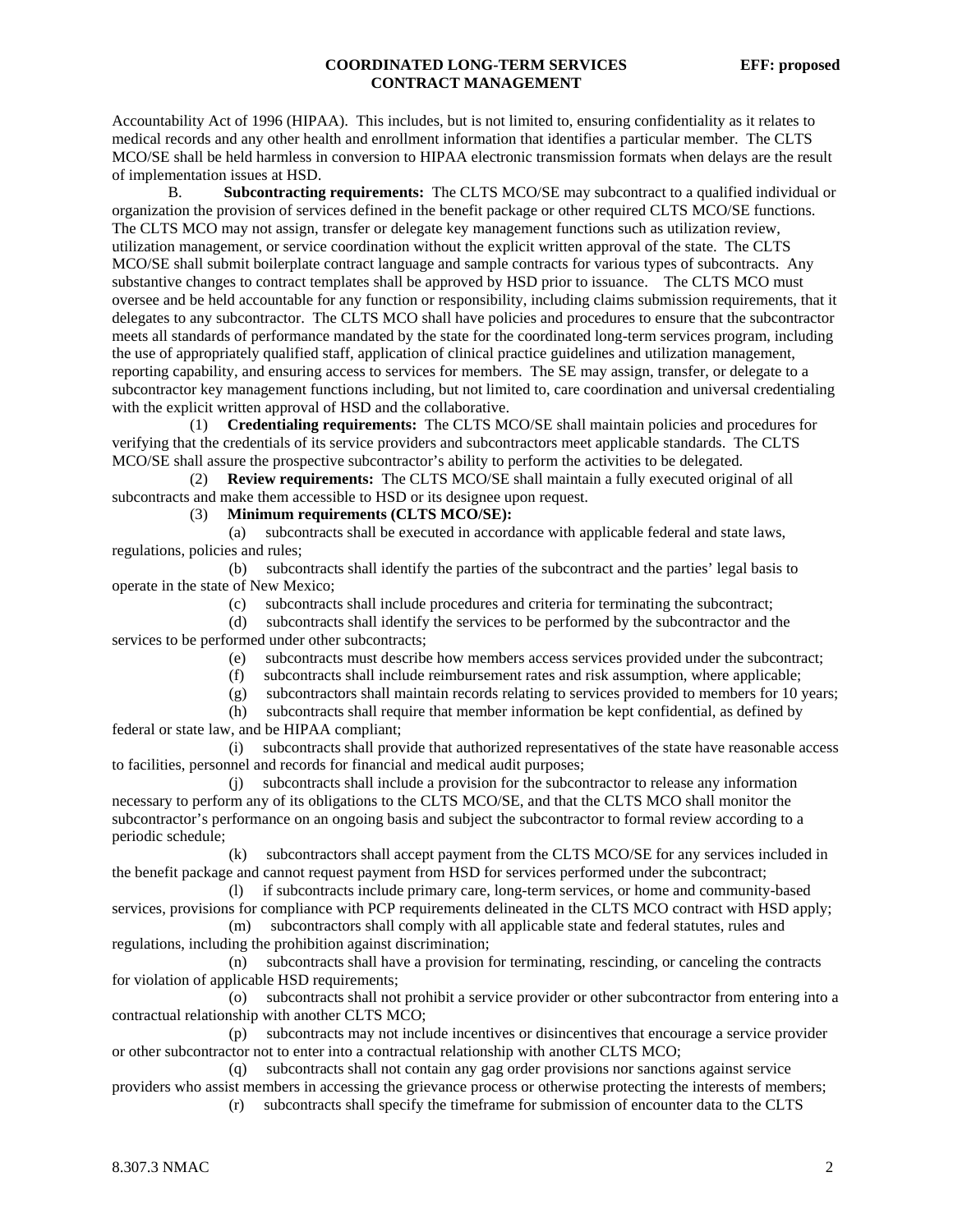Accountability Act of 1996 (HIPAA). This includes, but is not limited to, ensuring confidentiality as it relates to medical records and any other health and enrollment information that identifies a particular member. The CLTS MCO/SE shall be held harmless in conversion to HIPAA electronic transmission formats when delays are the result of implementation issues at HSD.

B. **Subcontracting requirements:** The CLTS MCO/SE may subcontract to a qualified individual or organization the provision of services defined in the benefit package or other required CLTS MCO/SE functions. The CLTS MCO may not assign, transfer or delegate key management functions such as utilization review, utilization management, or service coordination without the explicit written approval of the state. The CLTS MCO/SE shall submit boilerplate contract language and sample contracts for various types of subcontracts. Any substantive changes to contract templates shall be approved by HSD prior to issuance. The CLTS MCO must oversee and be held accountable for any function or responsibility, including claims submission requirements, that it delegates to any subcontractor. The CLTS MCO shall have policies and procedures to ensure that the subcontractor meets all standards of performance mandated by the state for the coordinated long-term services program, including the use of appropriately qualified staff, application of clinical practice guidelines and utilization management, reporting capability, and ensuring access to services for members. The SE may assign, transfer, or delegate to a subcontractor key management functions including, but not limited to, care coordination and universal credentialing with the explicit written approval of HSD and the collaborative.

(1) **Credentialing requirements:** The CLTS MCO/SE shall maintain policies and procedures for verifying that the credentials of its service providers and subcontractors meet applicable standards. The CLTS MCO/SE shall assure the prospective subcontractor's ability to perform the activities to be delegated.

(2) **Review requirements:** The CLTS MCO/SE shall maintain a fully executed original of all subcontracts and make them accessible to HSD or its designee upon request.

(3) **Minimum requirements (CLTS MCO/SE):**

(a) subcontracts shall be executed in accordance with applicable federal and state laws, regulations, policies and rules;

(b) subcontracts shall identify the parties of the subcontract and the parties' legal basis to operate in the state of New Mexico;

(c) subcontracts shall include procedures and criteria for terminating the subcontract;

(d) subcontracts shall identify the services to be performed by the subcontractor and the services to be performed under other subcontracts;

(e) subcontracts must describe how members access services provided under the subcontract;

(f) subcontracts shall include reimbursement rates and risk assumption, where applicable;

(g) subcontractors shall maintain records relating to services provided to members for 10 years;

(h) subcontracts shall require that member information be kept confidential, as defined by federal or state law, and be HIPAA compliant;

(i) subcontracts shall provide that authorized representatives of the state have reasonable access to facilities, personnel and records for financial and medical audit purposes;

(j) subcontracts shall include a provision for the subcontractor to release any information necessary to perform any of its obligations to the CLTS MCO/SE, and that the CLTS MCO shall monitor the subcontractor's performance on an ongoing basis and subject the subcontractor to formal review according to a periodic schedule;

(k) subcontractors shall accept payment from the CLTS MCO/SE for any services included in the benefit package and cannot request payment from HSD for services performed under the subcontract;

(l) if subcontracts include primary care, long-term services, or home and community-based services, provisions for compliance with PCP requirements delineated in the CLTS MCO contract with HSD apply;

(m) subcontractors shall comply with all applicable state and federal statutes, rules and regulations, including the prohibition against discrimination;

(n) subcontracts shall have a provision for terminating, rescinding, or canceling the contracts for violation of applicable HSD requirements;

(o) subcontracts shall not prohibit a service provider or other subcontractor from entering into a contractual relationship with another CLTS MCO;

(p) subcontracts may not include incentives or disincentives that encourage a service provider or other subcontractor not to enter into a contractual relationship with another CLTS MCO;

(q) subcontracts shall not contain any gag order provisions nor sanctions against service providers who assist members in accessing the grievance process or otherwise protecting the interests of members;

(r) subcontracts shall specify the timeframe for submission of encounter data to the CLTS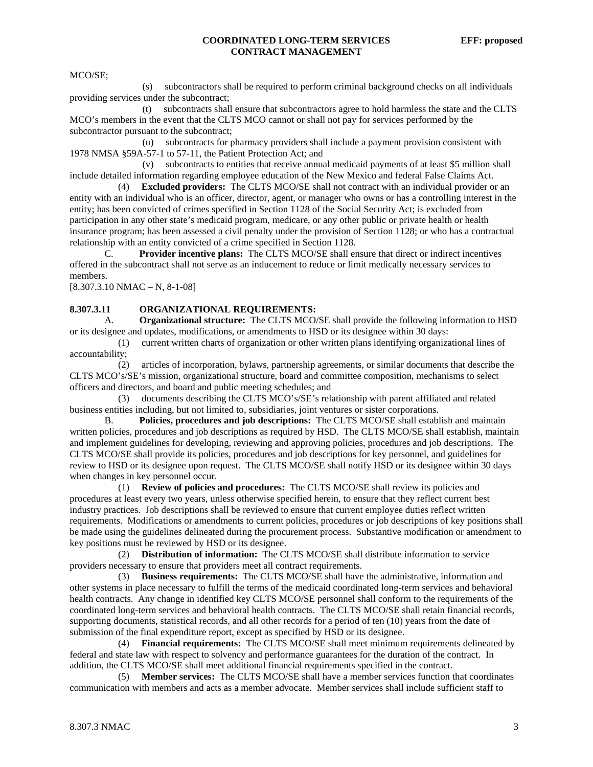MCO/SE;

(s) subcontractors shall be required to perform criminal background checks on all individuals providing services under the subcontract;

(t) subcontracts shall ensure that subcontractors agree to hold harmless the state and the CLTS MCO's members in the event that the CLTS MCO cannot or shall not pay for services performed by the subcontractor pursuant to the subcontract;

(u) subcontracts for pharmacy providers shall include a payment provision consistent with 1978 NMSA §59A-57-1 to 57-11, the Patient Protection Act; and

(v) subcontracts to entities that receive annual medicaid payments of at least $5 million shall include detailed information regarding employee education of the New Mexico and federal False Claims Act.

(4) **Excluded providers:** The CLTS MCO/SE shall not contract with an individual provider or an entity with an individual who is an officer, director, agent, or manager who owns or has a controlling interest in the entity; has been convicted of crimes specified in Section 1128 of the Social Security Act; is excluded from participation in any other state's medicaid program, medicare, or any other public or private health or health insurance program; has been assessed a civil penalty under the provision of Section 1128; or who has a contractual relationship with an entity convicted of a crime specified in Section 1128.

C. **Provider incentive plans:** The CLTS MCO/SE shall ensure that direct or indirect incentives offered in the subcontract shall not serve as an inducement to reduce or limit medically necessary services to members.

[8.307.3.10 NMAC – N, 8-1-08]

**8.307.3.11 ORGANIZATIONAL REQUIREMENTS:**

A. **Organizational structure:** The CLTS MCO/SE shall provide the following information to HSD or its designee and updates, modifications, or amendments to HSD or its designee within 30 days:

(1) current written charts of organization or other written plans identifying organizational lines of accountability;

(2) articles of incorporation, bylaws, partnership agreements, or similar documents that describe the CLTS MCO's/SE's mission, organizational structure, board and committee composition, mechanisms to select officers and directors, and board and public meeting schedules; and

(3) documents describing the CLTS MCO's/SE's relationship with parent affiliated and related business entities including, but not limited to, subsidiaries, joint ventures or sister corporations.

B. **Policies, procedures and job descriptions:** The CLTS MCO/SE shall establish and maintain written policies, procedures and job descriptions as required by HSD. The CLTS MCO/SE shall establish, maintain and implement guidelines for developing, reviewing and approving policies, procedures and job descriptions. The CLTS MCO/SE shall provide its policies, procedures and job descriptions for key personnel, and guidelines for review to HSD or its designee upon request. The CLTS MCO/SE shall notify HSD or its designee within 30 days when changes in key personnel occur.

(1) **Review of policies and procedures:** The CLTS MCO/SE shall review its policies and procedures at least every two years, unless otherwise specified herein, to ensure that they reflect current best industry practices. Job descriptions shall be reviewed to ensure that current employee duties reflect written requirements. Modifications or amendments to current policies, procedures or job descriptions of key positions shall be made using the guidelines delineated during the procurement process. Substantive modification or amendment to key positions must be reviewed by HSD or its designee.

(2) **Distribution of information:** The CLTS MCO/SE shall distribute information to service providers necessary to ensure that providers meet all contract requirements.

(3) **Business requirements:** The CLTS MCO/SE shall have the administrative, information and other systems in place necessary to fulfill the terms of the medicaid coordinated long-term services and behavioral health contracts. Any change in identified key CLTS MCO/SE personnel shall conform to the requirements of the coordinated long-term services and behavioral health contracts. The CLTS MCO/SE shall retain financial records, supporting documents, statistical records, and all other records for a period of ten (10) years from the date of submission of the final expenditure report, except as specified by HSD or its designee.

(4) **Financial requirements:** The CLTS MCO/SE shall meet minimum requirements delineated by federal and state law with respect to solvency and performance guarantees for the duration of the contract. In addition, the CLTS MCO/SE shall meet additional financial requirements specified in the contract.

(5) **Member services:** The CLTS MCO/SE shall have a member services function that coordinates communication with members and acts as a member advocate. Member services shall include sufficient staff to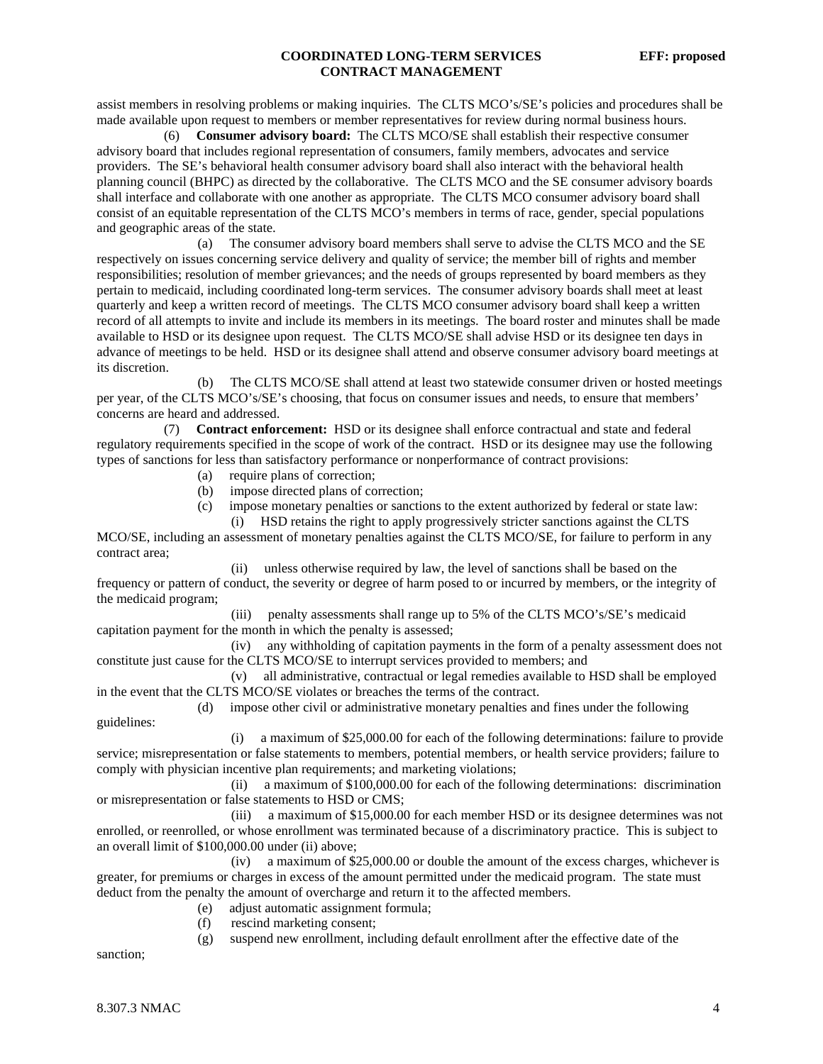assist members in resolving problems or making inquiries. The CLTS MCO's/SE's policies and procedures shall be made available upon request to members or member representatives for review during normal business hours.

(6) **Consumer advisory board:** The CLTS MCO/SE shall establish their respective consumer advisory board that includes regional representation of consumers, family members, advocates and service providers. The SE's behavioral health consumer advisory board shall also interact with the behavioral health planning council (BHPC) as directed by the collaborative. The CLTS MCO and the SE consumer advisory boards shall interface and collaborate with one another as appropriate. The CLTS MCO consumer advisory board shall consist of an equitable representation of the CLTS MCO's members in terms of race, gender, special populations and geographic areas of the state.

(a) The consumer advisory board members shall serve to advise the CLTS MCO and the SE respectively on issues concerning service delivery and quality of service; the member bill of rights and member responsibilities; resolution of member grievances; and the needs of groups represented by board members as they pertain to medicaid, including coordinated long-term services. The consumer advisory boards shall meet at least quarterly and keep a written record of meetings. The CLTS MCO consumer advisory board shall keep a written record of all attempts to invite and include its members in its meetings. The board roster and minutes shall be made available to HSD or its designee upon request. The CLTS MCO/SE shall advise HSD or its designee ten days in advance of meetings to be held. HSD or its designee shall attend and observe consumer advisory board meetings at its discretion.

(b) The CLTS MCO/SE shall attend at least two statewide consumer driven or hosted meetings per year, of the CLTS MCO's/SE's choosing, that focus on consumer issues and needs, to ensure that members' concerns are heard and addressed.

(7) **Contract enforcement:** HSD or its designee shall enforce contractual and state and federal regulatory requirements specified in the scope of work of the contract. HSD or its designee may use the following types of sanctions for less than satisfactory performance or nonperformance of contract provisions:

(a) require plans of correction;

(b) impose directed plans of correction;

(c) impose monetary penalties or sanctions to the extent authorized by federal or state law:

(i) HSD retains the right to apply progressively stricter sanctions against the CLTS MCO/SE, including an assessment of monetary penalties against the CLTS MCO/SE, for failure to perform in any contract area;

(ii) unless otherwise required by law, the level of sanctions shall be based on the frequency or pattern of conduct, the severity or degree of harm posed to or incurred by members, or the integrity of the medicaid program;

(iii) penalty assessments shall range up to 5% of the CLTS MCO's/SE's medicaid capitation payment for the month in which the penalty is assessed;

(iv) any withholding of capitation payments in the form of a penalty assessment does not constitute just cause for the CLTS MCO/SE to interrupt services provided to members; and

(v) all administrative, contractual or legal remedies available to HSD shall be employed in the event that the CLTS MCO/SE violates or breaches the terms of the contract.

(d) impose other civil or administrative monetary penalties and fines under the following guidelines:

(i) a maximum of $25,000.00 for each of the following determinations: failure to provide service; misrepresentation or false statements to members, potential members, or health service providers; failure to comply with physician incentive plan requirements; and marketing violations;

(ii) a maximum of $100,000.00 for each of the following determinations: discrimination or misrepresentation or false statements to HSD or CMS;

(iii) a maximum of $15,000.00 for each member HSD or its designee determines was not enrolled, or reenrolled, or whose enrollment was terminated because of a discriminatory practice. This is subject to an overall limit of $100,000.00 under (ii) above;

(iv) a maximum of $25,000.00 or double the amount of the excess charges, whichever is greater, for premiums or charges in excess of the amount permitted under the medicaid program. The state must deduct from the penalty the amount of overcharge and return it to the affected members.

(e) adjust automatic assignment formula;

(f) rescind marketing consent;

(g) suspend new enrollment, including default enrollment after the effective date of the sanction;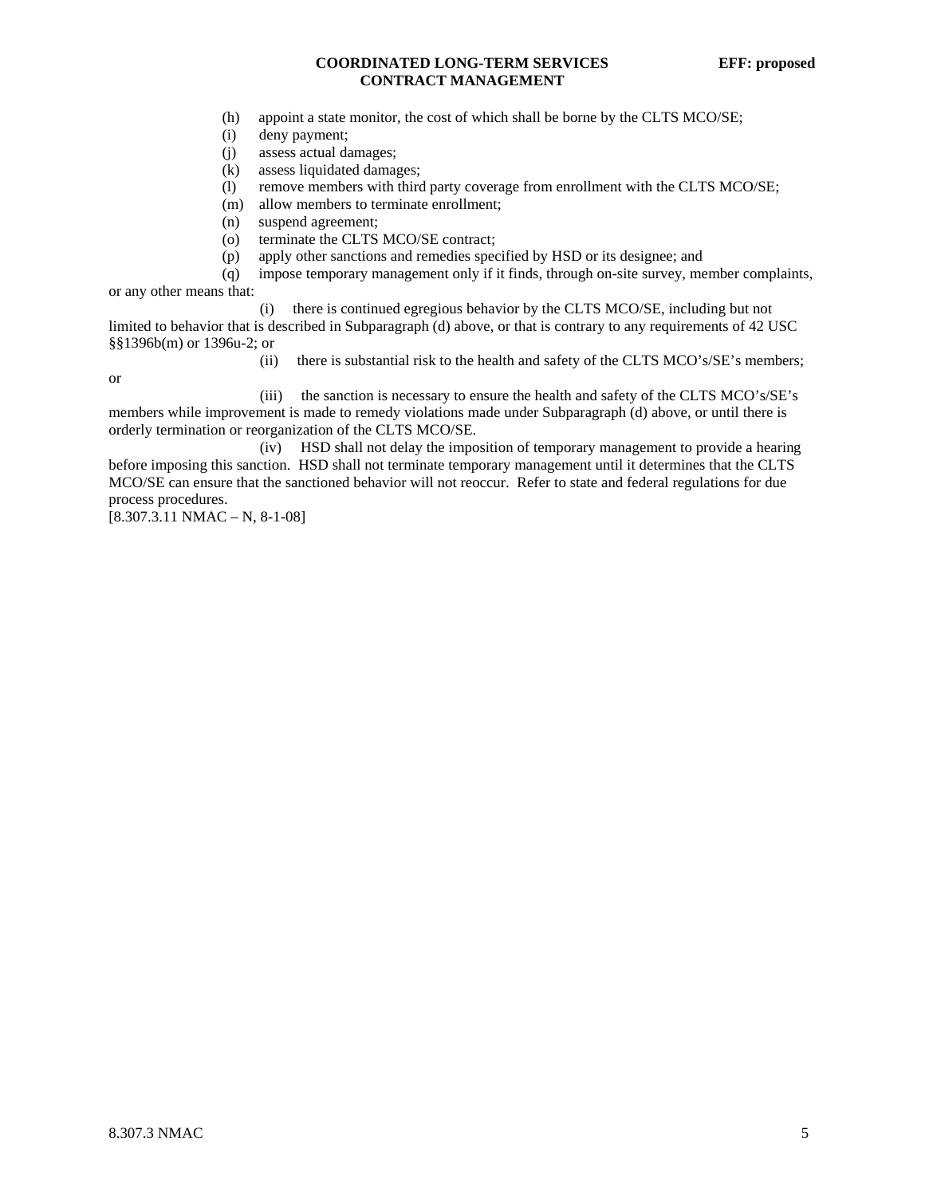(h) appoint a state monitor, the cost of which shall be borne by the CLTS MCO/SE;

(i) deny payment;

(j) assess actual damages;

(k) assess liquidated damages;

(l) remove members with third party coverage from enrollment with the CLTS MCO/SE;

(m) allow members to terminate enrollment;

(n) suspend agreement;

(o) terminate the CLTS MCO/SE contract;

(p) apply other sanctions and remedies specified by HSD or its designee; and

(q) impose temporary management only if it finds, through on-site survey, member complaints, or any other means that:

(i) there is continued egregious behavior by the CLTS MCO/SE, including but not limited to behavior that is described in Subparagraph (d) above, or that is contrary to any requirements of 42 USC §§1396b(m) or 1396u-2; or

(ii) there is substantial risk to the health and safety of the CLTS MCO's/SE's members; or

(iii) the sanction is necessary to ensure the health and safety of the CLTS MCO's/SE's members while improvement is made to remedy violations made under Subparagraph (d) above, or until there is orderly termination or reorganization of the CLTS MCO/SE.

(iv) HSD shall not delay the imposition of temporary management to provide a hearing before imposing this sanction. HSD shall not terminate temporary management until it determines that the CLTS MCO/SE can ensure that the sanctioned behavior will not reoccur. Refer to state and federal regulations for due process procedures.

[8.307.3.11 NMAC – N, 8-1-08]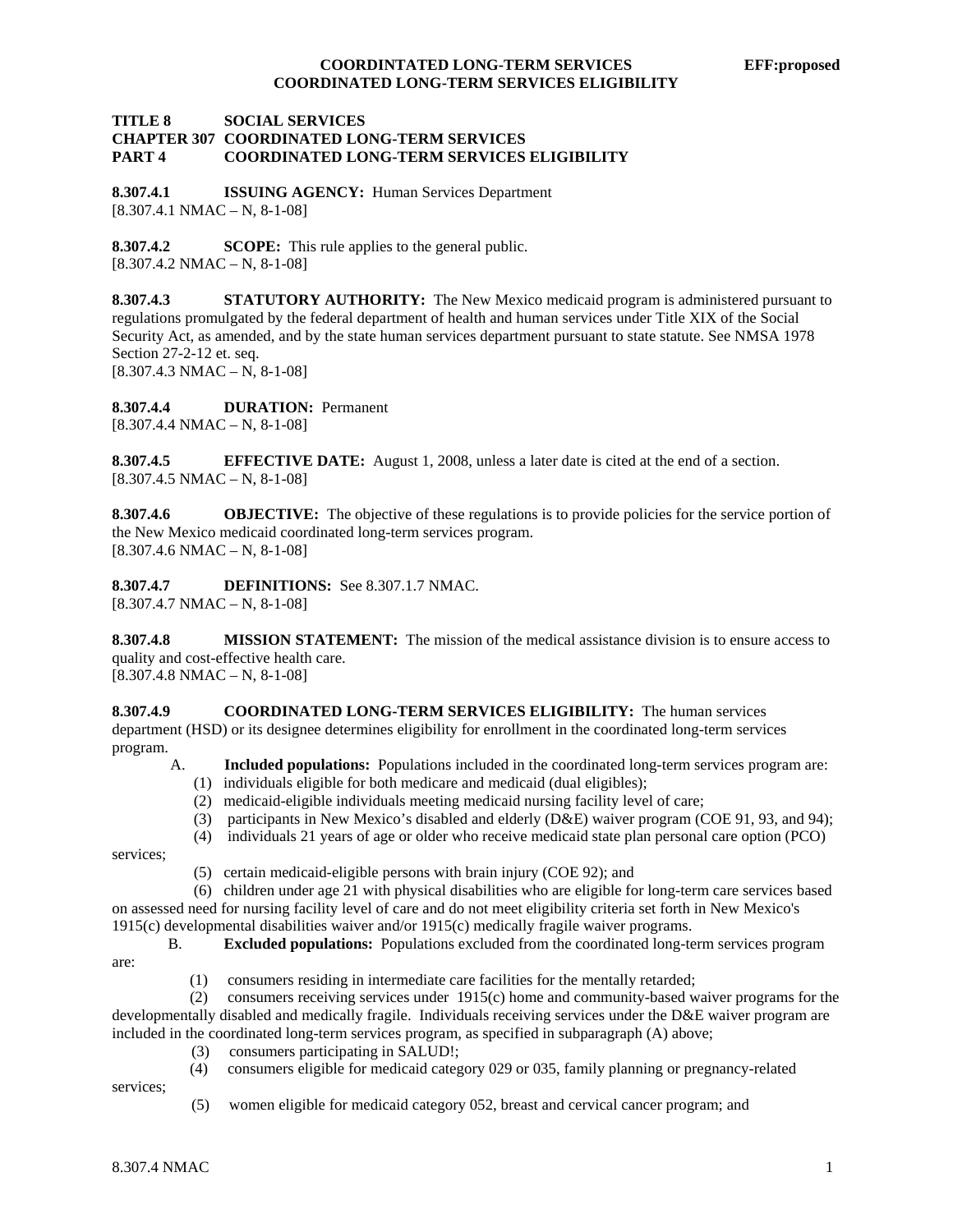**TITLE 8 SOCIAL SERVICES**
**CHAPTER 307 COORDINATED LONG-TERM SERVICES**
**PART 4 COORDINATED LONG-TERM SERVICES ELIGIBILITY**

**8.307.4.1 ISSUING AGENCY:** Human Services Department
[8.307.4.1 NMAC – N, 8-1-08]

**8.307.4.2 SCOPE:** This rule applies to the general public.
[8.307.4.2 NMAC – N, 8-1-08]

**8.307.4.3 STATUTORY AUTHORITY:** The New Mexico medicaid program is administered pursuant to regulations promulgated by the federal department of health and human services under Title XIX of the Social Security Act, as amended, and by the state human services department pursuant to state statute. See NMSA 1978 Section 27-2-12 et. seq.
[8.307.4.3 NMAC – N, 8-1-08]

**8.307.4.4 DURATION:** Permanent
[8.307.4.4 NMAC – N, 8-1-08]

**8.307.4.5 EFFECTIVE DATE:** August 1, 2008, unless a later date is cited at the end of a section.
[8.307.4.5 NMAC – N, 8-1-08]

**8.307.4.6 OBJECTIVE:** The objective of these regulations is to provide policies for the service portion of the New Mexico medicaid coordinated long-term services program.
[8.307.4.6 NMAC – N, 8-1-08]

**8.307.4.7 DEFINITIONS:** See 8.307.1.7 NMAC.
[8.307.4.7 NMAC – N, 8-1-08]

**8.307.4.8 MISSION STATEMENT:** The mission of the medical assistance division is to ensure access to quality and cost-effective health care.
[8.307.4.8 NMAC – N, 8-1-08]

**8.307.4.9 COORDINATED LONG-TERM SERVICES ELIGIBILITY:** The human services department (HSD) or its designee determines eligibility for enrollment in the coordinated long-term services program.

A. **Included populations:** Populations included in the coordinated long-term services program are:
(1) individuals eligible for both medicare and medicaid (dual eligibles);
(2) medicaid-eligible individuals meeting medicaid nursing facility level of care;
(3) participants in New Mexico's disabled and elderly (D&E) waiver program (COE 91, 93, and 94);
(4) individuals 21 years of age or older who receive medicaid state plan personal care option (PCO) services;
(5) certain medicaid-eligible persons with brain injury (COE 92); and
(6) children under age 21 with physical disabilities who are eligible for long-term care services based on assessed need for nursing facility level of care and do not meet eligibility criteria set forth in New Mexico's 1915(c) developmental disabilities waiver and/or 1915(c) medically fragile waiver programs.

B. **Excluded populations:** Populations excluded from the coordinated long-term services program are:
(1) consumers residing in intermediate care facilities for the mentally retarded;
(2) consumers receiving services under 1915(c) home and community-based waiver programs for the developmentally disabled and medically fragile. Individuals receiving services under the D&E waiver program are included in the coordinated long-term services program, as specified in subparagraph (A) above;
(3) consumers participating in SALUD!;
(4) consumers eligible for medicaid category 029 or 035, family planning or pregnancy-related services;
(5) women eligible for medicaid category 052, breast and cervical cancer program; and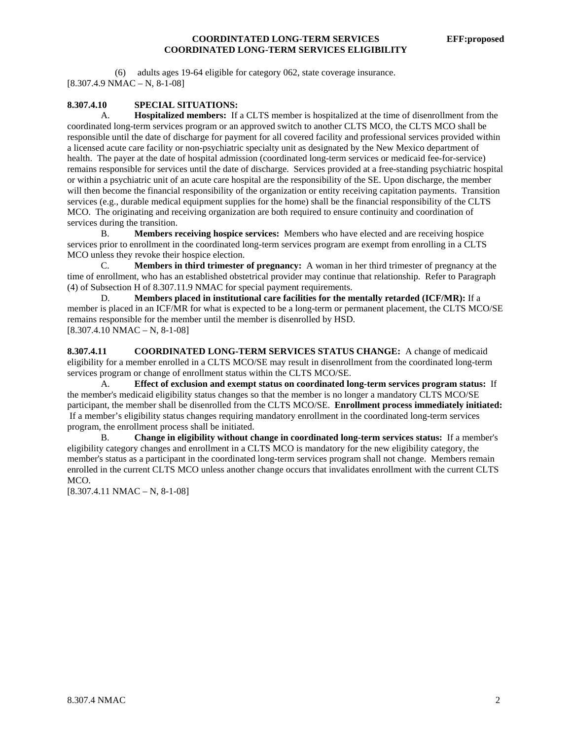(6) adults ages 19-64 eligible for category 062, state coverage insurance.
[8.307.4.9 NMAC – N, 8-1-08]

**8.307.4.10 SPECIAL SITUATIONS:**

A. **Hospitalized members:** If a CLTS member is hospitalized at the time of disenrollment from the coordinated long-term services program or an approved switch to another CLTS MCO, the CLTS MCO shall be responsible until the date of discharge for payment for all covered facility and professional services provided within a licensed acute care facility or non-psychiatric specialty unit as designated by the New Mexico department of health. The payer at the date of hospital admission (coordinated long-term services or medicaid fee-for-service) remains responsible for services until the date of discharge. Services provided at a free-standing psychiatric hospital or within a psychiatric unit of an acute care hospital are the responsibility of the SE. Upon discharge, the member will then become the financial responsibility of the organization or entity receiving capitation payments. Transition services (e.g., durable medical equipment supplies for the home) shall be the financial responsibility of the CLTS MCO. The originating and receiving organization are both required to ensure continuity and coordination of services during the transition.

B. **Members receiving hospice services:** Members who have elected and are receiving hospice services prior to enrollment in the coordinated long-term services program are exempt from enrolling in a CLTS MCO unless they revoke their hospice election.

C. **Members in third trimester of pregnancy:** A woman in her third trimester of pregnancy at the time of enrollment, who has an established obstetrical provider may continue that relationship. Refer to Paragraph (4) of Subsection H of 8.307.11.9 NMAC for special payment requirements.

D. **Members placed in institutional care facilities for the mentally retarded (ICF/MR):** If a member is placed in an ICF/MR for what is expected to be a long-term or permanent placement, the CLTS MCO/SE remains responsible for the member until the member is disenrolled by HSD.
[8.307.4.10 NMAC – N, 8-1-08]

**8.307.4.11 COORDINATED LONG-TERM SERVICES STATUS CHANGE:** A change of medicaid eligibility for a member enrolled in a CLTS MCO/SE may result in disenrollment from the coordinated long-term services program or change of enrollment status within the CLTS MCO/SE.

A. **Effect of exclusion and exempt status on coordinated long-term services program status:** If the member's medicaid eligibility status changes so that the member is no longer a mandatory CLTS MCO/SE participant, the member shall be disenrolled from the CLTS MCO/SE. **Enrollment process immediately initiated:** If a member's eligibility status changes requiring mandatory enrollment in the coordinated long-term services program, the enrollment process shall be initiated.

B. **Change in eligibility without change in coordinated long-term services status:** If a member's eligibility category changes and enrollment in a CLTS MCO is mandatory for the new eligibility category, the member's status as a participant in the coordinated long-term services program shall not change. Members remain enrolled in the current CLTS MCO unless another change occurs that invalidates enrollment with the current CLTS MCO.
[8.307.4.11 NMAC – N, 8-1-08]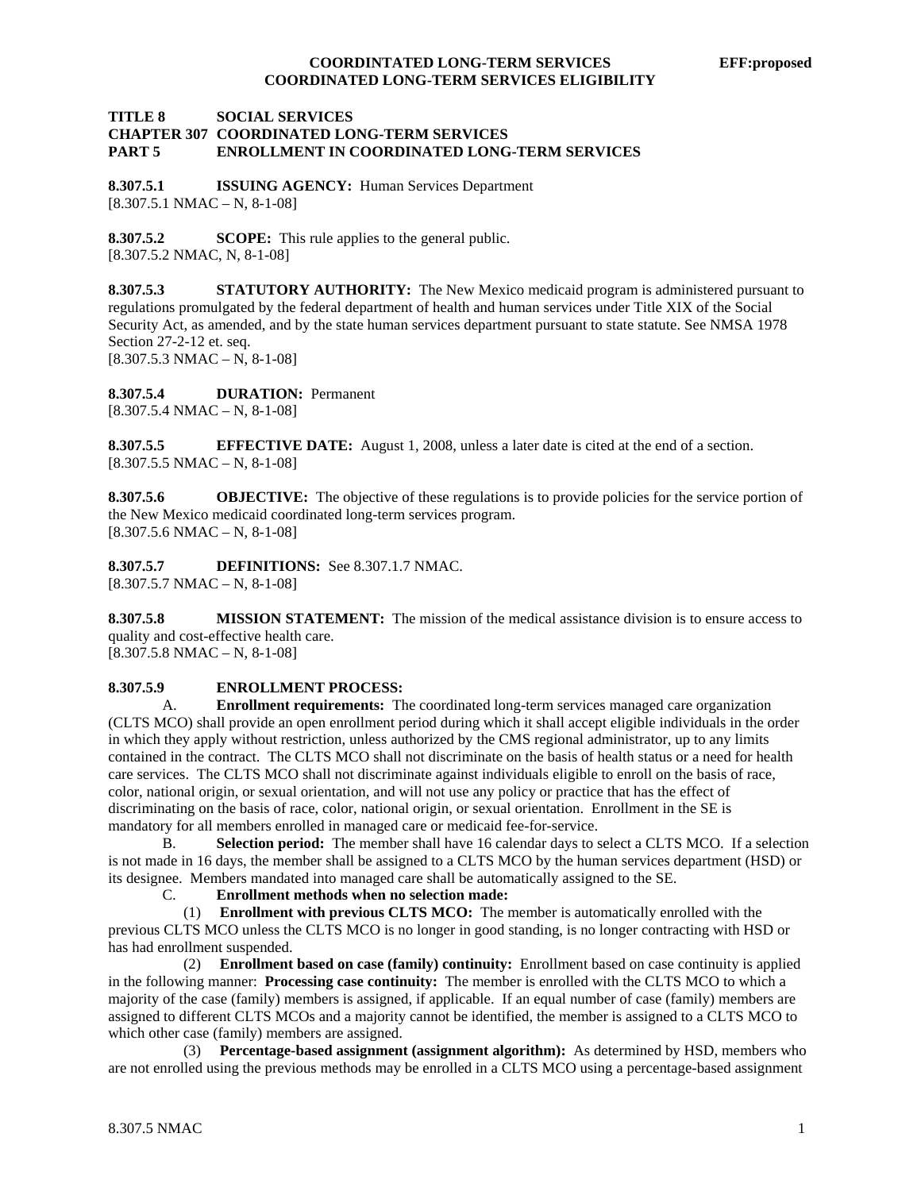**TITLE 8 SOCIAL SERVICES**
**CHAPTER 307 COORDINATED LONG-TERM SERVICES**
**PART 5 ENROLLMENT IN COORDINATED LONG-TERM SERVICES**

**8.307.5.1 ISSUING AGENCY:** Human Services Department
[8.307.5.1 NMAC – N, 8-1-08]

**8.307.5.2 SCOPE:** This rule applies to the general public.
[8.307.5.2 NMAC, N, 8-1-08]

**8.307.5.3 STATUTORY AUTHORITY:** The New Mexico medicaid program is administered pursuant to regulations promulgated by the federal department of health and human services under Title XIX of the Social Security Act, as amended, and by the state human services department pursuant to state statute. See NMSA 1978 Section 27-2-12 et. seq.
[8.307.5.3 NMAC – N, 8-1-08]

**8.307.5.4 DURATION:** Permanent
[8.307.5.4 NMAC – N, 8-1-08]

**8.307.5.5 EFFECTIVE DATE:** August 1, 2008, unless a later date is cited at the end of a section.
[8.307.5.5 NMAC – N, 8-1-08]

**8.307.5.6 OBJECTIVE:** The objective of these regulations is to provide policies for the service portion of the New Mexico medicaid coordinated long-term services program.
[8.307.5.6 NMAC – N, 8-1-08]

**8.307.5.7 DEFINITIONS:** See 8.307.1.7 NMAC.
[8.307.5.7 NMAC – N, 8-1-08]

**8.307.5.8 MISSION STATEMENT:** The mission of the medical assistance division is to ensure access to quality and cost-effective health care.
[8.307.5.8 NMAC – N, 8-1-08]

**8.307.5.9 ENROLLMENT PROCESS:**

A. **Enrollment requirements:** The coordinated long-term services managed care organization (CLTS MCO) shall provide an open enrollment period during which it shall accept eligible individuals in the order in which they apply without restriction, unless authorized by the CMS regional administrator, up to any limits contained in the contract. The CLTS MCO shall not discriminate on the basis of health status or a need for health care services. The CLTS MCO shall not discriminate against individuals eligible to enroll on the basis of race, color, national origin, or sexual orientation, and will not use any policy or practice that has the effect of discriminating on the basis of race, color, national origin, or sexual orientation. Enrollment in the SE is mandatory for all members enrolled in managed care or medicaid fee-for-service.

B. **Selection period:** The member shall have 16 calendar days to select a CLTS MCO. If a selection is not made in 16 days, the member shall be assigned to a CLTS MCO by the human services department (HSD) or its designee. Members mandated into managed care shall be automatically assigned to the SE.

C. **Enrollment methods when no selection made:**

(1) **Enrollment with previous CLTS MCO:** The member is automatically enrolled with the previous CLTS MCO unless the CLTS MCO is no longer in good standing, is no longer contracting with HSD or has had enrollment suspended.

(2) **Enrollment based on case (family) continuity:** Enrollment based on case continuity is applied in the following manner: **Processing case continuity:** The member is enrolled with the CLTS MCO to which a majority of the case (family) members is assigned, if applicable. If an equal number of case (family) members are assigned to different CLTS MCOs and a majority cannot be identified, the member is assigned to a CLTS MCO to which other case (family) members are assigned.

(3) **Percentage-based assignment (assignment algorithm):** As determined by HSD, members who are not enrolled using the previous methods may be enrolled in a CLTS MCO using a percentage-based assignment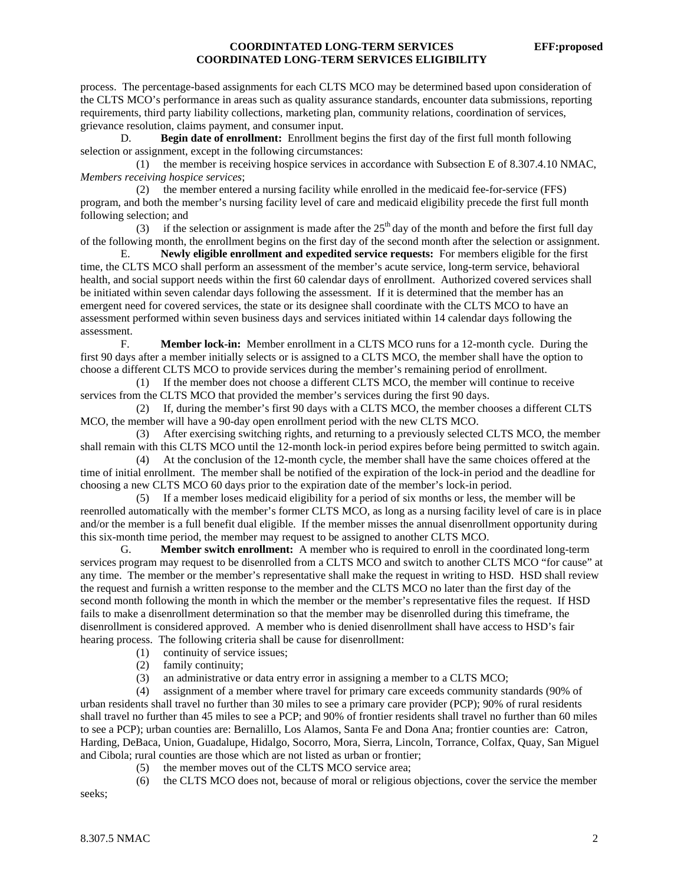process. The percentage-based assignments for each CLTS MCO may be determined based upon consideration of the CLTS MCO's performance in areas such as quality assurance standards, encounter data submissions, reporting requirements, third party liability collections, marketing plan, community relations, coordination of services, grievance resolution, claims payment, and consumer input.

D. **Begin date of enrollment:** Enrollment begins the first day of the first full month following selection or assignment, except in the following circumstances:

(1) the member is receiving hospice services in accordance with Subsection E of 8.307.4.10 NMAC, *Members receiving hospice services*;

(2) the member entered a nursing facility while enrolled in the medicaid fee-for-service (FFS) program, and both the member's nursing facility level of care and medicaid eligibility precede the first full month following selection; and

(3) if the selection or assignment is made after the 25th day of the month and before the first full day of the following month, the enrollment begins on the first day of the second month after the selection or assignment.

E. **Newly eligible enrollment and expedited service requests:** For members eligible for the first time, the CLTS MCO shall perform an assessment of the member's acute service, long-term service, behavioral health, and social support needs within the first 60 calendar days of enrollment. Authorized covered services shall be initiated within seven calendar days following the assessment. If it is determined that the member has an emergent need for covered services, the state or its designee shall coordinate with the CLTS MCO to have an assessment performed within seven business days and services initiated within 14 calendar days following the assessment.

F. **Member lock-in:** Member enrollment in a CLTS MCO runs for a 12-month cycle. During the first 90 days after a member initially selects or is assigned to a CLTS MCO, the member shall have the option to choose a different CLTS MCO to provide services during the member's remaining period of enrollment.

(1) If the member does not choose a different CLTS MCO, the member will continue to receive services from the CLTS MCO that provided the member's services during the first 90 days.

(2) If, during the member's first 90 days with a CLTS MCO, the member chooses a different CLTS MCO, the member will have a 90-day open enrollment period with the new CLTS MCO.

(3) After exercising switching rights, and returning to a previously selected CLTS MCO, the member shall remain with this CLTS MCO until the 12-month lock-in period expires before being permitted to switch again.

(4) At the conclusion of the 12-month cycle, the member shall have the same choices offered at the time of initial enrollment. The member shall be notified of the expiration of the lock-in period and the deadline for choosing a new CLTS MCO 60 days prior to the expiration date of the member's lock-in period.

(5) If a member loses medicaid eligibility for a period of six months or less, the member will be reenrolled automatically with the member's former CLTS MCO, as long as a nursing facility level of care is in place and/or the member is a full benefit dual eligible. If the member misses the annual disenrollment opportunity during this six-month time period, the member may request to be assigned to another CLTS MCO.

G. **Member switch enrollment:** A member who is required to enroll in the coordinated long-term services program may request to be disenrolled from a CLTS MCO and switch to another CLTS MCO "for cause" at any time. The member or the member's representative shall make the request in writing to HSD. HSD shall review the request and furnish a written response to the member and the CLTS MCO no later than the first day of the second month following the month in which the member or the member's representative files the request. If HSD fails to make a disenrollment determination so that the member may be disenrolled during this timeframe, the disenrollment is considered approved. A member who is denied disenrollment shall have access to HSD's fair hearing process. The following criteria shall be cause for disenrollment:

(1) continuity of service issues;

(2) family continuity;

(3) an administrative or data entry error in assigning a member to a CLTS MCO;

(4) assignment of a member where travel for primary care exceeds community standards (90% of urban residents shall travel no further than 30 miles to see a primary care provider (PCP); 90% of rural residents shall travel no further than 45 miles to see a PCP; and 90% of frontier residents shall travel no further than 60 miles to see a PCP); urban counties are: Bernalillo, Los Alamos, Santa Fe and Dona Ana; frontier counties are: Catron, Harding, DeBaca, Union, Guadalupe, Hidalgo, Socorro, Mora, Sierra, Lincoln, Torrance, Colfax, Quay, San Miguel and Cibola; rural counties are those which are not listed as urban or frontier;

(5) the member moves out of the CLTS MCO service area;

(6) the CLTS MCO does not, because of moral or religious objections, cover the service the member seeks;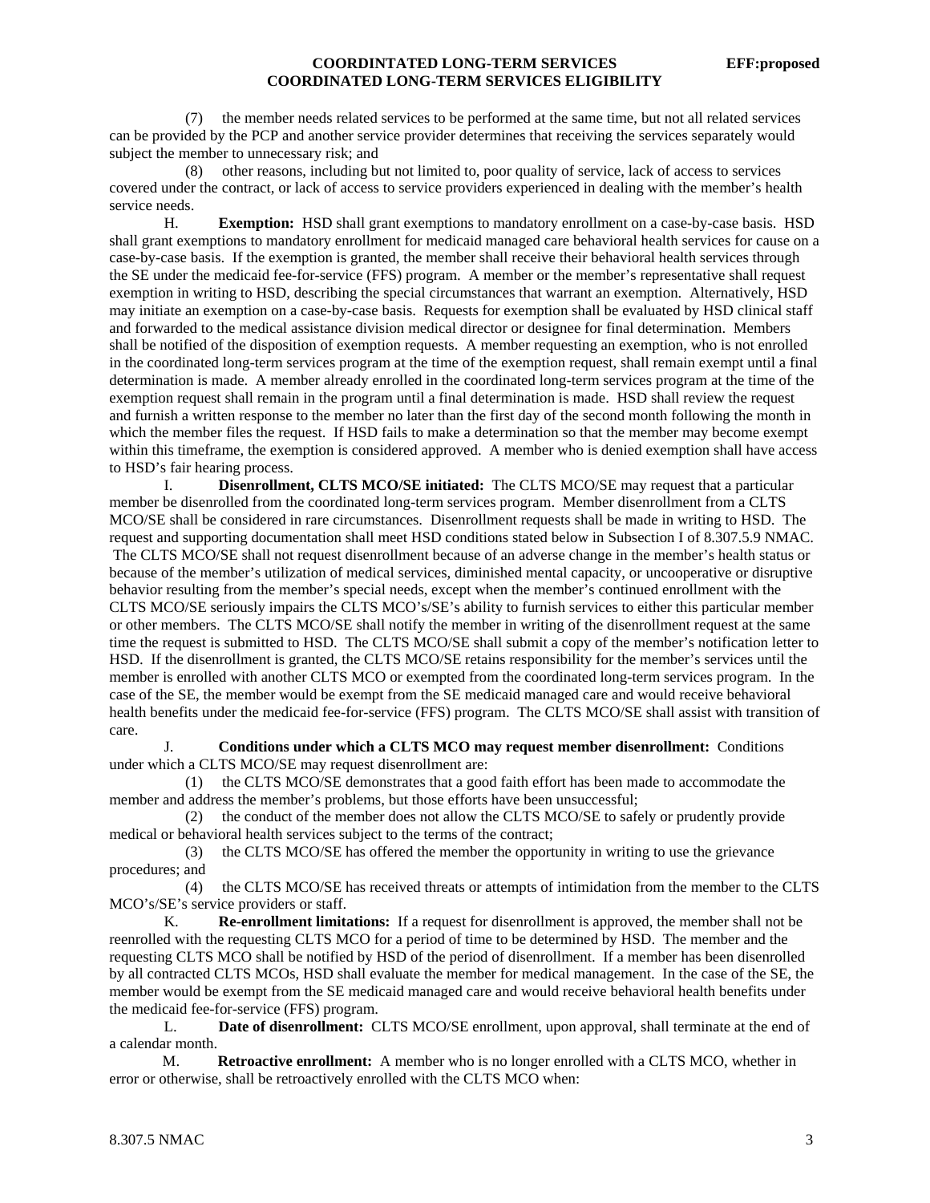(7) the member needs related services to be performed at the same time, but not all related services can be provided by the PCP and another service provider determines that receiving the services separately would subject the member to unnecessary risk; and

(8) other reasons, including but not limited to, poor quality of service, lack of access to services covered under the contract, or lack of access to service providers experienced in dealing with the member's health service needs.

H. **Exemption:** HSD shall grant exemptions to mandatory enrollment on a case-by-case basis. HSD shall grant exemptions to mandatory enrollment for medicaid managed care behavioral health services for cause on a case-by-case basis. If the exemption is granted, the member shall receive their behavioral health services through the SE under the medicaid fee-for-service (FFS) program. A member or the member's representative shall request exemption in writing to HSD, describing the special circumstances that warrant an exemption. Alternatively, HSD may initiate an exemption on a case-by-case basis. Requests for exemption shall be evaluated by HSD clinical staff and forwarded to the medical assistance division medical director or designee for final determination. Members shall be notified of the disposition of exemption requests. A member requesting an exemption, who is not enrolled in the coordinated long-term services program at the time of the exemption request, shall remain exempt until a final determination is made. A member already enrolled in the coordinated long-term services program at the time of the exemption request shall remain in the program until a final determination is made. HSD shall review the request and furnish a written response to the member no later than the first day of the second month following the month in which the member files the request. If HSD fails to make a determination so that the member may become exempt within this timeframe, the exemption is considered approved. A member who is denied exemption shall have access to HSD's fair hearing process.

I. **Disenrollment, CLTS MCO/SE initiated:** The CLTS MCO/SE may request that a particular member be disenrolled from the coordinated long-term services program. Member disenrollment from a CLTS MCO/SE shall be considered in rare circumstances. Disenrollment requests shall be made in writing to HSD. The request and supporting documentation shall meet HSD conditions stated below in Subsection I of 8.307.5.9 NMAC. The CLTS MCO/SE shall not request disenrollment because of an adverse change in the member's health status or because of the member's utilization of medical services, diminished mental capacity, or uncooperative or disruptive behavior resulting from the member's special needs, except when the member's continued enrollment with the CLTS MCO/SE seriously impairs the CLTS MCO's/SE's ability to furnish services to either this particular member or other members. The CLTS MCO/SE shall notify the member in writing of the disenrollment request at the same time the request is submitted to HSD. The CLTS MCO/SE shall submit a copy of the member's notification letter to HSD. If the disenrollment is granted, the CLTS MCO/SE retains responsibility for the member's services until the member is enrolled with another CLTS MCO or exempted from the coordinated long-term services program. In the case of the SE, the member would be exempt from the SE medicaid managed care and would receive behavioral health benefits under the medicaid fee-for-service (FFS) program. The CLTS MCO/SE shall assist with transition of care.

J. **Conditions under which a CLTS MCO may request member disenrollment:** Conditions under which a CLTS MCO/SE may request disenrollment are:

(1) the CLTS MCO/SE demonstrates that a good faith effort has been made to accommodate the member and address the member's problems, but those efforts have been unsuccessful;

(2) the conduct of the member does not allow the CLTS MCO/SE to safely or prudently provide medical or behavioral health services subject to the terms of the contract;

(3) the CLTS MCO/SE has offered the member the opportunity in writing to use the grievance procedures; and

(4) the CLTS MCO/SE has received threats or attempts of intimidation from the member to the CLTS MCO's/SE's service providers or staff.

K. **Re-enrollment limitations:** If a request for disenrollment is approved, the member shall not be reenrolled with the requesting CLTS MCO for a period of time to be determined by HSD. The member and the requesting CLTS MCO shall be notified by HSD of the period of disenrollment. If a member has been disenrolled by all contracted CLTS MCOs, HSD shall evaluate the member for medical management. In the case of the SE, the member would be exempt from the SE medicaid managed care and would receive behavioral health benefits under the medicaid fee-for-service (FFS) program.

L. **Date of disenrollment:** CLTS MCO/SE enrollment, upon approval, shall terminate at the end of a calendar month.

M. **Retroactive enrollment:** A member who is no longer enrolled with a CLTS MCO, whether in error or otherwise, shall be retroactively enrolled with the CLTS MCO when: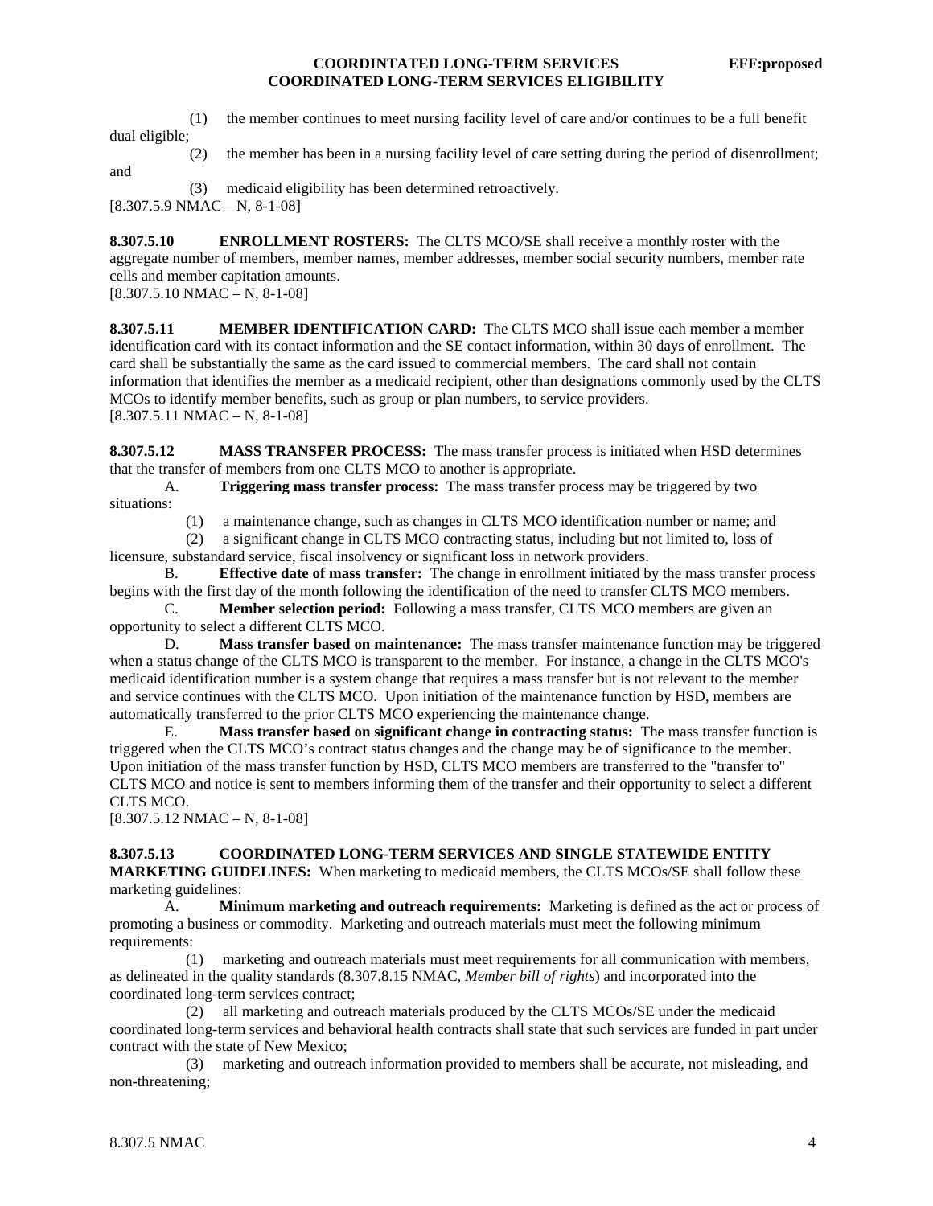(1) the member continues to meet nursing facility level of care and/or continues to be a full benefit dual eligible;

(2) the member has been in a nursing facility level of care setting during the period of disenrollment; and

(3) medicaid eligibility has been determined retroactively.

[8.307.5.9 NMAC – N, 8-1-08]

**8.307.5.10 ENROLLMENT ROSTERS:** The CLTS MCO/SE shall receive a monthly roster with the aggregate number of members, member names, member addresses, member social security numbers, member rate cells and member capitation amounts.

[8.307.5.10 NMAC – N, 8-1-08]

**8.307.5.11 MEMBER IDENTIFICATION CARD:** The CLTS MCO shall issue each member a member identification card with its contact information and the SE contact information, within 30 days of enrollment. The card shall be substantially the same as the card issued to commercial members. The card shall not contain information that identifies the member as a medicaid recipient, other than designations commonly used by the CLTS MCOs to identify member benefits, such as group or plan numbers, to service providers.

[8.307.5.11 NMAC – N, 8-1-08]

**8.307.5.12 MASS TRANSFER PROCESS:** The mass transfer process is initiated when HSD determines that the transfer of members from one CLTS MCO to another is appropriate.

A. **Triggering mass transfer process:** The mass transfer process may be triggered by two situations:

(1) a maintenance change, such as changes in CLTS MCO identification number or name; and

(2) a significant change in CLTS MCO contracting status, including but not limited to, loss of licensure, substandard service, fiscal insolvency or significant loss in network providers.

B. **Effective date of mass transfer:** The change in enrollment initiated by the mass transfer process begins with the first day of the month following the identification of the need to transfer CLTS MCO members.

C. **Member selection period:** Following a mass transfer, CLTS MCO members are given an opportunity to select a different CLTS MCO.

D. **Mass transfer based on maintenance:** The mass transfer maintenance function may be triggered when a status change of the CLTS MCO is transparent to the member. For instance, a change in the CLTS MCO's medicaid identification number is a system change that requires a mass transfer but is not relevant to the member and service continues with the CLTS MCO. Upon initiation of the maintenance function by HSD, members are automatically transferred to the prior CLTS MCO experiencing the maintenance change.

E. **Mass transfer based on significant change in contracting status:** The mass transfer function is triggered when the CLTS MCO's contract status changes and the change may be of significance to the member. Upon initiation of the mass transfer function by HSD, CLTS MCO members are transferred to the "transfer to" CLTS MCO and notice is sent to members informing them of the transfer and their opportunity to select a different CLTS MCO.

[8.307.5.12 NMAC – N, 8-1-08]

**8.307.5.13 COORDINATED LONG-TERM SERVICES AND SINGLE STATEWIDE ENTITY MARKETING GUIDELINES:** When marketing to medicaid members, the CLTS MCOs/SE shall follow these marketing guidelines:

A. **Minimum marketing and outreach requirements:** Marketing is defined as the act or process of promoting a business or commodity. Marketing and outreach materials must meet the following minimum requirements:

(1) marketing and outreach materials must meet requirements for all communication with members, as delineated in the quality standards (8.307.8.15 NMAC, *Member bill of rights*) and incorporated into the coordinated long-term services contract;

(2) all marketing and outreach materials produced by the CLTS MCOs/SE under the medicaid coordinated long-term services and behavioral health contracts shall state that such services are funded in part under contract with the state of New Mexico;

(3) marketing and outreach information provided to members shall be accurate, not misleading, and non-threatening;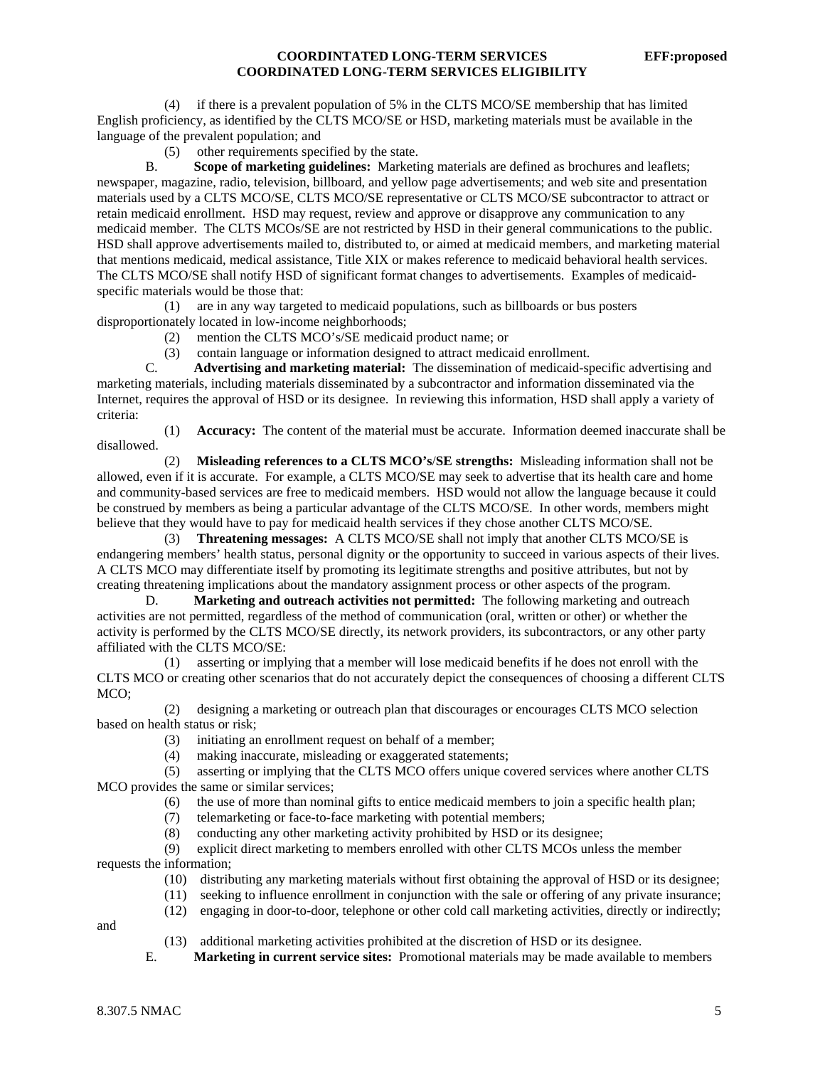(4) if there is a prevalent population of 5% in the CLTS MCO/SE membership that has limited English proficiency, as identified by the CLTS MCO/SE or HSD, marketing materials must be available in the language of the prevalent population; and

(5) other requirements specified by the state.

B. **Scope of marketing guidelines:** Marketing materials are defined as brochures and leaflets; newspaper, magazine, radio, television, billboard, and yellow page advertisements; and web site and presentation materials used by a CLTS MCO/SE, CLTS MCO/SE representative or CLTS MCO/SE subcontractor to attract or retain medicaid enrollment. HSD may request, review and approve or disapprove any communication to any medicaid member. The CLTS MCOs/SE are not restricted by HSD in their general communications to the public. HSD shall approve advertisements mailed to, distributed to, or aimed at medicaid members, and marketing material that mentions medicaid, medical assistance, Title XIX or makes reference to medicaid behavioral health services. The CLTS MCO/SE shall notify HSD of significant format changes to advertisements. Examples of medicaid-specific materials would be those that:

(1) are in any way targeted to medicaid populations, such as billboards or bus posters disproportionately located in low-income neighborhoods;

(2) mention the CLTS MCO's/SE medicaid product name; or

(3) contain language or information designed to attract medicaid enrollment.

C. **Advertising and marketing material:** The dissemination of medicaid-specific advertising and marketing materials, including materials disseminated by a subcontractor and information disseminated via the Internet, requires the approval of HSD or its designee. In reviewing this information, HSD shall apply a variety of criteria:

(1) **Accuracy:** The content of the material must be accurate. Information deemed inaccurate shall be disallowed.

(2) **Misleading references to a CLTS MCO's/SE strengths:** Misleading information shall not be allowed, even if it is accurate. For example, a CLTS MCO/SE may seek to advertise that its health care and home and community-based services are free to medicaid members. HSD would not allow the language because it could be construed by members as being a particular advantage of the CLTS MCO/SE. In other words, members might believe that they would have to pay for medicaid health services if they chose another CLTS MCO/SE.

(3) **Threatening messages:** A CLTS MCO/SE shall not imply that another CLTS MCO/SE is endangering members' health status, personal dignity or the opportunity to succeed in various aspects of their lives. A CLTS MCO may differentiate itself by promoting its legitimate strengths and positive attributes, but not by creating threatening implications about the mandatory assignment process or other aspects of the program.

D. **Marketing and outreach activities not permitted:** The following marketing and outreach activities are not permitted, regardless of the method of communication (oral, written or other) or whether the activity is performed by the CLTS MCO/SE directly, its network providers, its subcontractors, or any other party affiliated with the CLTS MCO/SE:

(1) asserting or implying that a member will lose medicaid benefits if he does not enroll with the CLTS MCO or creating other scenarios that do not accurately depict the consequences of choosing a different CLTS MCO;

(2) designing a marketing or outreach plan that discourages or encourages CLTS MCO selection based on health status or risk;

(3) initiating an enrollment request on behalf of a member;

(4) making inaccurate, misleading or exaggerated statements;

(5) asserting or implying that the CLTS MCO offers unique covered services where another CLTS MCO provides the same or similar services;

(6) the use of more than nominal gifts to entice medicaid members to join a specific health plan;

(7) telemarketing or face-to-face marketing with potential members;

(8) conducting any other marketing activity prohibited by HSD or its designee;

(9) explicit direct marketing to members enrolled with other CLTS MCOs unless the member requests the information;

(10) distributing any marketing materials without first obtaining the approval of HSD or its designee;

(11) seeking to influence enrollment in conjunction with the sale or offering of any private insurance;

(12) engaging in door-to-door, telephone or other cold call marketing activities, directly or indirectly; and

(13) additional marketing activities prohibited at the discretion of HSD or its designee.

E. **Marketing in current service sites:** Promotional materials may be made available to members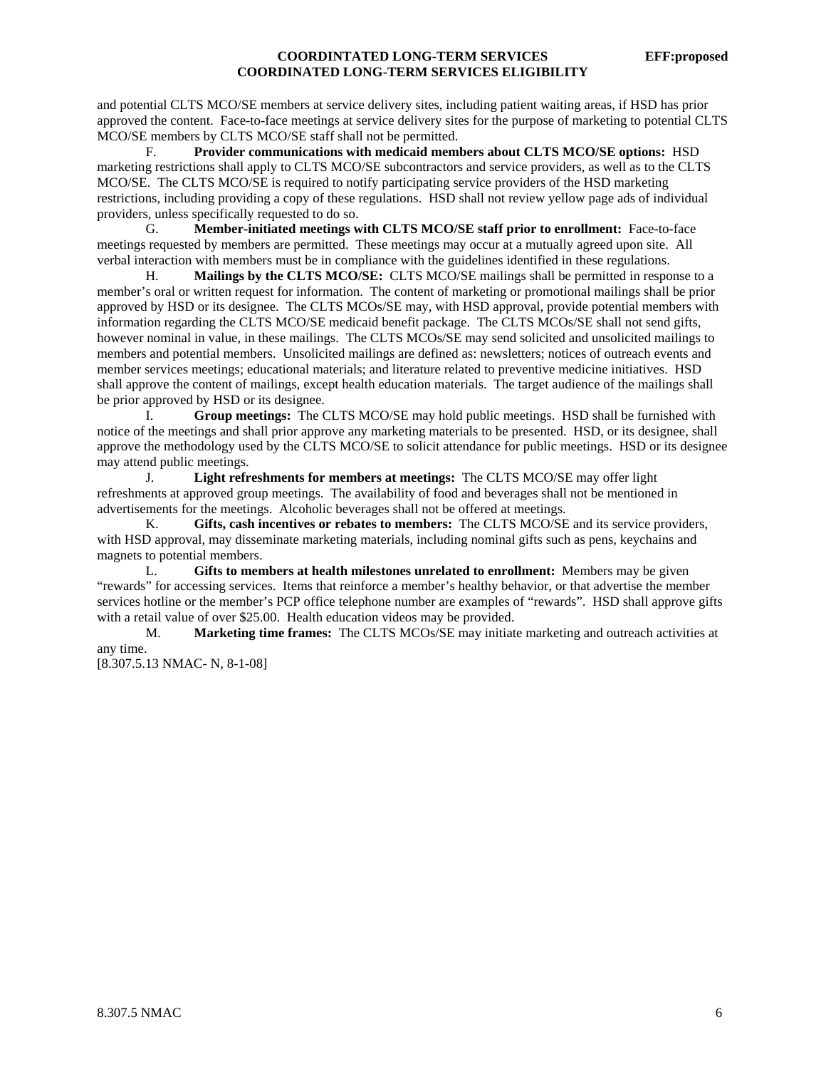and potential CLTS MCO/SE members at service delivery sites, including patient waiting areas, if HSD has prior approved the content. Face-to-face meetings at service delivery sites for the purpose of marketing to potential CLTS MCO/SE members by CLTS MCO/SE staff shall not be permitted.

F. **Provider communications with medicaid members about CLTS MCO/SE options:** HSD marketing restrictions shall apply to CLTS MCO/SE subcontractors and service providers, as well as to the CLTS MCO/SE. The CLTS MCO/SE is required to notify participating service providers of the HSD marketing restrictions, including providing a copy of these regulations. HSD shall not review yellow page ads of individual providers, unless specifically requested to do so.

G. **Member-initiated meetings with CLTS MCO/SE staff prior to enrollment:** Face-to-face meetings requested by members are permitted. These meetings may occur at a mutually agreed upon site. All verbal interaction with members must be in compliance with the guidelines identified in these regulations.

H. **Mailings by the CLTS MCO/SE:** CLTS MCO/SE mailings shall be permitted in response to a member's oral or written request for information. The content of marketing or promotional mailings shall be prior approved by HSD or its designee. The CLTS MCOs/SE may, with HSD approval, provide potential members with information regarding the CLTS MCO/SE medicaid benefit package. The CLTS MCOs/SE shall not send gifts, however nominal in value, in these mailings. The CLTS MCOs/SE may send solicited and unsolicited mailings to members and potential members. Unsolicited mailings are defined as: newsletters; notices of outreach events and member services meetings; educational materials; and literature related to preventive medicine initiatives. HSD shall approve the content of mailings, except health education materials. The target audience of the mailings shall be prior approved by HSD or its designee.

I. **Group meetings:** The CLTS MCO/SE may hold public meetings. HSD shall be furnished with notice of the meetings and shall prior approve any marketing materials to be presented. HSD, or its designee, shall approve the methodology used by the CLTS MCO/SE to solicit attendance for public meetings. HSD or its designee may attend public meetings.

J. **Light refreshments for members at meetings:** The CLTS MCO/SE may offer light refreshments at approved group meetings. The availability of food and beverages shall not be mentioned in advertisements for the meetings. Alcoholic beverages shall not be offered at meetings.

K. **Gifts, cash incentives or rebates to members:** The CLTS MCO/SE and its service providers, with HSD approval, may disseminate marketing materials, including nominal gifts such as pens, keychains and magnets to potential members.

L. **Gifts to members at health milestones unrelated to enrollment:** Members may be given "rewards" for accessing services. Items that reinforce a member's healthy behavior, or that advertise the member services hotline or the member's PCP office telephone number are examples of "rewards". HSD shall approve gifts with a retail value of over $25.00. Health education videos may be provided.

M. **Marketing time frames:** The CLTS MCOs/SE may initiate marketing and outreach activities at any time.

[8.307.5.13 NMAC- N, 8-1-08]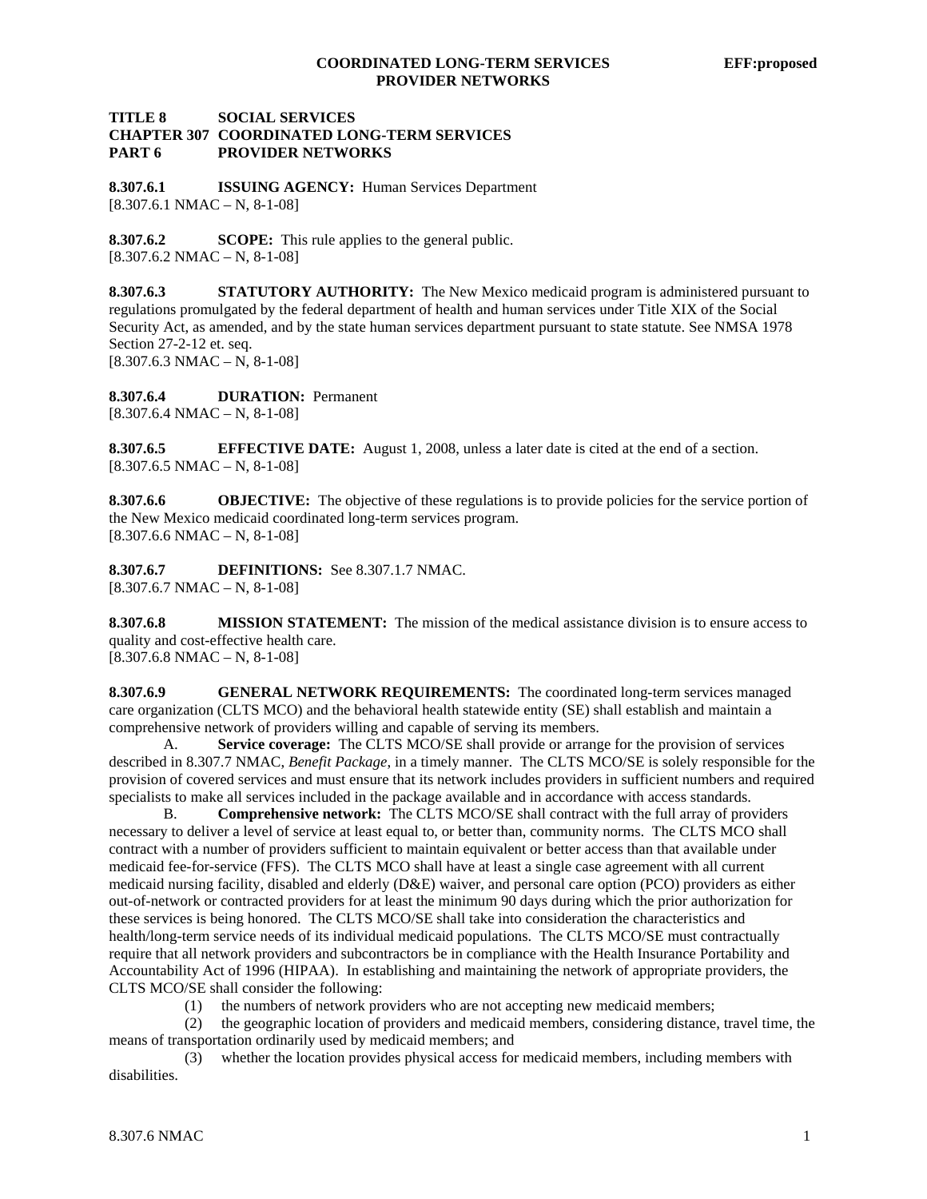**TITLE 8 SOCIAL SERVICES**
**CHAPTER 307 COORDINATED LONG-TERM SERVICES**
**PART 6 PROVIDER NETWORKS**

**8.307.6.1 ISSUING AGENCY:** Human Services Department
[8.307.6.1 NMAC – N, 8-1-08]

**8.307.6.2 SCOPE:** This rule applies to the general public.
[8.307.6.2 NMAC – N, 8-1-08]

**8.307.6.3 STATUTORY AUTHORITY:** The New Mexico medicaid program is administered pursuant to regulations promulgated by the federal department of health and human services under Title XIX of the Social Security Act, as amended, and by the state human services department pursuant to state statute. See NMSA 1978 Section 27-2-12 et. seq.
[8.307.6.3 NMAC – N, 8-1-08]

**8.307.6.4 DURATION:** Permanent
[8.307.6.4 NMAC – N, 8-1-08]

**8.307.6.5 EFFECTIVE DATE:** August 1, 2008, unless a later date is cited at the end of a section.
[8.307.6.5 NMAC – N, 8-1-08]

**8.307.6.6 OBJECTIVE:** The objective of these regulations is to provide policies for the service portion of the New Mexico medicaid coordinated long-term services program.
[8.307.6.6 NMAC – N, 8-1-08]

**8.307.6.7 DEFINITIONS:** See 8.307.1.7 NMAC.
[8.307.6.7 NMAC – N, 8-1-08]

**8.307.6.8 MISSION STATEMENT:** The mission of the medical assistance division is to ensure access to quality and cost-effective health care.
[8.307.6.8 NMAC – N, 8-1-08]

**8.307.6.9 GENERAL NETWORK REQUIREMENTS:** The coordinated long-term services managed care organization (CLTS MCO) and the behavioral health statewide entity (SE) shall establish and maintain a comprehensive network of providers willing and capable of serving its members.

A. **Service coverage:** The CLTS MCO/SE shall provide or arrange for the provision of services described in 8.307.7 NMAC, *Benefit Package*, in a timely manner. The CLTS MCO/SE is solely responsible for the provision of covered services and must ensure that its network includes providers in sufficient numbers and required specialists to make all services included in the package available and in accordance with access standards.

B. **Comprehensive network:** The CLTS MCO/SE shall contract with the full array of providers necessary to deliver a level of service at least equal to, or better than, community norms. The CLTS MCO shall contract with a number of providers sufficient to maintain equivalent or better access than that available under medicaid fee-for-service (FFS). The CLTS MCO shall have at least a single case agreement with all current medicaid nursing facility, disabled and elderly (D&E) waiver, and personal care option (PCO) providers as either out-of-network or contracted providers for at least the minimum 90 days during which the prior authorization for these services is being honored. The CLTS MCO/SE shall take into consideration the characteristics and health/long-term service needs of its individual medicaid populations. The CLTS MCO/SE must contractually require that all network providers and subcontractors be in compliance with the Health Insurance Portability and Accountability Act of 1996 (HIPAA). In establishing and maintaining the network of appropriate providers, the CLTS MCO/SE shall consider the following:

(1) the numbers of network providers who are not accepting new medicaid members;

(2) the geographic location of providers and medicaid members, considering distance, travel time, the means of transportation ordinarily used by medicaid members; and

(3) whether the location provides physical access for medicaid members, including members with disabilities.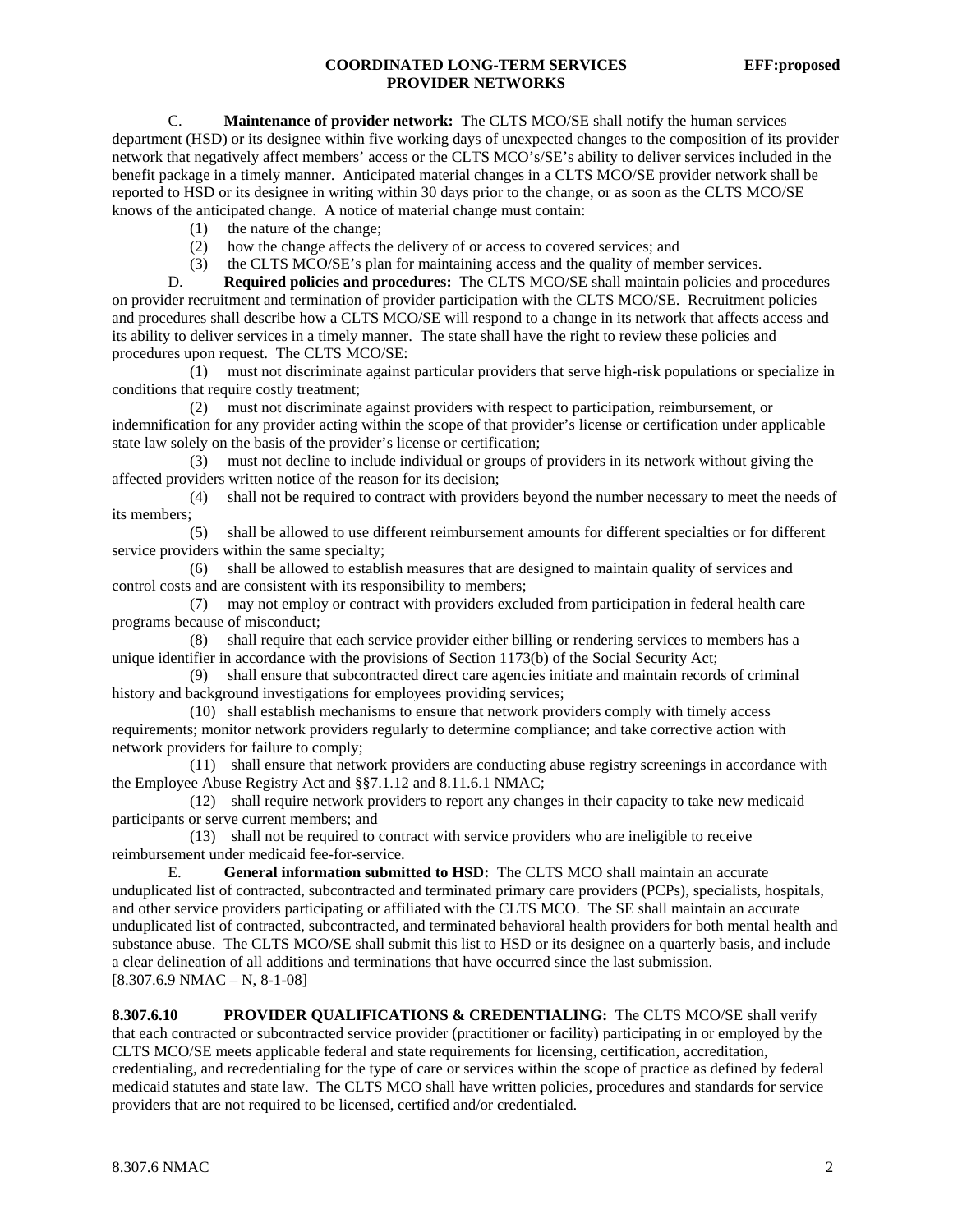C. **Maintenance of provider network:** The CLTS MCO/SE shall notify the human services department (HSD) or its designee within five working days of unexpected changes to the composition of its provider network that negatively affect members' access or the CLTS MCO's/SE's ability to deliver services included in the benefit package in a timely manner. Anticipated material changes in a CLTS MCO/SE provider network shall be reported to HSD or its designee in writing within 30 days prior to the change, or as soon as the CLTS MCO/SE knows of the anticipated change. A notice of material change must contain:

(1) the nature of the change;

(2) how the change affects the delivery of or access to covered services; and

(3) the CLTS MCO/SE's plan for maintaining access and the quality of member services.

D. **Required policies and procedures:** The CLTS MCO/SE shall maintain policies and procedures on provider recruitment and termination of provider participation with the CLTS MCO/SE. Recruitment policies and procedures shall describe how a CLTS MCO/SE will respond to a change in its network that affects access and its ability to deliver services in a timely manner. The state shall have the right to review these policies and procedures upon request. The CLTS MCO/SE:

(1) must not discriminate against particular providers that serve high-risk populations or specialize in conditions that require costly treatment;

(2) must not discriminate against providers with respect to participation, reimbursement, or indemnification for any provider acting within the scope of that provider's license or certification under applicable state law solely on the basis of the provider's license or certification;

(3) must not decline to include individual or groups of providers in its network without giving the affected providers written notice of the reason for its decision;

(4) shall not be required to contract with providers beyond the number necessary to meet the needs of its members;

(5) shall be allowed to use different reimbursement amounts for different specialties or for different service providers within the same specialty;

(6) shall be allowed to establish measures that are designed to maintain quality of services and control costs and are consistent with its responsibility to members;

(7) may not employ or contract with providers excluded from participation in federal health care programs because of misconduct;

(8) shall require that each service provider either billing or rendering services to members has a unique identifier in accordance with the provisions of Section 1173(b) of the Social Security Act;

(9) shall ensure that subcontracted direct care agencies initiate and maintain records of criminal history and background investigations for employees providing services;

(10) shall establish mechanisms to ensure that network providers comply with timely access requirements; monitor network providers regularly to determine compliance; and take corrective action with network providers for failure to comply;

(11) shall ensure that network providers are conducting abuse registry screenings in accordance with the Employee Abuse Registry Act and §§7.1.12 and 8.11.6.1 NMAC;

(12) shall require network providers to report any changes in their capacity to take new medicaid participants or serve current members; and

(13) shall not be required to contract with service providers who are ineligible to receive reimbursement under medicaid fee-for-service.

E. **General information submitted to HSD:** The CLTS MCO shall maintain an accurate unduplicated list of contracted, subcontracted and terminated primary care providers (PCPs), specialists, hospitals, and other service providers participating or affiliated with the CLTS MCO. The SE shall maintain an accurate unduplicated list of contracted, subcontracted, and terminated behavioral health providers for both mental health and substance abuse. The CLTS MCO/SE shall submit this list to HSD or its designee on a quarterly basis, and include a clear delineation of all additions and terminations that have occurred since the last submission.
[8.307.6.9 NMAC – N, 8-1-08]

**8.307.6.10 PROVIDER QUALIFICATIONS & CREDENTIALING:** The CLTS MCO/SE shall verify that each contracted or subcontracted service provider (practitioner or facility) participating in or employed by the CLTS MCO/SE meets applicable federal and state requirements for licensing, certification, accreditation, credentialing, and recredentialing for the type of care or services within the scope of practice as defined by federal medicaid statutes and state law. The CLTS MCO shall have written policies, procedures and standards for service providers that are not required to be licensed, certified and/or credentialed.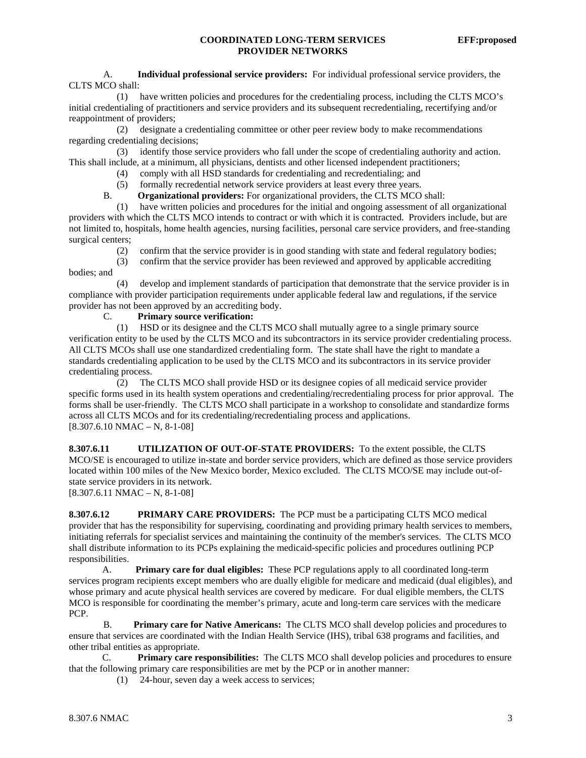A. **Individual professional service providers:** For individual professional service providers, the CLTS MCO shall:

(1) have written policies and procedures for the credentialing process, including the CLTS MCO's initial credentialing of practitioners and service providers and its subsequent recredentialing, recertifying and/or reappointment of providers;

(2) designate a credentialing committee or other peer review body to make recommendations regarding credentialing decisions;

(3) identify those service providers who fall under the scope of credentialing authority and action. This shall include, at a minimum, all physicians, dentists and other licensed independent practitioners;

(4) comply with all HSD standards for credentialing and recredentialing; and

(5) formally recredential network service providers at least every three years.

B. **Organizational providers:** For organizational providers, the CLTS MCO shall:

(1) have written policies and procedures for the initial and ongoing assessment of all organizational providers with which the CLTS MCO intends to contract or with which it is contracted. Providers include, but are not limited to, hospitals, home health agencies, nursing facilities, personal care service providers, and free-standing surgical centers;

(2) confirm that the service provider is in good standing with state and federal regulatory bodies;

(3) confirm that the service provider has been reviewed and approved by applicable accrediting bodies; and

(4) develop and implement standards of participation that demonstrate that the service provider is in compliance with provider participation requirements under applicable federal law and regulations, if the service provider has not been approved by an accrediting body.

C. **Primary source verification:**

(1) HSD or its designee and the CLTS MCO shall mutually agree to a single primary source verification entity to be used by the CLTS MCO and its subcontractors in its service provider credentialing process. All CLTS MCOs shall use one standardized credentialing form. The state shall have the right to mandate a standards credentialing application to be used by the CLTS MCO and its subcontractors in its service provider credentialing process.

(2) The CLTS MCO shall provide HSD or its designee copies of all medicaid service provider specific forms used in its health system operations and credentialing/recredentialing process for prior approval. The forms shall be user-friendly. The CLTS MCO shall participate in a workshop to consolidate and standardize forms across all CLTS MCOs and for its credentialing/recredentialing process and applications.

[8.307.6.10 NMAC – N, 8-1-08]

**8.307.6.11 UTILIZATION OF OUT-OF-STATE PROVIDERS:** To the extent possible, the CLTS MCO/SE is encouraged to utilize in-state and border service providers, which are defined as those service providers located within 100 miles of the New Mexico border, Mexico excluded. The CLTS MCO/SE may include out-of-state service providers in its network.

[8.307.6.11 NMAC – N, 8-1-08]

**8.307.6.12 PRIMARY CARE PROVIDERS:** The PCP must be a participating CLTS MCO medical provider that has the responsibility for supervising, coordinating and providing primary health services to members, initiating referrals for specialist services and maintaining the continuity of the member's services. The CLTS MCO shall distribute information to its PCPs explaining the medicaid-specific policies and procedures outlining PCP responsibilities.

A. **Primary care for dual eligibles:** These PCP regulations apply to all coordinated long-term services program recipients except members who are dually eligible for medicare and medicaid (dual eligibles), and whose primary and acute physical health services are covered by medicare. For dual eligible members, the CLTS MCO is responsible for coordinating the member's primary, acute and long-term care services with the medicare PCP.

B. **Primary care for Native Americans:** The CLTS MCO shall develop policies and procedures to ensure that services are coordinated with the Indian Health Service (IHS), tribal 638 programs and facilities, and other tribal entities as appropriate.

C. **Primary care responsibilities:** The CLTS MCO shall develop policies and procedures to ensure that the following primary care responsibilities are met by the PCP or in another manner:

(1) 24-hour, seven day a week access to services;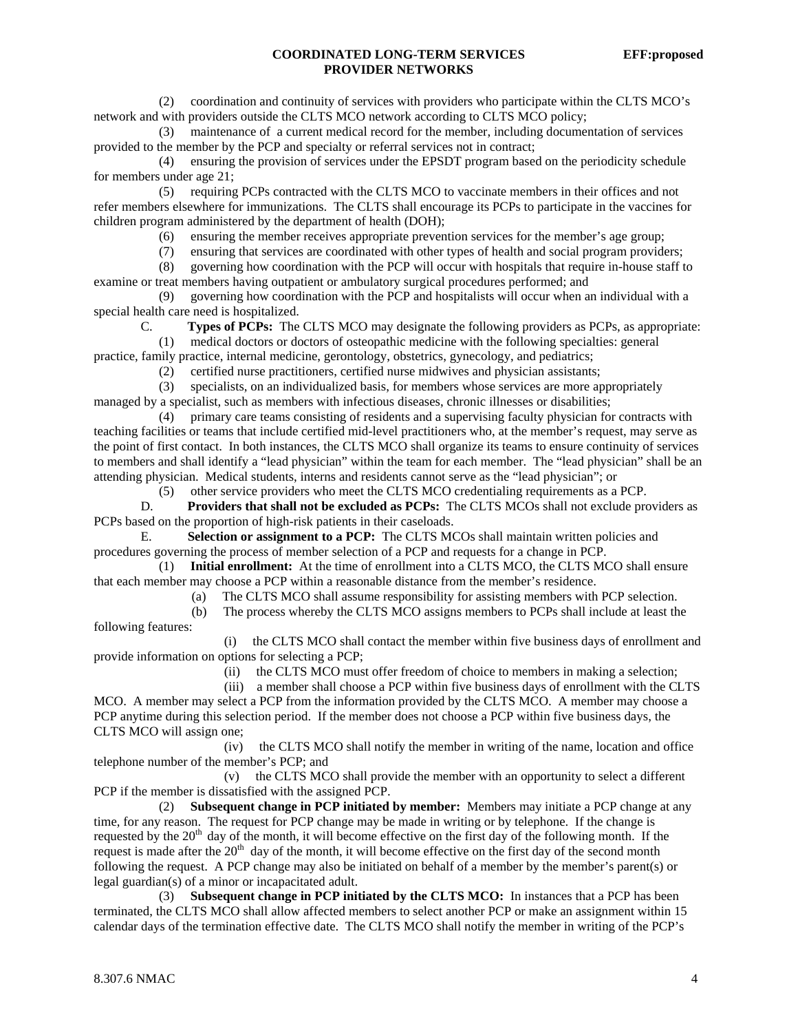(2) coordination and continuity of services with providers who participate within the CLTS MCO's network and with providers outside the CLTS MCO network according to CLTS MCO policy;

(3) maintenance of a current medical record for the member, including documentation of services provided to the member by the PCP and specialty or referral services not in contract;

(4) ensuring the provision of services under the EPSDT program based on the periodicity schedule for members under age 21;

(5) requiring PCPs contracted with the CLTS MCO to vaccinate members in their offices and not refer members elsewhere for immunizations. The CLTS shall encourage its PCPs to participate in the vaccines for children program administered by the department of health (DOH);

(6) ensuring the member receives appropriate prevention services for the member's age group;

(7) ensuring that services are coordinated with other types of health and social program providers;

(8) governing how coordination with the PCP will occur with hospitals that require in-house staff to examine or treat members having outpatient or ambulatory surgical procedures performed; and

(9) governing how coordination with the PCP and hospitalists will occur when an individual with a special health care need is hospitalized.

C. **Types of PCPs:** The CLTS MCO may designate the following providers as PCPs, as appropriate:

(1) medical doctors or doctors of osteopathic medicine with the following specialties: general practice, family practice, internal medicine, gerontology, obstetrics, gynecology, and pediatrics;

(2) certified nurse practitioners, certified nurse midwives and physician assistants;

(3) specialists, on an individualized basis, for members whose services are more appropriately managed by a specialist, such as members with infectious diseases, chronic illnesses or disabilities;

(4) primary care teams consisting of residents and a supervising faculty physician for contracts with teaching facilities or teams that include certified mid-level practitioners who, at the member's request, may serve as the point of first contact. In both instances, the CLTS MCO shall organize its teams to ensure continuity of services to members and shall identify a "lead physician" within the team for each member. The "lead physician" shall be an attending physician. Medical students, interns and residents cannot serve as the "lead physician"; or

(5) other service providers who meet the CLTS MCO credentialing requirements as a PCP.

D. **Providers that shall not be excluded as PCPs:** The CLTS MCOs shall not exclude providers as PCPs based on the proportion of high-risk patients in their caseloads.

E. **Selection or assignment to a PCP:** The CLTS MCOs shall maintain written policies and procedures governing the process of member selection of a PCP and requests for a change in PCP.

(1) **Initial enrollment:** At the time of enrollment into a CLTS MCO, the CLTS MCO shall ensure that each member may choose a PCP within a reasonable distance from the member's residence.

(a) The CLTS MCO shall assume responsibility for assisting members with PCP selection.

(b) The process whereby the CLTS MCO assigns members to PCPs shall include at least the following features:

(i) the CLTS MCO shall contact the member within five business days of enrollment and provide information on options for selecting a PCP;

(ii) the CLTS MCO must offer freedom of choice to members in making a selection;

(iii) a member shall choose a PCP within five business days of enrollment with the CLTS MCO. A member may select a PCP from the information provided by the CLTS MCO. A member may choose a PCP anytime during this selection period. If the member does not choose a PCP within five business days, the CLTS MCO will assign one;

(iv) the CLTS MCO shall notify the member in writing of the name, location and office telephone number of the member's PCP; and

(v) the CLTS MCO shall provide the member with an opportunity to select a different PCP if the member is dissatisfied with the assigned PCP.

(2) **Subsequent change in PCP initiated by member:** Members may initiate a PCP change at any time, for any reason. The request for PCP change may be made in writing or by telephone. If the change is requested by the 20th day of the month, it will become effective on the first day of the following month. If the request is made after the 20th day of the month, it will become effective on the first day of the second month following the request. A PCP change may also be initiated on behalf of a member by the member's parent(s) or legal guardian(s) of a minor or incapacitated adult.

(3) **Subsequent change in PCP initiated by the CLTS MCO:** In instances that a PCP has been terminated, the CLTS MCO shall allow affected members to select another PCP or make an assignment within 15 calendar days of the termination effective date. The CLTS MCO shall notify the member in writing of the PCP's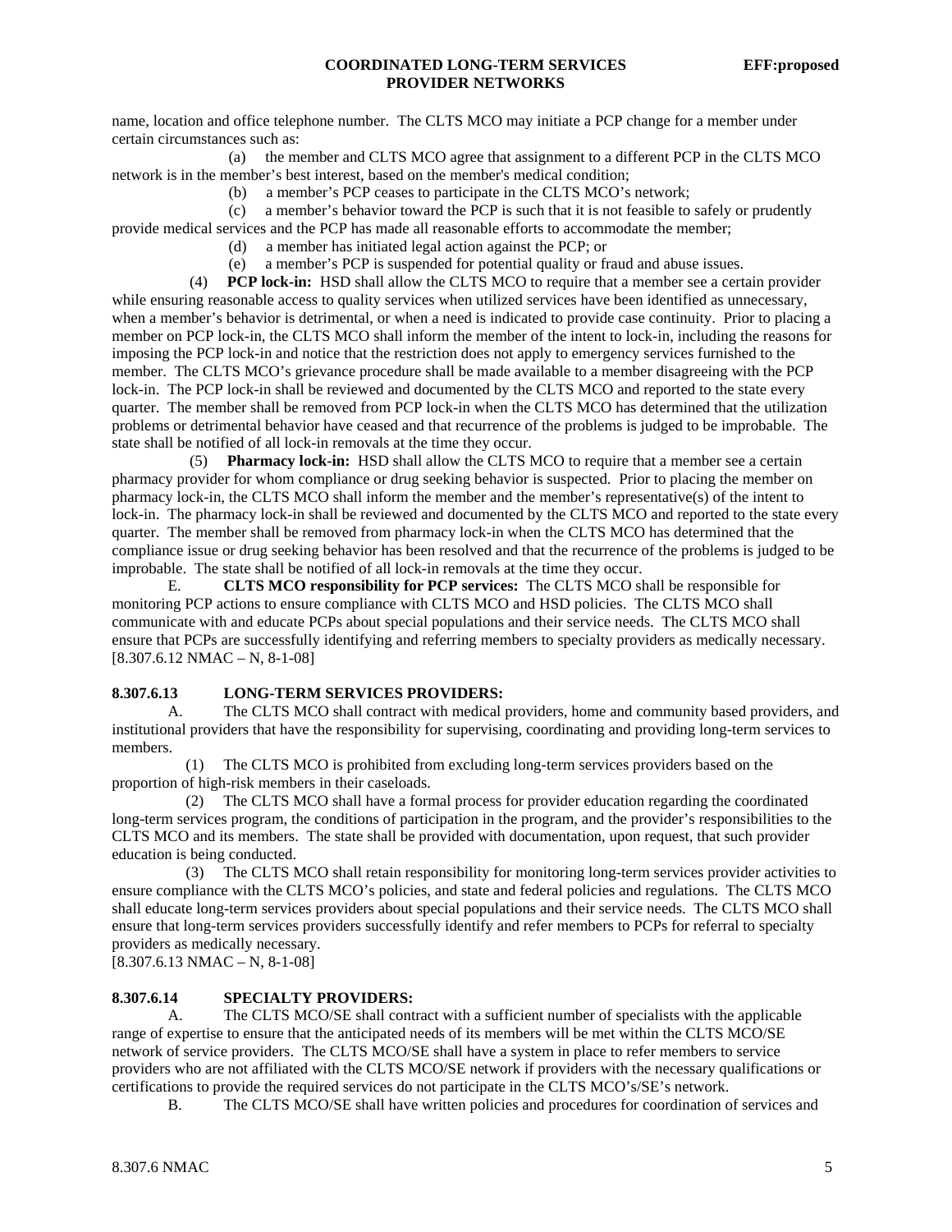name, location and office telephone number. The CLTS MCO may initiate a PCP change for a member under certain circumstances such as:

(a) the member and CLTS MCO agree that assignment to a different PCP in the CLTS MCO network is in the member's best interest, based on the member's medical condition;

(b) a member's PCP ceases to participate in the CLTS MCO's network;

(c) a member's behavior toward the PCP is such that it is not feasible to safely or prudently provide medical services and the PCP has made all reasonable efforts to accommodate the member;

(d) a member has initiated legal action against the PCP; or

(e) a member's PCP is suspended for potential quality or fraud and abuse issues.

(4) **PCP lock-in:** HSD shall allow the CLTS MCO to require that a member see a certain provider while ensuring reasonable access to quality services when utilized services have been identified as unnecessary, when a member's behavior is detrimental, or when a need is indicated to provide case continuity. Prior to placing a member on PCP lock-in, the CLTS MCO shall inform the member of the intent to lock-in, including the reasons for imposing the PCP lock-in and notice that the restriction does not apply to emergency services furnished to the member. The CLTS MCO's grievance procedure shall be made available to a member disagreeing with the PCP lock-in. The PCP lock-in shall be reviewed and documented by the CLTS MCO and reported to the state every quarter. The member shall be removed from PCP lock-in when the CLTS MCO has determined that the utilization problems or detrimental behavior have ceased and that recurrence of the problems is judged to be improbable. The state shall be notified of all lock-in removals at the time they occur.

(5) **Pharmacy lock-in:** HSD shall allow the CLTS MCO to require that a member see a certain pharmacy provider for whom compliance or drug seeking behavior is suspected. Prior to placing the member on pharmacy lock-in, the CLTS MCO shall inform the member and the member's representative(s) of the intent to lock-in. The pharmacy lock-in shall be reviewed and documented by the CLTS MCO and reported to the state every quarter. The member shall be removed from pharmacy lock-in when the CLTS MCO has determined that the compliance issue or drug seeking behavior has been resolved and that the recurrence of the problems is judged to be improbable. The state shall be notified of all lock-in removals at the time they occur.

E. **CLTS MCO responsibility for PCP services:** The CLTS MCO shall be responsible for monitoring PCP actions to ensure compliance with CLTS MCO and HSD policies. The CLTS MCO shall communicate with and educate PCPs about special populations and their service needs. The CLTS MCO shall ensure that PCPs are successfully identifying and referring members to specialty providers as medically necessary.
[8.307.6.12 NMAC – N, 8-1-08]

**8.307.6.13 LONG-TERM SERVICES PROVIDERS:**

A. The CLTS MCO shall contract with medical providers, home and community based providers, and institutional providers that have the responsibility for supervising, coordinating and providing long-term services to members.

(1) The CLTS MCO is prohibited from excluding long-term services providers based on the proportion of high-risk members in their caseloads.

(2) The CLTS MCO shall have a formal process for provider education regarding the coordinated long-term services program, the conditions of participation in the program, and the provider's responsibilities to the CLTS MCO and its members. The state shall be provided with documentation, upon request, that such provider education is being conducted.

(3) The CLTS MCO shall retain responsibility for monitoring long-term services provider activities to ensure compliance with the CLTS MCO's policies, and state and federal policies and regulations. The CLTS MCO shall educate long-term services providers about special populations and their service needs. The CLTS MCO shall ensure that long-term services providers successfully identify and refer members to PCPs for referral to specialty providers as medically necessary.
[8.307.6.13 NMAC – N, 8-1-08]

**8.307.6.14 SPECIALTY PROVIDERS:**

A. The CLTS MCO/SE shall contract with a sufficient number of specialists with the applicable range of expertise to ensure that the anticipated needs of its members will be met within the CLTS MCO/SE network of service providers. The CLTS MCO/SE shall have a system in place to refer members to service providers who are not affiliated with the CLTS MCO/SE network if providers with the necessary qualifications or certifications to provide the required services do not participate in the CLTS MCO's/SE's network.

B. The CLTS MCO/SE shall have written policies and procedures for coordination of services and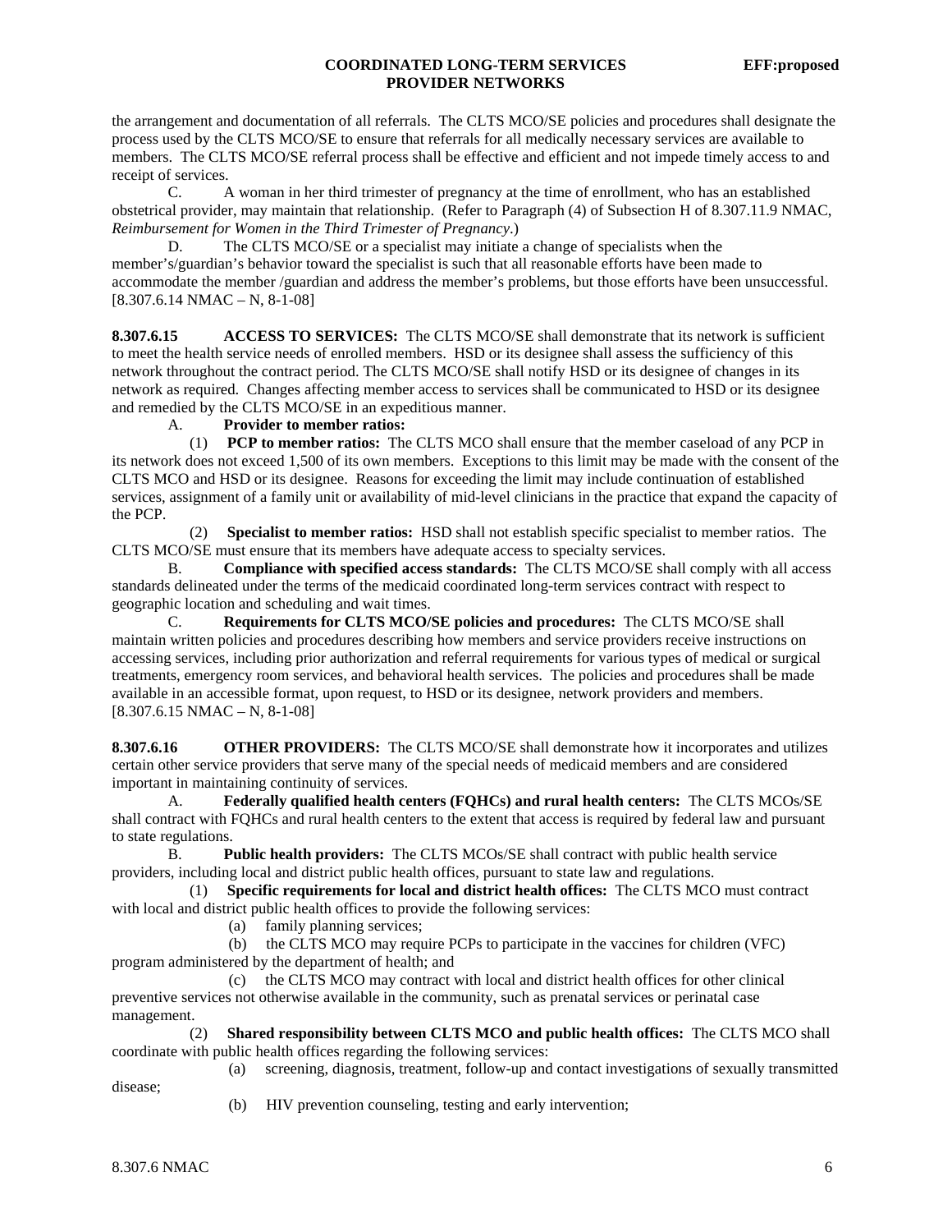the arrangement and documentation of all referrals. The CLTS MCO/SE policies and procedures shall designate the process used by the CLTS MCO/SE to ensure that referrals for all medically necessary services are available to members. The CLTS MCO/SE referral process shall be effective and efficient and not impede timely access to and receipt of services.

C. A woman in her third trimester of pregnancy at the time of enrollment, who has an established obstetrical provider, may maintain that relationship. (Refer to Paragraph (4) of Subsection H of 8.307.11.9 NMAC, *Reimbursement for Women in the Third Trimester of Pregnancy*.)

D. The CLTS MCO/SE or a specialist may initiate a change of specialists when the member's/guardian's behavior toward the specialist is such that all reasonable efforts have been made to accommodate the member /guardian and address the member's problems, but those efforts have been unsuccessful.
[8.307.6.14 NMAC – N, 8-1-08]

**8.307.6.15 ACCESS TO SERVICES:** The CLTS MCO/SE shall demonstrate that its network is sufficient to meet the health service needs of enrolled members. HSD or its designee shall assess the sufficiency of this network throughout the contract period. The CLTS MCO/SE shall notify HSD or its designee of changes in its network as required. Changes affecting member access to services shall be communicated to HSD or its designee and remedied by the CLTS MCO/SE in an expeditious manner.

A. **Provider to member ratios:**

(1) **PCP to member ratios:** The CLTS MCO shall ensure that the member caseload of any PCP in its network does not exceed 1,500 of its own members. Exceptions to this limit may be made with the consent of the CLTS MCO and HSD or its designee. Reasons for exceeding the limit may include continuation of established services, assignment of a family unit or availability of mid-level clinicians in the practice that expand the capacity of the PCP.

(2) **Specialist to member ratios:** HSD shall not establish specific specialist to member ratios. The CLTS MCO/SE must ensure that its members have adequate access to specialty services.

B. **Compliance with specified access standards:** The CLTS MCO/SE shall comply with all access standards delineated under the terms of the medicaid coordinated long-term services contract with respect to geographic location and scheduling and wait times.

C. **Requirements for CLTS MCO/SE policies and procedures:** The CLTS MCO/SE shall maintain written policies and procedures describing how members and service providers receive instructions on accessing services, including prior authorization and referral requirements for various types of medical or surgical treatments, emergency room services, and behavioral health services. The policies and procedures shall be made available in an accessible format, upon request, to HSD or its designee, network providers and members.
[8.307.6.15 NMAC – N, 8-1-08]

**8.307.6.16 OTHER PROVIDERS:** The CLTS MCO/SE shall demonstrate how it incorporates and utilizes certain other service providers that serve many of the special needs of medicaid members and are considered important in maintaining continuity of services.

A. **Federally qualified health centers (FQHCs) and rural health centers:** The CLTS MCOs/SE shall contract with FQHCs and rural health centers to the extent that access is required by federal law and pursuant to state regulations.

B. **Public health providers:** The CLTS MCOs/SE shall contract with public health service providers, including local and district public health offices, pursuant to state law and regulations.

(1) **Specific requirements for local and district health offices:** The CLTS MCO must contract with local and district public health offices to provide the following services:

(a) family planning services;

(b) the CLTS MCO may require PCPs to participate in the vaccines for children (VFC) program administered by the department of health; and

(c) the CLTS MCO may contract with local and district health offices for other clinical preventive services not otherwise available in the community, such as prenatal services or perinatal case management.

(2) **Shared responsibility between CLTS MCO and public health offices:** The CLTS MCO shall coordinate with public health offices regarding the following services:

(a) screening, diagnosis, treatment, follow-up and contact investigations of sexually transmitted disease;

(b) HIV prevention counseling, testing and early intervention;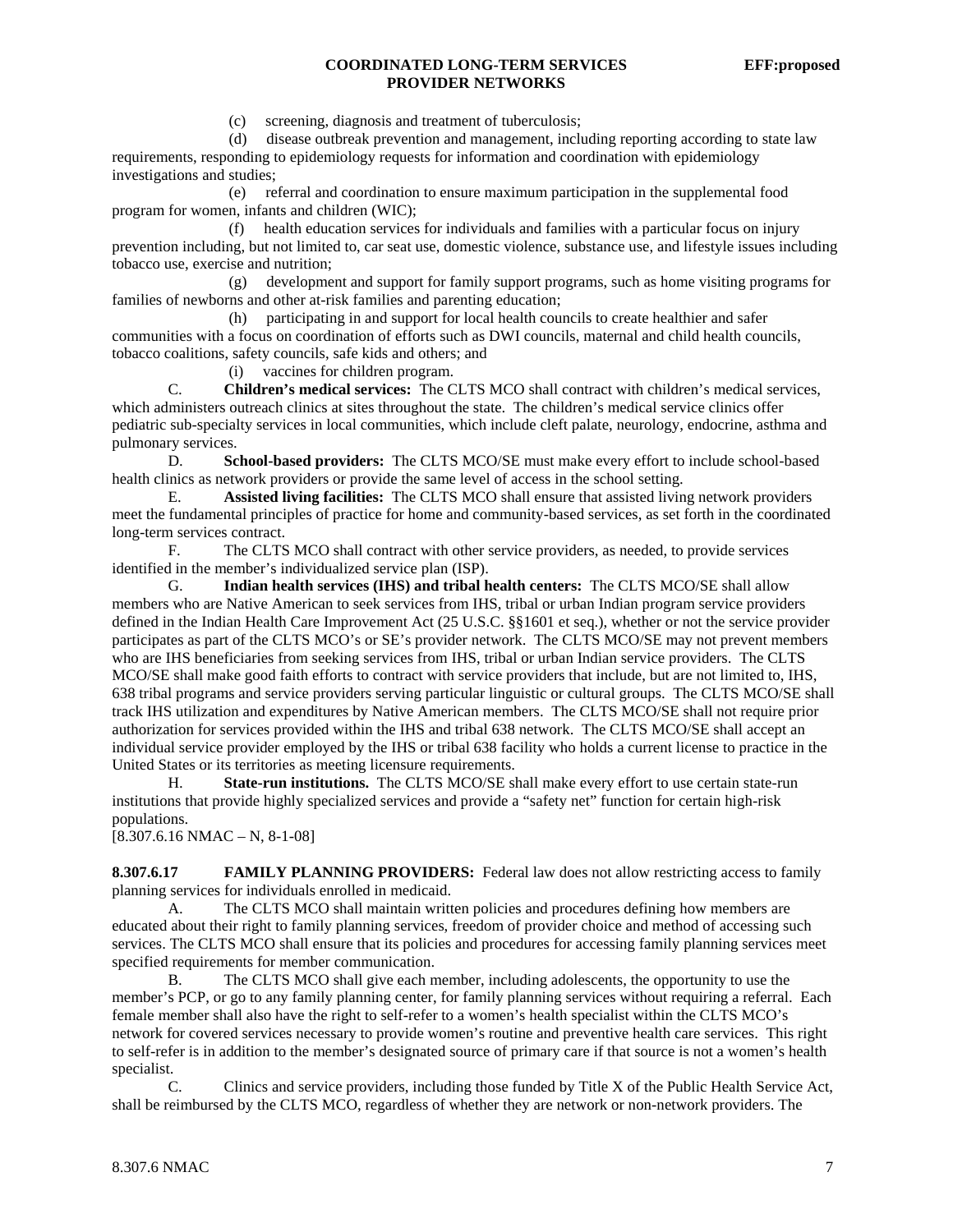(c) screening, diagnosis and treatment of tuberculosis;

(d) disease outbreak prevention and management, including reporting according to state law requirements, responding to epidemiology requests for information and coordination with epidemiology investigations and studies;

(e) referral and coordination to ensure maximum participation in the supplemental food program for women, infants and children (WIC);

(f) health education services for individuals and families with a particular focus on injury prevention including, but not limited to, car seat use, domestic violence, substance use, and lifestyle issues including tobacco use, exercise and nutrition;

(g) development and support for family support programs, such as home visiting programs for families of newborns and other at-risk families and parenting education;

(h) participating in and support for local health councils to create healthier and safer communities with a focus on coordination of efforts such as DWI councils, maternal and child health councils, tobacco coalitions, safety councils, safe kids and others; and

(i) vaccines for children program.

C. **Children's medical services:** The CLTS MCO shall contract with children's medical services, which administers outreach clinics at sites throughout the state. The children's medical service clinics offer pediatric sub-specialty services in local communities, which include cleft palate, neurology, endocrine, asthma and pulmonary services.

D. **School-based providers:** The CLTS MCO/SE must make every effort to include school-based health clinics as network providers or provide the same level of access in the school setting.

E. **Assisted living facilities:** The CLTS MCO shall ensure that assisted living network providers meet the fundamental principles of practice for home and community-based services, as set forth in the coordinated long-term services contract.

F. The CLTS MCO shall contract with other service providers, as needed, to provide services identified in the member's individualized service plan (ISP).

G. **Indian health services (IHS) and tribal health centers:** The CLTS MCO/SE shall allow members who are Native American to seek services from IHS, tribal or urban Indian program service providers defined in the Indian Health Care Improvement Act (25 U.S.C. §§1601 et seq.), whether or not the service provider participates as part of the CLTS MCO's or SE's provider network. The CLTS MCO/SE may not prevent members who are IHS beneficiaries from seeking services from IHS, tribal or urban Indian service providers. The CLTS MCO/SE shall make good faith efforts to contract with service providers that include, but are not limited to, IHS, 638 tribal programs and service providers serving particular linguistic or cultural groups. The CLTS MCO/SE shall track IHS utilization and expenditures by Native American members. The CLTS MCO/SE shall not require prior authorization for services provided within the IHS and tribal 638 network. The CLTS MCO/SE shall accept an individual service provider employed by the IHS or tribal 638 facility who holds a current license to practice in the United States or its territories as meeting licensure requirements.

H. **State-run institutions.** The CLTS MCO/SE shall make every effort to use certain state-run institutions that provide highly specialized services and provide a "safety net" function for certain high-risk populations.

[8.307.6.16 NMAC – N, 8-1-08]

**8.307.6.17 FAMILY PLANNING PROVIDERS:** Federal law does not allow restricting access to family planning services for individuals enrolled in medicaid.

A. The CLTS MCO shall maintain written policies and procedures defining how members are educated about their right to family planning services, freedom of provider choice and method of accessing such services. The CLTS MCO shall ensure that its policies and procedures for accessing family planning services meet specified requirements for member communication.

B. The CLTS MCO shall give each member, including adolescents, the opportunity to use the member's PCP, or go to any family planning center, for family planning services without requiring a referral. Each female member shall also have the right to self-refer to a women's health specialist within the CLTS MCO's network for covered services necessary to provide women's routine and preventive health care services. This right to self-refer is in addition to the member's designated source of primary care if that source is not a women's health specialist.

C. Clinics and service providers, including those funded by Title X of the Public Health Service Act, shall be reimbursed by the CLTS MCO, regardless of whether they are network or non-network providers. The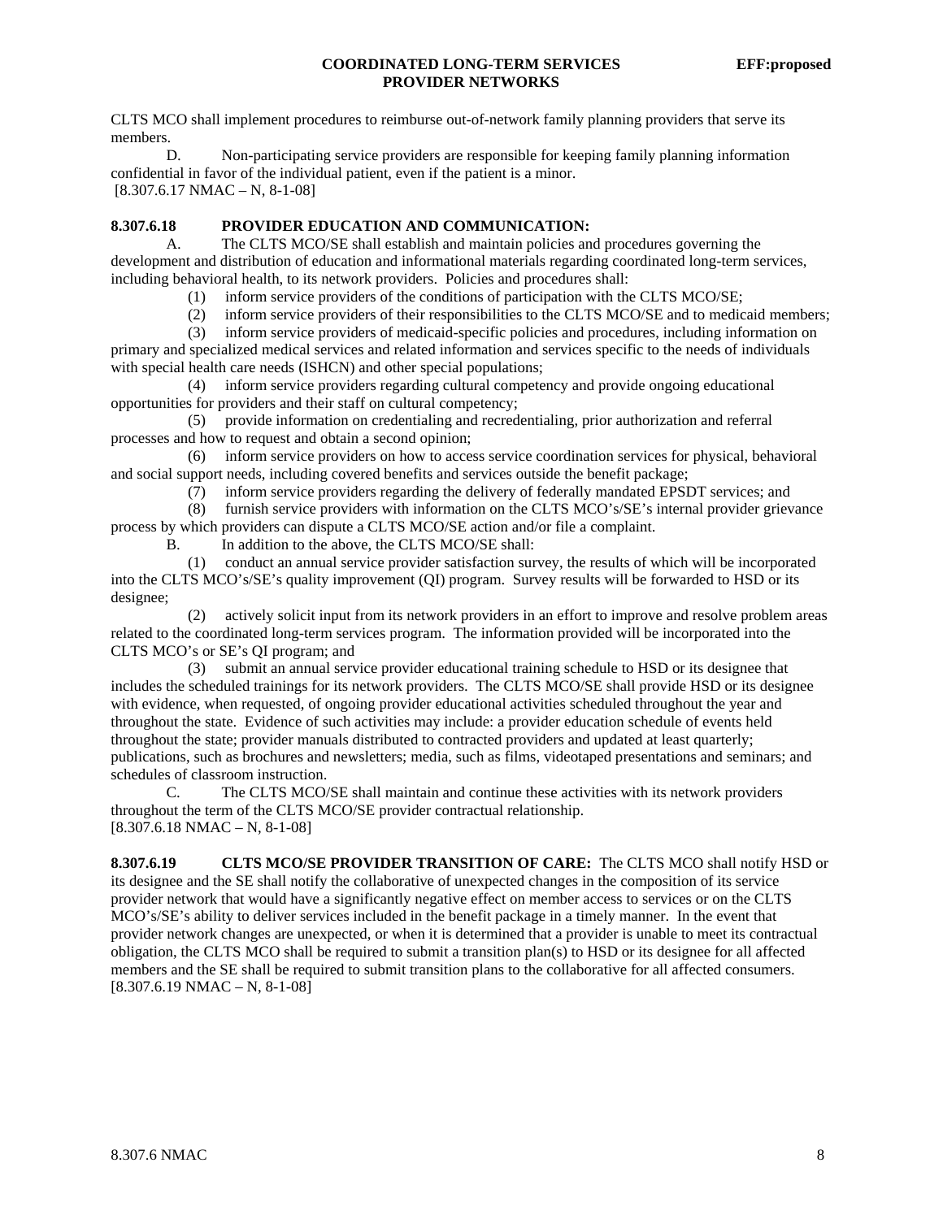CLTS MCO shall implement procedures to reimburse out-of-network family planning providers that serve its members.

D. Non-participating service providers are responsible for keeping family planning information confidential in favor of the individual patient, even if the patient is a minor.
[8.307.6.17 NMAC – N, 8-1-08]

**8.307.6.18 PROVIDER EDUCATION AND COMMUNICATION:**

A. The CLTS MCO/SE shall establish and maintain policies and procedures governing the development and distribution of education and informational materials regarding coordinated long-term services, including behavioral health, to its network providers. Policies and procedures shall:

(1) inform service providers of the conditions of participation with the CLTS MCO/SE;

(2) inform service providers of their responsibilities to the CLTS MCO/SE and to medicaid members;

(3) inform service providers of medicaid-specific policies and procedures, including information on primary and specialized medical services and related information and services specific to the needs of individuals with special health care needs (ISHCN) and other special populations;

(4) inform service providers regarding cultural competency and provide ongoing educational opportunities for providers and their staff on cultural competency;

(5) provide information on credentialing and recredentialing, prior authorization and referral processes and how to request and obtain a second opinion;

(6) inform service providers on how to access service coordination services for physical, behavioral and social support needs, including covered benefits and services outside the benefit package;

(7) inform service providers regarding the delivery of federally mandated EPSDT services; and

(8) furnish service providers with information on the CLTS MCO's/SE's internal provider grievance process by which providers can dispute a CLTS MCO/SE action and/or file a complaint.

B. In addition to the above, the CLTS MCO/SE shall:

(1) conduct an annual service provider satisfaction survey, the results of which will be incorporated into the CLTS MCO's/SE's quality improvement (QI) program. Survey results will be forwarded to HSD or its designee;

(2) actively solicit input from its network providers in an effort to improve and resolve problem areas related to the coordinated long-term services program. The information provided will be incorporated into the CLTS MCO's or SE's QI program; and

(3) submit an annual service provider educational training schedule to HSD or its designee that includes the scheduled trainings for its network providers. The CLTS MCO/SE shall provide HSD or its designee with evidence, when requested, of ongoing provider educational activities scheduled throughout the year and throughout the state. Evidence of such activities may include: a provider education schedule of events held throughout the state; provider manuals distributed to contracted providers and updated at least quarterly; publications, such as brochures and newsletters; media, such as films, videotaped presentations and seminars; and schedules of classroom instruction.

C. The CLTS MCO/SE shall maintain and continue these activities with its network providers throughout the term of the CLTS MCO/SE provider contractual relationship.
[8.307.6.18 NMAC – N, 8-1-08]

**8.307.6.19 CLTS MCO/SE PROVIDER TRANSITION OF CARE:** The CLTS MCO shall notify HSD or its designee and the SE shall notify the collaborative of unexpected changes in the composition of its service provider network that would have a significantly negative effect on member access to services or on the CLTS MCO's/SE's ability to deliver services included in the benefit package in a timely manner. In the event that provider network changes are unexpected, or when it is determined that a provider is unable to meet its contractual obligation, the CLTS MCO shall be required to submit a transition plan(s) to HSD or its designee for all affected members and the SE shall be required to submit transition plans to the collaborative for all affected consumers.
[8.307.6.19 NMAC – N, 8-1-08]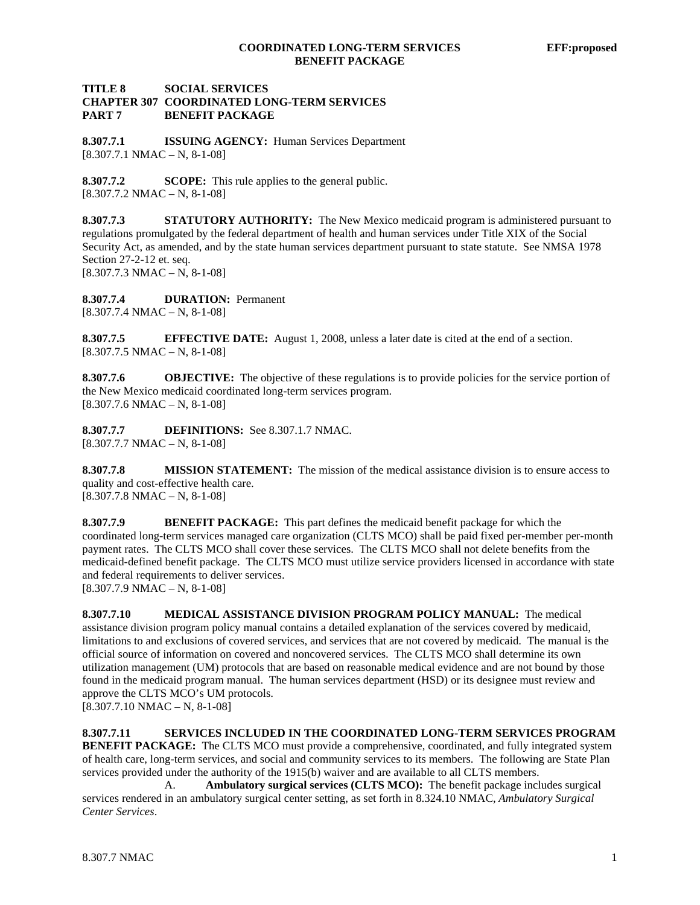**TITLE 8 SOCIAL SERVICES**
**CHAPTER 307 COORDINATED LONG-TERM SERVICES**
**PART 7 BENEFIT PACKAGE**

**8.307.7.1 ISSUING AGENCY:** Human Services Department
[8.307.7.1 NMAC – N, 8-1-08]

**8.307.7.2 SCOPE:** This rule applies to the general public.
[8.307.7.2 NMAC – N, 8-1-08]

**8.307.7.3 STATUTORY AUTHORITY:** The New Mexico medicaid program is administered pursuant to regulations promulgated by the federal department of health and human services under Title XIX of the Social Security Act, as amended, and by the state human services department pursuant to state statute. See NMSA 1978 Section 27-2-12 et. seq.
[8.307.7.3 NMAC – N, 8-1-08]

**8.307.7.4 DURATION:** Permanent
[8.307.7.4 NMAC – N, 8-1-08]

**8.307.7.5 EFFECTIVE DATE:** August 1, 2008, unless a later date is cited at the end of a section.
[8.307.7.5 NMAC – N, 8-1-08]

**8.307.7.6 OBJECTIVE:** The objective of these regulations is to provide policies for the service portion of the New Mexico medicaid coordinated long-term services program.
[8.307.7.6 NMAC – N, 8-1-08]

**8.307.7.7 DEFINITIONS:** See 8.307.1.7 NMAC.
[8.307.7.7 NMAC – N, 8-1-08]

**8.307.7.8 MISSION STATEMENT:** The mission of the medical assistance division is to ensure access to quality and cost-effective health care.
[8.307.7.8 NMAC – N, 8-1-08]

**8.307.7.9 BENEFIT PACKAGE:** This part defines the medicaid benefit package for which the coordinated long-term services managed care organization (CLTS MCO) shall be paid fixed per-member per-month payment rates. The CLTS MCO shall cover these services. The CLTS MCO shall not delete benefits from the medicaid-defined benefit package. The CLTS MCO must utilize service providers licensed in accordance with state and federal requirements to deliver services.
[8.307.7.9 NMAC – N, 8-1-08]

**8.307.7.10 MEDICAL ASSISTANCE DIVISION PROGRAM POLICY MANUAL:** The medical assistance division program policy manual contains a detailed explanation of the services covered by medicaid, limitations to and exclusions of covered services, and services that are not covered by medicaid. The manual is the official source of information on covered and noncovered services. The CLTS MCO shall determine its own utilization management (UM) protocols that are based on reasonable medical evidence and are not bound by those found in the medicaid program manual. The human services department (HSD) or its designee must review and approve the CLTS MCO's UM protocols.
[8.307.7.10 NMAC – N, 8-1-08]

**8.307.7.11 SERVICES INCLUDED IN THE COORDINATED LONG-TERM SERVICES PROGRAM BENEFIT PACKAGE:** The CLTS MCO must provide a comprehensive, coordinated, and fully integrated system of health care, long-term services, and social and community services to its members. The following are State Plan services provided under the authority of the 1915(b) waiver and are available to all CLTS members.

A. **Ambulatory surgical services (CLTS MCO):** The benefit package includes surgical services rendered in an ambulatory surgical center setting, as set forth in 8.324.10 NMAC, *Ambulatory Surgical Center Services*.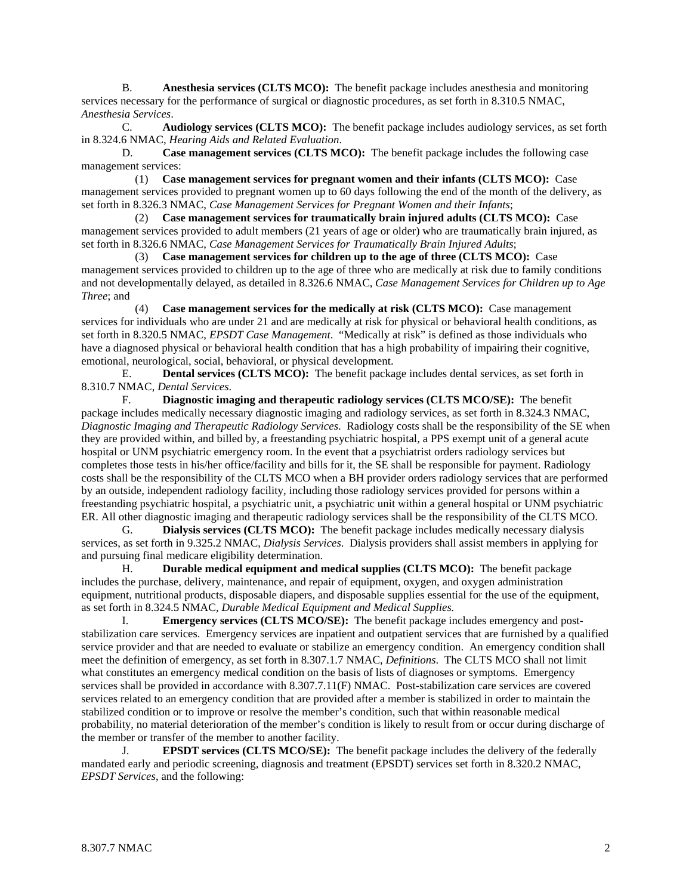B. **Anesthesia services (CLTS MCO):** The benefit package includes anesthesia and monitoring services necessary for the performance of surgical or diagnostic procedures, as set forth in 8.310.5 NMAC, *Anesthesia Services*.

C. **Audiology services (CLTS MCO):** The benefit package includes audiology services, as set forth in 8.324.6 NMAC, *Hearing Aids and Related Evaluation*.

D. **Case management services (CLTS MCO):** The benefit package includes the following case management services:

(1) **Case management services for pregnant women and their infants (CLTS MCO):** Case management services provided to pregnant women up to 60 days following the end of the month of the delivery, as set forth in 8.326.3 NMAC, *Case Management Services for Pregnant Women and their Infants*;

(2) **Case management services for traumatically brain injured adults (CLTS MCO):** Case management services provided to adult members (21 years of age or older) who are traumatically brain injured, as set forth in 8.326.6 NMAC, *Case Management Services for Traumatically Brain Injured Adults*;

(3) **Case management services for children up to the age of three (CLTS MCO):** Case management services provided to children up to the age of three who are medically at risk due to family conditions and not developmentally delayed, as detailed in 8.326.6 NMAC, *Case Management Services for Children up to Age Three*; and

(4) **Case management services for the medically at risk (CLTS MCO):** Case management services for individuals who are under 21 and are medically at risk for physical or behavioral health conditions, as set forth in 8.320.5 NMAC, *EPSDT Case Management*. "Medically at risk" is defined as those individuals who have a diagnosed physical or behavioral health condition that has a high probability of impairing their cognitive, emotional, neurological, social, behavioral, or physical development.

E. **Dental services (CLTS MCO):** The benefit package includes dental services, as set forth in 8.310.7 NMAC, *Dental Services*.

F. **Diagnostic imaging and therapeutic radiology services (CLTS MCO/SE):** The benefit package includes medically necessary diagnostic imaging and radiology services, as set forth in 8.324.3 NMAC, *Diagnostic Imaging and Therapeutic Radiology Services*. Radiology costs shall be the responsibility of the SE when they are provided within, and billed by, a freestanding psychiatric hospital, a PPS exempt unit of a general acute hospital or UNM psychiatric emergency room. In the event that a psychiatrist orders radiology services but completes those tests in his/her office/facility and bills for it, the SE shall be responsible for payment. Radiology costs shall be the responsibility of the CLTS MCO when a BH provider orders radiology services that are performed by an outside, independent radiology facility, including those radiology services provided for persons within a freestanding psychiatric hospital, a psychiatric unit, a psychiatric unit within a general hospital or UNM psychiatric ER. All other diagnostic imaging and therapeutic radiology services shall be the responsibility of the CLTS MCO.

G. **Dialysis services (CLTS MCO):** The benefit package includes medically necessary dialysis services, as set forth in 9.325.2 NMAC, *Dialysis Services*. Dialysis providers shall assist members in applying for and pursuing final medicare eligibility determination.

H. **Durable medical equipment and medical supplies (CLTS MCO):** The benefit package includes the purchase, delivery, maintenance, and repair of equipment, oxygen, and oxygen administration equipment, nutritional products, disposable diapers, and disposable supplies essential for the use of the equipment, as set forth in 8.324.5 NMAC, *Durable Medical Equipment and Medical Supplies.*

I. **Emergency services (CLTS MCO/SE):** The benefit package includes emergency and post-stabilization care services. Emergency services are inpatient and outpatient services that are furnished by a qualified service provider and that are needed to evaluate or stabilize an emergency condition. An emergency condition shall meet the definition of emergency, as set forth in 8.307.1.7 NMAC, *Definitions*. The CLTS MCO shall not limit what constitutes an emergency medical condition on the basis of lists of diagnoses or symptoms. Emergency services shall be provided in accordance with 8.307.7.11(F) NMAC. Post-stabilization care services are covered services related to an emergency condition that are provided after a member is stabilized in order to maintain the stabilized condition or to improve or resolve the member's condition, such that within reasonable medical probability, no material deterioration of the member's condition is likely to result from or occur during discharge of the member or transfer of the member to another facility.

J. **EPSDT services (CLTS MCO/SE):** The benefit package includes the delivery of the federally mandated early and periodic screening, diagnosis and treatment (EPSDT) services set forth in 8.320.2 NMAC, *EPSDT Services*, and the following: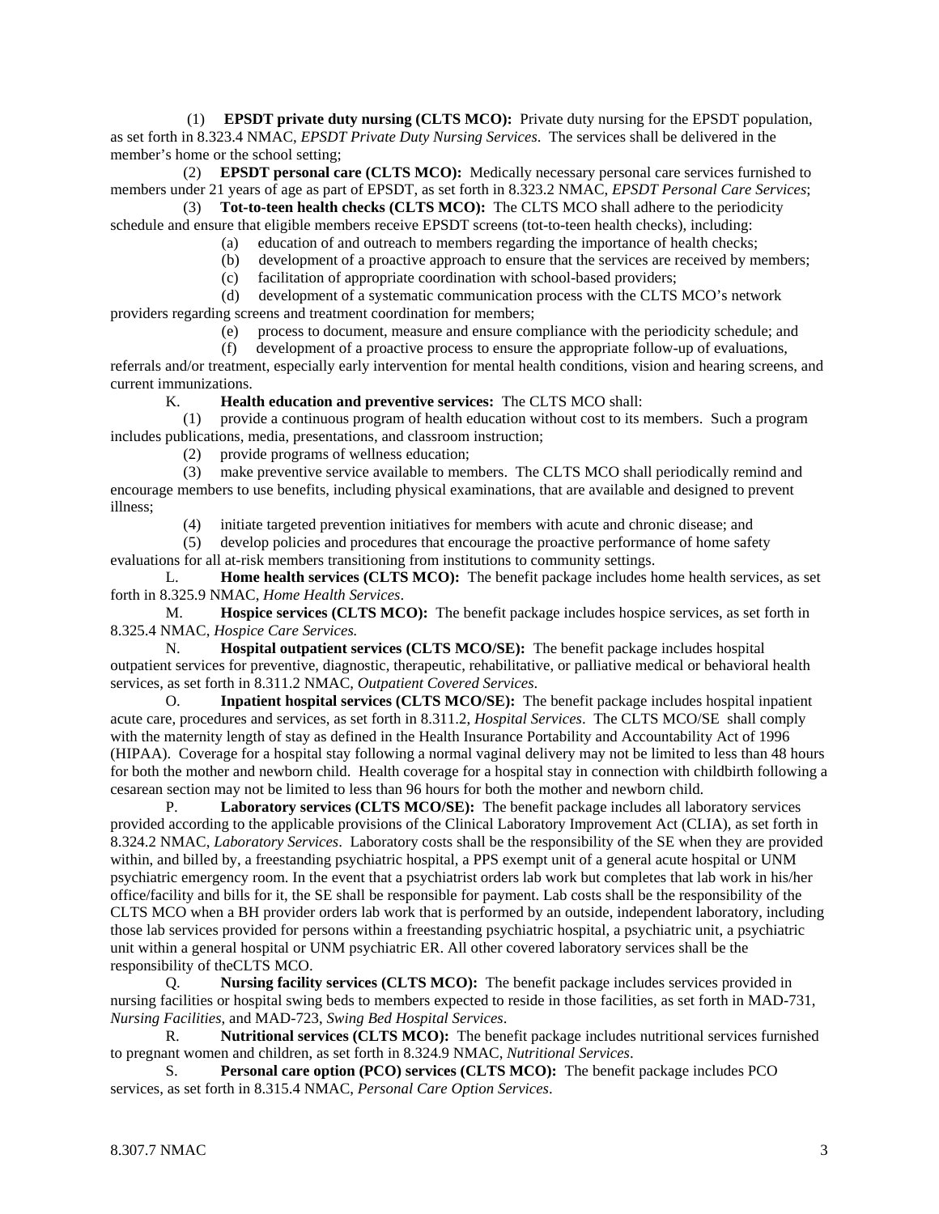(1) **EPSDT private duty nursing (CLTS MCO):** Private duty nursing for the EPSDT population, as set forth in 8.323.4 NMAC, *EPSDT Private Duty Nursing Services*. The services shall be delivered in the member's home or the school setting;

(2) **EPSDT personal care (CLTS MCO):** Medically necessary personal care services furnished to members under 21 years of age as part of EPSDT, as set forth in 8.323.2 NMAC, *EPSDT Personal Care Services*;

(3) **Tot-to-teen health checks (CLTS MCO):** The CLTS MCO shall adhere to the periodicity schedule and ensure that eligible members receive EPSDT screens (tot-to-teen health checks), including:

(a) education of and outreach to members regarding the importance of health checks;

(b) development of a proactive approach to ensure that the services are received by members;

(c) facilitation of appropriate coordination with school-based providers;

(d) development of a systematic communication process with the CLTS MCO's network providers regarding screens and treatment coordination for members;

(e) process to document, measure and ensure compliance with the periodicity schedule; and

(f) development of a proactive process to ensure the appropriate follow-up of evaluations, referrals and/or treatment, especially early intervention for mental health conditions, vision and hearing screens, and current immunizations.

K. **Health education and preventive services:** The CLTS MCO shall:

(1) provide a continuous program of health education without cost to its members. Such a program includes publications, media, presentations, and classroom instruction;

(2) provide programs of wellness education;

(3) make preventive service available to members. The CLTS MCO shall periodically remind and encourage members to use benefits, including physical examinations, that are available and designed to prevent illness;

(4) initiate targeted prevention initiatives for members with acute and chronic disease; and

(5) develop policies and procedures that encourage the proactive performance of home safety evaluations for all at-risk members transitioning from institutions to community settings.

L. **Home health services (CLTS MCO):** The benefit package includes home health services, as set forth in 8.325.9 NMAC, *Home Health Services*.

M. **Hospice services (CLTS MCO):** The benefit package includes hospice services, as set forth in 8.325.4 NMAC, *Hospice Care Services.*

N. **Hospital outpatient services (CLTS MCO/SE):** The benefit package includes hospital outpatient services for preventive, diagnostic, therapeutic, rehabilitative, or palliative medical or behavioral health services, as set forth in 8.311.2 NMAC, *Outpatient Covered Services*.

O. **Inpatient hospital services (CLTS MCO/SE):** The benefit package includes hospital inpatient acute care, procedures and services, as set forth in 8.311.2, *Hospital Services*. The CLTS MCO/SE shall comply with the maternity length of stay as defined in the Health Insurance Portability and Accountability Act of 1996 (HIPAA). Coverage for a hospital stay following a normal vaginal delivery may not be limited to less than 48 hours for both the mother and newborn child. Health coverage for a hospital stay in connection with childbirth following a cesarean section may not be limited to less than 96 hours for both the mother and newborn child.

P. **Laboratory services (CLTS MCO/SE):** The benefit package includes all laboratory services provided according to the applicable provisions of the Clinical Laboratory Improvement Act (CLIA), as set forth in 8.324.2 NMAC, *Laboratory Services*. Laboratory costs shall be the responsibility of the SE when they are provided within, and billed by, a freestanding psychiatric hospital, a PPS exempt unit of a general acute hospital or UNM psychiatric emergency room. In the event that a psychiatrist orders lab work but completes that lab work in his/her office/facility and bills for it, the SE shall be responsible for payment. Lab costs shall be the responsibility of the CLTS MCO when a BH provider orders lab work that is performed by an outside, independent laboratory, including those lab services provided for persons within a freestanding psychiatric hospital, a psychiatric unit, a psychiatric unit within a general hospital or UNM psychiatric ER. All other covered laboratory services shall be the responsibility of theCLTS MCO.

Q. **Nursing facility services (CLTS MCO):** The benefit package includes services provided in nursing facilities or hospital swing beds to members expected to reside in those facilities, as set forth in MAD-731, *Nursing Facilities*, and MAD-723, *Swing Bed Hospital Services*.

R. **Nutritional services (CLTS MCO):** The benefit package includes nutritional services furnished to pregnant women and children, as set forth in 8.324.9 NMAC, *Nutritional Services*.

S. **Personal care option (PCO) services (CLTS MCO):** The benefit package includes PCO services, as set forth in 8.315.4 NMAC, *Personal Care Option Services*.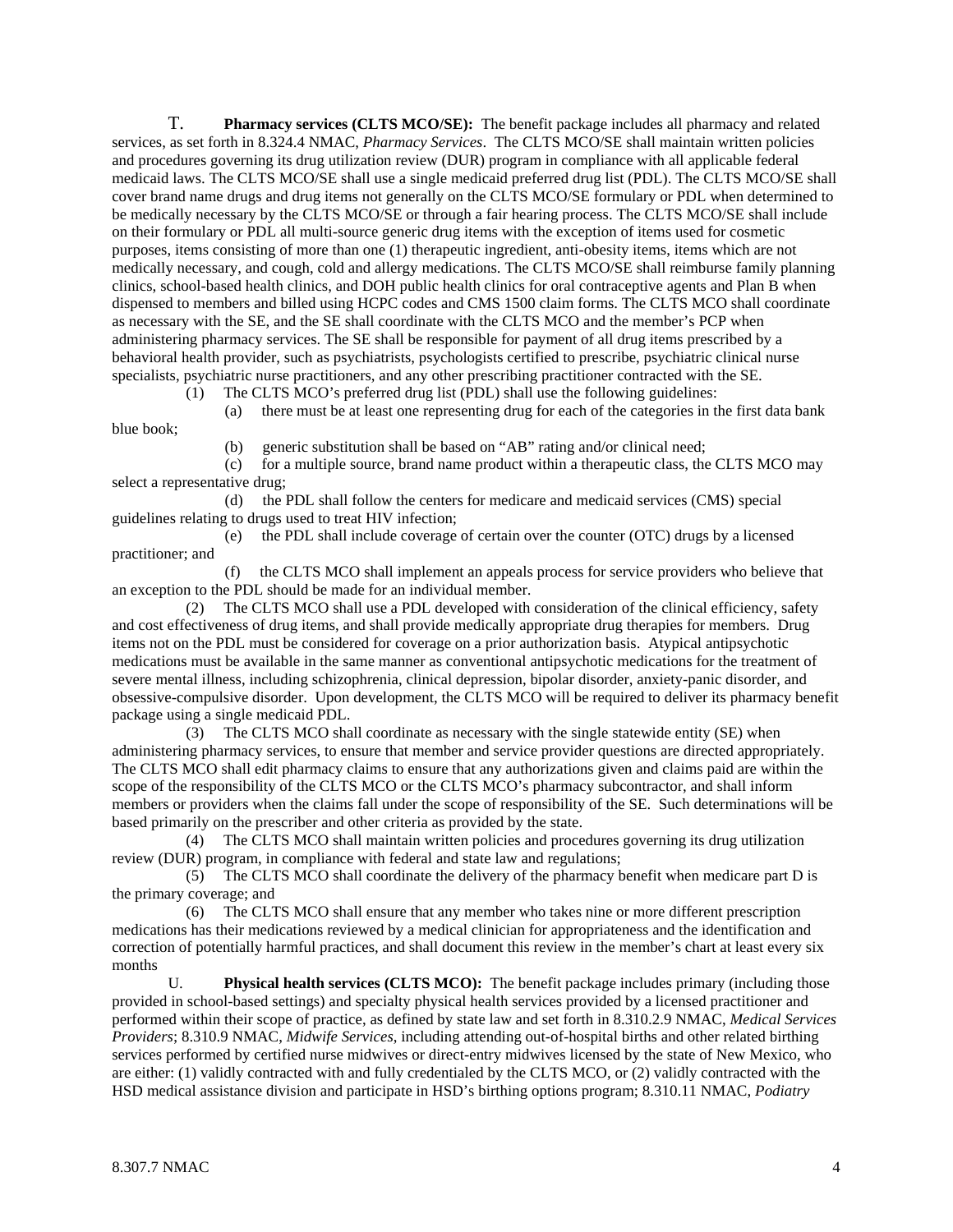T. **Pharmacy services (CLTS MCO/SE):** The benefit package includes all pharmacy and related services, as set forth in 8.324.4 NMAC, *Pharmacy Services*. The CLTS MCO/SE shall maintain written policies and procedures governing its drug utilization review (DUR) program in compliance with all applicable federal medicaid laws. The CLTS MCO/SE shall use a single medicaid preferred drug list (PDL). The CLTS MCO/SE shall cover brand name drugs and drug items not generally on the CLTS MCO/SE formulary or PDL when determined to be medically necessary by the CLTS MCO/SE or through a fair hearing process. The CLTS MCO/SE shall include on their formulary or PDL all multi-source generic drug items with the exception of items used for cosmetic purposes, items consisting of more than one (1) therapeutic ingredient, anti-obesity items, items which are not medically necessary, and cough, cold and allergy medications. The CLTS MCO/SE shall reimburse family planning clinics, school-based health clinics, and DOH public health clinics for oral contraceptive agents and Plan B when dispensed to members and billed using HCPC codes and CMS 1500 claim forms. The CLTS MCO shall coordinate as necessary with the SE, and the SE shall coordinate with the CLTS MCO and the member's PCP when administering pharmacy services. The SE shall be responsible for payment of all drug items prescribed by a behavioral health provider, such as psychiatrists, psychologists certified to prescribe, psychiatric clinical nurse specialists, psychiatric nurse practitioners, and any other prescribing practitioner contracted with the SE.

(1) The CLTS MCO's preferred drug list (PDL) shall use the following guidelines:

(a) there must be at least one representing drug for each of the categories in the first data bank blue book;

(b) generic substitution shall be based on "AB" rating and/or clinical need;

(c) for a multiple source, brand name product within a therapeutic class, the CLTS MCO may select a representative drug;

(d) the PDL shall follow the centers for medicare and medicaid services (CMS) special guidelines relating to drugs used to treat HIV infection;

(e) the PDL shall include coverage of certain over the counter (OTC) drugs by a licensed practitioner; and

(f) the CLTS MCO shall implement an appeals process for service providers who believe that an exception to the PDL should be made for an individual member.

(2) The CLTS MCO shall use a PDL developed with consideration of the clinical efficiency, safety and cost effectiveness of drug items, and shall provide medically appropriate drug therapies for members. Drug items not on the PDL must be considered for coverage on a prior authorization basis. Atypical antipsychotic medications must be available in the same manner as conventional antipsychotic medications for the treatment of severe mental illness, including schizophrenia, clinical depression, bipolar disorder, anxiety-panic disorder, and obsessive-compulsive disorder. Upon development, the CLTS MCO will be required to deliver its pharmacy benefit package using a single medicaid PDL.

(3) The CLTS MCO shall coordinate as necessary with the single statewide entity (SE) when administering pharmacy services, to ensure that member and service provider questions are directed appropriately. The CLTS MCO shall edit pharmacy claims to ensure that any authorizations given and claims paid are within the scope of the responsibility of the CLTS MCO or the CLTS MCO's pharmacy subcontractor, and shall inform members or providers when the claims fall under the scope of responsibility of the SE. Such determinations will be based primarily on the prescriber and other criteria as provided by the state.

(4) The CLTS MCO shall maintain written policies and procedures governing its drug utilization review (DUR) program, in compliance with federal and state law and regulations;

(5) The CLTS MCO shall coordinate the delivery of the pharmacy benefit when medicare part D is the primary coverage; and

(6) The CLTS MCO shall ensure that any member who takes nine or more different prescription medications has their medications reviewed by a medical clinician for appropriateness and the identification and correction of potentially harmful practices, and shall document this review in the member's chart at least every six months

U. **Physical health services (CLTS MCO):** The benefit package includes primary (including those provided in school-based settings) and specialty physical health services provided by a licensed practitioner and performed within their scope of practice, as defined by state law and set forth in 8.310.2.9 NMAC, *Medical Services Providers*; 8.310.9 NMAC, *Midwife Services*, including attending out-of-hospital births and other related birthing services performed by certified nurse midwives or direct-entry midwives licensed by the state of New Mexico, who are either: (1) validly contracted with and fully credentialed by the CLTS MCO, or (2) validly contracted with the HSD medical assistance division and participate in HSD's birthing options program; 8.310.11 NMAC, *Podiatry*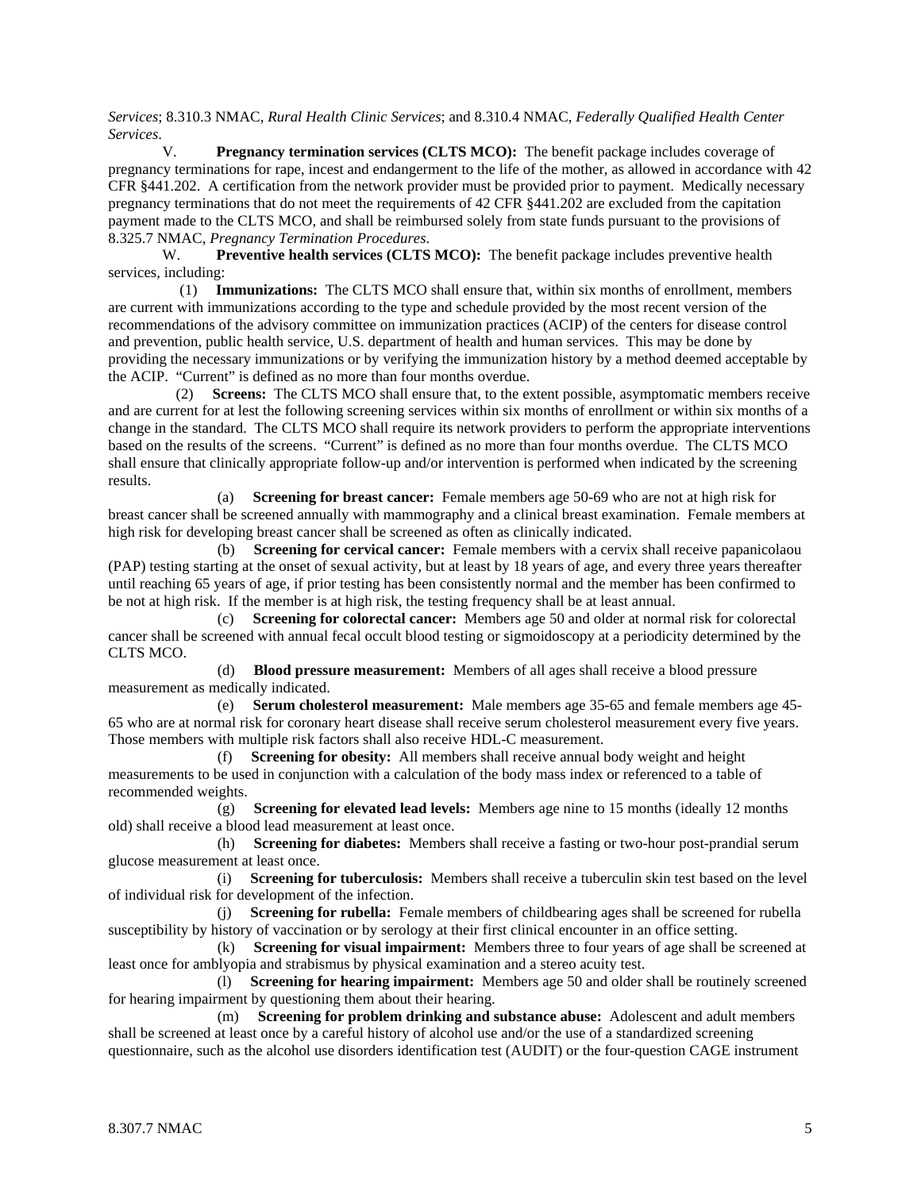*Services*; 8.310.3 NMAC, *Rural Health Clinic Services*; and 8.310.4 NMAC, *Federally Qualified Health Center Services*.

V. **Pregnancy termination services (CLTS MCO):** The benefit package includes coverage of pregnancy terminations for rape, incest and endangerment to the life of the mother, as allowed in accordance with 42 CFR §441.202. A certification from the network provider must be provided prior to payment. Medically necessary pregnancy terminations that do not meet the requirements of 42 CFR §441.202 are excluded from the capitation payment made to the CLTS MCO, and shall be reimbursed solely from state funds pursuant to the provisions of 8.325.7 NMAC, *Pregnancy Termination Procedures*.

W. **Preventive health services (CLTS MCO):** The benefit package includes preventive health services, including:

(1) **Immunizations:** The CLTS MCO shall ensure that, within six months of enrollment, members are current with immunizations according to the type and schedule provided by the most recent version of the recommendations of the advisory committee on immunization practices (ACIP) of the centers for disease control and prevention, public health service, U.S. department of health and human services. This may be done by providing the necessary immunizations or by verifying the immunization history by a method deemed acceptable by the ACIP. "Current" is defined as no more than four months overdue.

(2) **Screens:** The CLTS MCO shall ensure that, to the extent possible, asymptomatic members receive and are current for at lest the following screening services within six months of enrollment or within six months of a change in the standard. The CLTS MCO shall require its network providers to perform the appropriate interventions based on the results of the screens. "Current" is defined as no more than four months overdue. The CLTS MCO shall ensure that clinically appropriate follow-up and/or intervention is performed when indicated by the screening results.

(a) **Screening for breast cancer:** Female members age 50-69 who are not at high risk for breast cancer shall be screened annually with mammography and a clinical breast examination. Female members at high risk for developing breast cancer shall be screened as often as clinically indicated.

(b) **Screening for cervical cancer:** Female members with a cervix shall receive papanicolaou (PAP) testing starting at the onset of sexual activity, but at least by 18 years of age, and every three years thereafter until reaching 65 years of age, if prior testing has been consistently normal and the member has been confirmed to be not at high risk. If the member is at high risk, the testing frequency shall be at least annual.

(c) **Screening for colorectal cancer:** Members age 50 and older at normal risk for colorectal cancer shall be screened with annual fecal occult blood testing or sigmoidoscopy at a periodicity determined by the CLTS MCO.

(d) **Blood pressure measurement:** Members of all ages shall receive a blood pressure measurement as medically indicated.

(e) **Serum cholesterol measurement:** Male members age 35-65 and female members age 45-65 who are at normal risk for coronary heart disease shall receive serum cholesterol measurement every five years. Those members with multiple risk factors shall also receive HDL-C measurement.

(f) **Screening for obesity:** All members shall receive annual body weight and height measurements to be used in conjunction with a calculation of the body mass index or referenced to a table of recommended weights.

(g) **Screening for elevated lead levels:** Members age nine to 15 months (ideally 12 months old) shall receive a blood lead measurement at least once.

(h) **Screening for diabetes:** Members shall receive a fasting or two-hour post-prandial serum glucose measurement at least once.

(i) **Screening for tuberculosis:** Members shall receive a tuberculin skin test based on the level of individual risk for development of the infection.

(j) **Screening for rubella:** Female members of childbearing ages shall be screened for rubella susceptibility by history of vaccination or by serology at their first clinical encounter in an office setting.

(k) **Screening for visual impairment:** Members three to four years of age shall be screened at least once for amblyopia and strabismus by physical examination and a stereo acuity test.

(l) **Screening for hearing impairment:** Members age 50 and older shall be routinely screened for hearing impairment by questioning them about their hearing.

(m) **Screening for problem drinking and substance abuse:** Adolescent and adult members shall be screened at least once by a careful history of alcohol use and/or the use of a standardized screening questionnaire, such as the alcohol use disorders identification test (AUDIT) or the four-question CAGE instrument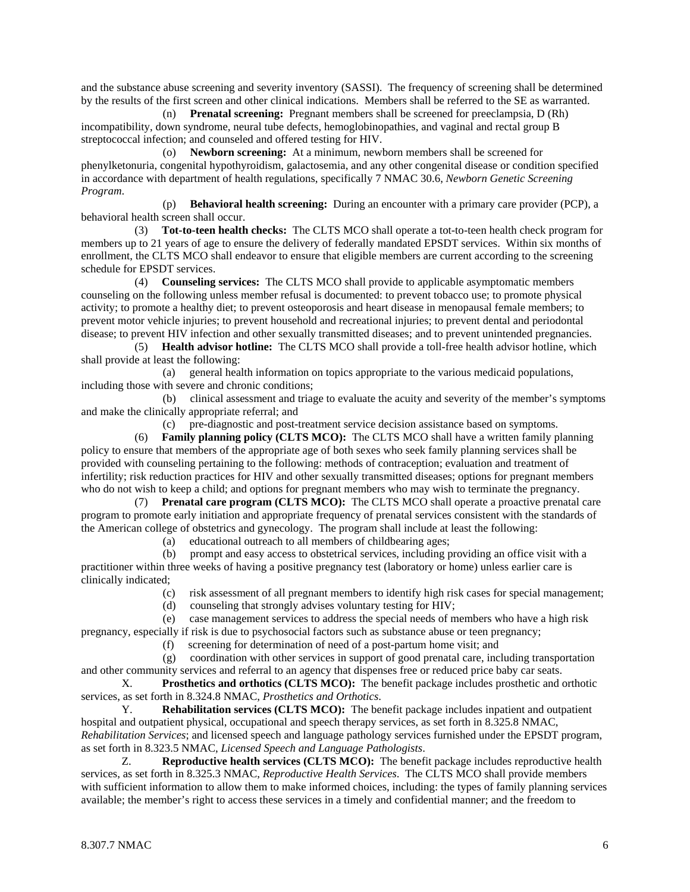and the substance abuse screening and severity inventory (SASSI). The frequency of screening shall be determined by the results of the first screen and other clinical indications. Members shall be referred to the SE as warranted.

(n) **Prenatal screening:** Pregnant members shall be screened for preeclampsia, D (Rh) incompatibility, down syndrome, neural tube defects, hemoglobinopathies, and vaginal and rectal group B streptococcal infection; and counseled and offered testing for HIV.

(o) **Newborn screening:** At a minimum, newborn members shall be screened for phenylketonuria, congenital hypothyroidism, galactosemia, and any other congenital disease or condition specified in accordance with department of health regulations, specifically 7 NMAC 30.6, *Newborn Genetic Screening Program*.

(p) **Behavioral health screening:** During an encounter with a primary care provider (PCP), a behavioral health screen shall occur.

(3) **Tot-to-teen health checks:** The CLTS MCO shall operate a tot-to-teen health check program for members up to 21 years of age to ensure the delivery of federally mandated EPSDT services. Within six months of enrollment, the CLTS MCO shall endeavor to ensure that eligible members are current according to the screening schedule for EPSDT services.

(4) **Counseling services:** The CLTS MCO shall provide to applicable asymptomatic members counseling on the following unless member refusal is documented: to prevent tobacco use; to promote physical activity; to promote a healthy diet; to prevent osteoporosis and heart disease in menopausal female members; to prevent motor vehicle injuries; to prevent household and recreational injuries; to prevent dental and periodontal disease; to prevent HIV infection and other sexually transmitted diseases; and to prevent unintended pregnancies.

(5) **Health advisor hotline:** The CLTS MCO shall provide a toll-free health advisor hotline, which shall provide at least the following:

(a) general health information on topics appropriate to the various medicaid populations, including those with severe and chronic conditions;

(b) clinical assessment and triage to evaluate the acuity and severity of the member's symptoms and make the clinically appropriate referral; and

(c) pre-diagnostic and post-treatment service decision assistance based on symptoms.

(6) **Family planning policy (CLTS MCO):** The CLTS MCO shall have a written family planning policy to ensure that members of the appropriate age of both sexes who seek family planning services shall be provided with counseling pertaining to the following: methods of contraception; evaluation and treatment of infertility; risk reduction practices for HIV and other sexually transmitted diseases; options for pregnant members who do not wish to keep a child; and options for pregnant members who may wish to terminate the pregnancy.

(7) **Prenatal care program (CLTS MCO):** The CLTS MCO shall operate a proactive prenatal care program to promote early initiation and appropriate frequency of prenatal services consistent with the standards of the American college of obstetrics and gynecology. The program shall include at least the following:

(a) educational outreach to all members of childbearing ages;

(b) prompt and easy access to obstetrical services, including providing an office visit with a practitioner within three weeks of having a positive pregnancy test (laboratory or home) unless earlier care is clinically indicated;

(c) risk assessment of all pregnant members to identify high risk cases for special management;

(d) counseling that strongly advises voluntary testing for HIV;

(e) case management services to address the special needs of members who have a high risk pregnancy, especially if risk is due to psychosocial factors such as substance abuse or teen pregnancy;

(f) screening for determination of need of a post-partum home visit; and

(g) coordination with other services in support of good prenatal care, including transportation and other community services and referral to an agency that dispenses free or reduced price baby car seats.

X. **Prosthetics and orthotics (CLTS MCO):** The benefit package includes prosthetic and orthotic services, as set forth in 8.324.8 NMAC, *Prosthetics and Orthotics*.

Y. **Rehabilitation services (CLTS MCO):** The benefit package includes inpatient and outpatient hospital and outpatient physical, occupational and speech therapy services, as set forth in 8.325.8 NMAC, *Rehabilitation Services*; and licensed speech and language pathology services furnished under the EPSDT program, as set forth in 8.323.5 NMAC, *Licensed Speech and Language Pathologists*.

Z. **Reproductive health services (CLTS MCO):** The benefit package includes reproductive health services, as set forth in 8.325.3 NMAC, *Reproductive Health Services*. The CLTS MCO shall provide members with sufficient information to allow them to make informed choices, including: the types of family planning services available; the member's right to access these services in a timely and confidential manner; and the freedom to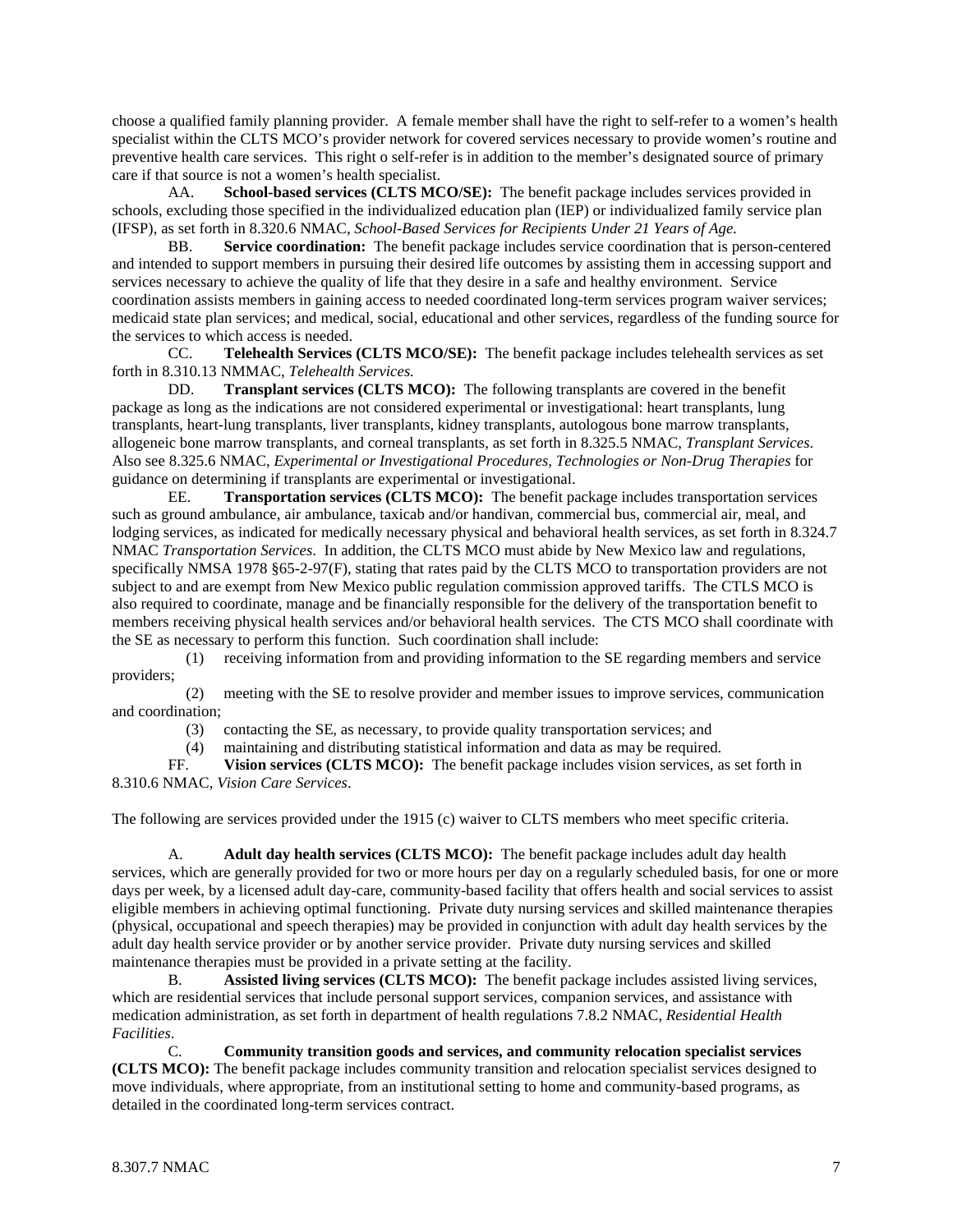choose a qualified family planning provider. A female member shall have the right to self-refer to a women's health specialist within the CLTS MCO's provider network for covered services necessary to provide women's routine and preventive health care services. This right o self-refer is in addition to the member's designated source of primary care if that source is not a women's health specialist.

AA. **School-based services (CLTS MCO/SE):** The benefit package includes services provided in schools, excluding those specified in the individualized education plan (IEP) or individualized family service plan (IFSP), as set forth in 8.320.6 NMAC, *School-Based Services for Recipients Under 21 Years of Age.*

BB. **Service coordination:** The benefit package includes service coordination that is person-centered and intended to support members in pursuing their desired life outcomes by assisting them in accessing support and services necessary to achieve the quality of life that they desire in a safe and healthy environment. Service coordination assists members in gaining access to needed coordinated long-term services program waiver services; medicaid state plan services; and medical, social, educational and other services, regardless of the funding source for the services to which access is needed.

CC. **Telehealth Services (CLTS MCO/SE):** The benefit package includes telehealth services as set forth in 8.310.13 NMMAC, *Telehealth Services.*

DD. **Transplant services (CLTS MCO):** The following transplants are covered in the benefit package as long as the indications are not considered experimental or investigational: heart transplants, lung transplants, heart-lung transplants, liver transplants, kidney transplants, autologous bone marrow transplants, allogeneic bone marrow transplants, and corneal transplants, as set forth in 8.325.5 NMAC, *Transplant Services*. Also see 8.325.6 NMAC, *Experimental or Investigational Procedures, Technologies or Non-Drug Therapies* for guidance on determining if transplants are experimental or investigational.

EE. **Transportation services (CLTS MCO):** The benefit package includes transportation services such as ground ambulance, air ambulance, taxicab and/or handivan, commercial bus, commercial air, meal, and lodging services, as indicated for medically necessary physical and behavioral health services, as set forth in 8.324.7 NMAC *Transportation Services*. In addition, the CLTS MCO must abide by New Mexico law and regulations, specifically NMSA 1978 §65-2-97(F), stating that rates paid by the CLTS MCO to transportation providers are not subject to and are exempt from New Mexico public regulation commission approved tariffs. The CTLS MCO is also required to coordinate, manage and be financially responsible for the delivery of the transportation benefit to members receiving physical health services and/or behavioral health services. The CTS MCO shall coordinate with the SE as necessary to perform this function. Such coordination shall include:

(1) receiving information from and providing information to the SE regarding members and service providers;

(2) meeting with the SE to resolve provider and member issues to improve services, communication and coordination;

(3) contacting the SE, as necessary, to provide quality transportation services; and

(4) maintaining and distributing statistical information and data as may be required.

FF. **Vision services (CLTS MCO):** The benefit package includes vision services, as set forth in 8.310.6 NMAC, *Vision Care Services*.

The following are services provided under the 1915 (c) waiver to CLTS members who meet specific criteria.

A. **Adult day health services (CLTS MCO):** The benefit package includes adult day health services, which are generally provided for two or more hours per day on a regularly scheduled basis, for one or more days per week, by a licensed adult day-care, community-based facility that offers health and social services to assist eligible members in achieving optimal functioning. Private duty nursing services and skilled maintenance therapies (physical, occupational and speech therapies) may be provided in conjunction with adult day health services by the adult day health service provider or by another service provider. Private duty nursing services and skilled maintenance therapies must be provided in a private setting at the facility.

B. **Assisted living services (CLTS MCO):** The benefit package includes assisted living services, which are residential services that include personal support services, companion services, and assistance with medication administration, as set forth in department of health regulations 7.8.2 NMAC, *Residential Health Facilities*.

C. **Community transition goods and services, and community relocation specialist services (CLTS MCO):** The benefit package includes community transition and relocation specialist services designed to move individuals, where appropriate, from an institutional setting to home and community-based programs, as detailed in the coordinated long-term services contract.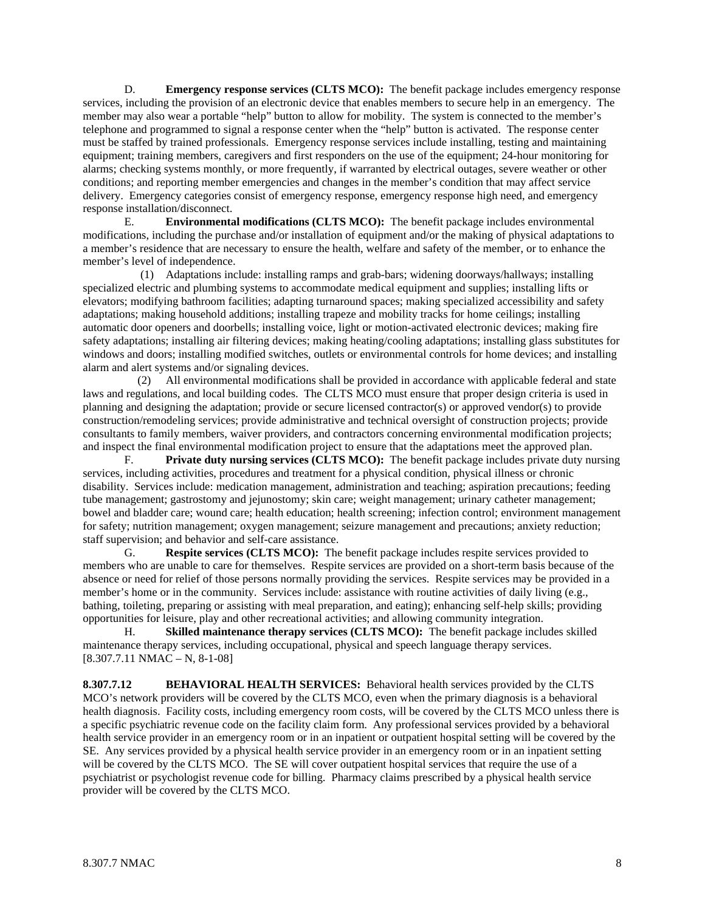D. **Emergency response services (CLTS MCO):** The benefit package includes emergency response services, including the provision of an electronic device that enables members to secure help in an emergency. The member may also wear a portable "help" button to allow for mobility. The system is connected to the member's telephone and programmed to signal a response center when the "help" button is activated. The response center must be staffed by trained professionals. Emergency response services include installing, testing and maintaining equipment; training members, caregivers and first responders on the use of the equipment; 24-hour monitoring for alarms; checking systems monthly, or more frequently, if warranted by electrical outages, severe weather or other conditions; and reporting member emergencies and changes in the member's condition that may affect service delivery. Emergency categories consist of emergency response, emergency response high need, and emergency response installation/disconnect.

E. **Environmental modifications (CLTS MCO):** The benefit package includes environmental modifications, including the purchase and/or installation of equipment and/or the making of physical adaptations to a member's residence that are necessary to ensure the health, welfare and safety of the member, or to enhance the member's level of independence.

(1) Adaptations include: installing ramps and grab-bars; widening doorways/hallways; installing specialized electric and plumbing systems to accommodate medical equipment and supplies; installing lifts or elevators; modifying bathroom facilities; adapting turnaround spaces; making specialized accessibility and safety adaptations; making household additions; installing trapeze and mobility tracks for home ceilings; installing automatic door openers and doorbells; installing voice, light or motion-activated electronic devices; making fire safety adaptations; installing air filtering devices; making heating/cooling adaptations; installing glass substitutes for windows and doors; installing modified switches, outlets or environmental controls for home devices; and installing alarm and alert systems and/or signaling devices.

(2) All environmental modifications shall be provided in accordance with applicable federal and state laws and regulations, and local building codes. The CLTS MCO must ensure that proper design criteria is used in planning and designing the adaptation; provide or secure licensed contractor(s) or approved vendor(s) to provide construction/remodeling services; provide administrative and technical oversight of construction projects; provide consultants to family members, waiver providers, and contractors concerning environmental modification projects; and inspect the final environmental modification project to ensure that the adaptations meet the approved plan.

F. **Private duty nursing services (CLTS MCO):** The benefit package includes private duty nursing services, including activities, procedures and treatment for a physical condition, physical illness or chronic disability. Services include: medication management, administration and teaching; aspiration precautions; feeding tube management; gastrostomy and jejunostomy; skin care; weight management; urinary catheter management; bowel and bladder care; wound care; health education; health screening; infection control; environment management for safety; nutrition management; oxygen management; seizure management and precautions; anxiety reduction; staff supervision; and behavior and self-care assistance.

G. **Respite services (CLTS MCO):** The benefit package includes respite services provided to members who are unable to care for themselves. Respite services are provided on a short-term basis because of the absence or need for relief of those persons normally providing the services. Respite services may be provided in a member's home or in the community. Services include: assistance with routine activities of daily living (e.g., bathing, toileting, preparing or assisting with meal preparation, and eating); enhancing self-help skills; providing opportunities for leisure, play and other recreational activities; and allowing community integration.

H. **Skilled maintenance therapy services (CLTS MCO):** The benefit package includes skilled maintenance therapy services, including occupational, physical and speech language therapy services.
[8.307.7.11 NMAC – N, 8-1-08]

**8.307.7.12 BEHAVIORAL HEALTH SERVICES:** Behavioral health services provided by the CLTS MCO's network providers will be covered by the CLTS MCO, even when the primary diagnosis is a behavioral health diagnosis. Facility costs, including emergency room costs, will be covered by the CLTS MCO unless there is a specific psychiatric revenue code on the facility claim form. Any professional services provided by a behavioral health service provider in an emergency room or in an inpatient or outpatient hospital setting will be covered by the SE. Any services provided by a physical health service provider in an emergency room or in an inpatient setting will be covered by the CLTS MCO. The SE will cover outpatient hospital services that require the use of a psychiatrist or psychologist revenue code for billing. Pharmacy claims prescribed by a physical health service provider will be covered by the CLTS MCO.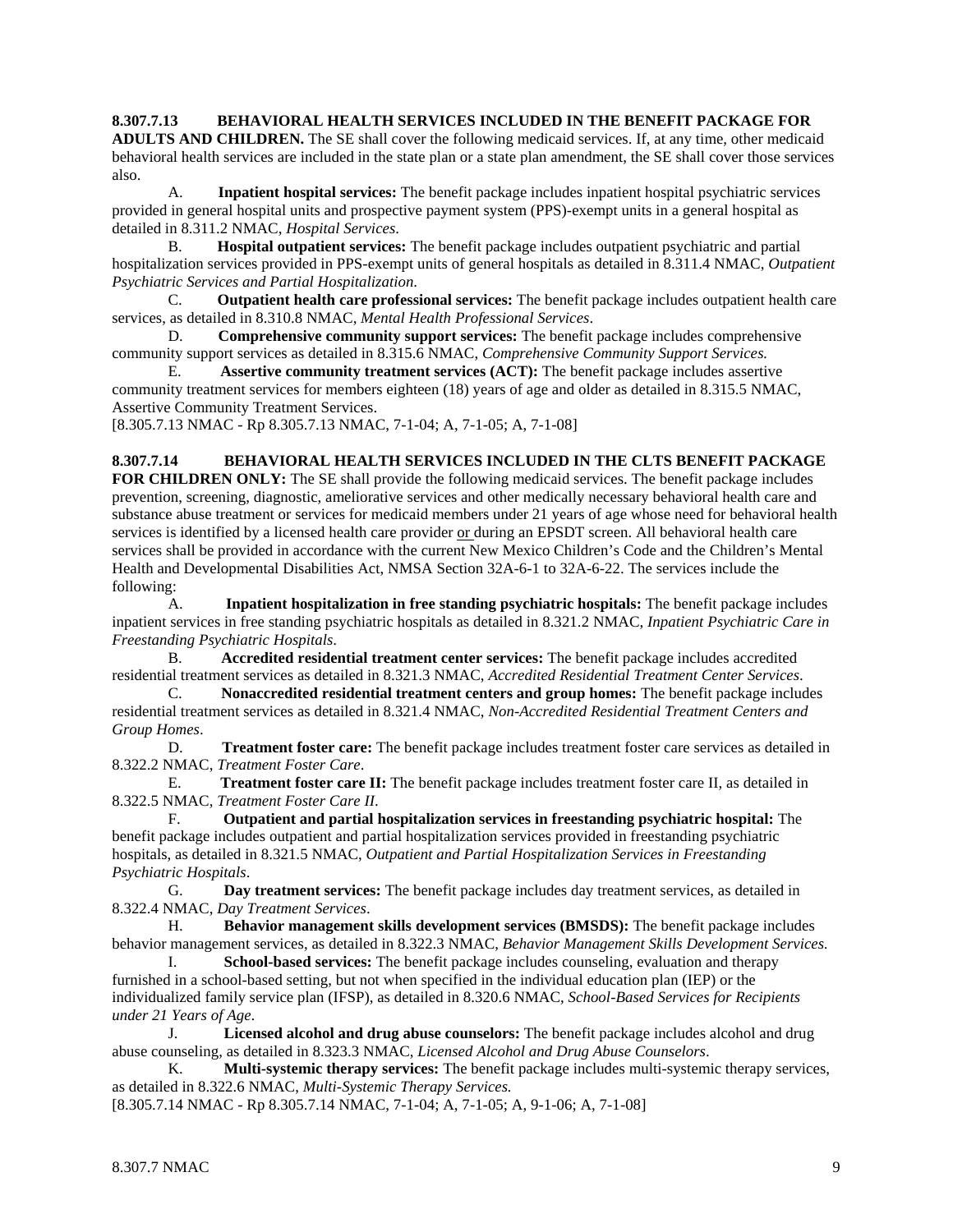**8.307.7.13 BEHAVIORAL HEALTH SERVICES INCLUDED IN THE BENEFIT PACKAGE FOR ADULTS AND CHILDREN.** The SE shall cover the following medicaid services. If, at any time, other medicaid behavioral health services are included in the state plan or a state plan amendment, the SE shall cover those services also.

A. **Inpatient hospital services:** The benefit package includes inpatient hospital psychiatric services provided in general hospital units and prospective payment system (PPS)-exempt units in a general hospital as detailed in 8.311.2 NMAC, *Hospital Services*.

B. **Hospital outpatient services:** The benefit package includes outpatient psychiatric and partial hospitalization services provided in PPS-exempt units of general hospitals as detailed in 8.311.4 NMAC, *Outpatient Psychiatric Services and Partial Hospitalization*.

C. **Outpatient health care professional services:** The benefit package includes outpatient health care services, as detailed in 8.310.8 NMAC, *Mental Health Professional Services*.

D. **Comprehensive community support services:** The benefit package includes comprehensive community support services as detailed in 8.315.6 NMAC, *Comprehensive Community Support Services.*

E. **Assertive community treatment services (ACT):** The benefit package includes assertive community treatment services for members eighteen (18) years of age and older as detailed in 8.315.5 NMAC, Assertive Community Treatment Services.

[8.305.7.13 NMAC - Rp 8.305.7.13 NMAC, 7-1-04; A, 7-1-05; A, 7-1-08]

**8.307.7.14 BEHAVIORAL HEALTH SERVICES INCLUDED IN THE CLTS BENEFIT PACKAGE FOR CHILDREN ONLY:** The SE shall provide the following medicaid services. The benefit package includes prevention, screening, diagnostic, ameliorative services and other medically necessary behavioral health care and substance abuse treatment or services for medicaid members under 21 years of age whose need for behavioral health services is identified by a licensed health care provider <u>or</u> during an EPSDT screen. All behavioral health care services shall be provided in accordance with the current New Mexico Children's Code and the Children's Mental Health and Developmental Disabilities Act, NMSA Section 32A-6-1 to 32A-6-22. The services include the following:

A. **Inpatient hospitalization in free standing psychiatric hospitals:** The benefit package includes inpatient services in free standing psychiatric hospitals as detailed in 8.321.2 NMAC, *Inpatient Psychiatric Care in Freestanding Psychiatric Hospitals*.

B. **Accredited residential treatment center services:** The benefit package includes accredited residential treatment services as detailed in 8.321.3 NMAC, *Accredited Residential Treatment Center Services*.

C. **Nonaccredited residential treatment centers and group homes:** The benefit package includes residential treatment services as detailed in 8.321.4 NMAC, *Non-Accredited Residential Treatment Centers and Group Homes*.

D. **Treatment foster care:** The benefit package includes treatment foster care services as detailed in 8.322.2 NMAC, *Treatment Foster Care*.

E. **Treatment foster care II:** The benefit package includes treatment foster care II, as detailed in 8.322.5 NMAC, *Treatment Foster Care II*.

F. **Outpatient and partial hospitalization services in freestanding psychiatric hospital:** The benefit package includes outpatient and partial hospitalization services provided in freestanding psychiatric hospitals, as detailed in 8.321.5 NMAC, *Outpatient and Partial Hospitalization Services in Freestanding Psychiatric Hospitals*.

G. **Day treatment services:** The benefit package includes day treatment services, as detailed in 8.322.4 NMAC, *Day Treatment Services*.

H. **Behavior management skills development services (BMSDS):** The benefit package includes behavior management services, as detailed in 8.322.3 NMAC, *Behavior Management Skills Development Services.*

I. **School-based services:** The benefit package includes counseling, evaluation and therapy furnished in a school-based setting, but not when specified in the individual education plan (IEP) or the individualized family service plan (IFSP), as detailed in 8.320.6 NMAC, *School-Based Services for Recipients under 21 Years of Age*.

J. **Licensed alcohol and drug abuse counselors:** The benefit package includes alcohol and drug abuse counseling, as detailed in 8.323.3 NMAC, *Licensed Alcohol and Drug Abuse Counselors*.

K. **Multi-systemic therapy services:** The benefit package includes multi-systemic therapy services, as detailed in 8.322.6 NMAC, *Multi-Systemic Therapy Services.*

[8.305.7.14 NMAC - Rp 8.305.7.14 NMAC, 7-1-04; A, 7-1-05; A, 9-1-06; A, 7-1-08]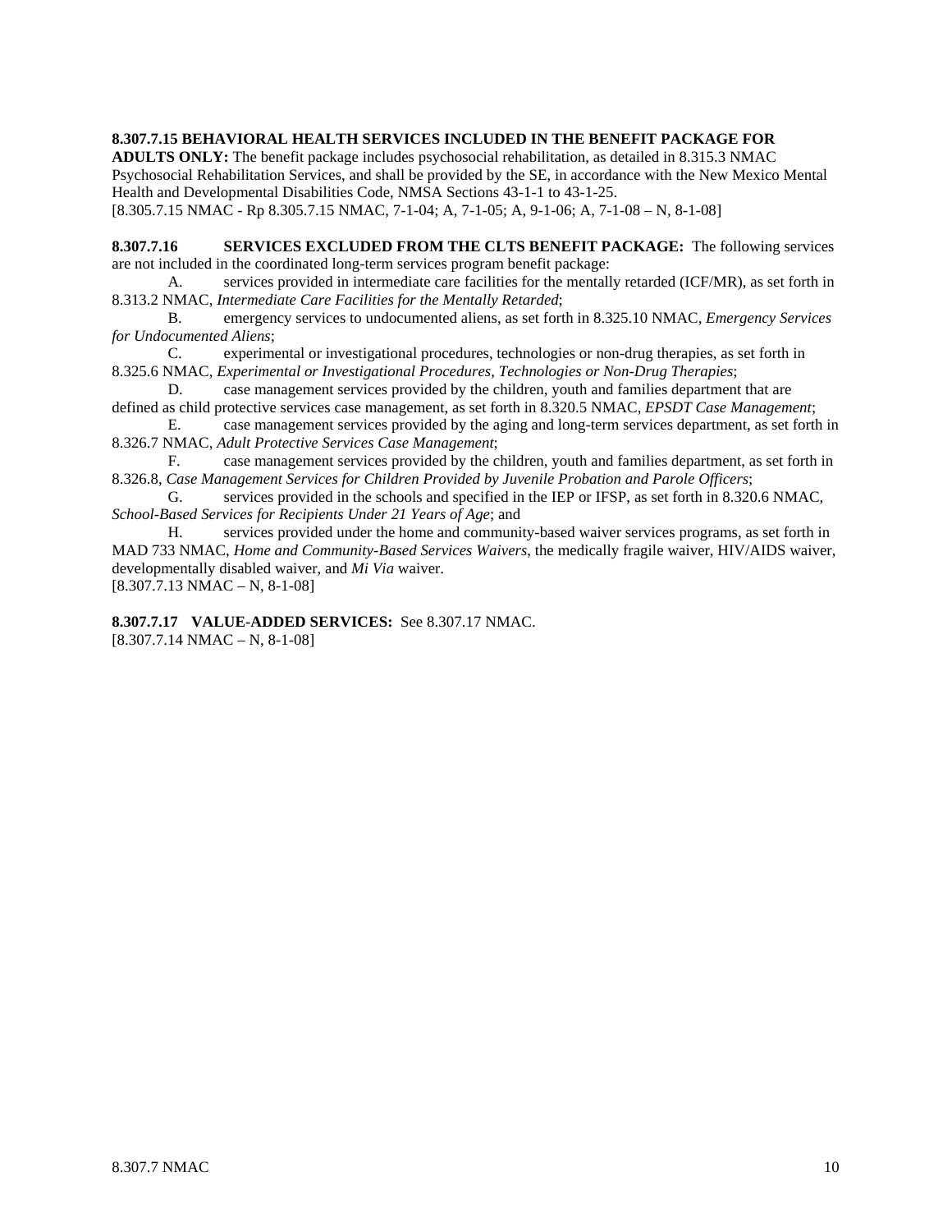**8.307.7.15 BEHAVIORAL HEALTH SERVICES INCLUDED IN THE BENEFIT PACKAGE FOR ADULTS ONLY:** The benefit package includes psychosocial rehabilitation, as detailed in 8.315.3 NMAC Psychosocial Rehabilitation Services, and shall be provided by the SE, in accordance with the New Mexico Mental Health and Developmental Disabilities Code, NMSA Sections 43-1-1 to 43-1-25.
[8.305.7.15 NMAC - Rp 8.305.7.15 NMAC, 7-1-04; A, 7-1-05; A, 9-1-06; A, 7-1-08 – N, 8-1-08]

**8.307.7.16 SERVICES EXCLUDED FROM THE CLTS BENEFIT PACKAGE:** The following services are not included in the coordinated long-term services program benefit package:

A. services provided in intermediate care facilities for the mentally retarded (ICF/MR), as set forth in 8.313.2 NMAC, *Intermediate Care Facilities for the Mentally Retarded*;

B. emergency services to undocumented aliens, as set forth in 8.325.10 NMAC, *Emergency Services for Undocumented Aliens*;

C. experimental or investigational procedures, technologies or non-drug therapies, as set forth in 8.325.6 NMAC, *Experimental or Investigational Procedures, Technologies or Non-Drug Therapies*;

D. case management services provided by the children, youth and families department that are defined as child protective services case management, as set forth in 8.320.5 NMAC, *EPSDT Case Management*;

E. case management services provided by the aging and long-term services department, as set forth in 8.326.7 NMAC, *Adult Protective Services Case Management*;

F. case management services provided by the children, youth and families department, as set forth in 8.326.8, *Case Management Services for Children Provided by Juvenile Probation and Parole Officers*;

G. services provided in the schools and specified in the IEP or IFSP, as set forth in 8.320.6 NMAC, *School-Based Services for Recipients Under 21 Years of Age*; and

H. services provided under the home and community-based waiver services programs, as set forth in MAD 733 NMAC, *Home and Community-Based Services Waivers*, the medically fragile waiver, HIV/AIDS waiver, developmentally disabled waiver, and *Mi Via* waiver.
[8.307.7.13 NMAC – N, 8-1-08]

**8.307.7.17 VALUE-ADDED SERVICES:** See 8.307.17 NMAC.
[8.307.7.14 NMAC – N, 8-1-08]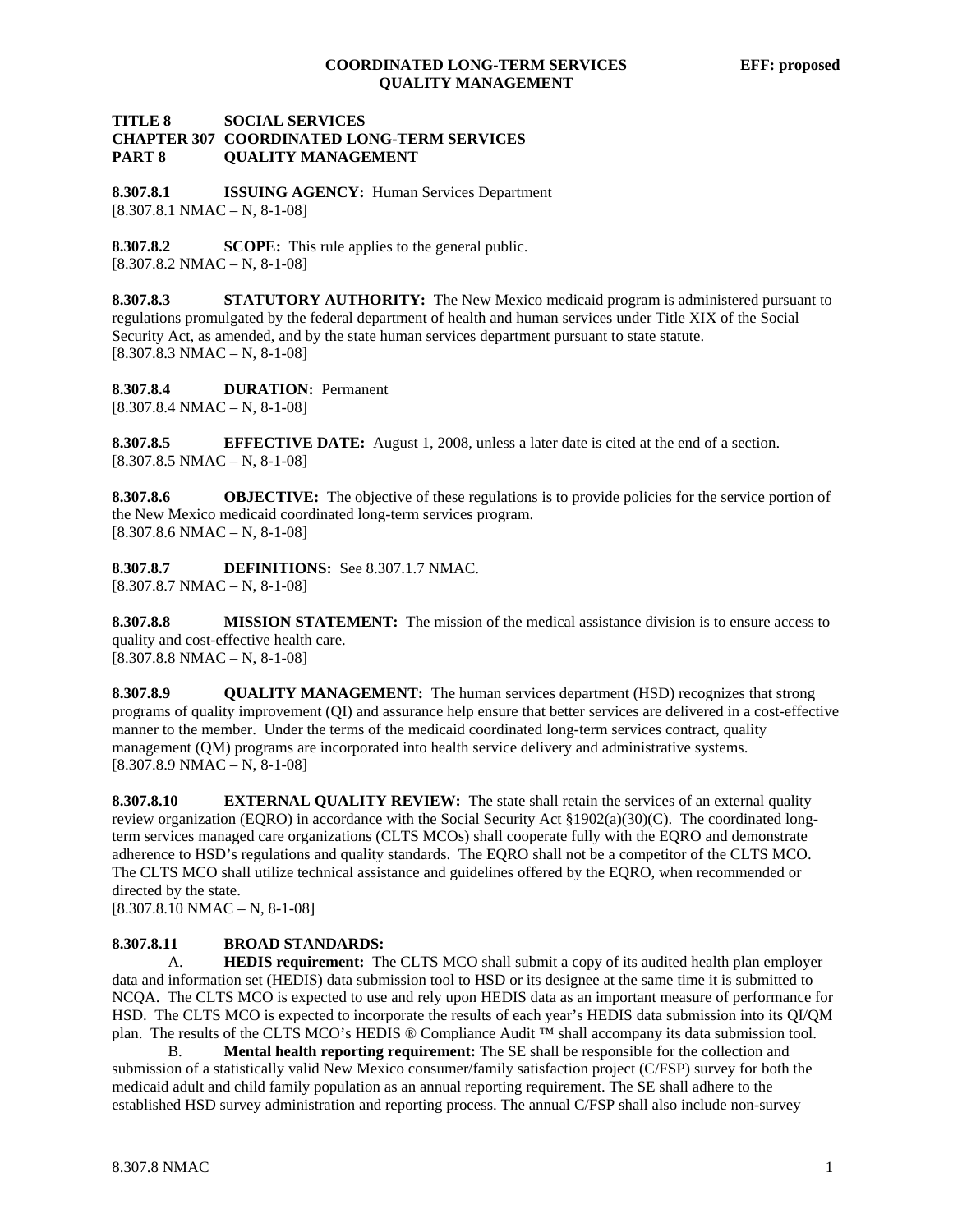**TITLE 8 SOCIAL SERVICES**
**CHAPTER 307 COORDINATED LONG-TERM SERVICES**
**PART 8 QUALITY MANAGEMENT**

**8.307.8.1 ISSUING AGENCY:** Human Services Department
[8.307.8.1 NMAC – N, 8-1-08]

**8.307.8.2 SCOPE:** This rule applies to the general public.
[8.307.8.2 NMAC – N, 8-1-08]

**8.307.8.3 STATUTORY AUTHORITY:** The New Mexico medicaid program is administered pursuant to regulations promulgated by the federal department of health and human services under Title XIX of the Social Security Act, as amended, and by the state human services department pursuant to state statute.
[8.307.8.3 NMAC – N, 8-1-08]

**8.307.8.4 DURATION:** Permanent
[8.307.8.4 NMAC – N, 8-1-08]

**8.307.8.5 EFFECTIVE DATE:** August 1, 2008, unless a later date is cited at the end of a section.
[8.307.8.5 NMAC – N, 8-1-08]

**8.307.8.6 OBJECTIVE:** The objective of these regulations is to provide policies for the service portion of the New Mexico medicaid coordinated long-term services program.
[8.307.8.6 NMAC – N, 8-1-08]

**8.307.8.7 DEFINITIONS:** See 8.307.1.7 NMAC.
[8.307.8.7 NMAC – N, 8-1-08]

**8.307.8.8 MISSION STATEMENT:** The mission of the medical assistance division is to ensure access to quality and cost-effective health care.
[8.307.8.8 NMAC – N, 8-1-08]

**8.307.8.9 QUALITY MANAGEMENT:** The human services department (HSD) recognizes that strong programs of quality improvement (QI) and assurance help ensure that better services are delivered in a cost-effective manner to the member. Under the terms of the medicaid coordinated long-term services contract, quality management (QM) programs are incorporated into health service delivery and administrative systems.
[8.307.8.9 NMAC – N, 8-1-08]

**8.307.8.10 EXTERNAL QUALITY REVIEW:** The state shall retain the services of an external quality review organization (EQRO) in accordance with the Social Security Act §1902(a)(30)(C). The coordinated long-term services managed care organizations (CLTS MCOs) shall cooperate fully with the EQRO and demonstrate adherence to HSD's regulations and quality standards. The EQRO shall not be a competitor of the CLTS MCO. The CLTS MCO shall utilize technical assistance and guidelines offered by the EQRO, when recommended or directed by the state.
[8.307.8.10 NMAC – N, 8-1-08]

**8.307.8.11 BROAD STANDARDS:**

A. **HEDIS requirement:** The CLTS MCO shall submit a copy of its audited health plan employer data and information set (HEDIS) data submission tool to HSD or its designee at the same time it is submitted to NCQA. The CLTS MCO is expected to use and rely upon HEDIS data as an important measure of performance for HSD. The CLTS MCO is expected to incorporate the results of each year's HEDIS data submission into its QI/QM plan. The results of the CLTS MCO's HEDIS ® Compliance Audit ™ shall accompany its data submission tool.

B. **Mental health reporting requirement:** The SE shall be responsible for the collection and submission of a statistically valid New Mexico consumer/family satisfaction project (C/FSP) survey for both the medicaid adult and child family population as an annual reporting requirement. The SE shall adhere to the established HSD survey administration and reporting process. The annual C/FSP shall also include non-survey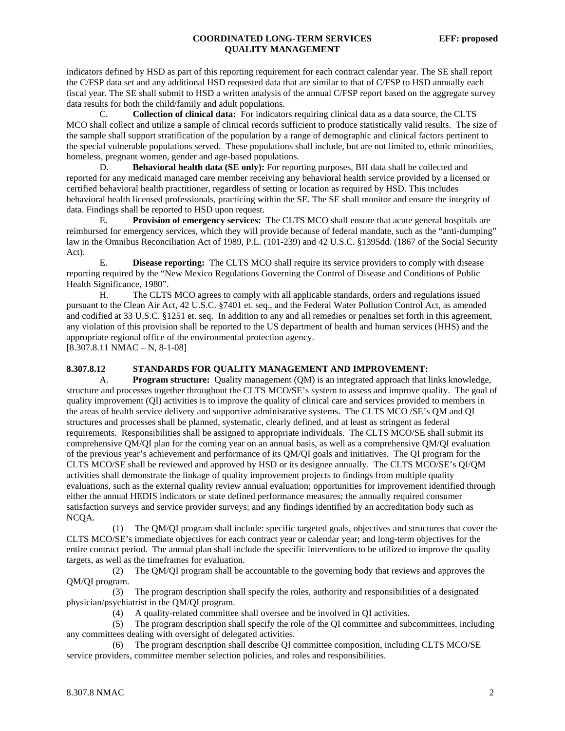indicators defined by HSD as part of this reporting requirement for each contract calendar year. The SE shall report the C/FSP data set and any additional HSD requested data that are similar to that of C/FSP to HSD annually each fiscal year. The SE shall submit to HSD a written analysis of the annual C/FSP report based on the aggregate survey data results for both the child/family and adult populations.

C. **Collection of clinical data:** For indicators requiring clinical data as a data source, the CLTS MCO shall collect and utilize a sample of clinical records sufficient to produce statistically valid results. The size of the sample shall support stratification of the population by a range of demographic and clinical factors pertinent to the special vulnerable populations served. These populations shall include, but are not limited to, ethnic minorities, homeless, pregnant women, gender and age-based populations.

D. **Behavioral health data (SE only):** For reporting purposes, BH data shall be collected and reported for any medicaid managed care member receiving any behavioral health service provided by a licensed or certified behavioral health practitioner, regardless of setting or location as required by HSD. This includes behavioral health licensed professionals, practicing within the SE. The SE shall monitor and ensure the integrity of data. Findings shall be reported to HSD upon request.

E. **Provision of emergency services:** The CLTS MCO shall ensure that acute general hospitals are reimbursed for emergency services, which they will provide because of federal mandate, such as the "anti-dumping" law in the Omnibus Reconciliation Act of 1989, P.L. (101-239) and 42 U.S.C. §1395dd. (1867 of the Social Security Act).

E. **Disease reporting:** The CLTS MCO shall require its service providers to comply with disease reporting required by the "New Mexico Regulations Governing the Control of Disease and Conditions of Public Health Significance, 1980".

H. The CLTS MCO agrees to comply with all applicable standards, orders and regulations issued pursuant to the Clean Air Act, 42 U.S.C. §7401 et. seq., and the Federal Water Pollution Control Act, as amended and codified at 33 U.S.C. §1251 et. seq. In addition to any and all remedies or penalties set forth in this agreement, any violation of this provision shall be reported to the US department of health and human services (HHS) and the appropriate regional office of the environmental protection agency.

[8.307.8.11 NMAC – N, 8-1-08]

**8.307.8.12 STANDARDS FOR QUALITY MANAGEMENT AND IMPROVEMENT:**

A. **Program structure:** Quality management (QM) is an integrated approach that links knowledge, structure and processes together throughout the CLTS MCO/SE's system to assess and improve quality. The goal of quality improvement (QI) activities is to improve the quality of clinical care and services provided to members in the areas of health service delivery and supportive administrative systems. The CLTS MCO /SE's QM and QI structures and processes shall be planned, systematic, clearly defined, and at least as stringent as federal requirements. Responsibilities shall be assigned to appropriate individuals. The CLTS MCO/SE shall submit its comprehensive QM/QI plan for the coming year on an annual basis, as well as a comprehensive QM/QI evaluation of the previous year's achievement and performance of its QM/QI goals and initiatives. The QI program for the CLTS MCO/SE shall be reviewed and approved by HSD or its designee annually. The CLTS MCO/SE's QI/QM activities shall demonstrate the linkage of quality improvement projects to findings from multiple quality evaluations, such as the external quality review annual evaluation; opportunities for improvement identified through either the annual HEDIS indicators or state defined performance measures; the annually required consumer satisfaction surveys and service provider surveys; and any findings identified by an accreditation body such as NCQA.

(1) The QM/QI program shall include: specific targeted goals, objectives and structures that cover the CLTS MCO/SE's immediate objectives for each contract year or calendar year; and long-term objectives for the entire contract period. The annual plan shall include the specific interventions to be utilized to improve the quality targets, as well as the timeframes for evaluation.

(2) The QM/QI program shall be accountable to the governing body that reviews and approves the QM/QI program.

(3) The program description shall specify the roles, authority and responsibilities of a designated physician/psychiatrist in the QM/QI program.

(4) A quality-related committee shall oversee and be involved in QI activities.

(5) The program description shall specify the role of the QI committee and subcommittees, including any committees dealing with oversight of delegated activities.

(6) The program description shall describe QI committee composition, including CLTS MCO/SE service providers, committee member selection policies, and roles and responsibilities.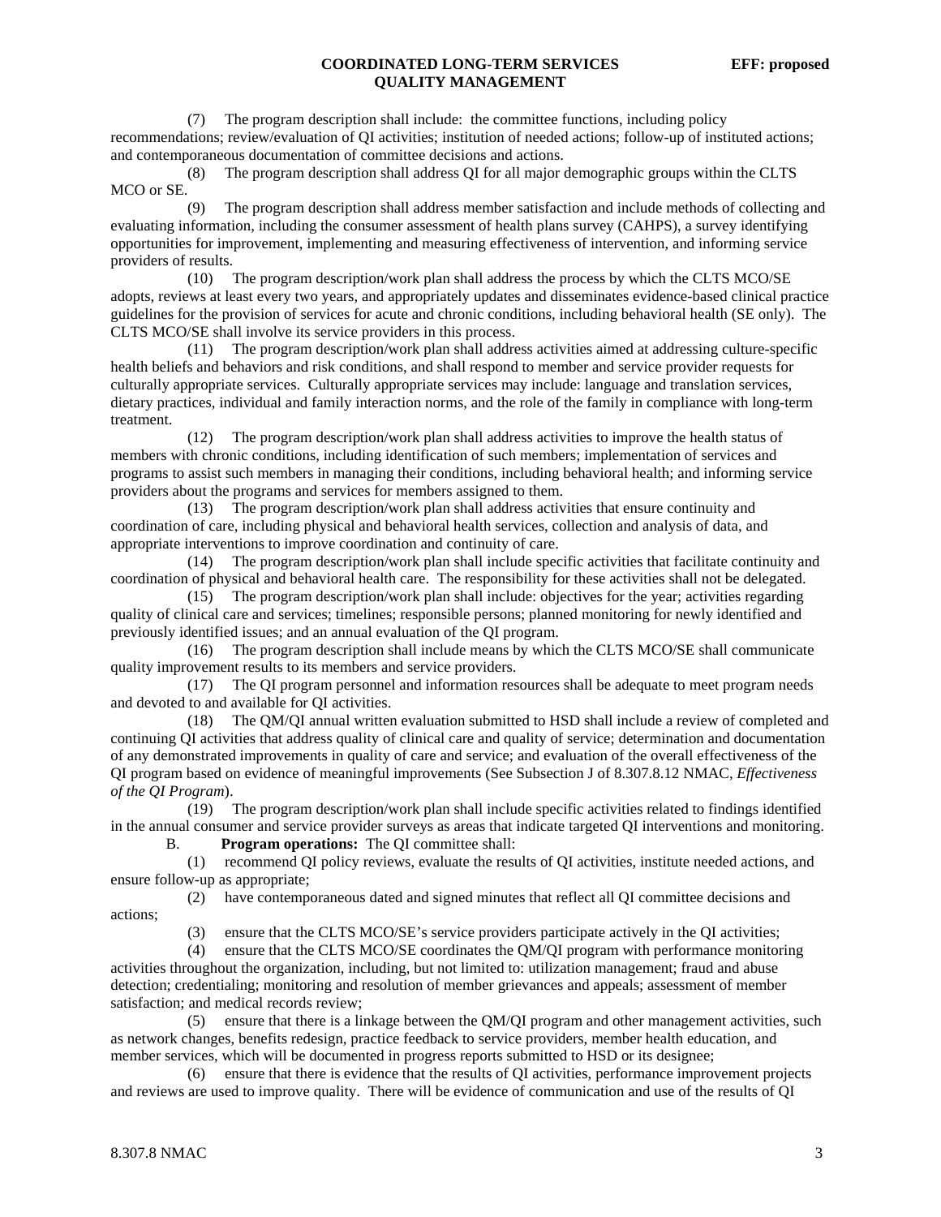(7) The program description shall include: the committee functions, including policy recommendations; review/evaluation of QI activities; institution of needed actions; follow-up of instituted actions; and contemporaneous documentation of committee decisions and actions.

(8) The program description shall address QI for all major demographic groups within the CLTS MCO or SE.

(9) The program description shall address member satisfaction and include methods of collecting and evaluating information, including the consumer assessment of health plans survey (CAHPS), a survey identifying opportunities for improvement, implementing and measuring effectiveness of intervention, and informing service providers of results.

(10) The program description/work plan shall address the process by which the CLTS MCO/SE adopts, reviews at least every two years, and appropriately updates and disseminates evidence-based clinical practice guidelines for the provision of services for acute and chronic conditions, including behavioral health (SE only). The CLTS MCO/SE shall involve its service providers in this process.

(11) The program description/work plan shall address activities aimed at addressing culture-specific health beliefs and behaviors and risk conditions, and shall respond to member and service provider requests for culturally appropriate services. Culturally appropriate services may include: language and translation services, dietary practices, individual and family interaction norms, and the role of the family in compliance with long-term treatment.

(12) The program description/work plan shall address activities to improve the health status of members with chronic conditions, including identification of such members; implementation of services and programs to assist such members in managing their conditions, including behavioral health; and informing service providers about the programs and services for members assigned to them.

(13) The program description/work plan shall address activities that ensure continuity and coordination of care, including physical and behavioral health services, collection and analysis of data, and appropriate interventions to improve coordination and continuity of care.

(14) The program description/work plan shall include specific activities that facilitate continuity and coordination of physical and behavioral health care. The responsibility for these activities shall not be delegated.

(15) The program description/work plan shall include: objectives for the year; activities regarding quality of clinical care and services; timelines; responsible persons; planned monitoring for newly identified and previously identified issues; and an annual evaluation of the QI program.

(16) The program description shall include means by which the CLTS MCO/SE shall communicate quality improvement results to its members and service providers.

(17) The QI program personnel and information resources shall be adequate to meet program needs and devoted to and available for QI activities.

(18) The QM/QI annual written evaluation submitted to HSD shall include a review of completed and continuing QI activities that address quality of clinical care and quality of service; determination and documentation of any demonstrated improvements in quality of care and service; and evaluation of the overall effectiveness of the QI program based on evidence of meaningful improvements (See Subsection J of 8.307.8.12 NMAC, *Effectiveness of the QI Program*).

(19) The program description/work plan shall include specific activities related to findings identified in the annual consumer and service provider surveys as areas that indicate targeted QI interventions and monitoring.

B. **Program operations:** The QI committee shall:

(1) recommend QI policy reviews, evaluate the results of QI activities, institute needed actions, and ensure follow-up as appropriate;

(2) have contemporaneous dated and signed minutes that reflect all QI committee decisions and actions;

(3) ensure that the CLTS MCO/SE's service providers participate actively in the QI activities;

(4) ensure that the CLTS MCO/SE coordinates the QM/QI program with performance monitoring activities throughout the organization, including, but not limited to: utilization management; fraud and abuse detection; credentialing; monitoring and resolution of member grievances and appeals; assessment of member satisfaction; and medical records review;

(5) ensure that there is a linkage between the QM/QI program and other management activities, such as network changes, benefits redesign, practice feedback to service providers, member health education, and member services, which will be documented in progress reports submitted to HSD or its designee;

(6) ensure that there is evidence that the results of QI activities, performance improvement projects and reviews are used to improve quality. There will be evidence of communication and use of the results of QI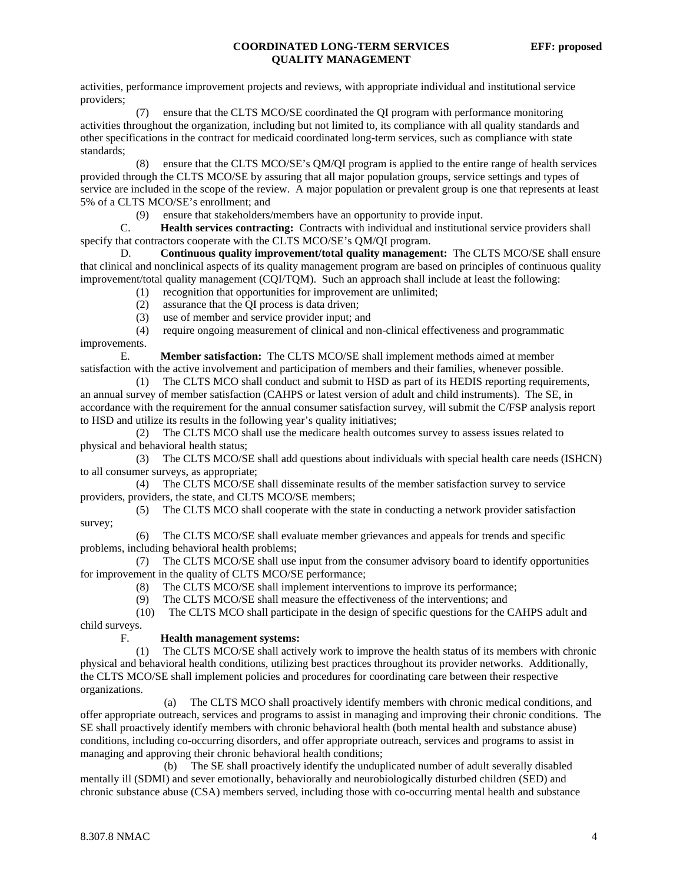activities, performance improvement projects and reviews, with appropriate individual and institutional service providers;

(7) ensure that the CLTS MCO/SE coordinated the QI program with performance monitoring activities throughout the organization, including but not limited to, its compliance with all quality standards and other specifications in the contract for medicaid coordinated long-term services, such as compliance with state standards;

(8) ensure that the CLTS MCO/SE's QM/QI program is applied to the entire range of health services provided through the CLTS MCO/SE by assuring that all major population groups, service settings and types of service are included in the scope of the review. A major population or prevalent group is one that represents at least 5% of a CLTS MCO/SE's enrollment; and

(9) ensure that stakeholders/members have an opportunity to provide input.

C. **Health services contracting:** Contracts with individual and institutional service providers shall specify that contractors cooperate with the CLTS MCO/SE's QM/QI program.

D. **Continuous quality improvement/total quality management:** The CLTS MCO/SE shall ensure that clinical and nonclinical aspects of its quality management program are based on principles of continuous quality improvement/total quality management (CQI/TQM). Such an approach shall include at least the following:

(1) recognition that opportunities for improvement are unlimited;

(2) assurance that the QI process is data driven;

(3) use of member and service provider input; and

(4) require ongoing measurement of clinical and non-clinical effectiveness and programmatic improvements.

E. **Member satisfaction:** The CLTS MCO/SE shall implement methods aimed at member satisfaction with the active involvement and participation of members and their families, whenever possible.

(1) The CLTS MCO shall conduct and submit to HSD as part of its HEDIS reporting requirements, an annual survey of member satisfaction (CAHPS or latest version of adult and child instruments). The SE, in accordance with the requirement for the annual consumer satisfaction survey, will submit the C/FSP analysis report to HSD and utilize its results in the following year's quality initiatives;

(2) The CLTS MCO shall use the medicare health outcomes survey to assess issues related to physical and behavioral health status;

(3) The CLTS MCO/SE shall add questions about individuals with special health care needs (ISHCN) to all consumer surveys, as appropriate;

(4) The CLTS MCO/SE shall disseminate results of the member satisfaction survey to service providers, providers, the state, and CLTS MCO/SE members;

(5) The CLTS MCO shall cooperate with the state in conducting a network provider satisfaction survey;

(6) The CLTS MCO/SE shall evaluate member grievances and appeals for trends and specific problems, including behavioral health problems;

(7) The CLTS MCO/SE shall use input from the consumer advisory board to identify opportunities for improvement in the quality of CLTS MCO/SE performance;

(8) The CLTS MCO/SE shall implement interventions to improve its performance;

(9) The CLTS MCO/SE shall measure the effectiveness of the interventions; and

(10) The CLTS MCO shall participate in the design of specific questions for the CAHPS adult and child surveys.

F. **Health management systems:**

(1) The CLTS MCO/SE shall actively work to improve the health status of its members with chronic physical and behavioral health conditions, utilizing best practices throughout its provider networks. Additionally, the CLTS MCO/SE shall implement policies and procedures for coordinating care between their respective organizations.

(a) The CLTS MCO shall proactively identify members with chronic medical conditions, and offer appropriate outreach, services and programs to assist in managing and improving their chronic conditions. The SE shall proactively identify members with chronic behavioral health (both mental health and substance abuse) conditions, including co-occurring disorders, and offer appropriate outreach, services and programs to assist in managing and approving their chronic behavioral health conditions;

(b) The SE shall proactively identify the unduplicated number of adult severally disabled mentally ill (SDMI) and sever emotionally, behaviorally and neurobiologically disturbed children (SED) and chronic substance abuse (CSA) members served, including those with co-occurring mental health and substance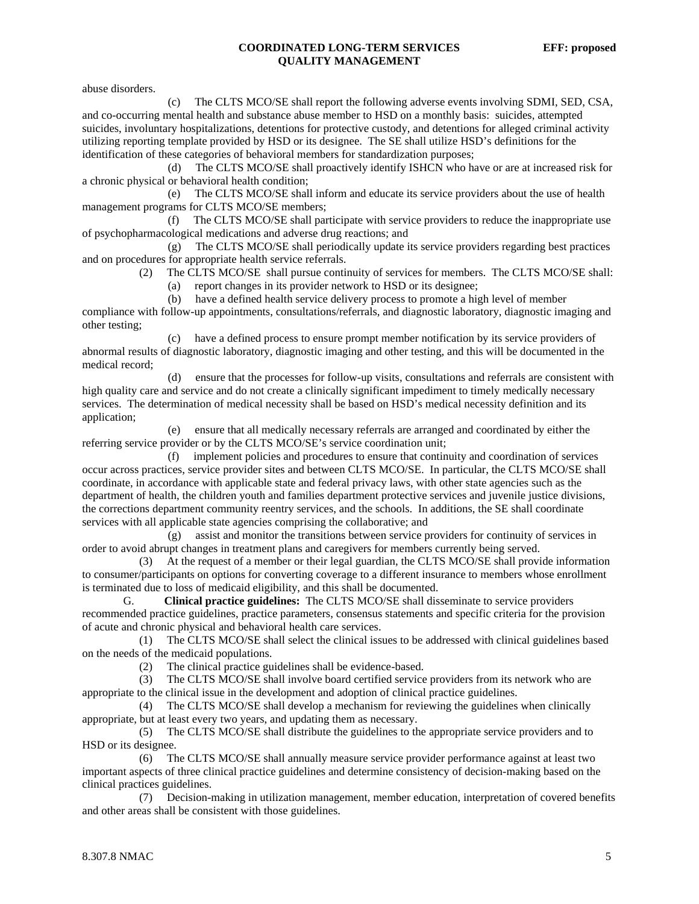abuse disorders.

(c) The CLTS MCO/SE shall report the following adverse events involving SDMI, SED, CSA, and co-occurring mental health and substance abuse member to HSD on a monthly basis: suicides, attempted suicides, involuntary hospitalizations, detentions for protective custody, and detentions for alleged criminal activity utilizing reporting template provided by HSD or its designee. The SE shall utilize HSD's definitions for the identification of these categories of behavioral members for standardization purposes;

(d) The CLTS MCO/SE shall proactively identify ISHCN who have or are at increased risk for a chronic physical or behavioral health condition;

(e) The CLTS MCO/SE shall inform and educate its service providers about the use of health management programs for CLTS MCO/SE members;

(f) The CLTS MCO/SE shall participate with service providers to reduce the inappropriate use of psychopharmacological medications and adverse drug reactions; and

(g) The CLTS MCO/SE shall periodically update its service providers regarding best practices and on procedures for appropriate health service referrals.

(2) The CLTS MCO/SE shall pursue continuity of services for members. The CLTS MCO/SE shall:

(a) report changes in its provider network to HSD or its designee;

(b) have a defined health service delivery process to promote a high level of member compliance with follow-up appointments, consultations/referrals, and diagnostic laboratory, diagnostic imaging and other testing;

(c) have a defined process to ensure prompt member notification by its service providers of abnormal results of diagnostic laboratory, diagnostic imaging and other testing, and this will be documented in the medical record;

(d) ensure that the processes for follow-up visits, consultations and referrals are consistent with high quality care and service and do not create a clinically significant impediment to timely medically necessary services. The determination of medical necessity shall be based on HSD's medical necessity definition and its application;

(e) ensure that all medically necessary referrals are arranged and coordinated by either the referring service provider or by the CLTS MCO/SE's service coordination unit;

(f) implement policies and procedures to ensure that continuity and coordination of services occur across practices, service provider sites and between CLTS MCO/SE. In particular, the CLTS MCO/SE shall coordinate, in accordance with applicable state and federal privacy laws, with other state agencies such as the department of health, the children youth and families department protective services and juvenile justice divisions, the corrections department community reentry services, and the schools. In additions, the SE shall coordinate services with all applicable state agencies comprising the collaborative; and

(g) assist and monitor the transitions between service providers for continuity of services in order to avoid abrupt changes in treatment plans and caregivers for members currently being served.

(3) At the request of a member or their legal guardian, the CLTS MCO/SE shall provide information to consumer/participants on options for converting coverage to a different insurance to members whose enrollment is terminated due to loss of medicaid eligibility, and this shall be documented.

G. **Clinical practice guidelines:** The CLTS MCO/SE shall disseminate to service providers recommended practice guidelines, practice parameters, consensus statements and specific criteria for the provision of acute and chronic physical and behavioral health care services.

(1) The CLTS MCO/SE shall select the clinical issues to be addressed with clinical guidelines based on the needs of the medicaid populations.

(2) The clinical practice guidelines shall be evidence-based.

(3) The CLTS MCO/SE shall involve board certified service providers from its network who are appropriate to the clinical issue in the development and adoption of clinical practice guidelines.

(4) The CLTS MCO/SE shall develop a mechanism for reviewing the guidelines when clinically appropriate, but at least every two years, and updating them as necessary.

(5) The CLTS MCO/SE shall distribute the guidelines to the appropriate service providers and to HSD or its designee.

(6) The CLTS MCO/SE shall annually measure service provider performance against at least two important aspects of three clinical practice guidelines and determine consistency of decision-making based on the clinical practices guidelines.

(7) Decision-making in utilization management, member education, interpretation of covered benefits and other areas shall be consistent with those guidelines.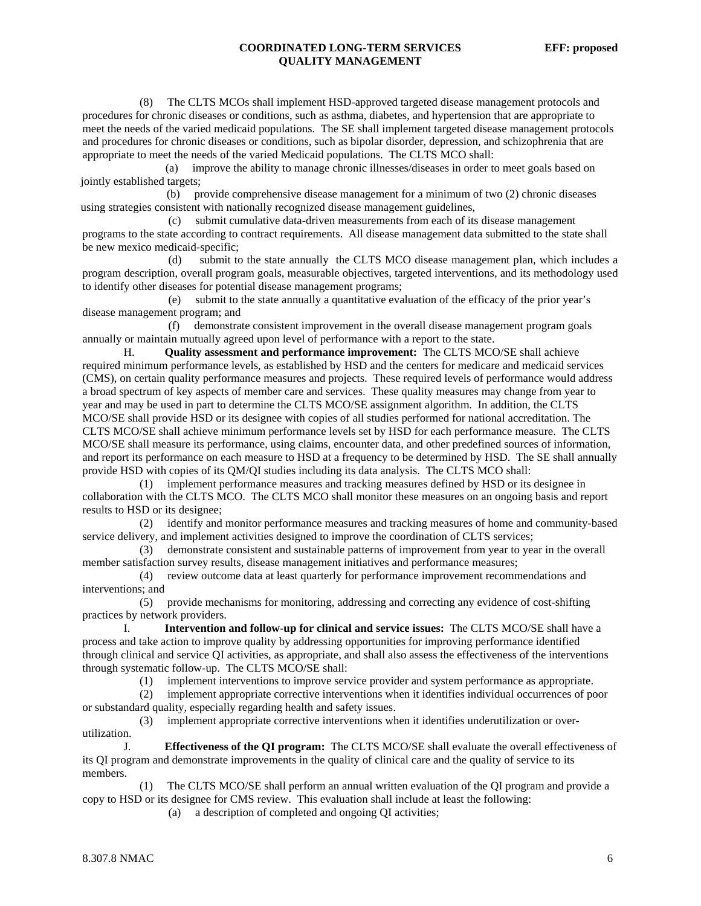(8) The CLTS MCOs shall implement HSD-approved targeted disease management protocols and procedures for chronic diseases or conditions, such as asthma, diabetes, and hypertension that are appropriate to meet the needs of the varied medicaid populations. The SE shall implement targeted disease management protocols and procedures for chronic diseases or conditions, such as bipolar disorder, depression, and schizophrenia that are appropriate to meet the needs of the varied Medicaid populations. The CLTS MCO shall:

(a) improve the ability to manage chronic illnesses/diseases in order to meet goals based on jointly established targets;

(b) provide comprehensive disease management for a minimum of two (2) chronic diseases using strategies consistent with nationally recognized disease management guidelines,

(c) submit cumulative data-driven measurements from each of its disease management programs to the state according to contract requirements. All disease management data submitted to the state shall be new mexico medicaid-specific;

(d) submit to the state annually the CLTS MCO disease management plan, which includes a program description, overall program goals, measurable objectives, targeted interventions, and its methodology used to identify other diseases for potential disease management programs;

(e) submit to the state annually a quantitative evaluation of the efficacy of the prior year's disease management program; and

(f) demonstrate consistent improvement in the overall disease management program goals annually or maintain mutually agreed upon level of performance with a report to the state.

H. **Quality assessment and performance improvement:** The CLTS MCO/SE shall achieve required minimum performance levels, as established by HSD and the centers for medicare and medicaid services (CMS), on certain quality performance measures and projects. These required levels of performance would address a broad spectrum of key aspects of member care and services. These quality measures may change from year to year and may be used in part to determine the CLTS MCO/SE assignment algorithm. In addition, the CLTS MCO/SE shall provide HSD or its designee with copies of all studies performed for national accreditation. The CLTS MCO/SE shall achieve minimum performance levels set by HSD for each performance measure. The CLTS MCO/SE shall measure its performance, using claims, encounter data, and other predefined sources of information, and report its performance on each measure to HSD at a frequency to be determined by HSD. The SE shall annually provide HSD with copies of its QM/QI studies including its data analysis. The CLTS MCO shall:

(1) implement performance measures and tracking measures defined by HSD or its designee in collaboration with the CLTS MCO. The CLTS MCO shall monitor these measures on an ongoing basis and report results to HSD or its designee;

(2) identify and monitor performance measures and tracking measures of home and community-based service delivery, and implement activities designed to improve the coordination of CLTS services;

(3) demonstrate consistent and sustainable patterns of improvement from year to year in the overall member satisfaction survey results, disease management initiatives and performance measures;

(4) review outcome data at least quarterly for performance improvement recommendations and interventions; and

(5) provide mechanisms for monitoring, addressing and correcting any evidence of cost-shifting practices by network providers.

I. **Intervention and follow-up for clinical and service issues:** The CLTS MCO/SE shall have a process and take action to improve quality by addressing opportunities for improving performance identified through clinical and service QI activities, as appropriate, and shall also assess the effectiveness of the interventions through systematic follow-up. The CLTS MCO/SE shall:

(1) implement interventions to improve service provider and system performance as appropriate.

(2) implement appropriate corrective interventions when it identifies individual occurrences of poor or substandard quality, especially regarding health and safety issues.

(3) implement appropriate corrective interventions when it identifies underutilization or over-utilization.

J. **Effectiveness of the QI program:** The CLTS MCO/SE shall evaluate the overall effectiveness of its QI program and demonstrate improvements in the quality of clinical care and the quality of service to its members.

(1) The CLTS MCO/SE shall perform an annual written evaluation of the QI program and provide a copy to HSD or its designee for CMS review. This evaluation shall include at least the following:

(a) a description of completed and ongoing QI activities;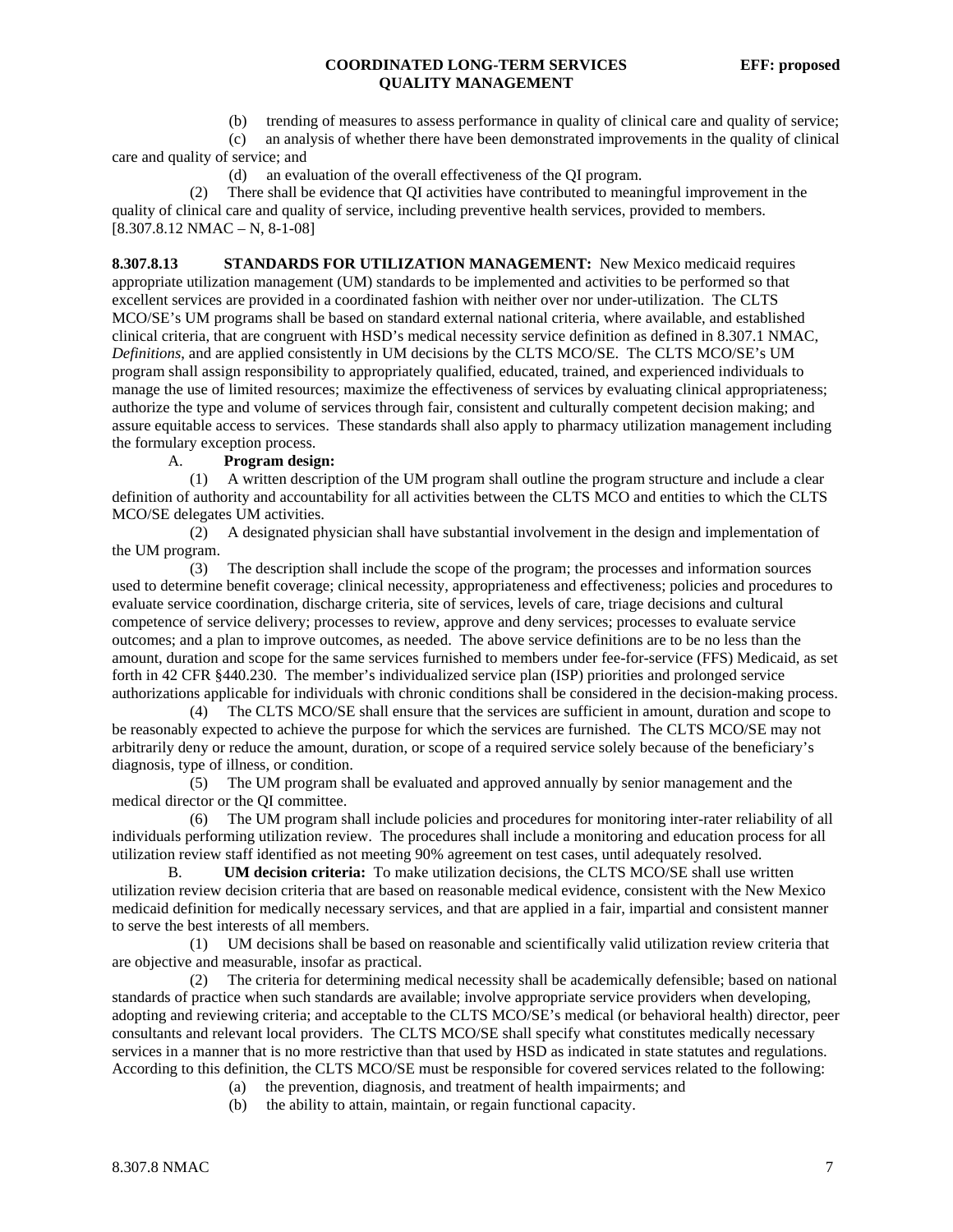(b) trending of measures to assess performance in quality of clinical care and quality of service;

(c) an analysis of whether there have been demonstrated improvements in the quality of clinical care and quality of service; and

(d) an evaluation of the overall effectiveness of the QI program.

(2) There shall be evidence that QI activities have contributed to meaningful improvement in the quality of clinical care and quality of service, including preventive health services, provided to members.
[8.307.8.12 NMAC – N, 8-1-08]

**8.307.8.13 STANDARDS FOR UTILIZATION MANAGEMENT:** New Mexico medicaid requires appropriate utilization management (UM) standards to be implemented and activities to be performed so that excellent services are provided in a coordinated fashion with neither over nor under-utilization. The CLTS MCO/SE's UM programs shall be based on standard external national criteria, where available, and established clinical criteria, that are congruent with HSD's medical necessity service definition as defined in 8.307.1 NMAC, *Definitions*, and are applied consistently in UM decisions by the CLTS MCO/SE. The CLTS MCO/SE's UM program shall assign responsibility to appropriately qualified, educated, trained, and experienced individuals to manage the use of limited resources; maximize the effectiveness of services by evaluating clinical appropriateness; authorize the type and volume of services through fair, consistent and culturally competent decision making; and assure equitable access to services. These standards shall also apply to pharmacy utilization management including the formulary exception process.

A. **Program design:**

(1) A written description of the UM program shall outline the program structure and include a clear definition of authority and accountability for all activities between the CLTS MCO and entities to which the CLTS MCO/SE delegates UM activities.

(2) A designated physician shall have substantial involvement in the design and implementation of the UM program.

(3) The description shall include the scope of the program; the processes and information sources used to determine benefit coverage; clinical necessity, appropriateness and effectiveness; policies and procedures to evaluate service coordination, discharge criteria, site of services, levels of care, triage decisions and cultural competence of service delivery; processes to review, approve and deny services; processes to evaluate service outcomes; and a plan to improve outcomes, as needed. The above service definitions are to be no less than the amount, duration and scope for the same services furnished to members under fee-for-service (FFS) Medicaid, as set forth in 42 CFR §440.230. The member's individualized service plan (ISP) priorities and prolonged service authorizations applicable for individuals with chronic conditions shall be considered in the decision-making process.

(4) The CLTS MCO/SE shall ensure that the services are sufficient in amount, duration and scope to be reasonably expected to achieve the purpose for which the services are furnished. The CLTS MCO/SE may not arbitrarily deny or reduce the amount, duration, or scope of a required service solely because of the beneficiary's diagnosis, type of illness, or condition.

(5) The UM program shall be evaluated and approved annually by senior management and the medical director or the QI committee.

(6) The UM program shall include policies and procedures for monitoring inter-rater reliability of all individuals performing utilization review. The procedures shall include a monitoring and education process for all utilization review staff identified as not meeting 90% agreement on test cases, until adequately resolved.

B. **UM decision criteria:** To make utilization decisions, the CLTS MCO/SE shall use written utilization review decision criteria that are based on reasonable medical evidence, consistent with the New Mexico medicaid definition for medically necessary services, and that are applied in a fair, impartial and consistent manner to serve the best interests of all members.

(1) UM decisions shall be based on reasonable and scientifically valid utilization review criteria that are objective and measurable, insofar as practical.

(2) The criteria for determining medical necessity shall be academically defensible; based on national standards of practice when such standards are available; involve appropriate service providers when developing, adopting and reviewing criteria; and acceptable to the CLTS MCO/SE's medical (or behavioral health) director, peer consultants and relevant local providers. The CLTS MCO/SE shall specify what constitutes medically necessary services in a manner that is no more restrictive than that used by HSD as indicated in state statutes and regulations. According to this definition, the CLTS MCO/SE must be responsible for covered services related to the following:

(a) the prevention, diagnosis, and treatment of health impairments; and

(b) the ability to attain, maintain, or regain functional capacity.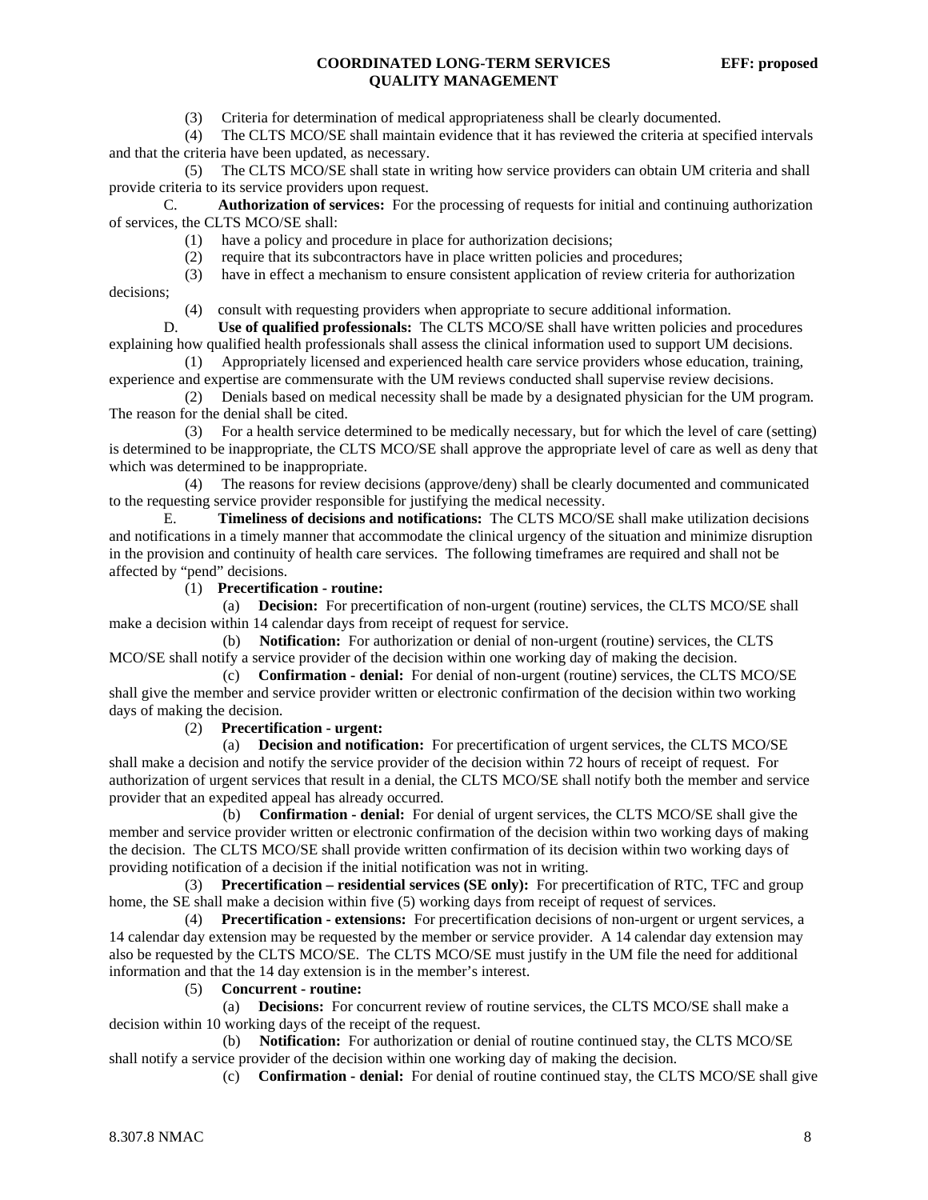(3) Criteria for determination of medical appropriateness shall be clearly documented.

(4) The CLTS MCO/SE shall maintain evidence that it has reviewed the criteria at specified intervals and that the criteria have been updated, as necessary.

(5) The CLTS MCO/SE shall state in writing how service providers can obtain UM criteria and shall provide criteria to its service providers upon request.

C. **Authorization of services:** For the processing of requests for initial and continuing authorization of services, the CLTS MCO/SE shall:

(1) have a policy and procedure in place for authorization decisions;

(2) require that its subcontractors have in place written policies and procedures;

(3) have in effect a mechanism to ensure consistent application of review criteria for authorization decisions;

(4) consult with requesting providers when appropriate to secure additional information.

D. **Use of qualified professionals:** The CLTS MCO/SE shall have written policies and procedures explaining how qualified health professionals shall assess the clinical information used to support UM decisions.

(1) Appropriately licensed and experienced health care service providers whose education, training, experience and expertise are commensurate with the UM reviews conducted shall supervise review decisions.

(2) Denials based on medical necessity shall be made by a designated physician for the UM program. The reason for the denial shall be cited.

(3) For a health service determined to be medically necessary, but for which the level of care (setting) is determined to be inappropriate, the CLTS MCO/SE shall approve the appropriate level of care as well as deny that which was determined to be inappropriate.

(4) The reasons for review decisions (approve/deny) shall be clearly documented and communicated to the requesting service provider responsible for justifying the medical necessity.

E. **Timeliness of decisions and notifications:** The CLTS MCO/SE shall make utilization decisions and notifications in a timely manner that accommodate the clinical urgency of the situation and minimize disruption in the provision and continuity of health care services. The following timeframes are required and shall not be affected by "pend" decisions.

(1) **Precertification - routine:**

(a) **Decision:** For precertification of non-urgent (routine) services, the CLTS MCO/SE shall make a decision within 14 calendar days from receipt of request for service.

(b) **Notification:** For authorization or denial of non-urgent (routine) services, the CLTS MCO/SE shall notify a service provider of the decision within one working day of making the decision.

(c) **Confirmation - denial:** For denial of non-urgent (routine) services, the CLTS MCO/SE shall give the member and service provider written or electronic confirmation of the decision within two working days of making the decision.

(2) **Precertification - urgent:**

(a) **Decision and notification:** For precertification of urgent services, the CLTS MCO/SE shall make a decision and notify the service provider of the decision within 72 hours of receipt of request. For authorization of urgent services that result in a denial, the CLTS MCO/SE shall notify both the member and service provider that an expedited appeal has already occurred.

(b) **Confirmation - denial:** For denial of urgent services, the CLTS MCO/SE shall give the member and service provider written or electronic confirmation of the decision within two working days of making the decision. The CLTS MCO/SE shall provide written confirmation of its decision within two working days of providing notification of a decision if the initial notification was not in writing.

(3) **Precertification – residential services (SE only):** For precertification of RTC, TFC and group home, the SE shall make a decision within five (5) working days from receipt of request of services.

(4) **Precertification - extensions:** For precertification decisions of non-urgent or urgent services, a 14 calendar day extension may be requested by the member or service provider. A 14 calendar day extension may also be requested by the CLTS MCO/SE. The CLTS MCO/SE must justify in the UM file the need for additional information and that the 14 day extension is in the member's interest.

(5) **Concurrent - routine:**

(a) **Decisions:** For concurrent review of routine services, the CLTS MCO/SE shall make a decision within 10 working days of the receipt of the request.

(b) **Notification:** For authorization or denial of routine continued stay, the CLTS MCO/SE shall notify a service provider of the decision within one working day of making the decision.

(c) **Confirmation - denial:** For denial of routine continued stay, the CLTS MCO/SE shall give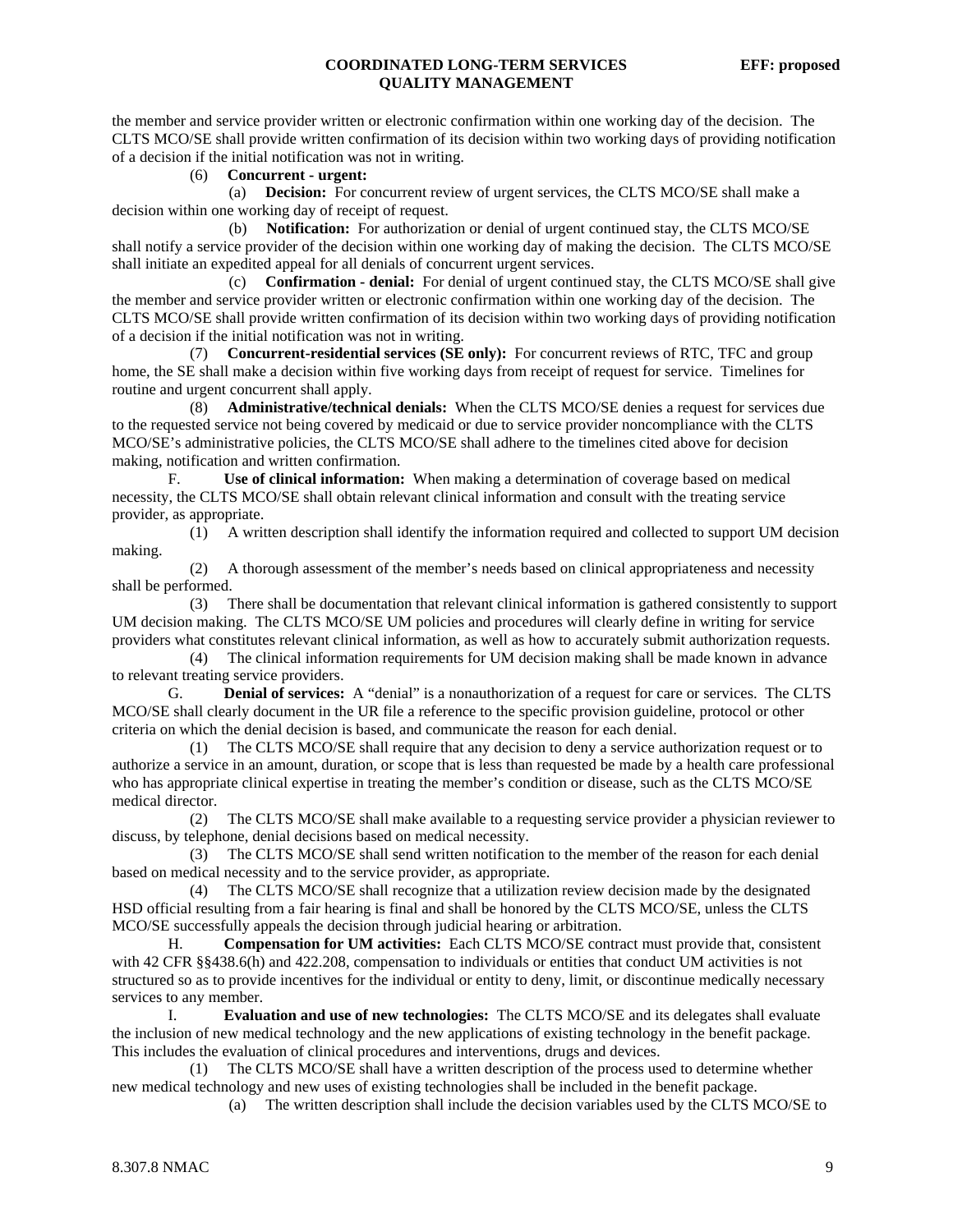the member and service provider written or electronic confirmation within one working day of the decision. The CLTS MCO/SE shall provide written confirmation of its decision within two working days of providing notification of a decision if the initial notification was not in writing.

(6) **Concurrent - urgent:**

(a) **Decision:** For concurrent review of urgent services, the CLTS MCO/SE shall make a decision within one working day of receipt of request.

(b) **Notification:** For authorization or denial of urgent continued stay, the CLTS MCO/SE shall notify a service provider of the decision within one working day of making the decision. The CLTS MCO/SE shall initiate an expedited appeal for all denials of concurrent urgent services.

(c) **Confirmation - denial:** For denial of urgent continued stay, the CLTS MCO/SE shall give the member and service provider written or electronic confirmation within one working day of the decision. The CLTS MCO/SE shall provide written confirmation of its decision within two working days of providing notification of a decision if the initial notification was not in writing.

(7) **Concurrent-residential services (SE only):** For concurrent reviews of RTC, TFC and group home, the SE shall make a decision within five working days from receipt of request for service. Timelines for routine and urgent concurrent shall apply.

(8) **Administrative/technical denials:** When the CLTS MCO/SE denies a request for services due to the requested service not being covered by medicaid or due to service provider noncompliance with the CLTS MCO/SE's administrative policies, the CLTS MCO/SE shall adhere to the timelines cited above for decision making, notification and written confirmation.

F. **Use of clinical information:** When making a determination of coverage based on medical necessity, the CLTS MCO/SE shall obtain relevant clinical information and consult with the treating service provider, as appropriate.

(1) A written description shall identify the information required and collected to support UM decision making.

(2) A thorough assessment of the member's needs based on clinical appropriateness and necessity shall be performed.

(3) There shall be documentation that relevant clinical information is gathered consistently to support UM decision making. The CLTS MCO/SE UM policies and procedures will clearly define in writing for service providers what constitutes relevant clinical information, as well as how to accurately submit authorization requests.

(4) The clinical information requirements for UM decision making shall be made known in advance to relevant treating service providers.

G. **Denial of services:** A "denial" is a nonauthorization of a request for care or services. The CLTS MCO/SE shall clearly document in the UR file a reference to the specific provision guideline, protocol or other criteria on which the denial decision is based, and communicate the reason for each denial.

(1) The CLTS MCO/SE shall require that any decision to deny a service authorization request or to authorize a service in an amount, duration, or scope that is less than requested be made by a health care professional who has appropriate clinical expertise in treating the member's condition or disease, such as the CLTS MCO/SE medical director.

(2) The CLTS MCO/SE shall make available to a requesting service provider a physician reviewer to discuss, by telephone, denial decisions based on medical necessity.

(3) The CLTS MCO/SE shall send written notification to the member of the reason for each denial based on medical necessity and to the service provider, as appropriate.

(4) The CLTS MCO/SE shall recognize that a utilization review decision made by the designated HSD official resulting from a fair hearing is final and shall be honored by the CLTS MCO/SE, unless the CLTS MCO/SE successfully appeals the decision through judicial hearing or arbitration.

H. **Compensation for UM activities:** Each CLTS MCO/SE contract must provide that, consistent with 42 CFR §§438.6(h) and 422.208, compensation to individuals or entities that conduct UM activities is not structured so as to provide incentives for the individual or entity to deny, limit, or discontinue medically necessary services to any member.

I. **Evaluation and use of new technologies:** The CLTS MCO/SE and its delegates shall evaluate the inclusion of new medical technology and the new applications of existing technology in the benefit package. This includes the evaluation of clinical procedures and interventions, drugs and devices.

(1) The CLTS MCO/SE shall have a written description of the process used to determine whether new medical technology and new uses of existing technologies shall be included in the benefit package.

(a) The written description shall include the decision variables used by the CLTS MCO/SE to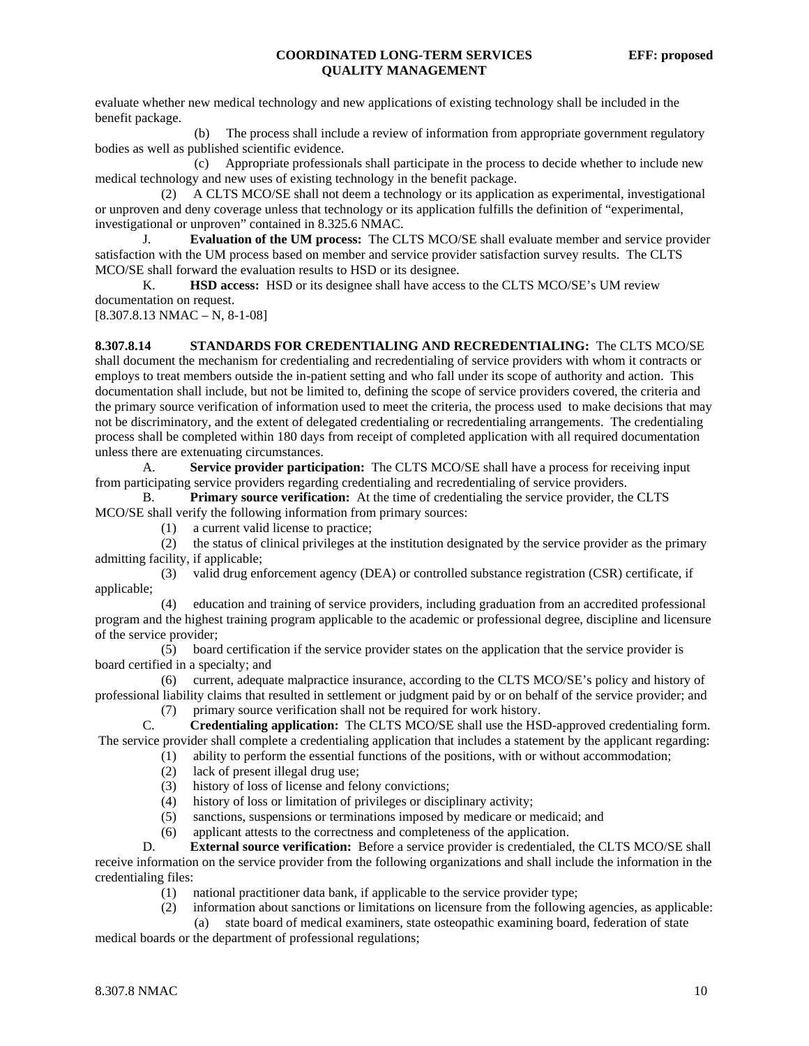evaluate whether new medical technology and new applications of existing technology shall be included in the benefit package.

(b) The process shall include a review of information from appropriate government regulatory bodies as well as published scientific evidence.

(c) Appropriate professionals shall participate in the process to decide whether to include new medical technology and new uses of existing technology in the benefit package.

(2) A CLTS MCO/SE shall not deem a technology or its application as experimental, investigational or unproven and deny coverage unless that technology or its application fulfills the definition of "experimental, investigational or unproven" contained in 8.325.6 NMAC.

J. **Evaluation of the UM process:** The CLTS MCO/SE shall evaluate member and service provider satisfaction with the UM process based on member and service provider satisfaction survey results. The CLTS MCO/SE shall forward the evaluation results to HSD or its designee.

K. **HSD access:** HSD or its designee shall have access to the CLTS MCO/SE's UM review documentation on request.

[8.307.8.13 NMAC – N, 8-1-08]

**8.307.8.14 STANDARDS FOR CREDENTIALING AND RECREDENTIALING:** The CLTS MCO/SE shall document the mechanism for credentialing and recredentialing of service providers with whom it contracts or employs to treat members outside the in-patient setting and who fall under its scope of authority and action. This documentation shall include, but not be limited to, defining the scope of service providers covered, the criteria and the primary source verification of information used to meet the criteria, the process used to make decisions that may not be discriminatory, and the extent of delegated credentialing or recredentialing arrangements. The credentialing process shall be completed within 180 days from receipt of completed application with all required documentation unless there are extenuating circumstances.

A. **Service provider participation:** The CLTS MCO/SE shall have a process for receiving input from participating service providers regarding credentialing and recredentialing of service providers.

B. **Primary source verification:** At the time of credentialing the service provider, the CLTS MCO/SE shall verify the following information from primary sources:

(1) a current valid license to practice;

(2) the status of clinical privileges at the institution designated by the service provider as the primary admitting facility, if applicable;

(3) valid drug enforcement agency (DEA) or controlled substance registration (CSR) certificate, if applicable;

(4) education and training of service providers, including graduation from an accredited professional program and the highest training program applicable to the academic or professional degree, discipline and licensure of the service provider;

(5) board certification if the service provider states on the application that the service provider is board certified in a specialty; and

(6) current, adequate malpractice insurance, according to the CLTS MCO/SE's policy and history of professional liability claims that resulted in settlement or judgment paid by or on behalf of the service provider; and

(7) primary source verification shall not be required for work history.

C. **Credentialing application:** The CLTS MCO/SE shall use the HSD-approved credentialing form. The service provider shall complete a credentialing application that includes a statement by the applicant regarding:

(1) ability to perform the essential functions of the positions, with or without accommodation;

(2) lack of present illegal drug use;

(3) history of loss of license and felony convictions;

(4) history of loss or limitation of privileges or disciplinary activity;

(5) sanctions, suspensions or terminations imposed by medicare or medicaid; and

(6) applicant attests to the correctness and completeness of the application.

D. **External source verification:** Before a service provider is credentialed, the CLTS MCO/SE shall receive information on the service provider from the following organizations and shall include the information in the credentialing files:

(1) national practitioner data bank, if applicable to the service provider type;

(2) information about sanctions or limitations on licensure from the following agencies, as applicable:

(a) state board of medical examiners, state osteopathic examining board, federation of state medical boards or the department of professional regulations;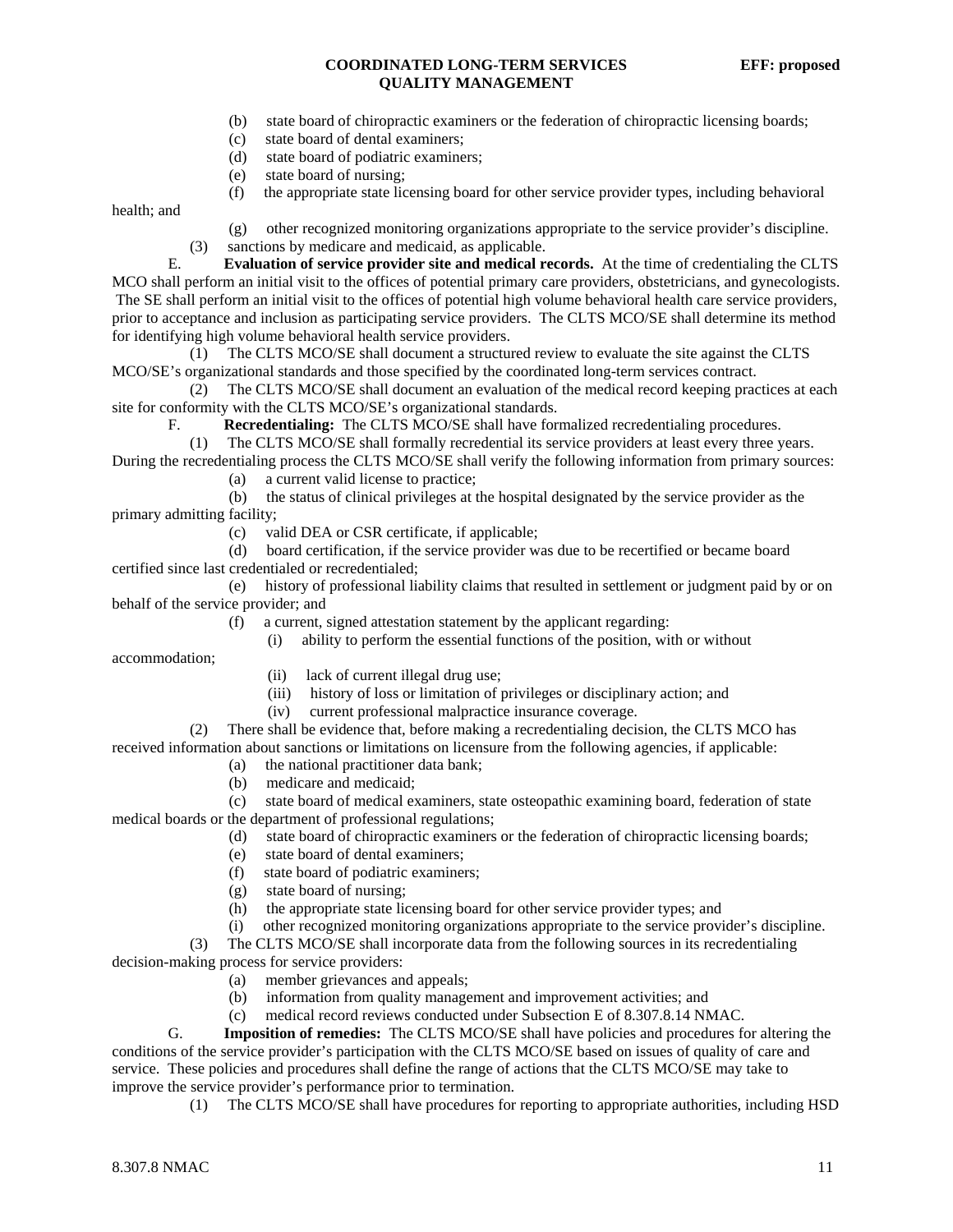(b) state board of chiropractic examiners or the federation of chiropractic licensing boards;

(c) state board of dental examiners;

(d) state board of podiatric examiners;

(e) state board of nursing;

(f) the appropriate state licensing board for other service provider types, including behavioral health; and

(g) other recognized monitoring organizations appropriate to the service provider's discipline.

(3) sanctions by medicare and medicaid, as applicable.

E. **Evaluation of service provider site and medical records.** At the time of credentialing the CLTS MCO shall perform an initial visit to the offices of potential primary care providers, obstetricians, and gynecologists. The SE shall perform an initial visit to the offices of potential high volume behavioral health care service providers, prior to acceptance and inclusion as participating service providers. The CLTS MCO/SE shall determine its method for identifying high volume behavioral health service providers.

(1) The CLTS MCO/SE shall document a structured review to evaluate the site against the CLTS MCO/SE's organizational standards and those specified by the coordinated long-term services contract.

(2) The CLTS MCO/SE shall document an evaluation of the medical record keeping practices at each site for conformity with the CLTS MCO/SE's organizational standards.

F. **Recredentialing:** The CLTS MCO/SE shall have formalized recredentialing procedures.

(1) The CLTS MCO/SE shall formally recredential its service providers at least every three years. During the recredentialing process the CLTS MCO/SE shall verify the following information from primary sources:

(a) a current valid license to practice;

(b) the status of clinical privileges at the hospital designated by the service provider as the primary admitting facility;

(c) valid DEA or CSR certificate, if applicable;

(d) board certification, if the service provider was due to be recertified or became board certified since last credentialed or recredentialed;

(e) history of professional liability claims that resulted in settlement or judgment paid by or on behalf of the service provider; and

(f) a current, signed attestation statement by the applicant regarding:

(i) ability to perform the essential functions of the position, with or without accommodation;

(ii) lack of current illegal drug use;

(iii) history of loss or limitation of privileges or disciplinary action; and

(iv) current professional malpractice insurance coverage.

(2) There shall be evidence that, before making a recredentialing decision, the CLTS MCO has received information about sanctions or limitations on licensure from the following agencies, if applicable:

(a) the national practitioner data bank;

(b) medicare and medicaid;

(c) state board of medical examiners, state osteopathic examining board, federation of state medical boards or the department of professional regulations;

(d) state board of chiropractic examiners or the federation of chiropractic licensing boards;

(e) state board of dental examiners;

(f) state board of podiatric examiners;

(g) state board of nursing;

(h) the appropriate state licensing board for other service provider types; and

(i) other recognized monitoring organizations appropriate to the service provider's discipline.

(3) The CLTS MCO/SE shall incorporate data from the following sources in its recredentialing decision-making process for service providers:

(a) member grievances and appeals;

(b) information from quality management and improvement activities; and

(c) medical record reviews conducted under Subsection E of 8.307.8.14 NMAC.

G. **Imposition of remedies:** The CLTS MCO/SE shall have policies and procedures for altering the conditions of the service provider's participation with the CLTS MCO/SE based on issues of quality of care and service. These policies and procedures shall define the range of actions that the CLTS MCO/SE may take to improve the service provider's performance prior to termination.

(1) The CLTS MCO/SE shall have procedures for reporting to appropriate authorities, including HSD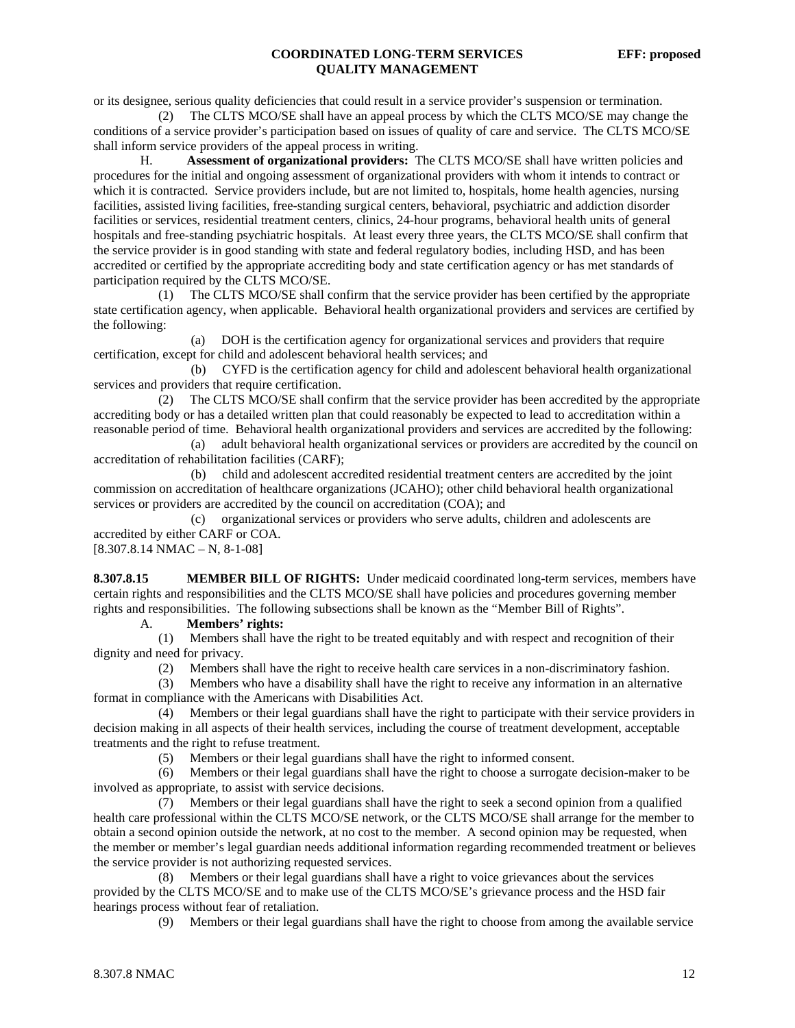or its designee, serious quality deficiencies that could result in a service provider's suspension or termination.

(2) The CLTS MCO/SE shall have an appeal process by which the CLTS MCO/SE may change the conditions of a service provider's participation based on issues of quality of care and service. The CLTS MCO/SE shall inform service providers of the appeal process in writing.

H. **Assessment of organizational providers:** The CLTS MCO/SE shall have written policies and procedures for the initial and ongoing assessment of organizational providers with whom it intends to contract or which it is contracted. Service providers include, but are not limited to, hospitals, home health agencies, nursing facilities, assisted living facilities, free-standing surgical centers, behavioral, psychiatric and addiction disorder facilities or services, residential treatment centers, clinics, 24-hour programs, behavioral health units of general hospitals and free-standing psychiatric hospitals. At least every three years, the CLTS MCO/SE shall confirm that the service provider is in good standing with state and federal regulatory bodies, including HSD, and has been accredited or certified by the appropriate accrediting body and state certification agency or has met standards of participation required by the CLTS MCO/SE.

(1) The CLTS MCO/SE shall confirm that the service provider has been certified by the appropriate state certification agency, when applicable. Behavioral health organizational providers and services are certified by the following:

(a) DOH is the certification agency for organizational services and providers that require certification, except for child and adolescent behavioral health services; and

(b) CYFD is the certification agency for child and adolescent behavioral health organizational services and providers that require certification.

(2) The CLTS MCO/SE shall confirm that the service provider has been accredited by the appropriate accrediting body or has a detailed written plan that could reasonably be expected to lead to accreditation within a reasonable period of time. Behavioral health organizational providers and services are accredited by the following:

(a) adult behavioral health organizational services or providers are accredited by the council on accreditation of rehabilitation facilities (CARF);

(b) child and adolescent accredited residential treatment centers are accredited by the joint commission on accreditation of healthcare organizations (JCAHO); other child behavioral health organizational services or providers are accredited by the council on accreditation (COA); and

(c) organizational services or providers who serve adults, children and adolescents are accredited by either CARF or COA.

[8.307.8.14 NMAC – N, 8-1-08]

**8.307.8.15 MEMBER BILL OF RIGHTS:** Under medicaid coordinated long-term services, members have certain rights and responsibilities and the CLTS MCO/SE shall have policies and procedures governing member rights and responsibilities. The following subsections shall be known as the "Member Bill of Rights".

A. **Members' rights:**

(1) Members shall have the right to be treated equitably and with respect and recognition of their dignity and need for privacy.

(2) Members shall have the right to receive health care services in a non-discriminatory fashion.

(3) Members who have a disability shall have the right to receive any information in an alternative format in compliance with the Americans with Disabilities Act.

(4) Members or their legal guardians shall have the right to participate with their service providers in decision making in all aspects of their health services, including the course of treatment development, acceptable treatments and the right to refuse treatment.

(5) Members or their legal guardians shall have the right to informed consent.

(6) Members or their legal guardians shall have the right to choose a surrogate decision-maker to be involved as appropriate, to assist with service decisions.

(7) Members or their legal guardians shall have the right to seek a second opinion from a qualified health care professional within the CLTS MCO/SE network, or the CLTS MCO/SE shall arrange for the member to obtain a second opinion outside the network, at no cost to the member. A second opinion may be requested, when the member or member's legal guardian needs additional information regarding recommended treatment or believes the service provider is not authorizing requested services.

(8) Members or their legal guardians shall have a right to voice grievances about the services provided by the CLTS MCO/SE and to make use of the CLTS MCO/SE's grievance process and the HSD fair hearings process without fear of retaliation.

(9) Members or their legal guardians shall have the right to choose from among the available service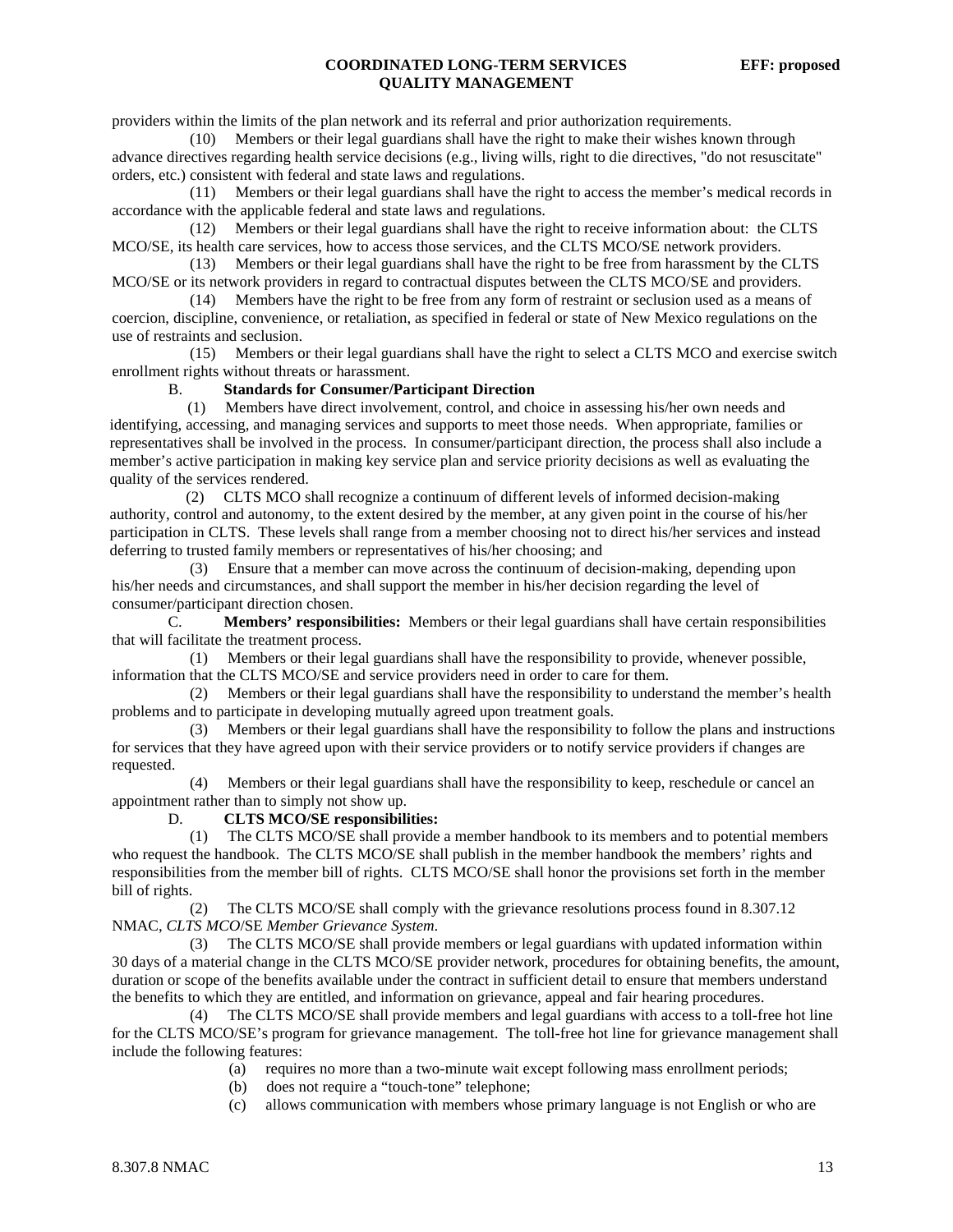providers within the limits of the plan network and its referral and prior authorization requirements.

(10) Members or their legal guardians shall have the right to make their wishes known through advance directives regarding health service decisions (e.g., living wills, right to die directives, "do not resuscitate" orders, etc.) consistent with federal and state laws and regulations.

(11) Members or their legal guardians shall have the right to access the member's medical records in accordance with the applicable federal and state laws and regulations.

(12) Members or their legal guardians shall have the right to receive information about: the CLTS MCO/SE, its health care services, how to access those services, and the CLTS MCO/SE network providers.

(13) Members or their legal guardians shall have the right to be free from harassment by the CLTS MCO/SE or its network providers in regard to contractual disputes between the CLTS MCO/SE and providers.

(14) Members have the right to be free from any form of restraint or seclusion used as a means of coercion, discipline, convenience, or retaliation, as specified in federal or state of New Mexico regulations on the use of restraints and seclusion.

(15) Members or their legal guardians shall have the right to select a CLTS MCO and exercise switch enrollment rights without threats or harassment.

B. **Standards for Consumer/Participant Direction**

(1) Members have direct involvement, control, and choice in assessing his/her own needs and identifying, accessing, and managing services and supports to meet those needs. When appropriate, families or representatives shall be involved in the process. In consumer/participant direction, the process shall also include a member's active participation in making key service plan and service priority decisions as well as evaluating the quality of the services rendered.

(2) CLTS MCO shall recognize a continuum of different levels of informed decision-making authority, control and autonomy, to the extent desired by the member, at any given point in the course of his/her participation in CLTS. These levels shall range from a member choosing not to direct his/her services and instead deferring to trusted family members or representatives of his/her choosing; and

(3) Ensure that a member can move across the continuum of decision-making, depending upon his/her needs and circumstances, and shall support the member in his/her decision regarding the level of consumer/participant direction chosen.

C. **Members' responsibilities:** Members or their legal guardians shall have certain responsibilities that will facilitate the treatment process.

(1) Members or their legal guardians shall have the responsibility to provide, whenever possible, information that the CLTS MCO/SE and service providers need in order to care for them.

(2) Members or their legal guardians shall have the responsibility to understand the member's health problems and to participate in developing mutually agreed upon treatment goals.

(3) Members or their legal guardians shall have the responsibility to follow the plans and instructions for services that they have agreed upon with their service providers or to notify service providers if changes are requested.

(4) Members or their legal guardians shall have the responsibility to keep, reschedule or cancel an appointment rather than to simply not show up.

D. **CLTS MCO/SE responsibilities:**

(1) The CLTS MCO/SE shall provide a member handbook to its members and to potential members who request the handbook. The CLTS MCO/SE shall publish in the member handbook the members' rights and responsibilities from the member bill of rights. CLTS MCO/SE shall honor the provisions set forth in the member bill of rights.

(2) The CLTS MCO/SE shall comply with the grievance resolutions process found in 8.307.12 NMAC, *CLTS MCO*/SE *Member Grievance System*.

(3) The CLTS MCO/SE shall provide members or legal guardians with updated information within 30 days of a material change in the CLTS MCO/SE provider network, procedures for obtaining benefits, the amount, duration or scope of the benefits available under the contract in sufficient detail to ensure that members understand the benefits to which they are entitled, and information on grievance, appeal and fair hearing procedures.

(4) The CLTS MCO/SE shall provide members and legal guardians with access to a toll-free hot line for the CLTS MCO/SE's program for grievance management. The toll-free hot line for grievance management shall include the following features:

(a) requires no more than a two-minute wait except following mass enrollment periods;

(b) does not require a "touch-tone" telephone;

(c) allows communication with members whose primary language is not English or who are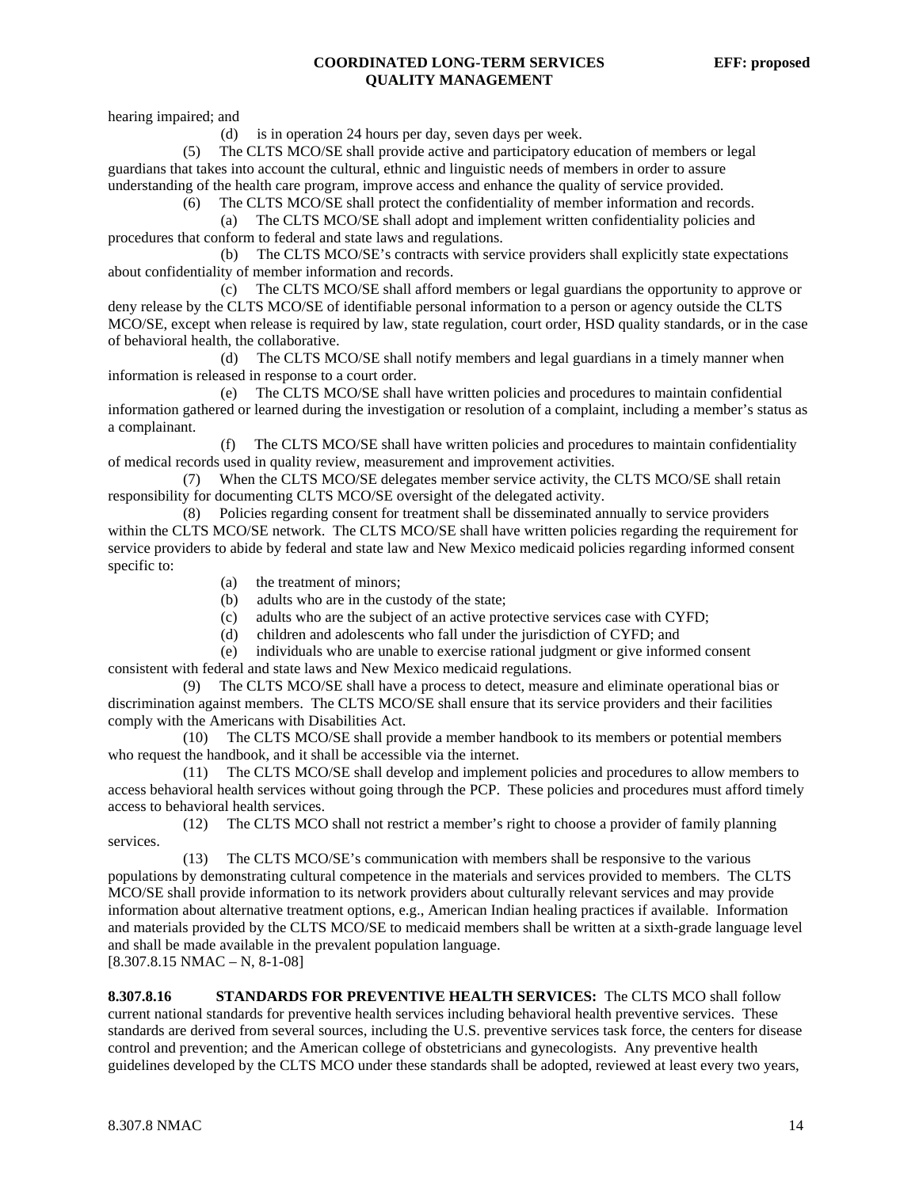hearing impaired; and

(d) is in operation 24 hours per day, seven days per week.

(5) The CLTS MCO/SE shall provide active and participatory education of members or legal guardians that takes into account the cultural, ethnic and linguistic needs of members in order to assure understanding of the health care program, improve access and enhance the quality of service provided.

(6) The CLTS MCO/SE shall protect the confidentiality of member information and records.

(a) The CLTS MCO/SE shall adopt and implement written confidentiality policies and procedures that conform to federal and state laws and regulations.

(b) The CLTS MCO/SE's contracts with service providers shall explicitly state expectations about confidentiality of member information and records.

(c) The CLTS MCO/SE shall afford members or legal guardians the opportunity to approve or deny release by the CLTS MCO/SE of identifiable personal information to a person or agency outside the CLTS MCO/SE, except when release is required by law, state regulation, court order, HSD quality standards, or in the case of behavioral health, the collaborative.

(d) The CLTS MCO/SE shall notify members and legal guardians in a timely manner when information is released in response to a court order.

(e) The CLTS MCO/SE shall have written policies and procedures to maintain confidential information gathered or learned during the investigation or resolution of a complaint, including a member's status as a complainant.

(f) The CLTS MCO/SE shall have written policies and procedures to maintain confidentiality of medical records used in quality review, measurement and improvement activities.

(7) When the CLTS MCO/SE delegates member service activity, the CLTS MCO/SE shall retain responsibility for documenting CLTS MCO/SE oversight of the delegated activity.

(8) Policies regarding consent for treatment shall be disseminated annually to service providers within the CLTS MCO/SE network. The CLTS MCO/SE shall have written policies regarding the requirement for service providers to abide by federal and state law and New Mexico medicaid policies regarding informed consent specific to:

(a) the treatment of minors;

(b) adults who are in the custody of the state;

(c) adults who are the subject of an active protective services case with CYFD;

(d) children and adolescents who fall under the jurisdiction of CYFD; and

(e) individuals who are unable to exercise rational judgment or give informed consent consistent with federal and state laws and New Mexico medicaid regulations.

(9) The CLTS MCO/SE shall have a process to detect, measure and eliminate operational bias or discrimination against members. The CLTS MCO/SE shall ensure that its service providers and their facilities comply with the Americans with Disabilities Act.

(10) The CLTS MCO/SE shall provide a member handbook to its members or potential members who request the handbook, and it shall be accessible via the internet.

(11) The CLTS MCO/SE shall develop and implement policies and procedures to allow members to access behavioral health services without going through the PCP. These policies and procedures must afford timely access to behavioral health services.

(12) The CLTS MCO shall not restrict a member's right to choose a provider of family planning services.

(13) The CLTS MCO/SE's communication with members shall be responsive to the various populations by demonstrating cultural competence in the materials and services provided to members. The CLTS MCO/SE shall provide information to its network providers about culturally relevant services and may provide information about alternative treatment options, e.g., American Indian healing practices if available. Information and materials provided by the CLTS MCO/SE to medicaid members shall be written at a sixth-grade language level and shall be made available in the prevalent population language.

[8.307.8.15 NMAC – N, 8-1-08]

**8.307.8.16 STANDARDS FOR PREVENTIVE HEALTH SERVICES:** The CLTS MCO shall follow current national standards for preventive health services including behavioral health preventive services. These standards are derived from several sources, including the U.S. preventive services task force, the centers for disease control and prevention; and the American college of obstetricians and gynecologists. Any preventive health guidelines developed by the CLTS MCO under these standards shall be adopted, reviewed at least every two years,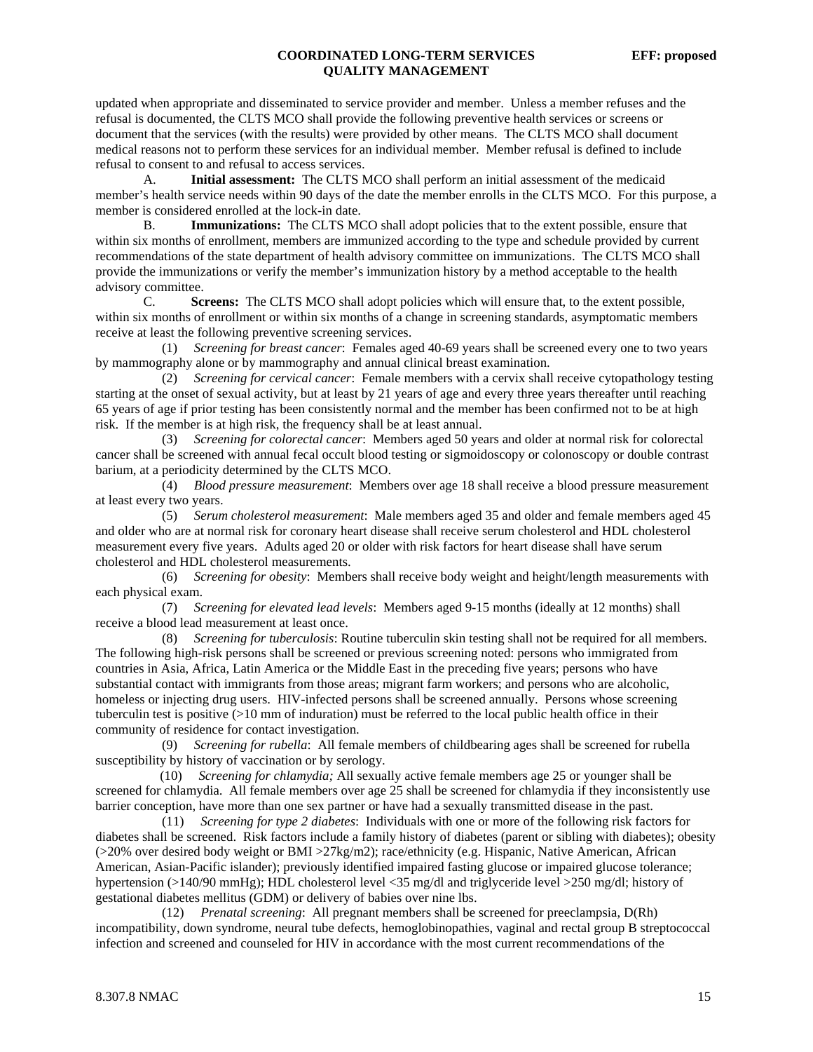updated when appropriate and disseminated to service provider and member. Unless a member refuses and the refusal is documented, the CLTS MCO shall provide the following preventive health services or screens or document that the services (with the results) were provided by other means. The CLTS MCO shall document medical reasons not to perform these services for an individual member. Member refusal is defined to include refusal to consent to and refusal to access services.

A. **Initial assessment:** The CLTS MCO shall perform an initial assessment of the medicaid member's health service needs within 90 days of the date the member enrolls in the CLTS MCO. For this purpose, a member is considered enrolled at the lock-in date.

B. **Immunizations:** The CLTS MCO shall adopt policies that to the extent possible, ensure that within six months of enrollment, members are immunized according to the type and schedule provided by current recommendations of the state department of health advisory committee on immunizations. The CLTS MCO shall provide the immunizations or verify the member's immunization history by a method acceptable to the health advisory committee.

C. **Screens:** The CLTS MCO shall adopt policies which will ensure that, to the extent possible, within six months of enrollment or within six months of a change in screening standards, asymptomatic members receive at least the following preventive screening services.

(1) *Screening for breast cancer*: Females aged 40-69 years shall be screened every one to two years by mammography alone or by mammography and annual clinical breast examination.

(2) *Screening for cervical cancer*: Female members with a cervix shall receive cytopathology testing starting at the onset of sexual activity, but at least by 21 years of age and every three years thereafter until reaching 65 years of age if prior testing has been consistently normal and the member has been confirmed not to be at high risk. If the member is at high risk, the frequency shall be at least annual.

(3) *Screening for colorectal cancer*: Members aged 50 years and older at normal risk for colorectal cancer shall be screened with annual fecal occult blood testing or sigmoidoscopy or colonoscopy or double contrast barium, at a periodicity determined by the CLTS MCO.

(4) *Blood pressure measurement*: Members over age 18 shall receive a blood pressure measurement at least every two years.

(5) *Serum cholesterol measurement*: Male members aged 35 and older and female members aged 45 and older who are at normal risk for coronary heart disease shall receive serum cholesterol and HDL cholesterol measurement every five years. Adults aged 20 or older with risk factors for heart disease shall have serum cholesterol and HDL cholesterol measurements.

(6) *Screening for obesity*: Members shall receive body weight and height/length measurements with each physical exam.

(7) *Screening for elevated lead levels*: Members aged 9-15 months (ideally at 12 months) shall receive a blood lead measurement at least once.

(8) *Screening for tuberculosis*: Routine tuberculin skin testing shall not be required for all members. The following high-risk persons shall be screened or previous screening noted: persons who immigrated from countries in Asia, Africa, Latin America or the Middle East in the preceding five years; persons who have substantial contact with immigrants from those areas; migrant farm workers; and persons who are alcoholic, homeless or injecting drug users. HIV-infected persons shall be screened annually. Persons whose screening tuberculin test is positive (>10 mm of induration) must be referred to the local public health office in their community of residence for contact investigation.

(9) *Screening for rubella*: All female members of childbearing ages shall be screened for rubella susceptibility by history of vaccination or by serology.

(10) *Screening for chlamydia;* All sexually active female members age 25 or younger shall be screened for chlamydia. All female members over age 25 shall be screened for chlamydia if they inconsistently use barrier conception, have more than one sex partner or have had a sexually transmitted disease in the past.

(11) *Screening for type 2 diabetes*: Individuals with one or more of the following risk factors for diabetes shall be screened. Risk factors include a family history of diabetes (parent or sibling with diabetes); obesity (>20% over desired body weight or BMI >27kg/m2); race/ethnicity (e.g. Hispanic, Native American, African American, Asian-Pacific islander); previously identified impaired fasting glucose or impaired glucose tolerance; hypertension (>140/90 mmHg); HDL cholesterol level <35 mg/dl and triglyceride level >250 mg/dl; history of gestational diabetes mellitus (GDM) or delivery of babies over nine lbs.

(12) *Prenatal screening*: All pregnant members shall be screened for preeclampsia, D(Rh) incompatibility, down syndrome, neural tube defects, hemoglobinopathies, vaginal and rectal group B streptococcal infection and screened and counseled for HIV in accordance with the most current recommendations of the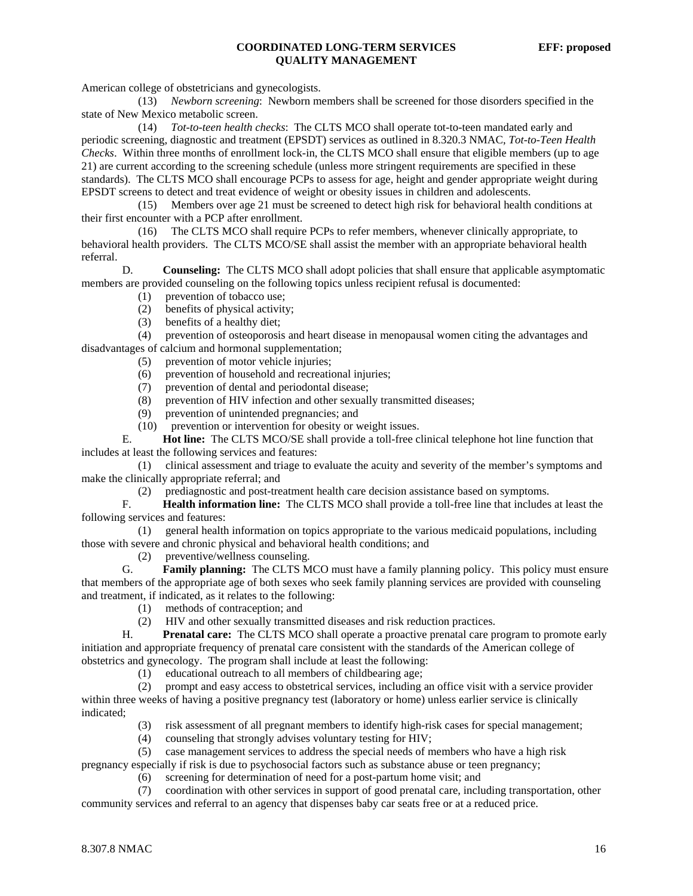American college of obstetricians and gynecologists.

(13) *Newborn screening*: Newborn members shall be screened for those disorders specified in the state of New Mexico metabolic screen.

(14) *Tot-to-teen health checks*: The CLTS MCO shall operate tot-to-teen mandated early and periodic screening, diagnostic and treatment (EPSDT) services as outlined in 8.320.3 NMAC, *Tot-to-Teen Health Checks*. Within three months of enrollment lock-in, the CLTS MCO shall ensure that eligible members (up to age 21) are current according to the screening schedule (unless more stringent requirements are specified in these standards). The CLTS MCO shall encourage PCPs to assess for age, height and gender appropriate weight during EPSDT screens to detect and treat evidence of weight or obesity issues in children and adolescents.

(15) Members over age 21 must be screened to detect high risk for behavioral health conditions at their first encounter with a PCP after enrollment.

(16) The CLTS MCO shall require PCPs to refer members, whenever clinically appropriate, to behavioral health providers. The CLTS MCO/SE shall assist the member with an appropriate behavioral health referral.

D. **Counseling:** The CLTS MCO shall adopt policies that shall ensure that applicable asymptomatic members are provided counseling on the following topics unless recipient refusal is documented:

(1) prevention of tobacco use;
(2) benefits of physical activity;
(3) benefits of a healthy diet;
(4) prevention of osteoporosis and heart disease in menopausal women citing the advantages and disadvantages of calcium and hormonal supplementation;
(5) prevention of motor vehicle injuries;
(6) prevention of household and recreational injuries;
(7) prevention of dental and periodontal disease;
(8) prevention of HIV infection and other sexually transmitted diseases;
(9) prevention of unintended pregnancies; and
(10) prevention or intervention for obesity or weight issues.

E. **Hot line:** The CLTS MCO/SE shall provide a toll-free clinical telephone hot line function that includes at least the following services and features:

(1) clinical assessment and triage to evaluate the acuity and severity of the member's symptoms and make the clinically appropriate referral; and
(2) prediagnostic and post-treatment health care decision assistance based on symptoms.

F. **Health information line:** The CLTS MCO shall provide a toll-free line that includes at least the following services and features:

(1) general health information on topics appropriate to the various medicaid populations, including those with severe and chronic physical and behavioral health conditions; and
(2) preventive/wellness counseling.

G. **Family planning:** The CLTS MCO must have a family planning policy. This policy must ensure that members of the appropriate age of both sexes who seek family planning services are provided with counseling and treatment, if indicated, as it relates to the following:

(1) methods of contraception; and
(2) HIV and other sexually transmitted diseases and risk reduction practices.

H. **Prenatal care:** The CLTS MCO shall operate a proactive prenatal care program to promote early initiation and appropriate frequency of prenatal care consistent with the standards of the American college of obstetrics and gynecology. The program shall include at least the following:

(1) educational outreach to all members of childbearing age;
(2) prompt and easy access to obstetrical services, including an office visit with a service provider within three weeks of having a positive pregnancy test (laboratory or home) unless earlier service is clinically indicated;
(3) risk assessment of all pregnant members to identify high-risk cases for special management;
(4) counseling that strongly advises voluntary testing for HIV;
(5) case management services to address the special needs of members who have a high risk pregnancy especially if risk is due to psychosocial factors such as substance abuse or teen pregnancy;
(6) screening for determination of need for a post-partum home visit; and
(7) coordination with other services in support of good prenatal care, including transportation, other community services and referral to an agency that dispenses baby car seats free or at a reduced price.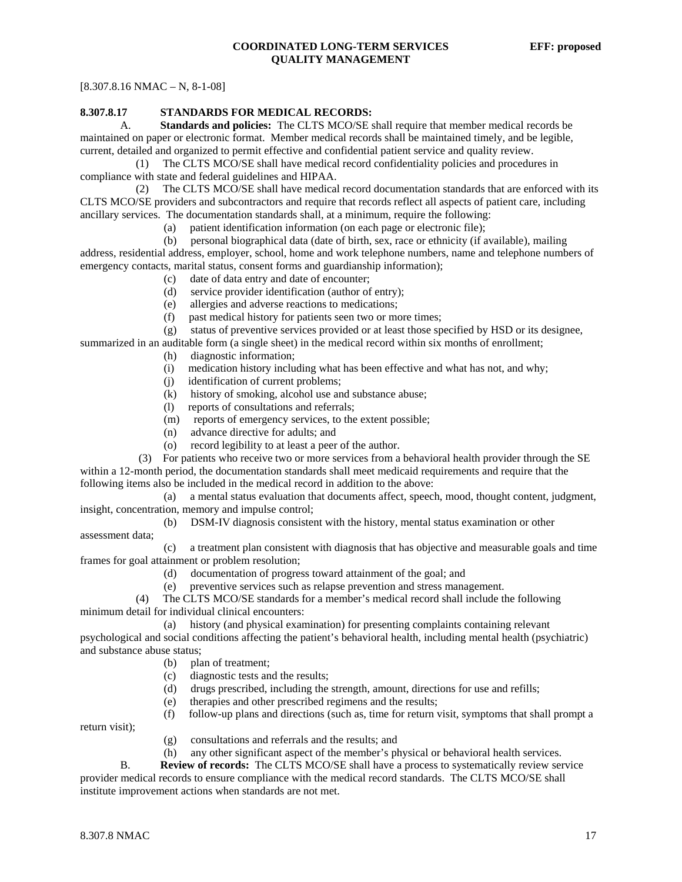[8.307.8.16 NMAC – N, 8-1-08]

**8.307.8.17 STANDARDS FOR MEDICAL RECORDS:**

A. **Standards and policies:** The CLTS MCO/SE shall require that member medical records be maintained on paper or electronic format. Member medical records shall be maintained timely, and be legible, current, detailed and organized to permit effective and confidential patient service and quality review.

(1) The CLTS MCO/SE shall have medical record confidentiality policies and procedures in compliance with state and federal guidelines and HIPAA.

(2) The CLTS MCO/SE shall have medical record documentation standards that are enforced with its CLTS MCO/SE providers and subcontractors and require that records reflect all aspects of patient care, including ancillary services. The documentation standards shall, at a minimum, require the following:

(a) patient identification information (on each page or electronic file);

(b) personal biographical data (date of birth, sex, race or ethnicity (if available), mailing address, residential address, employer, school, home and work telephone numbers, name and telephone numbers of emergency contacts, marital status, consent forms and guardianship information);

(c) date of data entry and date of encounter;

(d) service provider identification (author of entry);

(e) allergies and adverse reactions to medications;

(f) past medical history for patients seen two or more times;

(g) status of preventive services provided or at least those specified by HSD or its designee, summarized in an auditable form (a single sheet) in the medical record within six months of enrollment;

(h) diagnostic information;

(i) medication history including what has been effective and what has not, and why;

(j) identification of current problems;

(k) history of smoking, alcohol use and substance abuse;

(l) reports of consultations and referrals;

(m) reports of emergency services, to the extent possible;

(n) advance directive for adults; and

(o) record legibility to at least a peer of the author.

(3) For patients who receive two or more services from a behavioral health provider through the SE within a 12-month period, the documentation standards shall meet medicaid requirements and require that the following items also be included in the medical record in addition to the above:

(a) a mental status evaluation that documents affect, speech, mood, thought content, judgment, insight, concentration, memory and impulse control;

(b) DSM-IV diagnosis consistent with the history, mental status examination or other assessment data;

(c) a treatment plan consistent with diagnosis that has objective and measurable goals and time frames for goal attainment or problem resolution;

(d) documentation of progress toward attainment of the goal; and

(e) preventive services such as relapse prevention and stress management.

(4) The CLTS MCO/SE standards for a member's medical record shall include the following minimum detail for individual clinical encounters:

(a) history (and physical examination) for presenting complaints containing relevant psychological and social conditions affecting the patient's behavioral health, including mental health (psychiatric) and substance abuse status;

(b) plan of treatment;

(c) diagnostic tests and the results;

(d) drugs prescribed, including the strength, amount, directions for use and refills;

(e) therapies and other prescribed regimens and the results;

(f) follow-up plans and directions (such as, time for return visit, symptoms that shall prompt a return visit);

(g) consultations and referrals and the results; and

(h) any other significant aspect of the member's physical or behavioral health services.

B. **Review of records:** The CLTS MCO/SE shall have a process to systematically review service provider medical records to ensure compliance with the medical record standards. The CLTS MCO/SE shall institute improvement actions when standards are not met.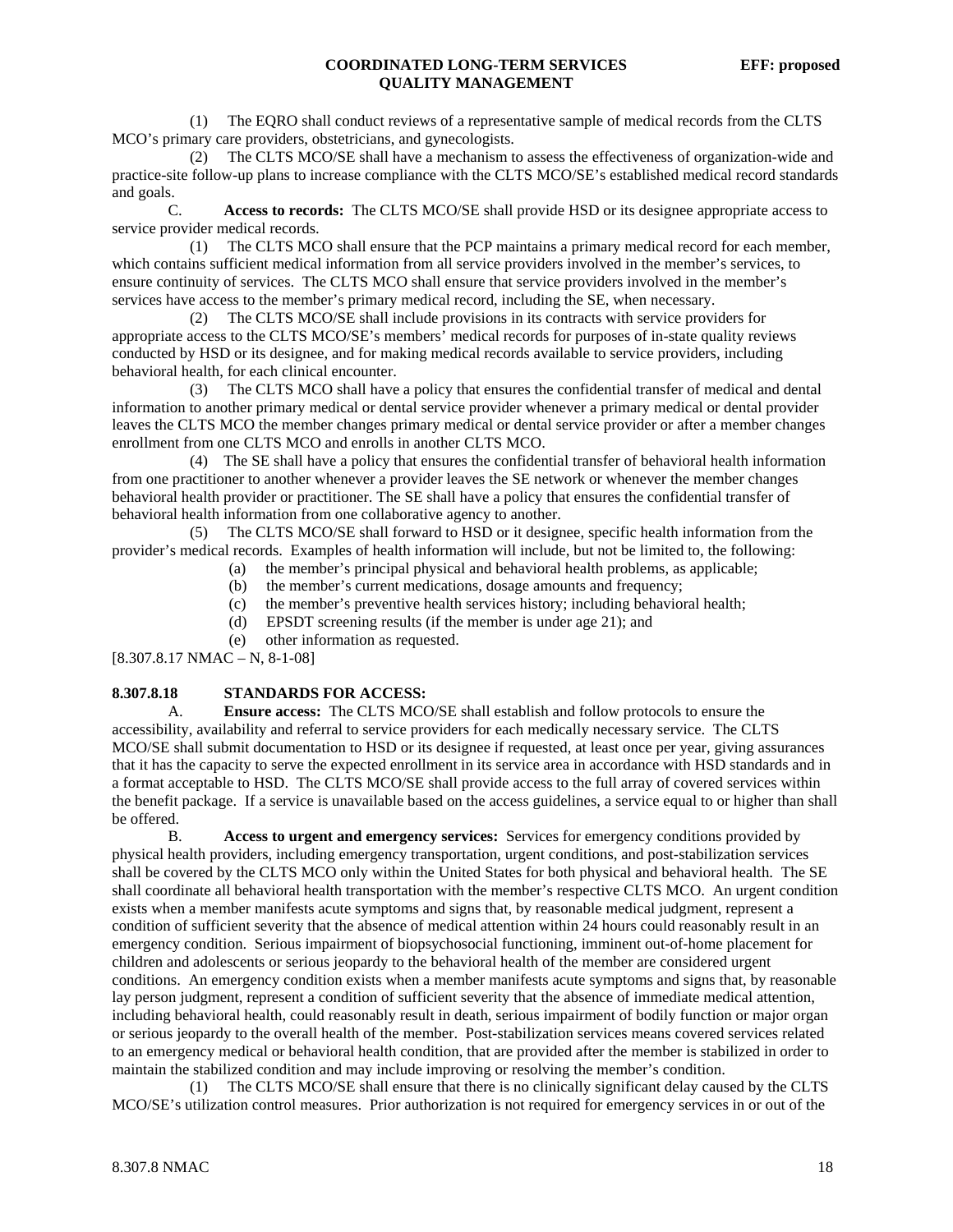(1) The EQRO shall conduct reviews of a representative sample of medical records from the CLTS MCO's primary care providers, obstetricians, and gynecologists.

(2) The CLTS MCO/SE shall have a mechanism to assess the effectiveness of organization-wide and practice-site follow-up plans to increase compliance with the CLTS MCO/SE's established medical record standards and goals.

C. **Access to records:** The CLTS MCO/SE shall provide HSD or its designee appropriate access to service provider medical records.

(1) The CLTS MCO shall ensure that the PCP maintains a primary medical record for each member, which contains sufficient medical information from all service providers involved in the member's services, to ensure continuity of services. The CLTS MCO shall ensure that service providers involved in the member's services have access to the member's primary medical record, including the SE, when necessary.

(2) The CLTS MCO/SE shall include provisions in its contracts with service providers for appropriate access to the CLTS MCO/SE's members' medical records for purposes of in-state quality reviews conducted by HSD or its designee, and for making medical records available to service providers, including behavioral health, for each clinical encounter.

(3) The CLTS MCO shall have a policy that ensures the confidential transfer of medical and dental information to another primary medical or dental service provider whenever a primary medical or dental provider leaves the CLTS MCO the member changes primary medical or dental service provider or after a member changes enrollment from one CLTS MCO and enrolls in another CLTS MCO.

(4) The SE shall have a policy that ensures the confidential transfer of behavioral health information from one practitioner to another whenever a provider leaves the SE network or whenever the member changes behavioral health provider or practitioner. The SE shall have a policy that ensures the confidential transfer of behavioral health information from one collaborative agency to another.

(5) The CLTS MCO/SE shall forward to HSD or it designee, specific health information from the provider's medical records. Examples of health information will include, but not be limited to, the following:

(a) the member's principal physical and behavioral health problems, as applicable;

(b) the member's current medications, dosage amounts and frequency;

(c) the member's preventive health services history; including behavioral health;

(d) EPSDT screening results (if the member is under age 21); and

(e) other information as requested.

[8.307.8.17 NMAC – N, 8-1-08]

**8.307.8.18 STANDARDS FOR ACCESS:**

A. **Ensure access:** The CLTS MCO/SE shall establish and follow protocols to ensure the accessibility, availability and referral to service providers for each medically necessary service. The CLTS MCO/SE shall submit documentation to HSD or its designee if requested, at least once per year, giving assurances that it has the capacity to serve the expected enrollment in its service area in accordance with HSD standards and in a format acceptable to HSD. The CLTS MCO/SE shall provide access to the full array of covered services within the benefit package. If a service is unavailable based on the access guidelines, a service equal to or higher than shall be offered.

B. **Access to urgent and emergency services:** Services for emergency conditions provided by physical health providers, including emergency transportation, urgent conditions, and post-stabilization services shall be covered by the CLTS MCO only within the United States for both physical and behavioral health. The SE shall coordinate all behavioral health transportation with the member's respective CLTS MCO. An urgent condition exists when a member manifests acute symptoms and signs that, by reasonable medical judgment, represent a condition of sufficient severity that the absence of medical attention within 24 hours could reasonably result in an emergency condition. Serious impairment of biopsychosocial functioning, imminent out-of-home placement for children and adolescents or serious jeopardy to the behavioral health of the member are considered urgent conditions. An emergency condition exists when a member manifests acute symptoms and signs that, by reasonable lay person judgment, represent a condition of sufficient severity that the absence of immediate medical attention, including behavioral health, could reasonably result in death, serious impairment of bodily function or major organ or serious jeopardy to the overall health of the member. Post-stabilization services means covered services related to an emergency medical or behavioral health condition, that are provided after the member is stabilized in order to maintain the stabilized condition and may include improving or resolving the member's condition.

(1) The CLTS MCO/SE shall ensure that there is no clinically significant delay caused by the CLTS MCO/SE's utilization control measures. Prior authorization is not required for emergency services in or out of the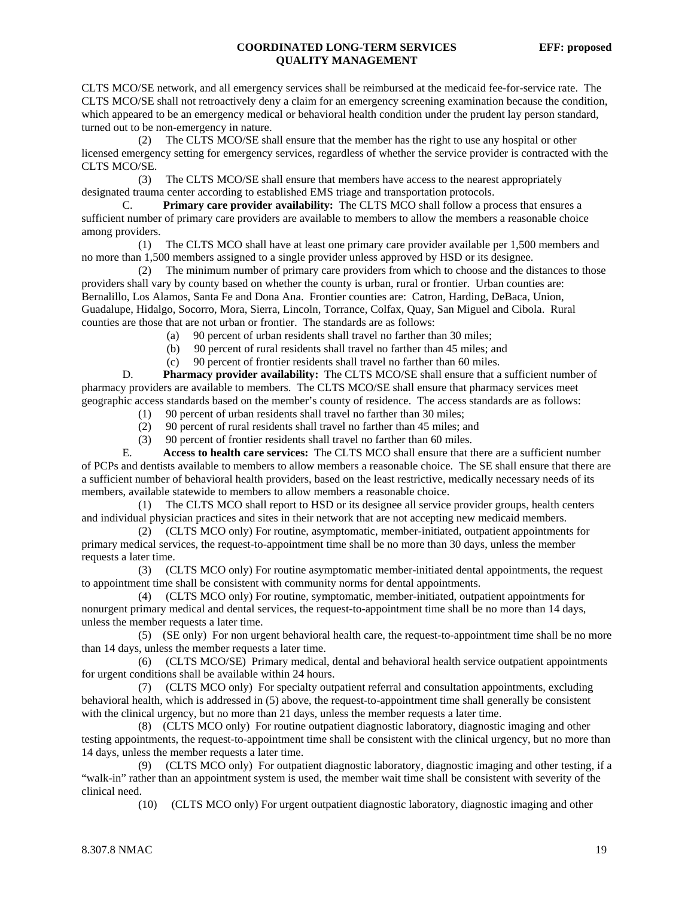CLTS MCO/SE network, and all emergency services shall be reimbursed at the medicaid fee-for-service rate. The CLTS MCO/SE shall not retroactively deny a claim for an emergency screening examination because the condition, which appeared to be an emergency medical or behavioral health condition under the prudent lay person standard, turned out to be non-emergency in nature.

(2) The CLTS MCO/SE shall ensure that the member has the right to use any hospital or other licensed emergency setting for emergency services, regardless of whether the service provider is contracted with the CLTS MCO/SE.

(3) The CLTS MCO/SE shall ensure that members have access to the nearest appropriately designated trauma center according to established EMS triage and transportation protocols.

C. **Primary care provider availability:** The CLTS MCO shall follow a process that ensures a sufficient number of primary care providers are available to members to allow the members a reasonable choice among providers.

(1) The CLTS MCO shall have at least one primary care provider available per 1,500 members and no more than 1,500 members assigned to a single provider unless approved by HSD or its designee.

(2) The minimum number of primary care providers from which to choose and the distances to those providers shall vary by county based on whether the county is urban, rural or frontier. Urban counties are: Bernalillo, Los Alamos, Santa Fe and Dona Ana. Frontier counties are: Catron, Harding, DeBaca, Union, Guadalupe, Hidalgo, Socorro, Mora, Sierra, Lincoln, Torrance, Colfax, Quay, San Miguel and Cibola. Rural counties are those that are not urban or frontier. The standards are as follows:

(a) 90 percent of urban residents shall travel no farther than 30 miles;

(b) 90 percent of rural residents shall travel no farther than 45 miles; and

(c) 90 percent of frontier residents shall travel no farther than 60 miles.

D. **Pharmacy provider availability:** The CLTS MCO/SE shall ensure that a sufficient number of pharmacy providers are available to members. The CLTS MCO/SE shall ensure that pharmacy services meet geographic access standards based on the member's county of residence. The access standards are as follows:

(1) 90 percent of urban residents shall travel no farther than 30 miles;

(2) 90 percent of rural residents shall travel no farther than 45 miles; and

(3) 90 percent of frontier residents shall travel no farther than 60 miles.

E. **Access to health care services:** The CLTS MCO shall ensure that there are a sufficient number of PCPs and dentists available to members to allow members a reasonable choice. The SE shall ensure that there are a sufficient number of behavioral health providers, based on the least restrictive, medically necessary needs of its members, available statewide to members to allow members a reasonable choice.

(1) The CLTS MCO shall report to HSD or its designee all service provider groups, health centers and individual physician practices and sites in their network that are not accepting new medicaid members.

(2) (CLTS MCO only) For routine, asymptomatic, member-initiated, outpatient appointments for primary medical services, the request-to-appointment time shall be no more than 30 days, unless the member requests a later time.

(3) (CLTS MCO only) For routine asymptomatic member-initiated dental appointments, the request to appointment time shall be consistent with community norms for dental appointments.

(4) (CLTS MCO only) For routine, symptomatic, member-initiated, outpatient appointments for nonurgent primary medical and dental services, the request-to-appointment time shall be no more than 14 days, unless the member requests a later time.

(5) (SE only) For non urgent behavioral health care, the request-to-appointment time shall be no more than 14 days, unless the member requests a later time.

(6) (CLTS MCO/SE) Primary medical, dental and behavioral health service outpatient appointments for urgent conditions shall be available within 24 hours.

(7) (CLTS MCO only) For specialty outpatient referral and consultation appointments, excluding behavioral health, which is addressed in (5) above, the request-to-appointment time shall generally be consistent with the clinical urgency, but no more than 21 days, unless the member requests a later time.

(8) (CLTS MCO only) For routine outpatient diagnostic laboratory, diagnostic imaging and other testing appointments, the request-to-appointment time shall be consistent with the clinical urgency, but no more than 14 days, unless the member requests a later time.

(9) (CLTS MCO only) For outpatient diagnostic laboratory, diagnostic imaging and other testing, if a "walk-in" rather than an appointment system is used, the member wait time shall be consistent with severity of the clinical need.

(10) (CLTS MCO only) For urgent outpatient diagnostic laboratory, diagnostic imaging and other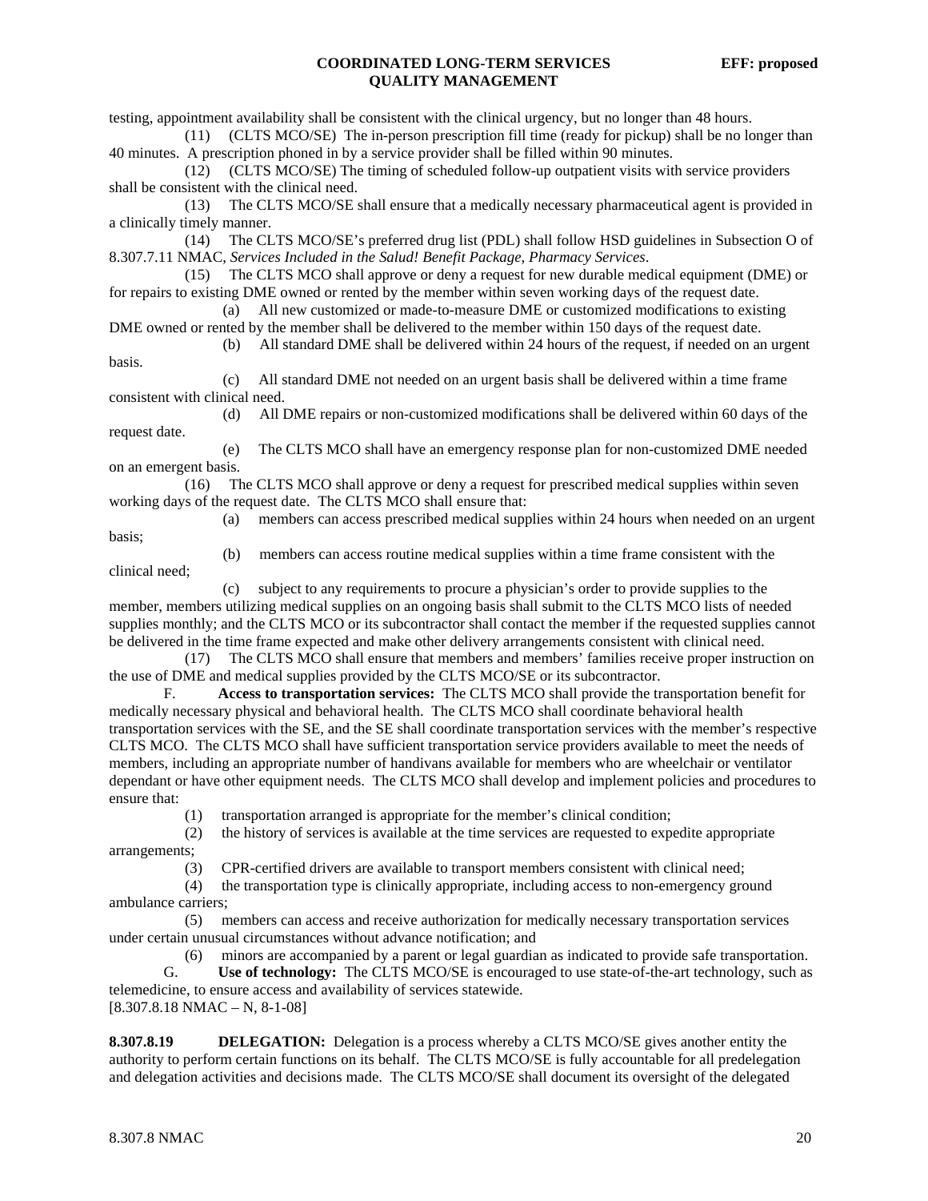testing, appointment availability shall be consistent with the clinical urgency, but no longer than 48 hours.

(11) (CLTS MCO/SE) The in-person prescription fill time (ready for pickup) shall be no longer than 40 minutes. A prescription phoned in by a service provider shall be filled within 90 minutes.

(12) (CLTS MCO/SE) The timing of scheduled follow-up outpatient visits with service providers shall be consistent with the clinical need.

(13) The CLTS MCO/SE shall ensure that a medically necessary pharmaceutical agent is provided in a clinically timely manner.

(14) The CLTS MCO/SE's preferred drug list (PDL) shall follow HSD guidelines in Subsection O of 8.307.7.11 NMAC, *Services Included in the Salud! Benefit Package, Pharmacy Services*.

(15) The CLTS MCO shall approve or deny a request for new durable medical equipment (DME) or for repairs to existing DME owned or rented by the member within seven working days of the request date.

(a) All new customized or made-to-measure DME or customized modifications to existing DME owned or rented by the member shall be delivered to the member within 150 days of the request date.

(b) All standard DME shall be delivered within 24 hours of the request, if needed on an urgent basis.

(c) All standard DME not needed on an urgent basis shall be delivered within a time frame consistent with clinical need.

(d) All DME repairs or non-customized modifications shall be delivered within 60 days of the request date.

(e) The CLTS MCO shall have an emergency response plan for non-customized DME needed on an emergent basis.

(16) The CLTS MCO shall approve or deny a request for prescribed medical supplies within seven working days of the request date. The CLTS MCO shall ensure that:

(a) members can access prescribed medical supplies within 24 hours when needed on an urgent basis;

(b) members can access routine medical supplies within a time frame consistent with the clinical need;

(c) subject to any requirements to procure a physician's order to provide supplies to the member, members utilizing medical supplies on an ongoing basis shall submit to the CLTS MCO lists of needed supplies monthly; and the CLTS MCO or its subcontractor shall contact the member if the requested supplies cannot be delivered in the time frame expected and make other delivery arrangements consistent with clinical need.

(17) The CLTS MCO shall ensure that members and members' families receive proper instruction on the use of DME and medical supplies provided by the CLTS MCO/SE or its subcontractor.

F. **Access to transportation services:** The CLTS MCO shall provide the transportation benefit for medically necessary physical and behavioral health. The CLTS MCO shall coordinate behavioral health transportation services with the SE, and the SE shall coordinate transportation services with the member's respective CLTS MCO. The CLTS MCO shall have sufficient transportation service providers available to meet the needs of members, including an appropriate number of handivans available for members who are wheelchair or ventilator dependant or have other equipment needs. The CLTS MCO shall develop and implement policies and procedures to ensure that:

(1) transportation arranged is appropriate for the member's clinical condition;

(2) the history of services is available at the time services are requested to expedite appropriate arrangements;

(3) CPR-certified drivers are available to transport members consistent with clinical need;

(4) the transportation type is clinically appropriate, including access to non-emergency ground ambulance carriers;

(5) members can access and receive authorization for medically necessary transportation services under certain unusual circumstances without advance notification; and

(6) minors are accompanied by a parent or legal guardian as indicated to provide safe transportation.

G. **Use of technology:** The CLTS MCO/SE is encouraged to use state-of-the-art technology, such as telemedicine, to ensure access and availability of services statewide.

[8.307.8.18 NMAC – N, 8-1-08]

**8.307.8.19 DELEGATION:** Delegation is a process whereby a CLTS MCO/SE gives another entity the authority to perform certain functions on its behalf. The CLTS MCO/SE is fully accountable for all predelegation and delegation activities and decisions made. The CLTS MCO/SE shall document its oversight of the delegated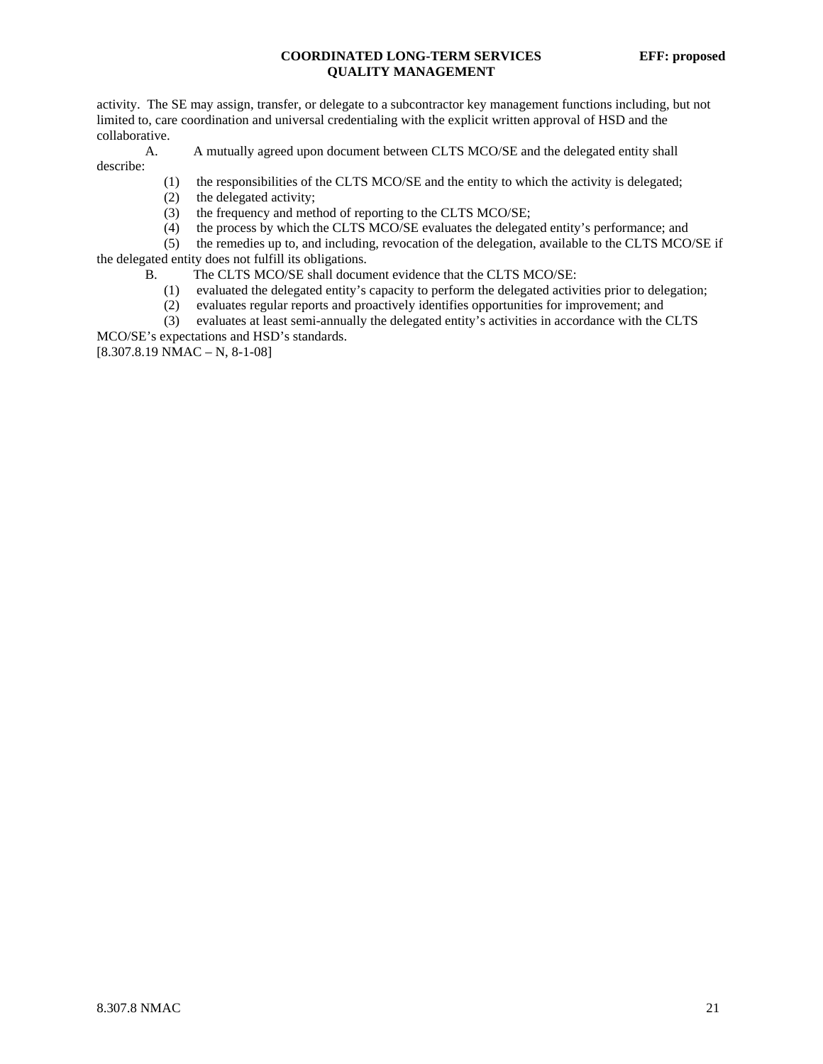activity. The SE may assign, transfer, or delegate to a subcontractor key management functions including, but not limited to, care coordination and universal credentialing with the explicit written approval of HSD and the collaborative.

A. A mutually agreed upon document between CLTS MCO/SE and the delegated entity shall describe:

(1) the responsibilities of the CLTS MCO/SE and the entity to which the activity is delegated;

(2) the delegated activity;

(3) the frequency and method of reporting to the CLTS MCO/SE;

(4) the process by which the CLTS MCO/SE evaluates the delegated entity's performance; and

(5) the remedies up to, and including, revocation of the delegation, available to the CLTS MCO/SE if the delegated entity does not fulfill its obligations.

B. The CLTS MCO/SE shall document evidence that the CLTS MCO/SE:

(1) evaluated the delegated entity's capacity to perform the delegated activities prior to delegation;

(2) evaluates regular reports and proactively identifies opportunities for improvement; and

(3) evaluates at least semi-annually the delegated entity's activities in accordance with the CLTS MCO/SE's expectations and HSD's standards.

[8.307.8.19 NMAC – N, 8-1-08]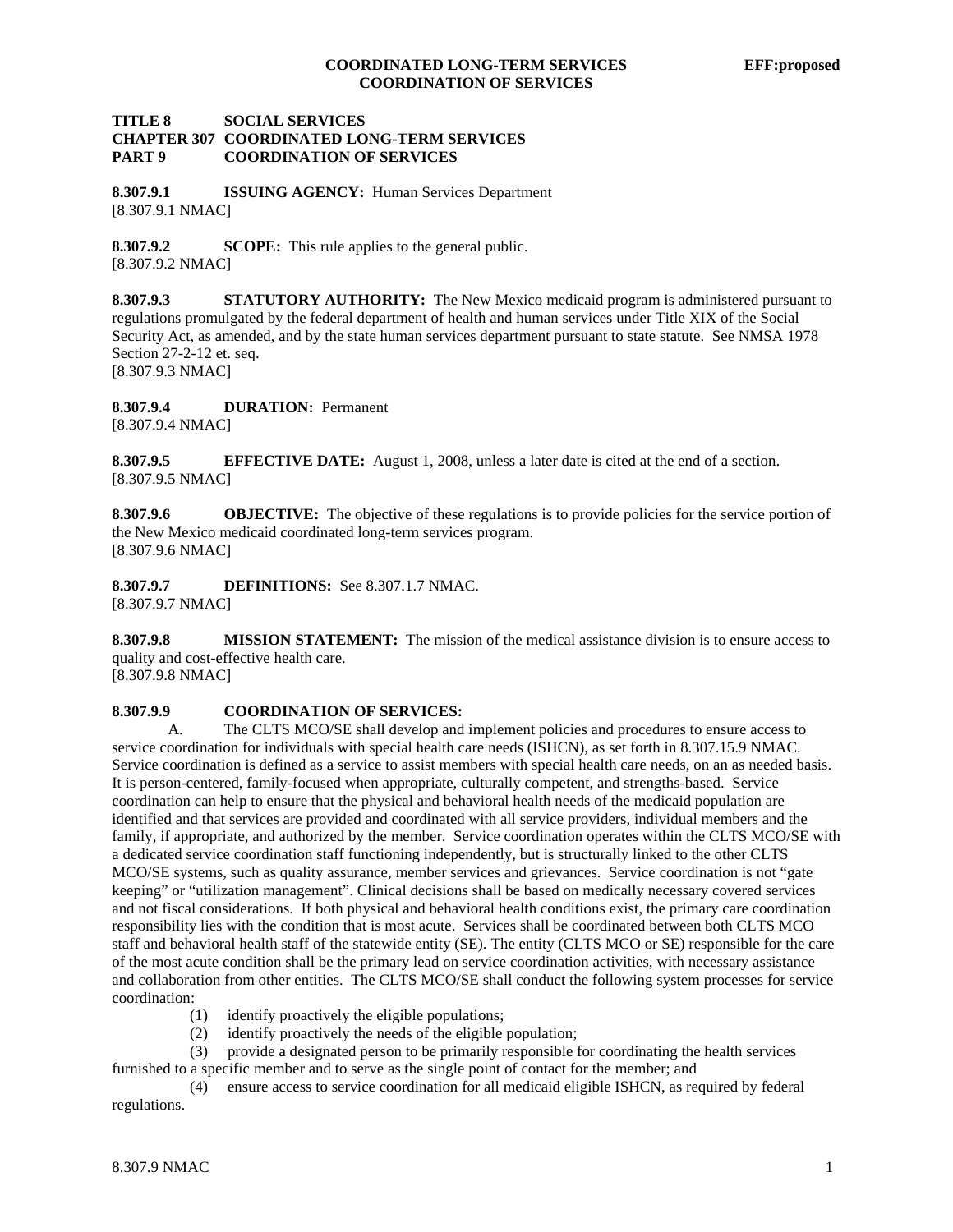**TITLE 8 SOCIAL SERVICES**
**CHAPTER 307 COORDINATED LONG-TERM SERVICES**
**PART 9 COORDINATION OF SERVICES**

**8.307.9.1 ISSUING AGENCY:** Human Services Department
[8.307.9.1 NMAC]

**8.307.9.2 SCOPE:** This rule applies to the general public.
[8.307.9.2 NMAC]

**8.307.9.3 STATUTORY AUTHORITY:** The New Mexico medicaid program is administered pursuant to regulations promulgated by the federal department of health and human services under Title XIX of the Social Security Act, as amended, and by the state human services department pursuant to state statute. See NMSA 1978 Section 27-2-12 et. seq.
[8.307.9.3 NMAC]

**8.307.9.4 DURATION:** Permanent
[8.307.9.4 NMAC]

**8.307.9.5 EFFECTIVE DATE:** August 1, 2008, unless a later date is cited at the end of a section.
[8.307.9.5 NMAC]

**8.307.9.6 OBJECTIVE:** The objective of these regulations is to provide policies for the service portion of the New Mexico medicaid coordinated long-term services program.
[8.307.9.6 NMAC]

**8.307.9.7 DEFINITIONS:** See 8.307.1.7 NMAC.
[8.307.9.7 NMAC]

**8.307.9.8 MISSION STATEMENT:** The mission of the medical assistance division is to ensure access to quality and cost-effective health care.
[8.307.9.8 NMAC]

**8.307.9.9 COORDINATION OF SERVICES:**

A. The CLTS MCO/SE shall develop and implement policies and procedures to ensure access to service coordination for individuals with special health care needs (ISHCN), as set forth in 8.307.15.9 NMAC. Service coordination is defined as a service to assist members with special health care needs, on an as needed basis. It is person-centered, family-focused when appropriate, culturally competent, and strengths-based. Service coordination can help to ensure that the physical and behavioral health needs of the medicaid population are identified and that services are provided and coordinated with all service providers, individual members and the family, if appropriate, and authorized by the member. Service coordination operates within the CLTS MCO/SE with a dedicated service coordination staff functioning independently, but is structurally linked to the other CLTS MCO/SE systems, such as quality assurance, member services and grievances. Service coordination is not "gate keeping" or "utilization management". Clinical decisions shall be based on medically necessary covered services and not fiscal considerations. If both physical and behavioral health conditions exist, the primary care coordination responsibility lies with the condition that is most acute. Services shall be coordinated between both CLTS MCO staff and behavioral health staff of the statewide entity (SE). The entity (CLTS MCO or SE) responsible for the care of the most acute condition shall be the primary lead on service coordination activities, with necessary assistance and collaboration from other entities. The CLTS MCO/SE shall conduct the following system processes for service coordination:

(1) identify proactively the eligible populations;

(2) identify proactively the needs of the eligible population;

(3) provide a designated person to be primarily responsible for coordinating the health services furnished to a specific member and to serve as the single point of contact for the member; and

(4) ensure access to service coordination for all medicaid eligible ISHCN, as required by federal regulations.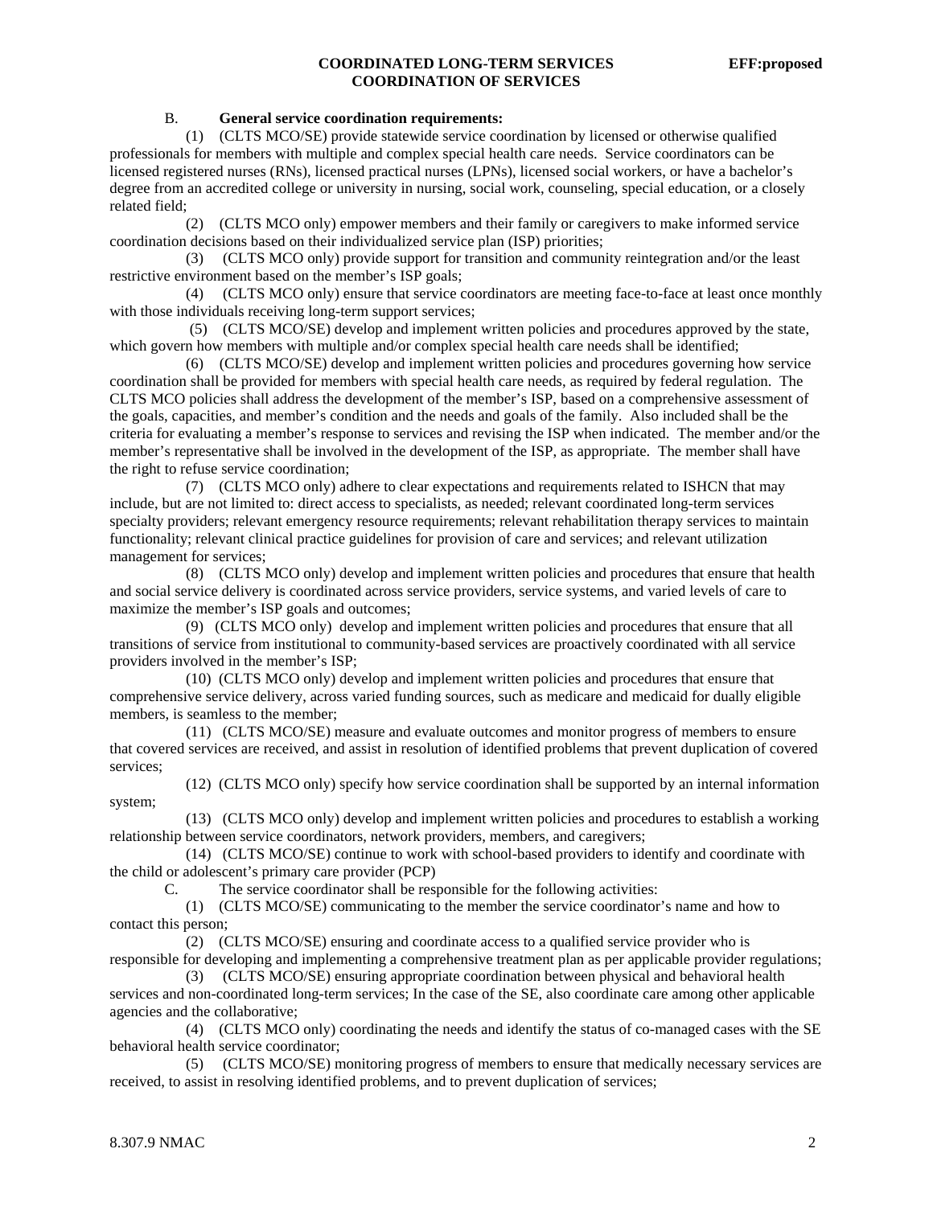B. **General service coordination requirements:**

(1) (CLTS MCO/SE) provide statewide service coordination by licensed or otherwise qualified professionals for members with multiple and complex special health care needs. Service coordinators can be licensed registered nurses (RNs), licensed practical nurses (LPNs), licensed social workers, or have a bachelor's degree from an accredited college or university in nursing, social work, counseling, special education, or a closely related field;

(2) (CLTS MCO only) empower members and their family or caregivers to make informed service coordination decisions based on their individualized service plan (ISP) priorities;

(3) (CLTS MCO only) provide support for transition and community reintegration and/or the least restrictive environment based on the member's ISP goals;

(4) (CLTS MCO only) ensure that service coordinators are meeting face-to-face at least once monthly with those individuals receiving long-term support services;

(5) (CLTS MCO/SE) develop and implement written policies and procedures approved by the state, which govern how members with multiple and/or complex special health care needs shall be identified;

(6) (CLTS MCO/SE) develop and implement written policies and procedures governing how service coordination shall be provided for members with special health care needs, as required by federal regulation. The CLTS MCO policies shall address the development of the member's ISP, based on a comprehensive assessment of the goals, capacities, and member's condition and the needs and goals of the family. Also included shall be the criteria for evaluating a member's response to services and revising the ISP when indicated. The member and/or the member's representative shall be involved in the development of the ISP, as appropriate. The member shall have the right to refuse service coordination;

(7) (CLTS MCO only) adhere to clear expectations and requirements related to ISHCN that may include, but are not limited to: direct access to specialists, as needed; relevant coordinated long-term services specialty providers; relevant emergency resource requirements; relevant rehabilitation therapy services to maintain functionality; relevant clinical practice guidelines for provision of care and services; and relevant utilization management for services;

(8) (CLTS MCO only) develop and implement written policies and procedures that ensure that health and social service delivery is coordinated across service providers, service systems, and varied levels of care to maximize the member's ISP goals and outcomes;

(9) (CLTS MCO only) develop and implement written policies and procedures that ensure that all transitions of service from institutional to community-based services are proactively coordinated with all service providers involved in the member's ISP;

(10) (CLTS MCO only) develop and implement written policies and procedures that ensure that comprehensive service delivery, across varied funding sources, such as medicare and medicaid for dually eligible members, is seamless to the member;

(11) (CLTS MCO/SE) measure and evaluate outcomes and monitor progress of members to ensure that covered services are received, and assist in resolution of identified problems that prevent duplication of covered services;

(12) (CLTS MCO only) specify how service coordination shall be supported by an internal information system;

(13) (CLTS MCO only) develop and implement written policies and procedures to establish a working relationship between service coordinators, network providers, members, and caregivers;

(14) (CLTS MCO/SE) continue to work with school-based providers to identify and coordinate with the child or adolescent's primary care provider (PCP)

C. The service coordinator shall be responsible for the following activities:

(1) (CLTS MCO/SE) communicating to the member the service coordinator's name and how to contact this person;

(2) (CLTS MCO/SE) ensuring and coordinate access to a qualified service provider who is responsible for developing and implementing a comprehensive treatment plan as per applicable provider regulations;

(3) (CLTS MCO/SE) ensuring appropriate coordination between physical and behavioral health services and non-coordinated long-term services; In the case of the SE, also coordinate care among other applicable agencies and the collaborative;

(4) (CLTS MCO only) coordinating the needs and identify the status of co-managed cases with the SE behavioral health service coordinator;

(5) (CLTS MCO/SE) monitoring progress of members to ensure that medically necessary services are received, to assist in resolving identified problems, and to prevent duplication of services;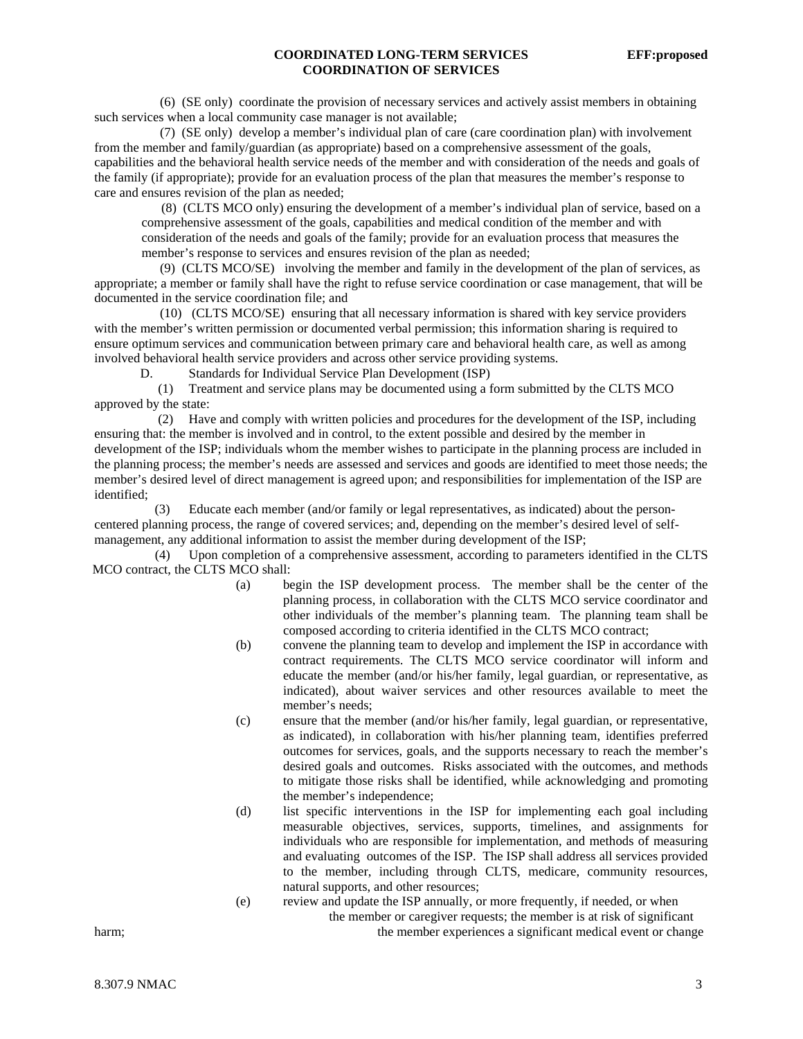(6) (SE only) coordinate the provision of necessary services and actively assist members in obtaining such services when a local community case manager is not available;

(7) (SE only) develop a member's individual plan of care (care coordination plan) with involvement from the member and family/guardian (as appropriate) based on a comprehensive assessment of the goals, capabilities and the behavioral health service needs of the member and with consideration of the needs and goals of the family (if appropriate); provide for an evaluation process of the plan that measures the member's response to care and ensures revision of the plan as needed;

(8) (CLTS MCO only) ensuring the development of a member's individual plan of service, based on a comprehensive assessment of the goals, capabilities and medical condition of the member and with consideration of the needs and goals of the family; provide for an evaluation process that measures the member's response to services and ensures revision of the plan as needed;

(9) (CLTS MCO/SE) involving the member and family in the development of the plan of services, as appropriate; a member or family shall have the right to refuse service coordination or case management, that will be documented in the service coordination file; and

(10) (CLTS MCO/SE) ensuring that all necessary information is shared with key service providers with the member's written permission or documented verbal permission; this information sharing is required to ensure optimum services and communication between primary care and behavioral health care, as well as among involved behavioral health service providers and across other service providing systems.

D. Standards for Individual Service Plan Development (ISP)

(1) Treatment and service plans may be documented using a form submitted by the CLTS MCO approved by the state:

(2) Have and comply with written policies and procedures for the development of the ISP, including ensuring that: the member is involved and in control, to the extent possible and desired by the member in development of the ISP; individuals whom the member wishes to participate in the planning process are included in the planning process; the member's needs are assessed and services and goods are identified to meet those needs; the member's desired level of direct management is agreed upon; and responsibilities for implementation of the ISP are identified;

(3) Educate each member (and/or family or legal representatives, as indicated) about the person-centered planning process, the range of covered services; and, depending on the member's desired level of self-management, any additional information to assist the member during development of the ISP;

(4) Upon completion of a comprehensive assessment, according to parameters identified in the CLTS MCO contract, the CLTS MCO shall:

(a) begin the ISP development process. The member shall be the center of the planning process, in collaboration with the CLTS MCO service coordinator and other individuals of the member's planning team. The planning team shall be composed according to criteria identified in the CLTS MCO contract;

(b) convene the planning team to develop and implement the ISP in accordance with contract requirements. The CLTS MCO service coordinator will inform and educate the member (and/or his/her family, legal guardian, or representative, as indicated), about waiver services and other resources available to meet the member's needs;

(c) ensure that the member (and/or his/her family, legal guardian, or representative, as indicated), in collaboration with his/her planning team, identifies preferred outcomes for services, goals, and the supports necessary to reach the member's desired goals and outcomes. Risks associated with the outcomes, and methods to mitigate those risks shall be identified, while acknowledging and promoting the member's independence;

(d) list specific interventions in the ISP for implementing each goal including measurable objectives, services, supports, timelines, and assignments for individuals who are responsible for implementation, and methods of measuring and evaluating outcomes of the ISP. The ISP shall address all services provided to the member, including through CLTS, medicare, community resources, natural supports, and other resources;

(e) review and update the ISP annually, or more frequently, if needed, or when the member or caregiver requests; the member is at risk of significant harm; the member experiences a significant medical event or change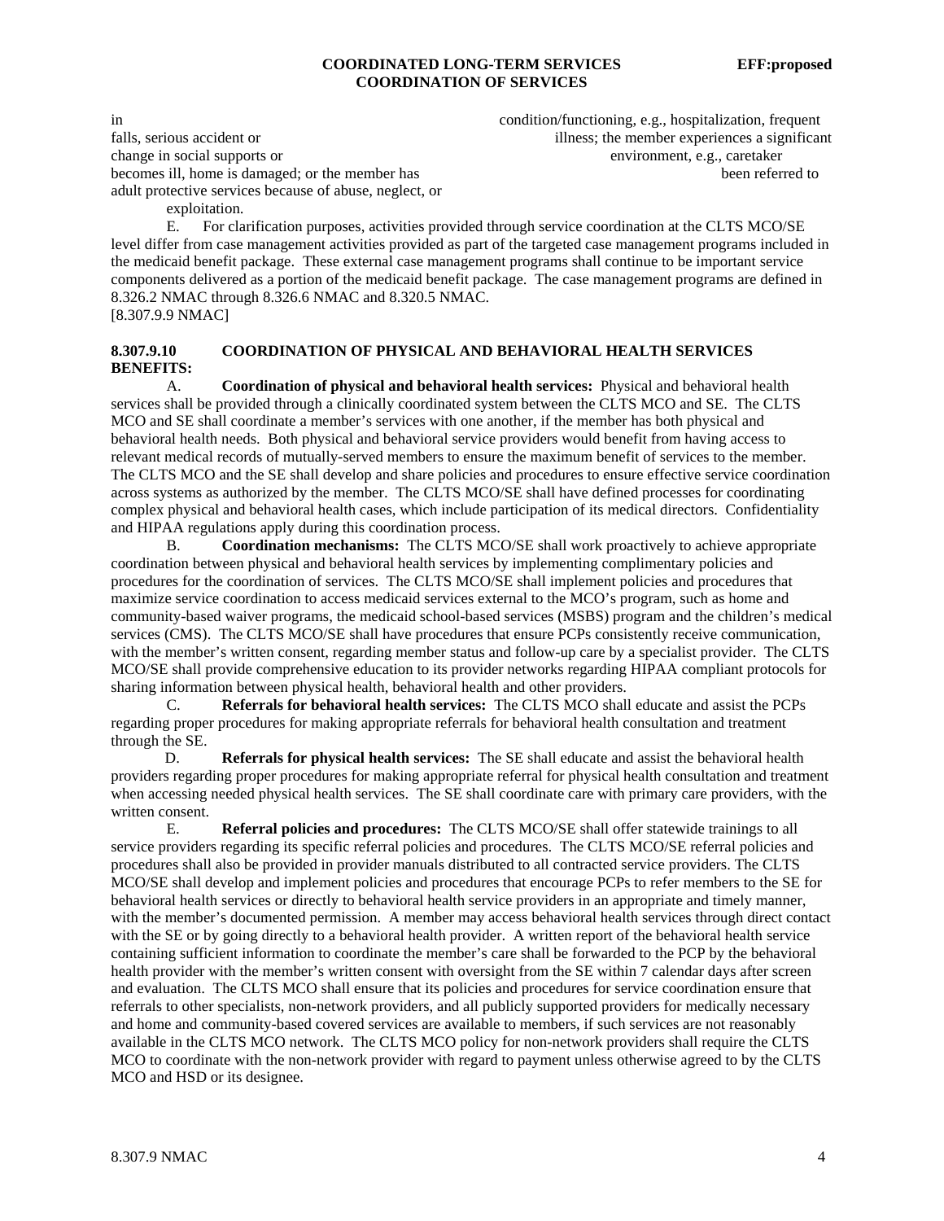in condition/functioning, e.g., hospitalization, frequent falls, serious accident or illness; the member experiences a significant change in social supports or environment, e.g., caretaker becomes ill, home is damaged; or the member has been referred to adult protective services because of abuse, neglect, or exploitation.

E. For clarification purposes, activities provided through service coordination at the CLTS MCO/SE level differ from case management activities provided as part of the targeted case management programs included in the medicaid benefit package. These external case management programs shall continue to be important service components delivered as a portion of the medicaid benefit package. The case management programs are defined in 8.326.2 NMAC through 8.326.6 NMAC and 8.320.5 NMAC.

[8.307.9.9 NMAC]

**8.307.9.10 COORDINATION OF PHYSICAL AND BEHAVIORAL HEALTH SERVICES BENEFITS:**

A. **Coordination of physical and behavioral health services:** Physical and behavioral health services shall be provided through a clinically coordinated system between the CLTS MCO and SE. The CLTS MCO and SE shall coordinate a member's services with one another, if the member has both physical and behavioral health needs. Both physical and behavioral service providers would benefit from having access to relevant medical records of mutually-served members to ensure the maximum benefit of services to the member. The CLTS MCO and the SE shall develop and share policies and procedures to ensure effective service coordination across systems as authorized by the member. The CLTS MCO/SE shall have defined processes for coordinating complex physical and behavioral health cases, which include participation of its medical directors. Confidentiality and HIPAA regulations apply during this coordination process.

B. **Coordination mechanisms:** The CLTS MCO/SE shall work proactively to achieve appropriate coordination between physical and behavioral health services by implementing complimentary policies and procedures for the coordination of services. The CLTS MCO/SE shall implement policies and procedures that maximize service coordination to access medicaid services external to the MCO's program, such as home and community-based waiver programs, the medicaid school-based services (MSBS) program and the children's medical services (CMS). The CLTS MCO/SE shall have procedures that ensure PCPs consistently receive communication, with the member's written consent, regarding member status and follow-up care by a specialist provider. The CLTS MCO/SE shall provide comprehensive education to its provider networks regarding HIPAA compliant protocols for sharing information between physical health, behavioral health and other providers.

C. **Referrals for behavioral health services:** The CLTS MCO shall educate and assist the PCPs regarding proper procedures for making appropriate referrals for behavioral health consultation and treatment through the SE.

D. **Referrals for physical health services:** The SE shall educate and assist the behavioral health providers regarding proper procedures for making appropriate referral for physical health consultation and treatment when accessing needed physical health services. The SE shall coordinate care with primary care providers, with the written consent.

E. **Referral policies and procedures:** The CLTS MCO/SE shall offer statewide trainings to all service providers regarding its specific referral policies and procedures. The CLTS MCO/SE referral policies and procedures shall also be provided in provider manuals distributed to all contracted service providers. The CLTS MCO/SE shall develop and implement policies and procedures that encourage PCPs to refer members to the SE for behavioral health services or directly to behavioral health service providers in an appropriate and timely manner, with the member's documented permission. A member may access behavioral health services through direct contact with the SE or by going directly to a behavioral health provider. A written report of the behavioral health service containing sufficient information to coordinate the member's care shall be forwarded to the PCP by the behavioral health provider with the member's written consent with oversight from the SE within 7 calendar days after screen and evaluation. The CLTS MCO shall ensure that its policies and procedures for service coordination ensure that referrals to other specialists, non-network providers, and all publicly supported providers for medically necessary and home and community-based covered services are available to members, if such services are not reasonably available in the CLTS MCO network. The CLTS MCO policy for non-network providers shall require the CLTS MCO to coordinate with the non-network provider with regard to payment unless otherwise agreed to by the CLTS MCO and HSD or its designee.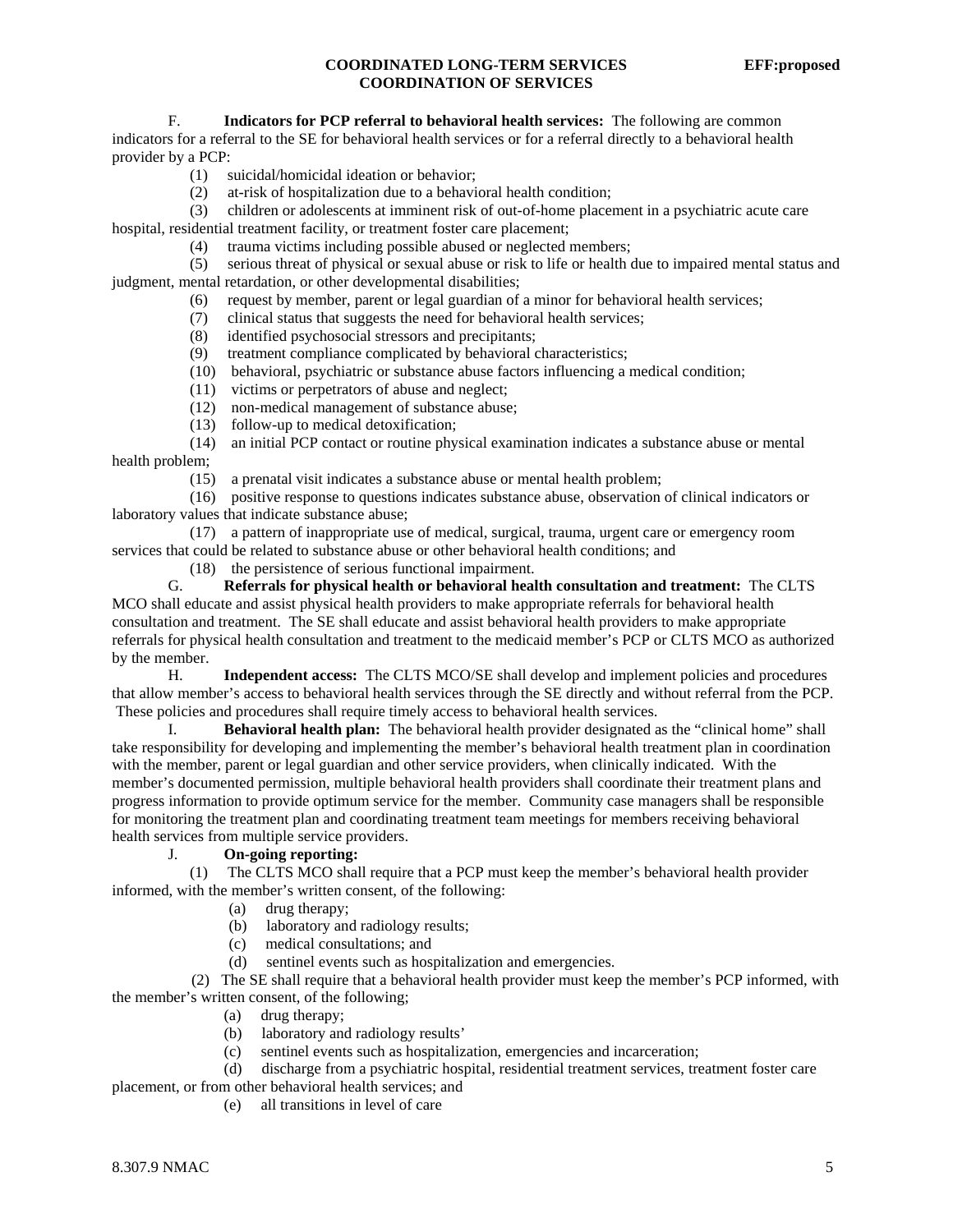F. **Indicators for PCP referral to behavioral health services:** The following are common indicators for a referral to the SE for behavioral health services or for a referral directly to a behavioral health provider by a PCP:

(1) suicidal/homicidal ideation or behavior;

(2) at-risk of hospitalization due to a behavioral health condition;

(3) children or adolescents at imminent risk of out-of-home placement in a psychiatric acute care hospital, residential treatment facility, or treatment foster care placement;

(4) trauma victims including possible abused or neglected members;

(5) serious threat of physical or sexual abuse or risk to life or health due to impaired mental status and judgment, mental retardation, or other developmental disabilities;

(6) request by member, parent or legal guardian of a minor for behavioral health services;

(7) clinical status that suggests the need for behavioral health services;

(8) identified psychosocial stressors and precipitants;

(9) treatment compliance complicated by behavioral characteristics;

(10) behavioral, psychiatric or substance abuse factors influencing a medical condition;

(11) victims or perpetrators of abuse and neglect;

(12) non-medical management of substance abuse;

(13) follow-up to medical detoxification;

(14) an initial PCP contact or routine physical examination indicates a substance abuse or mental health problem;

(15) a prenatal visit indicates a substance abuse or mental health problem;

(16) positive response to questions indicates substance abuse, observation of clinical indicators or laboratory values that indicate substance abuse;

(17) a pattern of inappropriate use of medical, surgical, trauma, urgent care or emergency room services that could be related to substance abuse or other behavioral health conditions; and

(18) the persistence of serious functional impairment.

G. **Referrals for physical health or behavioral health consultation and treatment:** The CLTS MCO shall educate and assist physical health providers to make appropriate referrals for behavioral health consultation and treatment. The SE shall educate and assist behavioral health providers to make appropriate referrals for physical health consultation and treatment to the medicaid member's PCP or CLTS MCO as authorized by the member.

H. **Independent access:** The CLTS MCO/SE shall develop and implement policies and procedures that allow member's access to behavioral health services through the SE directly and without referral from the PCP. These policies and procedures shall require timely access to behavioral health services.

I. **Behavioral health plan:** The behavioral health provider designated as the "clinical home" shall take responsibility for developing and implementing the member's behavioral health treatment plan in coordination with the member, parent or legal guardian and other service providers, when clinically indicated. With the member's documented permission, multiple behavioral health providers shall coordinate their treatment plans and progress information to provide optimum service for the member. Community case managers shall be responsible for monitoring the treatment plan and coordinating treatment team meetings for members receiving behavioral health services from multiple service providers.

J. **On-going reporting:**

(1) The CLTS MCO shall require that a PCP must keep the member's behavioral health provider informed, with the member's written consent, of the following:

(a) drug therapy;

(b) laboratory and radiology results;

(c) medical consultations; and

(d) sentinel events such as hospitalization and emergencies.

(2) The SE shall require that a behavioral health provider must keep the member's PCP informed, with the member's written consent, of the following;

(a) drug therapy;

(b) laboratory and radiology results'

(c) sentinel events such as hospitalization, emergencies and incarceration;

(d) discharge from a psychiatric hospital, residential treatment services, treatment foster care placement, or from other behavioral health services; and

(e) all transitions in level of care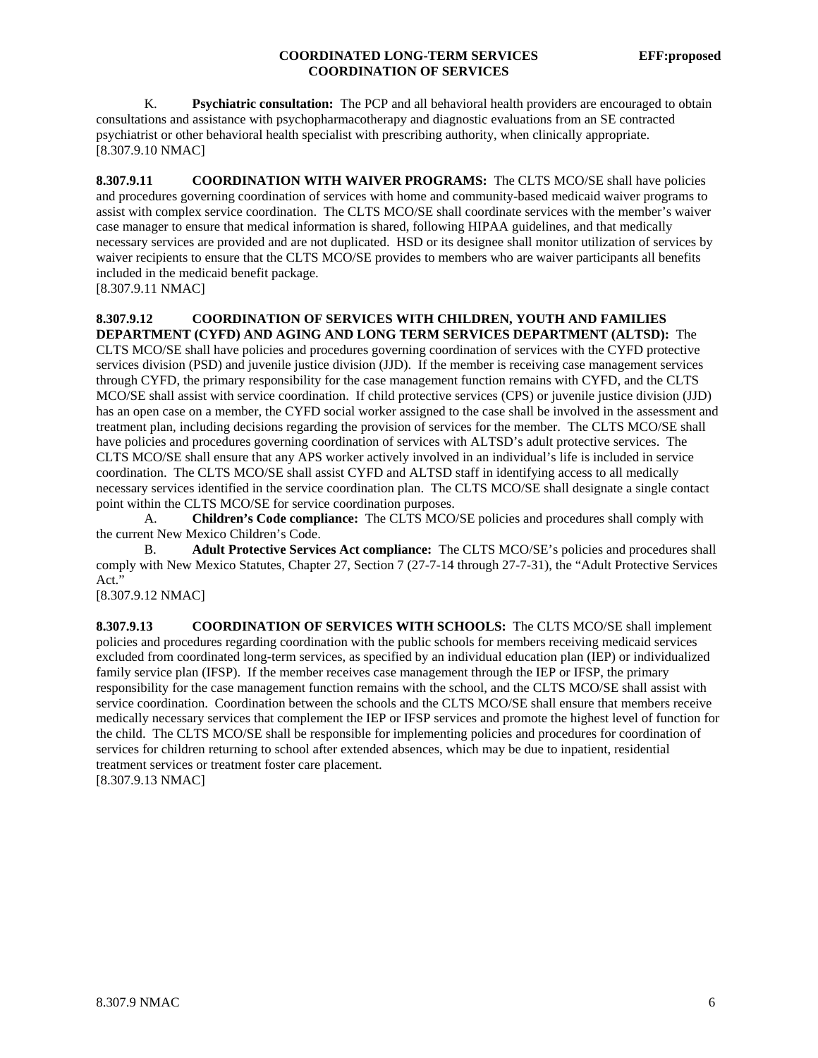K. **Psychiatric consultation:** The PCP and all behavioral health providers are encouraged to obtain consultations and assistance with psychopharmacotherapy and diagnostic evaluations from an SE contracted psychiatrist or other behavioral health specialist with prescribing authority, when clinically appropriate.
[8.307.9.10 NMAC]

**8.307.9.11 COORDINATION WITH WAIVER PROGRAMS:** The CLTS MCO/SE shall have policies and procedures governing coordination of services with home and community-based medicaid waiver programs to assist with complex service coordination. The CLTS MCO/SE shall coordinate services with the member's waiver case manager to ensure that medical information is shared, following HIPAA guidelines, and that medically necessary services are provided and are not duplicated. HSD or its designee shall monitor utilization of services by waiver recipients to ensure that the CLTS MCO/SE provides to members who are waiver participants all benefits included in the medicaid benefit package.
[8.307.9.11 NMAC]

**8.307.9.12 COORDINATION OF SERVICES WITH CHILDREN, YOUTH AND FAMILIES DEPARTMENT (CYFD) AND AGING AND LONG TERM SERVICES DEPARTMENT (ALTSD):** The CLTS MCO/SE shall have policies and procedures governing coordination of services with the CYFD protective services division (PSD) and juvenile justice division (JJD). If the member is receiving case management services through CYFD, the primary responsibility for the case management function remains with CYFD, and the CLTS MCO/SE shall assist with service coordination. If child protective services (CPS) or juvenile justice division (JJD) has an open case on a member, the CYFD social worker assigned to the case shall be involved in the assessment and treatment plan, including decisions regarding the provision of services for the member. The CLTS MCO/SE shall have policies and procedures governing coordination of services with ALTSD's adult protective services. The CLTS MCO/SE shall ensure that any APS worker actively involved in an individual's life is included in service coordination. The CLTS MCO/SE shall assist CYFD and ALTSD staff in identifying access to all medically necessary services identified in the service coordination plan. The CLTS MCO/SE shall designate a single contact point within the CLTS MCO/SE for service coordination purposes.

A. **Children's Code compliance:** The CLTS MCO/SE policies and procedures shall comply with the current New Mexico Children's Code.

B. **Adult Protective Services Act compliance:** The CLTS MCO/SE's policies and procedures shall comply with New Mexico Statutes, Chapter 27, Section 7 (27-7-14 through 27-7-31), the "Adult Protective Services Act."
[8.307.9.12 NMAC]

**8.307.9.13 COORDINATION OF SERVICES WITH SCHOOLS:** The CLTS MCO/SE shall implement policies and procedures regarding coordination with the public schools for members receiving medicaid services excluded from coordinated long-term services, as specified by an individual education plan (IEP) or individualized family service plan (IFSP). If the member receives case management through the IEP or IFSP, the primary responsibility for the case management function remains with the school, and the CLTS MCO/SE shall assist with service coordination. Coordination between the schools and the CLTS MCO/SE shall ensure that members receive medically necessary services that complement the IEP or IFSP services and promote the highest level of function for the child. The CLTS MCO/SE shall be responsible for implementing policies and procedures for coordination of services for children returning to school after extended absences, which may be due to inpatient, residential treatment services or treatment foster care placement.
[8.307.9.13 NMAC]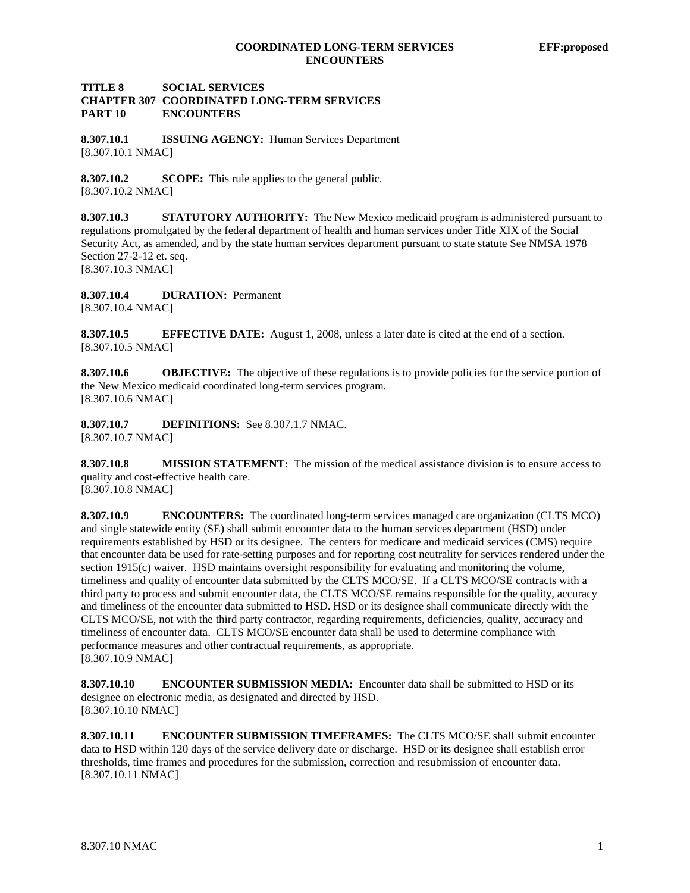**TITLE 8 SOCIAL SERVICES**
**CHAPTER 307 COORDINATED LONG-TERM SERVICES**
**PART 10 ENCOUNTERS**

**8.307.10.1 ISSUING AGENCY:** Human Services Department
[8.307.10.1 NMAC]

**8.307.10.2 SCOPE:** This rule applies to the general public.
[8.307.10.2 NMAC]

**8.307.10.3 STATUTORY AUTHORITY:** The New Mexico medicaid program is administered pursuant to regulations promulgated by the federal department of health and human services under Title XIX of the Social Security Act, as amended, and by the state human services department pursuant to state statute See NMSA 1978 Section 27-2-12 et. seq.
[8.307.10.3 NMAC]

**8.307.10.4 DURATION:** Permanent
[8.307.10.4 NMAC]

**8.307.10.5 EFFECTIVE DATE:** August 1, 2008, unless a later date is cited at the end of a section.
[8.307.10.5 NMAC]

**8.307.10.6 OBJECTIVE:** The objective of these regulations is to provide policies for the service portion of the New Mexico medicaid coordinated long-term services program.
[8.307.10.6 NMAC]

**8.307.10.7 DEFINITIONS:** See 8.307.1.7 NMAC.
[8.307.10.7 NMAC]

**8.307.10.8 MISSION STATEMENT:** The mission of the medical assistance division is to ensure access to quality and cost-effective health care.
[8.307.10.8 NMAC]

**8.307.10.9 ENCOUNTERS:** The coordinated long-term services managed care organization (CLTS MCO) and single statewide entity (SE) shall submit encounter data to the human services department (HSD) under requirements established by HSD or its designee. The centers for medicare and medicaid services (CMS) require that encounter data be used for rate-setting purposes and for reporting cost neutrality for services rendered under the section 1915(c) waiver. HSD maintains oversight responsibility for evaluating and monitoring the volume, timeliness and quality of encounter data submitted by the CLTS MCO/SE. If a CLTS MCO/SE contracts with a third party to process and submit encounter data, the CLTS MCO/SE remains responsible for the quality, accuracy and timeliness of the encounter data submitted to HSD. HSD or its designee shall communicate directly with the CLTS MCO/SE, not with the third party contractor, regarding requirements, deficiencies, quality, accuracy and timeliness of encounter data. CLTS MCO/SE encounter data shall be used to determine compliance with performance measures and other contractual requirements, as appropriate.
[8.307.10.9 NMAC]

**8.307.10.10 ENCOUNTER SUBMISSION MEDIA:** Encounter data shall be submitted to HSD or its designee on electronic media, as designated and directed by HSD.
[8.307.10.10 NMAC]

**8.307.10.11 ENCOUNTER SUBMISSION TIMEFRAMES:** The CLTS MCO/SE shall submit encounter data to HSD within 120 days of the service delivery date or discharge. HSD or its designee shall establish error thresholds, time frames and procedures for the submission, correction and resubmission of encounter data.
[8.307.10.11 NMAC]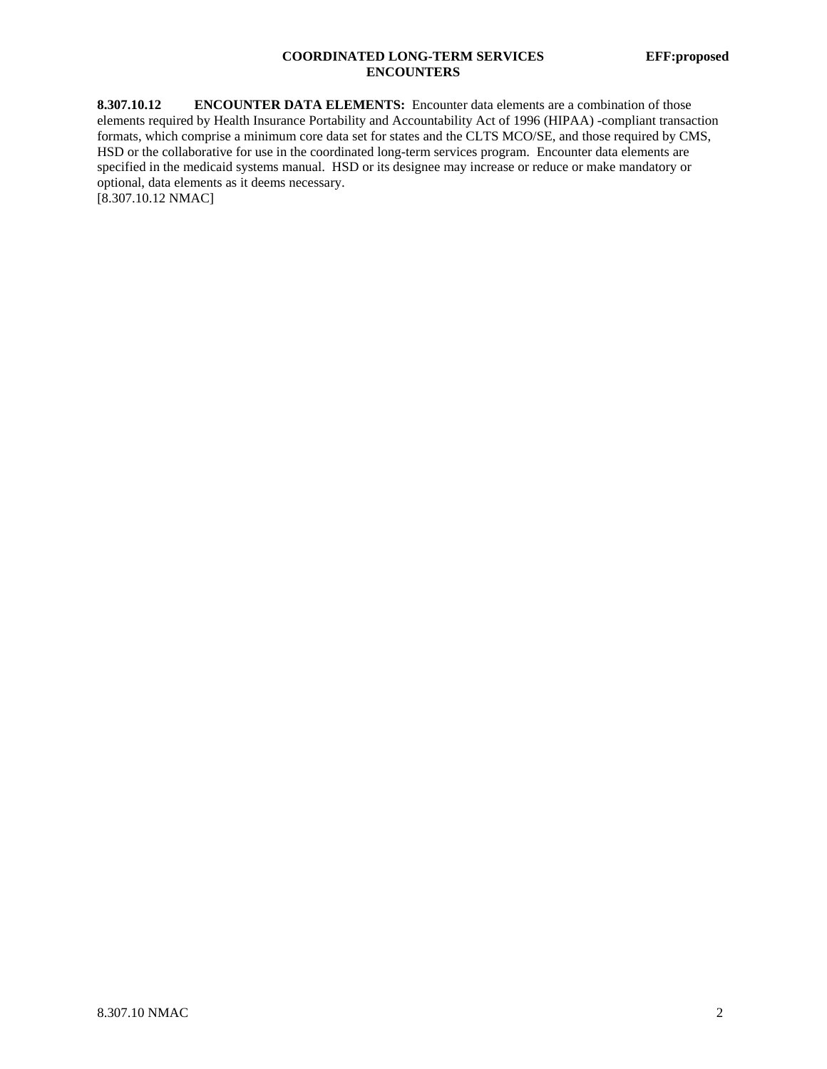**8.307.10.12 ENCOUNTER DATA ELEMENTS:** Encounter data elements are a combination of those elements required by Health Insurance Portability and Accountability Act of 1996 (HIPAA) -compliant transaction formats, which comprise a minimum core data set for states and the CLTS MCO/SE, and those required by CMS, HSD or the collaborative for use in the coordinated long-term services program. Encounter data elements are specified in the medicaid systems manual. HSD or its designee may increase or reduce or make mandatory or optional, data elements as it deems necessary.
[8.307.10.12 NMAC]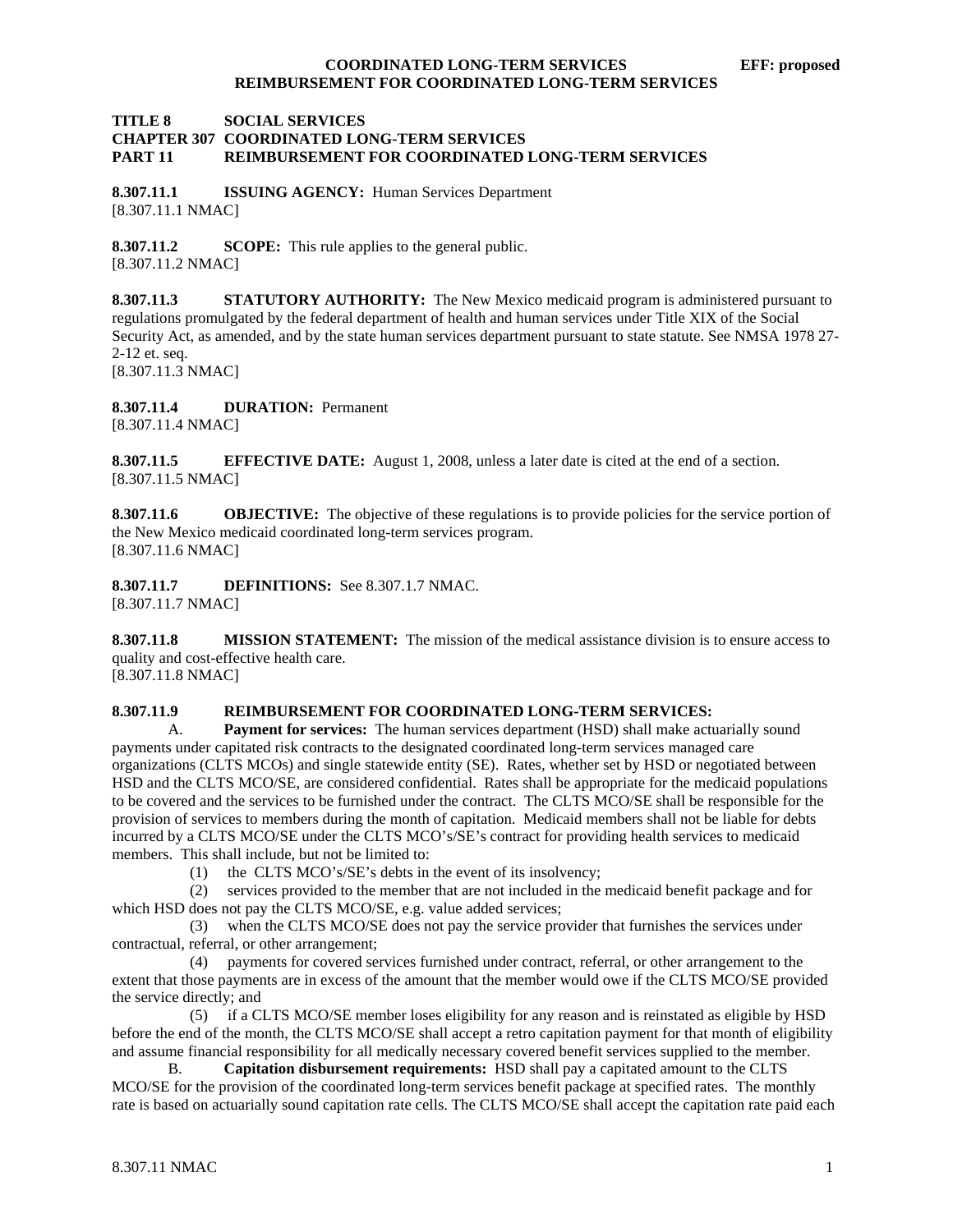**TITLE 8 SOCIAL SERVICES**
**CHAPTER 307 COORDINATED LONG-TERM SERVICES**
**PART 11 REIMBURSEMENT FOR COORDINATED LONG-TERM SERVICES**

**8.307.11.1 ISSUING AGENCY:** Human Services Department
[8.307.11.1 NMAC]

**8.307.11.2 SCOPE:** This rule applies to the general public.
[8.307.11.2 NMAC]

**8.307.11.3 STATUTORY AUTHORITY:** The New Mexico medicaid program is administered pursuant to regulations promulgated by the federal department of health and human services under Title XIX of the Social Security Act, as amended, and by the state human services department pursuant to state statute. See NMSA 1978 27-2-12 et. seq.
[8.307.11.3 NMAC]

**8.307.11.4 DURATION:** Permanent
[8.307.11.4 NMAC]

**8.307.11.5 EFFECTIVE DATE:** August 1, 2008, unless a later date is cited at the end of a section.
[8.307.11.5 NMAC]

**8.307.11.6 OBJECTIVE:** The objective of these regulations is to provide policies for the service portion of the New Mexico medicaid coordinated long-term services program.
[8.307.11.6 NMAC]

**8.307.11.7 DEFINITIONS:** See 8.307.1.7 NMAC.
[8.307.11.7 NMAC]

**8.307.11.8 MISSION STATEMENT:** The mission of the medical assistance division is to ensure access to quality and cost-effective health care.
[8.307.11.8 NMAC]

**8.307.11.9 REIMBURSEMENT FOR COORDINATED LONG-TERM SERVICES:**

A. **Payment for services:** The human services department (HSD) shall make actuarially sound payments under capitated risk contracts to the designated coordinated long-term services managed care organizations (CLTS MCOs) and single statewide entity (SE). Rates, whether set by HSD or negotiated between HSD and the CLTS MCO/SE, are considered confidential. Rates shall be appropriate for the medicaid populations to be covered and the services to be furnished under the contract. The CLTS MCO/SE shall be responsible for the provision of services to members during the month of capitation. Medicaid members shall not be liable for debts incurred by a CLTS MCO/SE under the CLTS MCO's/SE's contract for providing health services to medicaid members. This shall include, but not be limited to:

(1) the CLTS MCO's/SE's debts in the event of its insolvency;

(2) services provided to the member that are not included in the medicaid benefit package and for which HSD does not pay the CLTS MCO/SE, e.g. value added services;

(3) when the CLTS MCO/SE does not pay the service provider that furnishes the services under contractual, referral, or other arrangement;

(4) payments for covered services furnished under contract, referral, or other arrangement to the extent that those payments are in excess of the amount that the member would owe if the CLTS MCO/SE provided the service directly; and

(5) if a CLTS MCO/SE member loses eligibility for any reason and is reinstated as eligible by HSD before the end of the month, the CLTS MCO/SE shall accept a retro capitation payment for that month of eligibility and assume financial responsibility for all medically necessary covered benefit services supplied to the member.

B. **Capitation disbursement requirements:** HSD shall pay a capitated amount to the CLTS MCO/SE for the provision of the coordinated long-term services benefit package at specified rates. The monthly rate is based on actuarially sound capitation rate cells. The CLTS MCO/SE shall accept the capitation rate paid each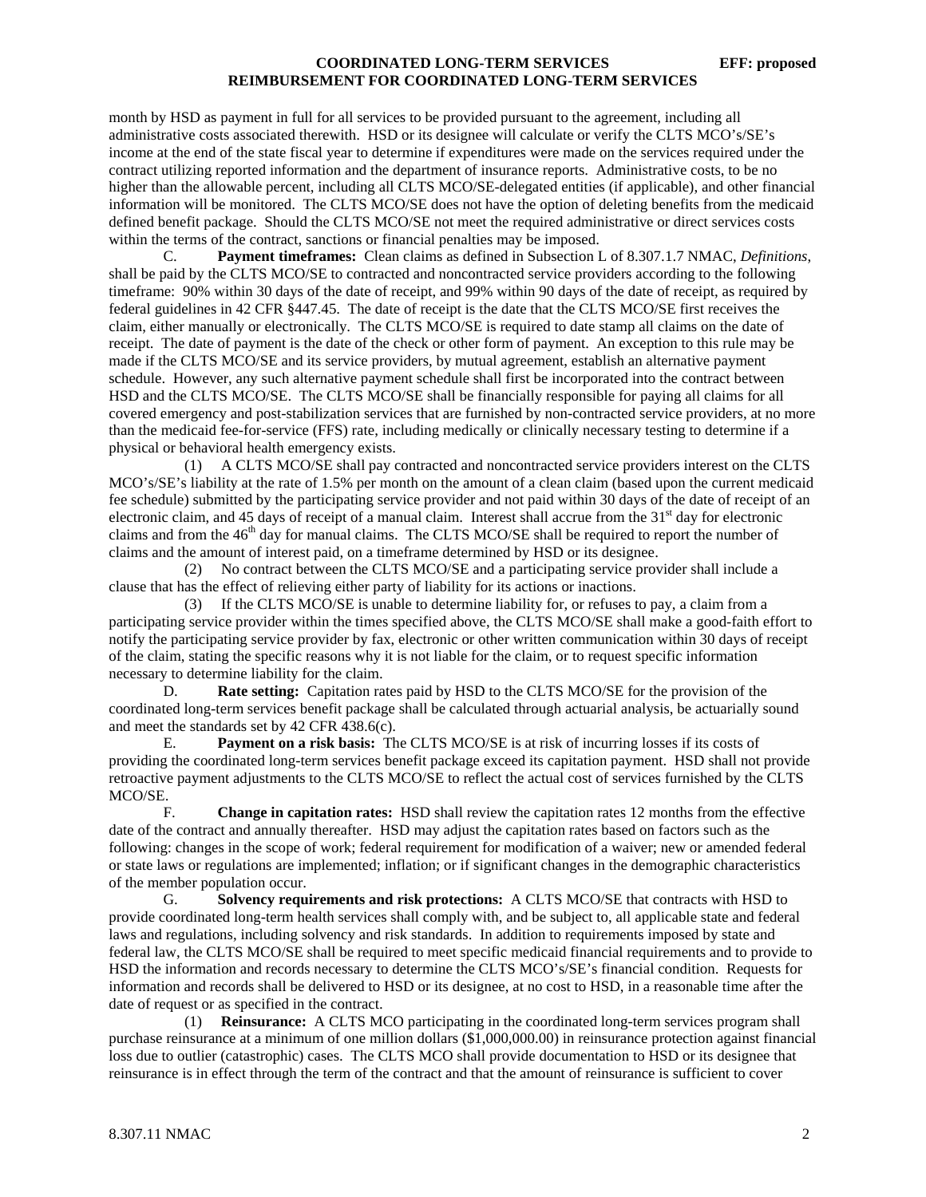month by HSD as payment in full for all services to be provided pursuant to the agreement, including all administrative costs associated therewith. HSD or its designee will calculate or verify the CLTS MCO's/SE's income at the end of the state fiscal year to determine if expenditures were made on the services required under the contract utilizing reported information and the department of insurance reports. Administrative costs, to be no higher than the allowable percent, including all CLTS MCO/SE-delegated entities (if applicable), and other financial information will be monitored. The CLTS MCO/SE does not have the option of deleting benefits from the medicaid defined benefit package. Should the CLTS MCO/SE not meet the required administrative or direct services costs within the terms of the contract, sanctions or financial penalties may be imposed.

C. **Payment timeframes:** Clean claims as defined in Subsection L of 8.307.1.7 NMAC, *Definitions*, shall be paid by the CLTS MCO/SE to contracted and noncontracted service providers according to the following timeframe: 90% within 30 days of the date of receipt, and 99% within 90 days of the date of receipt, as required by federal guidelines in 42 CFR §447.45. The date of receipt is the date that the CLTS MCO/SE first receives the claim, either manually or electronically. The CLTS MCO/SE is required to date stamp all claims on the date of receipt. The date of payment is the date of the check or other form of payment. An exception to this rule may be made if the CLTS MCO/SE and its service providers, by mutual agreement, establish an alternative payment schedule. However, any such alternative payment schedule shall first be incorporated into the contract between HSD and the CLTS MCO/SE. The CLTS MCO/SE shall be financially responsible for paying all claims for all covered emergency and post-stabilization services that are furnished by non-contracted service providers, at no more than the medicaid fee-for-service (FFS) rate, including medically or clinically necessary testing to determine if a physical or behavioral health emergency exists.

(1) A CLTS MCO/SE shall pay contracted and noncontracted service providers interest on the CLTS MCO's/SE's liability at the rate of 1.5% per month on the amount of a clean claim (based upon the current medicaid fee schedule) submitted by the participating service provider and not paid within 30 days of the date of receipt of an electronic claim, and 45 days of receipt of a manual claim. Interest shall accrue from the 31st day for electronic claims and from the 46th day for manual claims. The CLTS MCO/SE shall be required to report the number of claims and the amount of interest paid, on a timeframe determined by HSD or its designee.

(2) No contract between the CLTS MCO/SE and a participating service provider shall include a clause that has the effect of relieving either party of liability for its actions or inactions.

(3) If the CLTS MCO/SE is unable to determine liability for, or refuses to pay, a claim from a participating service provider within the times specified above, the CLTS MCO/SE shall make a good-faith effort to notify the participating service provider by fax, electronic or other written communication within 30 days of receipt of the claim, stating the specific reasons why it is not liable for the claim, or to request specific information necessary to determine liability for the claim.

D. **Rate setting:** Capitation rates paid by HSD to the CLTS MCO/SE for the provision of the coordinated long-term services benefit package shall be calculated through actuarial analysis, be actuarially sound and meet the standards set by 42 CFR 438.6(c).

E. **Payment on a risk basis:** The CLTS MCO/SE is at risk of incurring losses if its costs of providing the coordinated long-term services benefit package exceed its capitation payment. HSD shall not provide retroactive payment adjustments to the CLTS MCO/SE to reflect the actual cost of services furnished by the CLTS MCO/SE.

F. **Change in capitation rates:** HSD shall review the capitation rates 12 months from the effective date of the contract and annually thereafter. HSD may adjust the capitation rates based on factors such as the following: changes in the scope of work; federal requirement for modification of a waiver; new or amended federal or state laws or regulations are implemented; inflation; or if significant changes in the demographic characteristics of the member population occur.

G. **Solvency requirements and risk protections:** A CLTS MCO/SE that contracts with HSD to provide coordinated long-term health services shall comply with, and be subject to, all applicable state and federal laws and regulations, including solvency and risk standards. In addition to requirements imposed by state and federal law, the CLTS MCO/SE shall be required to meet specific medicaid financial requirements and to provide to HSD the information and records necessary to determine the CLTS MCO's/SE's financial condition. Requests for information and records shall be delivered to HSD or its designee, at no cost to HSD, in a reasonable time after the date of request or as specified in the contract.

(1) **Reinsurance:** A CLTS MCO participating in the coordinated long-term services program shall purchase reinsurance at a minimum of one million dollars ($1,000,000.00) in reinsurance protection against financial loss due to outlier (catastrophic) cases. The CLTS MCO shall provide documentation to HSD or its designee that reinsurance is in effect through the term of the contract and that the amount of reinsurance is sufficient to cover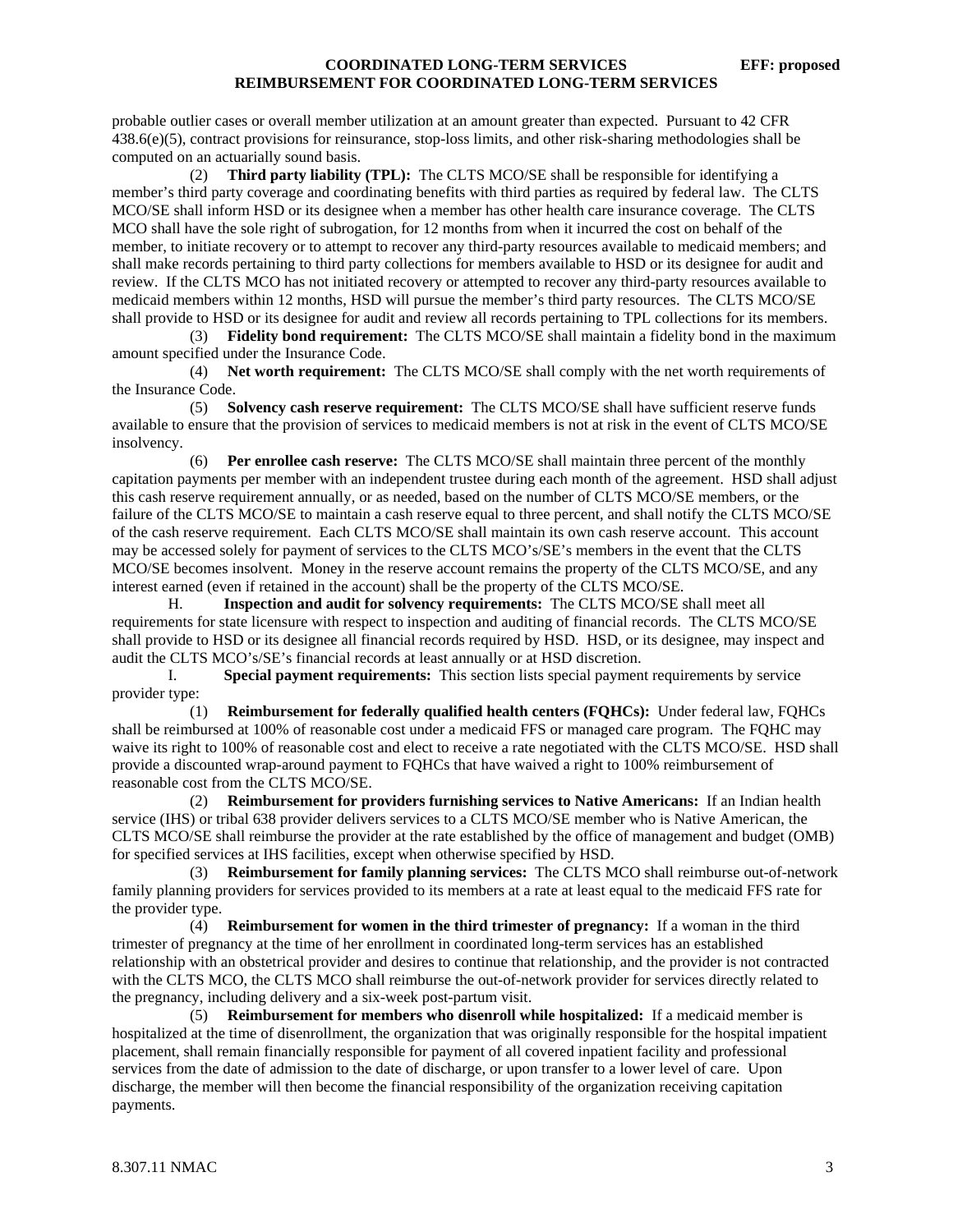probable outlier cases or overall member utilization at an amount greater than expected. Pursuant to 42 CFR 438.6(e)(5), contract provisions for reinsurance, stop-loss limits, and other risk-sharing methodologies shall be computed on an actuarially sound basis.

(2) **Third party liability (TPL):** The CLTS MCO/SE shall be responsible for identifying a member's third party coverage and coordinating benefits with third parties as required by federal law. The CLTS MCO/SE shall inform HSD or its designee when a member has other health care insurance coverage. The CLTS MCO shall have the sole right of subrogation, for 12 months from when it incurred the cost on behalf of the member, to initiate recovery or to attempt to recover any third-party resources available to medicaid members; and shall make records pertaining to third party collections for members available to HSD or its designee for audit and review. If the CLTS MCO has not initiated recovery or attempted to recover any third-party resources available to medicaid members within 12 months, HSD will pursue the member's third party resources. The CLTS MCO/SE shall provide to HSD or its designee for audit and review all records pertaining to TPL collections for its members.

(3) **Fidelity bond requirement:** The CLTS MCO/SE shall maintain a fidelity bond in the maximum amount specified under the Insurance Code.

(4) **Net worth requirement:** The CLTS MCO/SE shall comply with the net worth requirements of the Insurance Code.

(5) **Solvency cash reserve requirement:** The CLTS MCO/SE shall have sufficient reserve funds available to ensure that the provision of services to medicaid members is not at risk in the event of CLTS MCO/SE insolvency.

(6) **Per enrollee cash reserve:** The CLTS MCO/SE shall maintain three percent of the monthly capitation payments per member with an independent trustee during each month of the agreement. HSD shall adjust this cash reserve requirement annually, or as needed, based on the number of CLTS MCO/SE members, or the failure of the CLTS MCO/SE to maintain a cash reserve equal to three percent, and shall notify the CLTS MCO/SE of the cash reserve requirement. Each CLTS MCO/SE shall maintain its own cash reserve account. This account may be accessed solely for payment of services to the CLTS MCO's/SE's members in the event that the CLTS MCO/SE becomes insolvent. Money in the reserve account remains the property of the CLTS MCO/SE, and any interest earned (even if retained in the account) shall be the property of the CLTS MCO/SE.

H. **Inspection and audit for solvency requirements:** The CLTS MCO/SE shall meet all requirements for state licensure with respect to inspection and auditing of financial records. The CLTS MCO/SE shall provide to HSD or its designee all financial records required by HSD. HSD, or its designee, may inspect and audit the CLTS MCO's/SE's financial records at least annually or at HSD discretion.

I. **Special payment requirements:** This section lists special payment requirements by service provider type:

(1) **Reimbursement for federally qualified health centers (FQHCs):** Under federal law, FQHCs shall be reimbursed at 100% of reasonable cost under a medicaid FFS or managed care program. The FQHC may waive its right to 100% of reasonable cost and elect to receive a rate negotiated with the CLTS MCO/SE. HSD shall provide a discounted wrap-around payment to FQHCs that have waived a right to 100% reimbursement of reasonable cost from the CLTS MCO/SE.

(2) **Reimbursement for providers furnishing services to Native Americans:** If an Indian health service (IHS) or tribal 638 provider delivers services to a CLTS MCO/SE member who is Native American, the CLTS MCO/SE shall reimburse the provider at the rate established by the office of management and budget (OMB) for specified services at IHS facilities, except when otherwise specified by HSD.

(3) **Reimbursement for family planning services:** The CLTS MCO shall reimburse out-of-network family planning providers for services provided to its members at a rate at least equal to the medicaid FFS rate for the provider type.

(4) **Reimbursement for women in the third trimester of pregnancy:** If a woman in the third trimester of pregnancy at the time of her enrollment in coordinated long-term services has an established relationship with an obstetrical provider and desires to continue that relationship, and the provider is not contracted with the CLTS MCO, the CLTS MCO shall reimburse the out-of-network provider for services directly related to the pregnancy, including delivery and a six-week post-partum visit.

(5) **Reimbursement for members who disenroll while hospitalized:** If a medicaid member is hospitalized at the time of disenrollment, the organization that was originally responsible for the hospital impatient placement, shall remain financially responsible for payment of all covered inpatient facility and professional services from the date of admission to the date of discharge, or upon transfer to a lower level of care. Upon discharge, the member will then become the financial responsibility of the organization receiving capitation payments.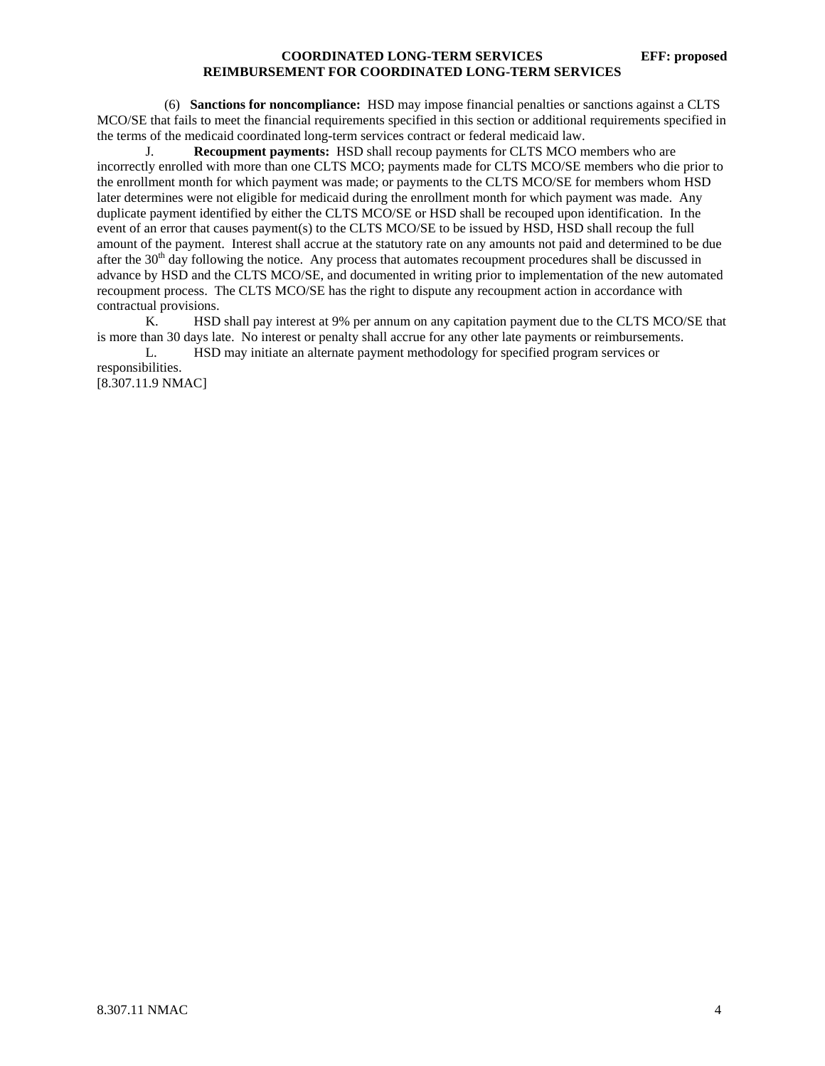(6) **Sanctions for noncompliance:** HSD may impose financial penalties or sanctions against a CLTS MCO/SE that fails to meet the financial requirements specified in this section or additional requirements specified in the terms of the medicaid coordinated long-term services contract or federal medicaid law.

J. **Recoupment payments:** HSD shall recoup payments for CLTS MCO members who are incorrectly enrolled with more than one CLTS MCO; payments made for CLTS MCO/SE members who die prior to the enrollment month for which payment was made; or payments to the CLTS MCO/SE for members whom HSD later determines were not eligible for medicaid during the enrollment month for which payment was made. Any duplicate payment identified by either the CLTS MCO/SE or HSD shall be recouped upon identification. In the event of an error that causes payment(s) to the CLTS MCO/SE to be issued by HSD, HSD shall recoup the full amount of the payment. Interest shall accrue at the statutory rate on any amounts not paid and determined to be due after the 30th day following the notice. Any process that automates recoupment procedures shall be discussed in advance by HSD and the CLTS MCO/SE, and documented in writing prior to implementation of the new automated recoupment process. The CLTS MCO/SE has the right to dispute any recoupment action in accordance with contractual provisions.

K. HSD shall pay interest at 9% per annum on any capitation payment due to the CLTS MCO/SE that is more than 30 days late. No interest or penalty shall accrue for any other late payments or reimbursements.

L. HSD may initiate an alternate payment methodology for specified program services or responsibilities.

[8.307.11.9 NMAC]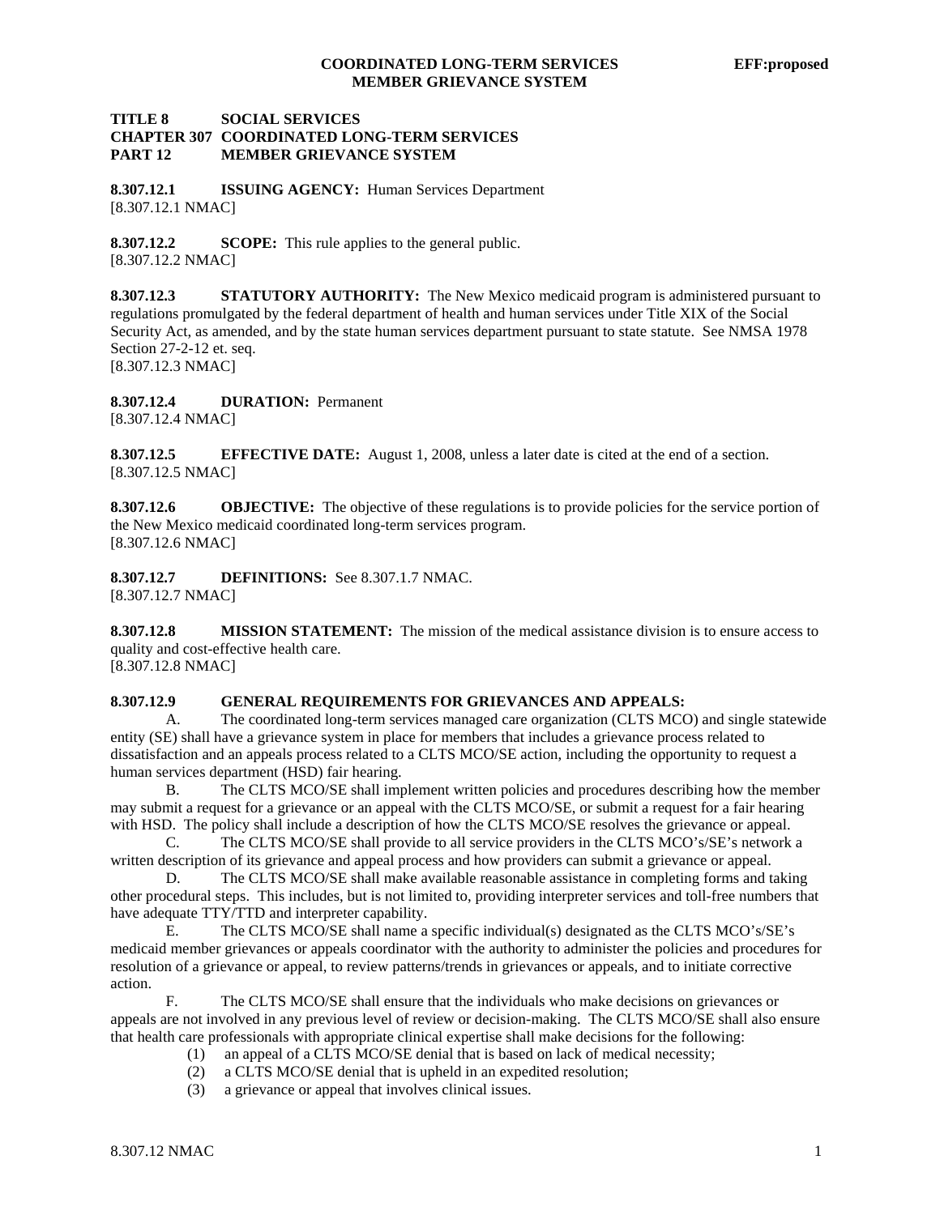**TITLE 8 SOCIAL SERVICES**
**CHAPTER 307 COORDINATED LONG-TERM SERVICES**
**PART 12 MEMBER GRIEVANCE SYSTEM**

**8.307.12.1 ISSUING AGENCY:** Human Services Department
[8.307.12.1 NMAC]

**8.307.12.2 SCOPE:** This rule applies to the general public.
[8.307.12.2 NMAC]

**8.307.12.3 STATUTORY AUTHORITY:** The New Mexico medicaid program is administered pursuant to regulations promulgated by the federal department of health and human services under Title XIX of the Social Security Act, as amended, and by the state human services department pursuant to state statute. See NMSA 1978 Section 27-2-12 et. seq.
[8.307.12.3 NMAC]

**8.307.12.4 DURATION:** Permanent
[8.307.12.4 NMAC]

**8.307.12.5 EFFECTIVE DATE:** August 1, 2008, unless a later date is cited at the end of a section.
[8.307.12.5 NMAC]

**8.307.12.6 OBJECTIVE:** The objective of these regulations is to provide policies for the service portion of the New Mexico medicaid coordinated long-term services program.
[8.307.12.6 NMAC]

**8.307.12.7 DEFINITIONS:** See 8.307.1.7 NMAC.
[8.307.12.7 NMAC]

**8.307.12.8 MISSION STATEMENT:** The mission of the medical assistance division is to ensure access to quality and cost-effective health care.
[8.307.12.8 NMAC]

**8.307.12.9 GENERAL REQUIREMENTS FOR GRIEVANCES AND APPEALS:**

A. The coordinated long-term services managed care organization (CLTS MCO) and single statewide entity (SE) shall have a grievance system in place for members that includes a grievance process related to dissatisfaction and an appeals process related to a CLTS MCO/SE action, including the opportunity to request a human services department (HSD) fair hearing.

B. The CLTS MCO/SE shall implement written policies and procedures describing how the member may submit a request for a grievance or an appeal with the CLTS MCO/SE, or submit a request for a fair hearing with HSD. The policy shall include a description of how the CLTS MCO/SE resolves the grievance or appeal.

C. The CLTS MCO/SE shall provide to all service providers in the CLTS MCO's/SE's network a written description of its grievance and appeal process and how providers can submit a grievance or appeal.

D. The CLTS MCO/SE shall make available reasonable assistance in completing forms and taking other procedural steps. This includes, but is not limited to, providing interpreter services and toll-free numbers that have adequate TTY/TTD and interpreter capability.

E. The CLTS MCO/SE shall name a specific individual(s) designated as the CLTS MCO's/SE's medicaid member grievances or appeals coordinator with the authority to administer the policies and procedures for resolution of a grievance or appeal, to review patterns/trends in grievances or appeals, and to initiate corrective action.

F. The CLTS MCO/SE shall ensure that the individuals who make decisions on grievances or appeals are not involved in any previous level of review or decision-making. The CLTS MCO/SE shall also ensure that health care professionals with appropriate clinical expertise shall make decisions for the following:

(1) an appeal of a CLTS MCO/SE denial that is based on lack of medical necessity;
(2) a CLTS MCO/SE denial that is upheld in an expedited resolution;
(3) a grievance or appeal that involves clinical issues.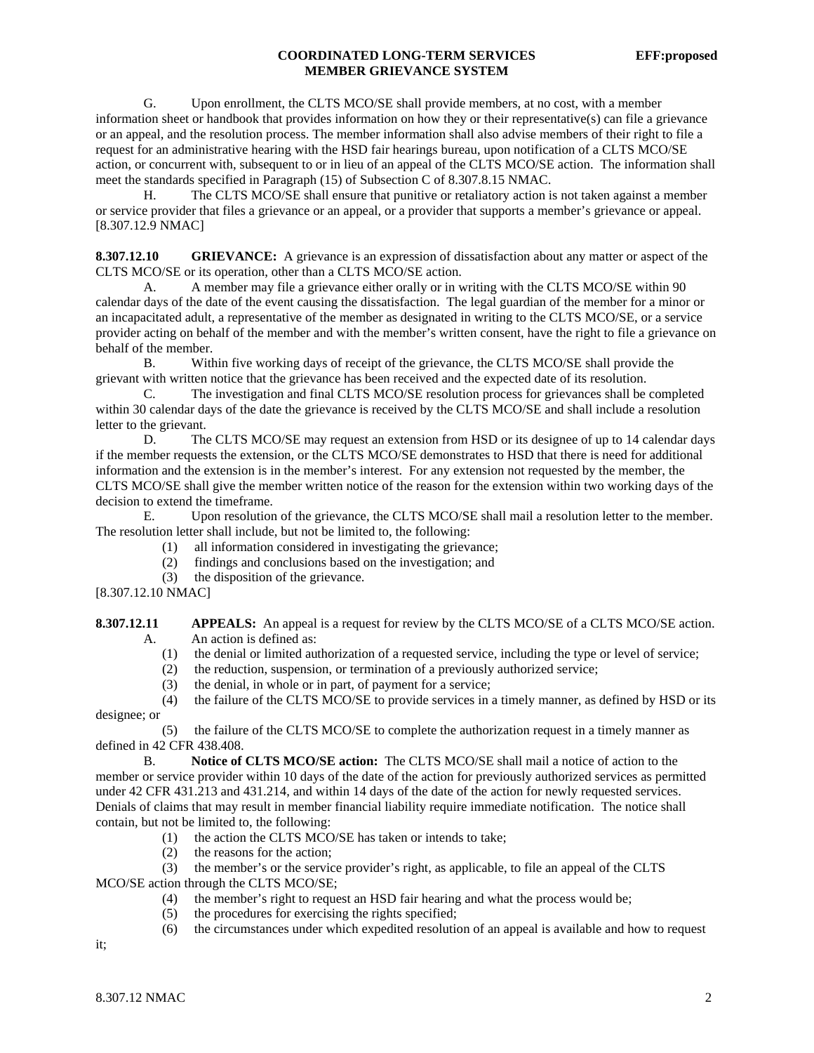G. Upon enrollment, the CLTS MCO/SE shall provide members, at no cost, with a member information sheet or handbook that provides information on how they or their representative(s) can file a grievance or an appeal, and the resolution process. The member information shall also advise members of their right to file a request for an administrative hearing with the HSD fair hearings bureau, upon notification of a CLTS MCO/SE action, or concurrent with, subsequent to or in lieu of an appeal of the CLTS MCO/SE action. The information shall meet the standards specified in Paragraph (15) of Subsection C of 8.307.8.15 NMAC.

H. The CLTS MCO/SE shall ensure that punitive or retaliatory action is not taken against a member or service provider that files a grievance or an appeal, or a provider that supports a member's grievance or appeal.
[8.307.12.9 NMAC]

**8.307.12.10 GRIEVANCE:** A grievance is an expression of dissatisfaction about any matter or aspect of the CLTS MCO/SE or its operation, other than a CLTS MCO/SE action.

A. A member may file a grievance either orally or in writing with the CLTS MCO/SE within 90 calendar days of the date of the event causing the dissatisfaction. The legal guardian of the member for a minor or an incapacitated adult, a representative of the member as designated in writing to the CLTS MCO/SE, or a service provider acting on behalf of the member and with the member's written consent, have the right to file a grievance on behalf of the member.

B. Within five working days of receipt of the grievance, the CLTS MCO/SE shall provide the grievant with written notice that the grievance has been received and the expected date of its resolution.

C. The investigation and final CLTS MCO/SE resolution process for grievances shall be completed within 30 calendar days of the date the grievance is received by the CLTS MCO/SE and shall include a resolution letter to the grievant.

D. The CLTS MCO/SE may request an extension from HSD or its designee of up to 14 calendar days if the member requests the extension, or the CLTS MCO/SE demonstrates to HSD that there is need for additional information and the extension is in the member's interest. For any extension not requested by the member, the CLTS MCO/SE shall give the member written notice of the reason for the extension within two working days of the decision to extend the timeframe.

E. Upon resolution of the grievance, the CLTS MCO/SE shall mail a resolution letter to the member. The resolution letter shall include, but not be limited to, the following:

(1) all information considered in investigating the grievance;
(2) findings and conclusions based on the investigation; and
(3) the disposition of the grievance.

[8.307.12.10 NMAC]

**8.307.12.11 APPEALS:** An appeal is a request for review by the CLTS MCO/SE of a CLTS MCO/SE action.

A. An action is defined as:

(1) the denial or limited authorization of a requested service, including the type or level of service;
(2) the reduction, suspension, or termination of a previously authorized service;
(3) the denial, in whole or in part, of payment for a service;
(4) the failure of the CLTS MCO/SE to provide services in a timely manner, as defined by HSD or its designee; or
(5) the failure of the CLTS MCO/SE to complete the authorization request in a timely manner as defined in 42 CFR 438.408.

B. **Notice of CLTS MCO/SE action:** The CLTS MCO/SE shall mail a notice of action to the member or service provider within 10 days of the date of the action for previously authorized services as permitted under 42 CFR 431.213 and 431.214, and within 14 days of the date of the action for newly requested services. Denials of claims that may result in member financial liability require immediate notification. The notice shall contain, but not be limited to, the following:

(1) the action the CLTS MCO/SE has taken or intends to take;
(2) the reasons for the action;
(3) the member's or the service provider's right, as applicable, to file an appeal of the CLTS MCO/SE action through the CLTS MCO/SE;
(4) the member's right to request an HSD fair hearing and what the process would be;
(5) the procedures for exercising the rights specified;
(6) the circumstances under which expedited resolution of an appeal is available and how to request it;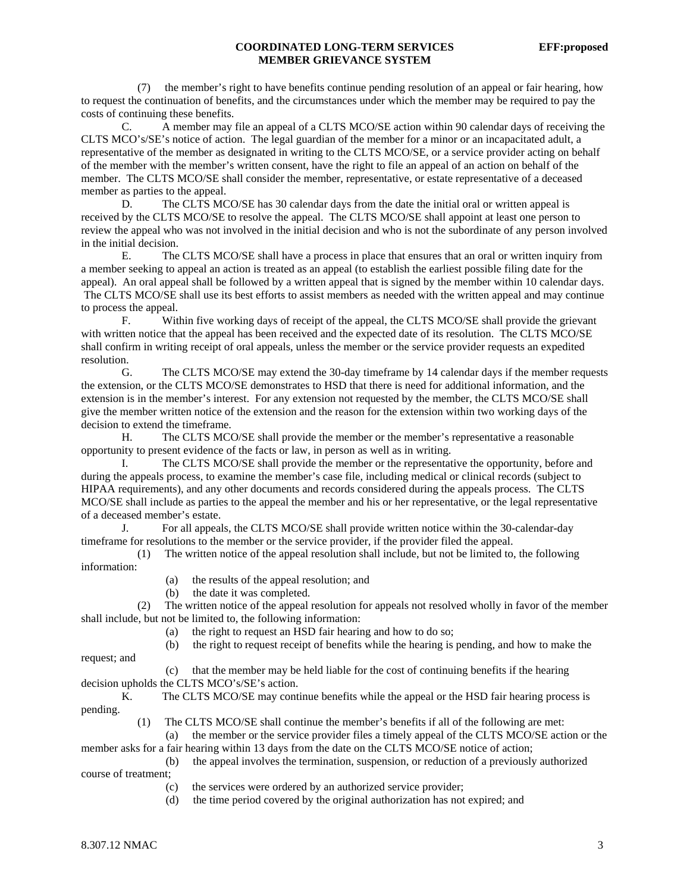(7) the member's right to have benefits continue pending resolution of an appeal or fair hearing, how to request the continuation of benefits, and the circumstances under which the member may be required to pay the costs of continuing these benefits.

C. A member may file an appeal of a CLTS MCO/SE action within 90 calendar days of receiving the CLTS MCO's/SE's notice of action. The legal guardian of the member for a minor or an incapacitated adult, a representative of the member as designated in writing to the CLTS MCO/SE, or a service provider acting on behalf of the member with the member's written consent, have the right to file an appeal of an action on behalf of the member. The CLTS MCO/SE shall consider the member, representative, or estate representative of a deceased member as parties to the appeal.

D. The CLTS MCO/SE has 30 calendar days from the date the initial oral or written appeal is received by the CLTS MCO/SE to resolve the appeal. The CLTS MCO/SE shall appoint at least one person to review the appeal who was not involved in the initial decision and who is not the subordinate of any person involved in the initial decision.

E. The CLTS MCO/SE shall have a process in place that ensures that an oral or written inquiry from a member seeking to appeal an action is treated as an appeal (to establish the earliest possible filing date for the appeal). An oral appeal shall be followed by a written appeal that is signed by the member within 10 calendar days. The CLTS MCO/SE shall use its best efforts to assist members as needed with the written appeal and may continue to process the appeal.

F. Within five working days of receipt of the appeal, the CLTS MCO/SE shall provide the grievant with written notice that the appeal has been received and the expected date of its resolution. The CLTS MCO/SE shall confirm in writing receipt of oral appeals, unless the member or the service provider requests an expedited resolution.

G. The CLTS MCO/SE may extend the 30-day timeframe by 14 calendar days if the member requests the extension, or the CLTS MCO/SE demonstrates to HSD that there is need for additional information, and the extension is in the member's interest. For any extension not requested by the member, the CLTS MCO/SE shall give the member written notice of the extension and the reason for the extension within two working days of the decision to extend the timeframe.

H. The CLTS MCO/SE shall provide the member or the member's representative a reasonable opportunity to present evidence of the facts or law, in person as well as in writing.

I. The CLTS MCO/SE shall provide the member or the representative the opportunity, before and during the appeals process, to examine the member's case file, including medical or clinical records (subject to HIPAA requirements), and any other documents and records considered during the appeals process. The CLTS MCO/SE shall include as parties to the appeal the member and his or her representative, or the legal representative of a deceased member's estate.

J. For all appeals, the CLTS MCO/SE shall provide written notice within the 30-calendar-day timeframe for resolutions to the member or the service provider, if the provider filed the appeal.

(1) The written notice of the appeal resolution shall include, but not be limited to, the following information:

(a) the results of the appeal resolution; and

(b) the date it was completed.

(2) The written notice of the appeal resolution for appeals not resolved wholly in favor of the member shall include, but not be limited to, the following information:

(a) the right to request an HSD fair hearing and how to do so;

(b) the right to request receipt of benefits while the hearing is pending, and how to make the request; and

(c) that the member may be held liable for the cost of continuing benefits if the hearing decision upholds the CLTS MCO's/SE's action.

K. The CLTS MCO/SE may continue benefits while the appeal or the HSD fair hearing process is pending.

(1) The CLTS MCO/SE shall continue the member's benefits if all of the following are met:

(a) the member or the service provider files a timely appeal of the CLTS MCO/SE action or the member asks for a fair hearing within 13 days from the date on the CLTS MCO/SE notice of action;

(b) the appeal involves the termination, suspension, or reduction of a previously authorized course of treatment;

(c) the services were ordered by an authorized service provider;

(d) the time period covered by the original authorization has not expired; and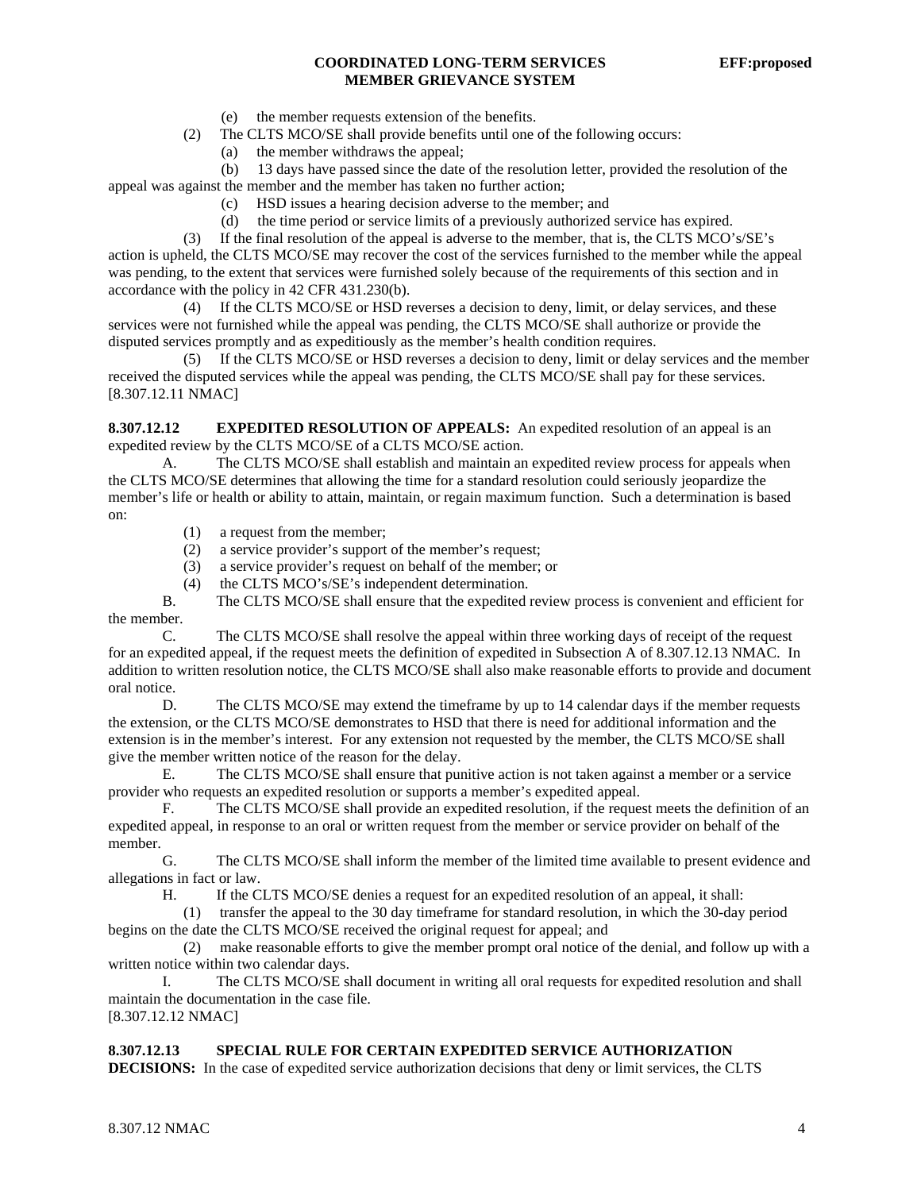(e) the member requests extension of the benefits.

(2) The CLTS MCO/SE shall provide benefits until one of the following occurs:

(a) the member withdraws the appeal;

(b) 13 days have passed since the date of the resolution letter, provided the resolution of the appeal was against the member and the member has taken no further action;

(c) HSD issues a hearing decision adverse to the member; and

(d) the time period or service limits of a previously authorized service has expired.

(3) If the final resolution of the appeal is adverse to the member, that is, the CLTS MCO's/SE's action is upheld, the CLTS MCO/SE may recover the cost of the services furnished to the member while the appeal was pending, to the extent that services were furnished solely because of the requirements of this section and in accordance with the policy in 42 CFR 431.230(b).

(4) If the CLTS MCO/SE or HSD reverses a decision to deny, limit, or delay services, and these services were not furnished while the appeal was pending, the CLTS MCO/SE shall authorize or provide the disputed services promptly and as expeditiously as the member's health condition requires.

(5) If the CLTS MCO/SE or HSD reverses a decision to deny, limit or delay services and the member received the disputed services while the appeal was pending, the CLTS MCO/SE shall pay for these services.

[8.307.12.11 NMAC]

**8.307.12.12 EXPEDITED RESOLUTION OF APPEALS:** An expedited resolution of an appeal is an expedited review by the CLTS MCO/SE of a CLTS MCO/SE action.

A. The CLTS MCO/SE shall establish and maintain an expedited review process for appeals when the CLTS MCO/SE determines that allowing the time for a standard resolution could seriously jeopardize the member's life or health or ability to attain, maintain, or regain maximum function. Such a determination is based on:

(1) a request from the member;

(2) a service provider's support of the member's request;

(3) a service provider's request on behalf of the member; or

(4) the CLTS MCO's/SE's independent determination.

B. The CLTS MCO/SE shall ensure that the expedited review process is convenient and efficient for the member.

C. The CLTS MCO/SE shall resolve the appeal within three working days of receipt of the request for an expedited appeal, if the request meets the definition of expedited in Subsection A of 8.307.12.13 NMAC. In addition to written resolution notice, the CLTS MCO/SE shall also make reasonable efforts to provide and document oral notice.

D. The CLTS MCO/SE may extend the timeframe by up to 14 calendar days if the member requests the extension, or the CLTS MCO/SE demonstrates to HSD that there is need for additional information and the extension is in the member's interest. For any extension not requested by the member, the CLTS MCO/SE shall give the member written notice of the reason for the delay.

E. The CLTS MCO/SE shall ensure that punitive action is not taken against a member or a service provider who requests an expedited resolution or supports a member's expedited appeal.

F. The CLTS MCO/SE shall provide an expedited resolution, if the request meets the definition of an expedited appeal, in response to an oral or written request from the member or service provider on behalf of the member.

G. The CLTS MCO/SE shall inform the member of the limited time available to present evidence and allegations in fact or law.

H. If the CLTS MCO/SE denies a request for an expedited resolution of an appeal, it shall:

(1) transfer the appeal to the 30 day timeframe for standard resolution, in which the 30-day period begins on the date the CLTS MCO/SE received the original request for appeal; and

(2) make reasonable efforts to give the member prompt oral notice of the denial, and follow up with a written notice within two calendar days.

I. The CLTS MCO/SE shall document in writing all oral requests for expedited resolution and shall maintain the documentation in the case file.

[8.307.12.12 NMAC]

**8.307.12.13 SPECIAL RULE FOR CERTAIN EXPEDITED SERVICE AUTHORIZATION DECISIONS:** In the case of expedited service authorization decisions that deny or limit services, the CLTS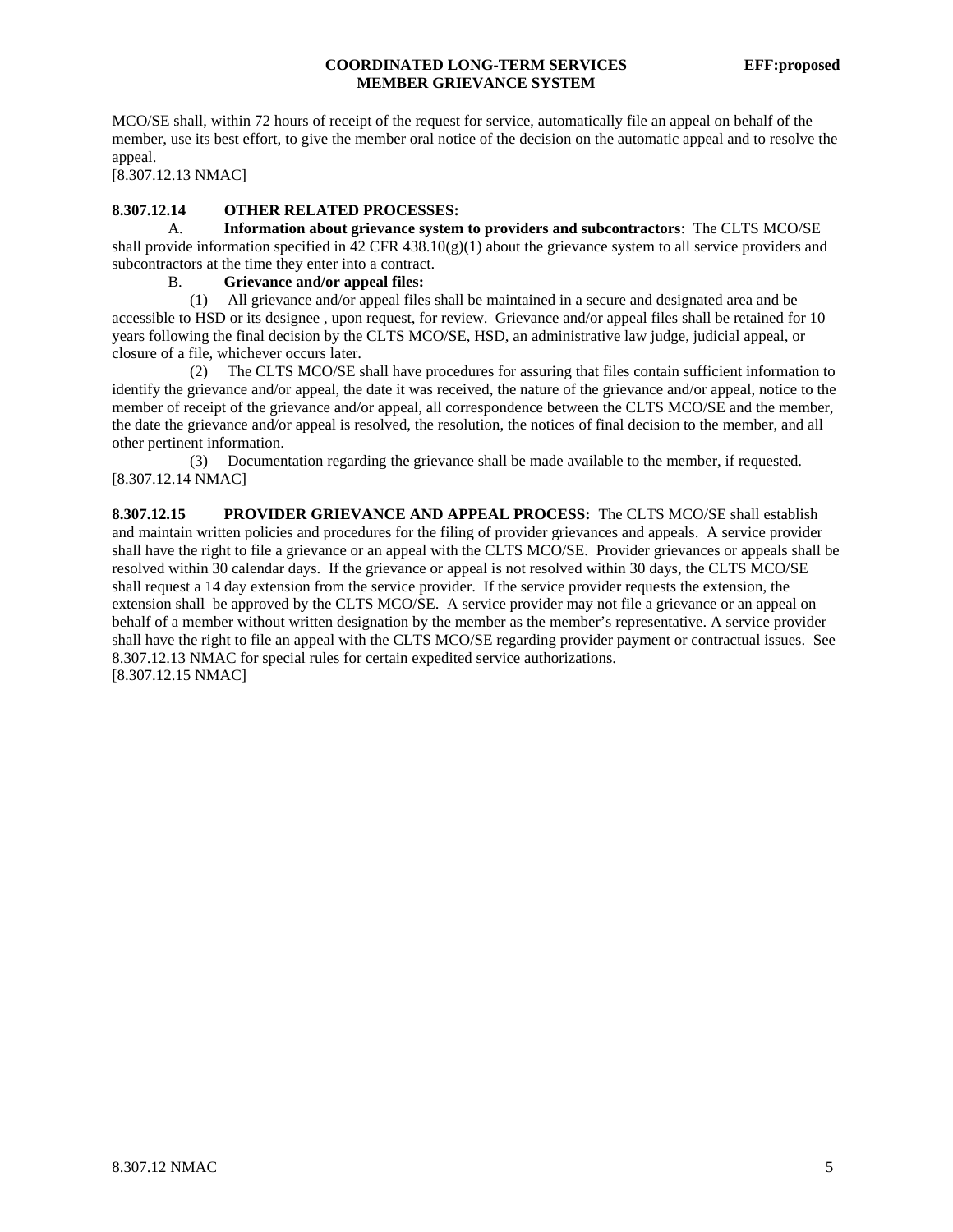MCO/SE shall, within 72 hours of receipt of the request for service, automatically file an appeal on behalf of the member, use its best effort, to give the member oral notice of the decision on the automatic appeal and to resolve the appeal.
[8.307.12.13 NMAC]

**8.307.12.14 OTHER RELATED PROCESSES:**

A. **Information about grievance system to providers and subcontractors**: The CLTS MCO/SE shall provide information specified in 42 CFR 438.10(g)(1) about the grievance system to all service providers and subcontractors at the time they enter into a contract.

B. **Grievance and/or appeal files:**

(1) All grievance and/or appeal files shall be maintained in a secure and designated area and be accessible to HSD or its designee , upon request, for review. Grievance and/or appeal files shall be retained for 10 years following the final decision by the CLTS MCO/SE, HSD, an administrative law judge, judicial appeal, or closure of a file, whichever occurs later.

(2) The CLTS MCO/SE shall have procedures for assuring that files contain sufficient information to identify the grievance and/or appeal, the date it was received, the nature of the grievance and/or appeal, notice to the member of receipt of the grievance and/or appeal, all correspondence between the CLTS MCO/SE and the member, the date the grievance and/or appeal is resolved, the resolution, the notices of final decision to the member, and all other pertinent information.

(3) Documentation regarding the grievance shall be made available to the member, if requested.
[8.307.12.14 NMAC]

**8.307.12.15 PROVIDER GRIEVANCE AND APPEAL PROCESS:** The CLTS MCO/SE shall establish and maintain written policies and procedures for the filing of provider grievances and appeals. A service provider shall have the right to file a grievance or an appeal with the CLTS MCO/SE. Provider grievances or appeals shall be resolved within 30 calendar days. If the grievance or appeal is not resolved within 30 days, the CLTS MCO/SE shall request a 14 day extension from the service provider. If the service provider requests the extension, the extension shall be approved by the CLTS MCO/SE. A service provider may not file a grievance or an appeal on behalf of a member without written designation by the member as the member's representative. A service provider shall have the right to file an appeal with the CLTS MCO/SE regarding provider payment or contractual issues. See 8.307.12.13 NMAC for special rules for certain expedited service authorizations.
[8.307.12.15 NMAC]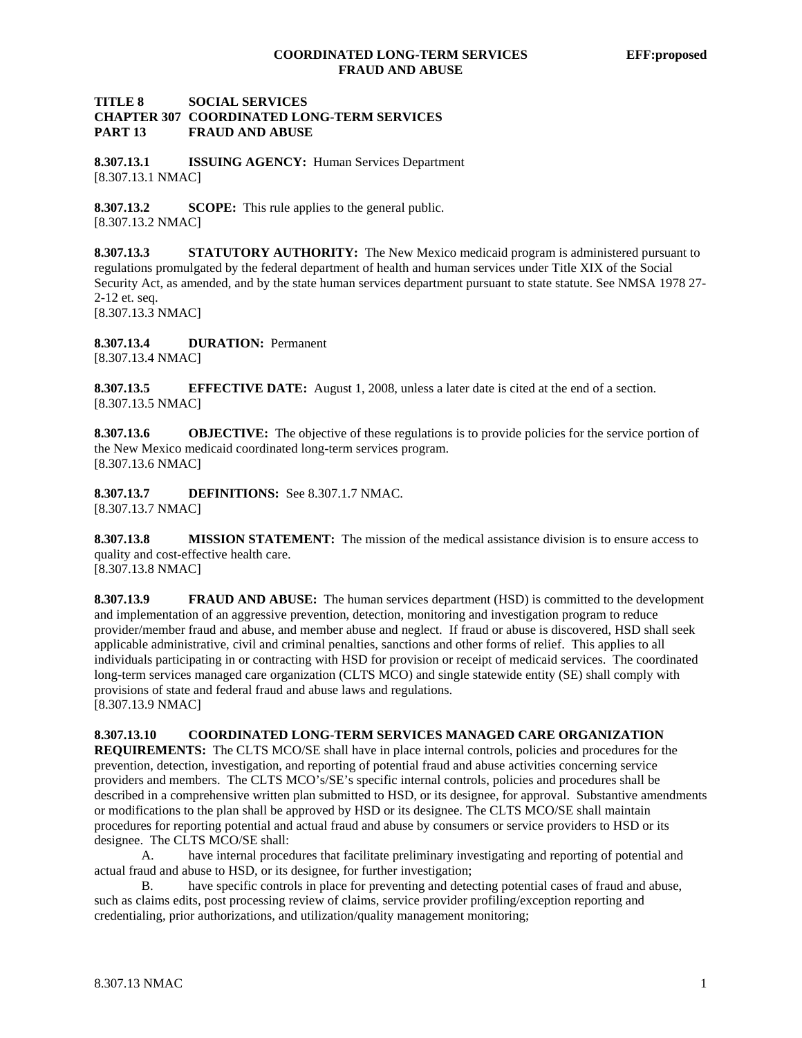**TITLE 8 SOCIAL SERVICES**
**CHAPTER 307 COORDINATED LONG-TERM SERVICES**
**PART 13 FRAUD AND ABUSE**

**8.307.13.1 ISSUING AGENCY:** Human Services Department
[8.307.13.1 NMAC]

**8.307.13.2 SCOPE:** This rule applies to the general public.
[8.307.13.2 NMAC]

**8.307.13.3 STATUTORY AUTHORITY:** The New Mexico medicaid program is administered pursuant to regulations promulgated by the federal department of health and human services under Title XIX of the Social Security Act, as amended, and by the state human services department pursuant to state statute. See NMSA 1978 27-2-12 et. seq.
[8.307.13.3 NMAC]

**8.307.13.4 DURATION:** Permanent
[8.307.13.4 NMAC]

**8.307.13.5 EFFECTIVE DATE:** August 1, 2008, unless a later date is cited at the end of a section.
[8.307.13.5 NMAC]

**8.307.13.6 OBJECTIVE:** The objective of these regulations is to provide policies for the service portion of the New Mexico medicaid coordinated long-term services program.
[8.307.13.6 NMAC]

**8.307.13.7 DEFINITIONS:** See 8.307.1.7 NMAC.
[8.307.13.7 NMAC]

**8.307.13.8 MISSION STATEMENT:** The mission of the medical assistance division is to ensure access to quality and cost-effective health care.
[8.307.13.8 NMAC]

**8.307.13.9 FRAUD AND ABUSE:** The human services department (HSD) is committed to the development and implementation of an aggressive prevention, detection, monitoring and investigation program to reduce provider/member fraud and abuse, and member abuse and neglect. If fraud or abuse is discovered, HSD shall seek applicable administrative, civil and criminal penalties, sanctions and other forms of relief. This applies to all individuals participating in or contracting with HSD for provision or receipt of medicaid services. The coordinated long-term services managed care organization (CLTS MCO) and single statewide entity (SE) shall comply with provisions of state and federal fraud and abuse laws and regulations.
[8.307.13.9 NMAC]

**8.307.13.10 COORDINATED LONG-TERM SERVICES MANAGED CARE ORGANIZATION REQUIREMENTS:** The CLTS MCO/SE shall have in place internal controls, policies and procedures for the prevention, detection, investigation, and reporting of potential fraud and abuse activities concerning service providers and members. The CLTS MCO's/SE's specific internal controls, policies and procedures shall be described in a comprehensive written plan submitted to HSD, or its designee, for approval. Substantive amendments or modifications to the plan shall be approved by HSD or its designee. The CLTS MCO/SE shall maintain procedures for reporting potential and actual fraud and abuse by consumers or service providers to HSD or its designee. The CLTS MCO/SE shall:

A. have internal procedures that facilitate preliminary investigating and reporting of potential and actual fraud and abuse to HSD, or its designee, for further investigation;

B. have specific controls in place for preventing and detecting potential cases of fraud and abuse, such as claims edits, post processing review of claims, service provider profiling/exception reporting and credentialing, prior authorizations, and utilization/quality management monitoring;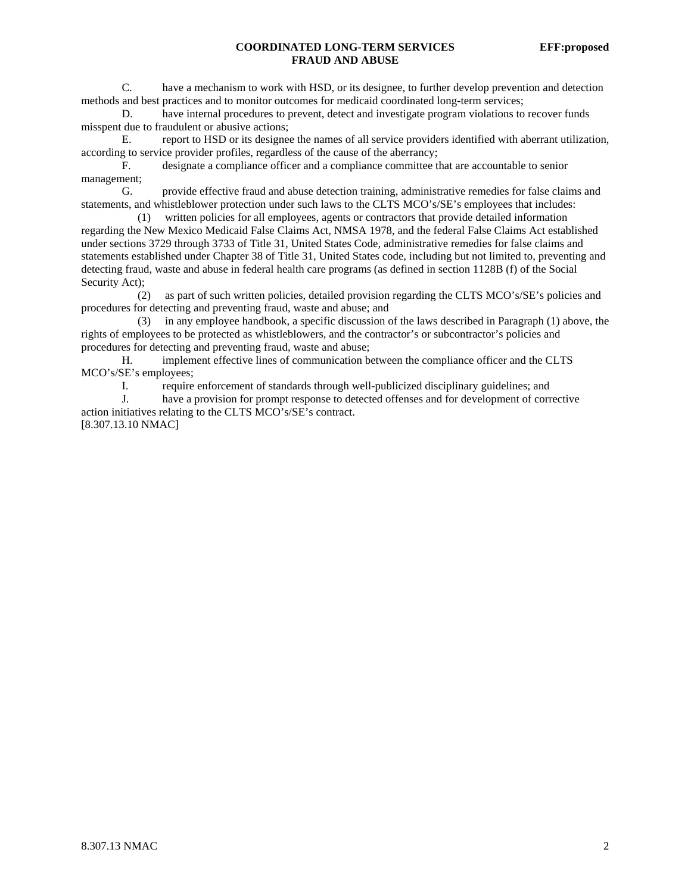C. have a mechanism to work with HSD, or its designee, to further develop prevention and detection methods and best practices and to monitor outcomes for medicaid coordinated long-term services;

D. have internal procedures to prevent, detect and investigate program violations to recover funds misspent due to fraudulent or abusive actions;

E. report to HSD or its designee the names of all service providers identified with aberrant utilization, according to service provider profiles, regardless of the cause of the aberrancy;

F. designate a compliance officer and a compliance committee that are accountable to senior management;

G. provide effective fraud and abuse detection training, administrative remedies for false claims and statements, and whistleblower protection under such laws to the CLTS MCO's/SE's employees that includes:

(1) written policies for all employees, agents or contractors that provide detailed information regarding the New Mexico Medicaid False Claims Act, NMSA 1978, and the federal False Claims Act established under sections 3729 through 3733 of Title 31, United States Code, administrative remedies for false claims and statements established under Chapter 38 of Title 31, United States code, including but not limited to, preventing and detecting fraud, waste and abuse in federal health care programs (as defined in section 1128B (f) of the Social Security Act);

(2) as part of such written policies, detailed provision regarding the CLTS MCO's/SE's policies and procedures for detecting and preventing fraud, waste and abuse; and

(3) in any employee handbook, a specific discussion of the laws described in Paragraph (1) above, the rights of employees to be protected as whistleblowers, and the contractor's or subcontractor's policies and procedures for detecting and preventing fraud, waste and abuse;

H. implement effective lines of communication between the compliance officer and the CLTS MCO's/SE's employees;

I. require enforcement of standards through well-publicized disciplinary guidelines; and

J. have a provision for prompt response to detected offenses and for development of corrective action initiatives relating to the CLTS MCO's/SE's contract.

[8.307.13.10 NMAC]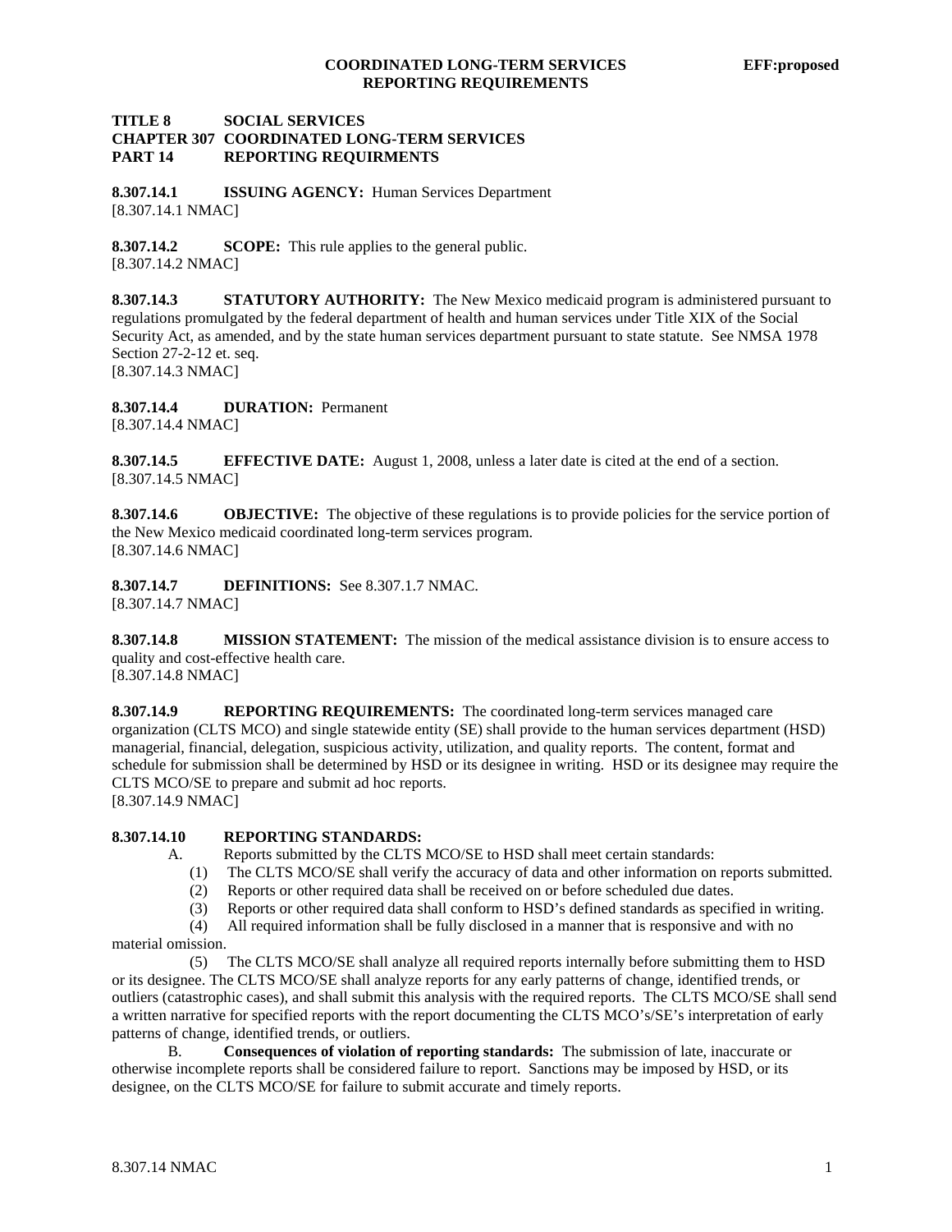**TITLE 8 SOCIAL SERVICES**
**CHAPTER 307 COORDINATED LONG-TERM SERVICES**
**PART 14 REPORTING REQUIRMENTS**

**8.307.14.1 ISSUING AGENCY:** Human Services Department
[8.307.14.1 NMAC]

**8.307.14.2 SCOPE:** This rule applies to the general public.
[8.307.14.2 NMAC]

**8.307.14.3 STATUTORY AUTHORITY:** The New Mexico medicaid program is administered pursuant to regulations promulgated by the federal department of health and human services under Title XIX of the Social Security Act, as amended, and by the state human services department pursuant to state statute. See NMSA 1978 Section 27-2-12 et. seq.
[8.307.14.3 NMAC]

**8.307.14.4 DURATION:** Permanent
[8.307.14.4 NMAC]

**8.307.14.5 EFFECTIVE DATE:** August 1, 2008, unless a later date is cited at the end of a section.
[8.307.14.5 NMAC]

**8.307.14.6 OBJECTIVE:** The objective of these regulations is to provide policies for the service portion of the New Mexico medicaid coordinated long-term services program.
[8.307.14.6 NMAC]

**8.307.14.7 DEFINITIONS:** See 8.307.1.7 NMAC.
[8.307.14.7 NMAC]

**8.307.14.8 MISSION STATEMENT:** The mission of the medical assistance division is to ensure access to quality and cost-effective health care.
[8.307.14.8 NMAC]

**8.307.14.9 REPORTING REQUIREMENTS:** The coordinated long-term services managed care organization (CLTS MCO) and single statewide entity (SE) shall provide to the human services department (HSD) managerial, financial, delegation, suspicious activity, utilization, and quality reports. The content, format and schedule for submission shall be determined by HSD or its designee in writing. HSD or its designee may require the CLTS MCO/SE to prepare and submit ad hoc reports.
[8.307.14.9 NMAC]

**8.307.14.10 REPORTING STANDARDS:**

A. Reports submitted by the CLTS MCO/SE to HSD shall meet certain standards:

(1) The CLTS MCO/SE shall verify the accuracy of data and other information on reports submitted.

(2) Reports or other required data shall be received on or before scheduled due dates.

(3) Reports or other required data shall conform to HSD's defined standards as specified in writing.

(4) All required information shall be fully disclosed in a manner that is responsive and with no material omission.

(5) The CLTS MCO/SE shall analyze all required reports internally before submitting them to HSD or its designee. The CLTS MCO/SE shall analyze reports for any early patterns of change, identified trends, or outliers (catastrophic cases), and shall submit this analysis with the required reports. The CLTS MCO/SE shall send a written narrative for specified reports with the report documenting the CLTS MCO's/SE's interpretation of early patterns of change, identified trends, or outliers.

B. **Consequences of violation of reporting standards:** The submission of late, inaccurate or otherwise incomplete reports shall be considered failure to report. Sanctions may be imposed by HSD, or its designee, on the CLTS MCO/SE for failure to submit accurate and timely reports.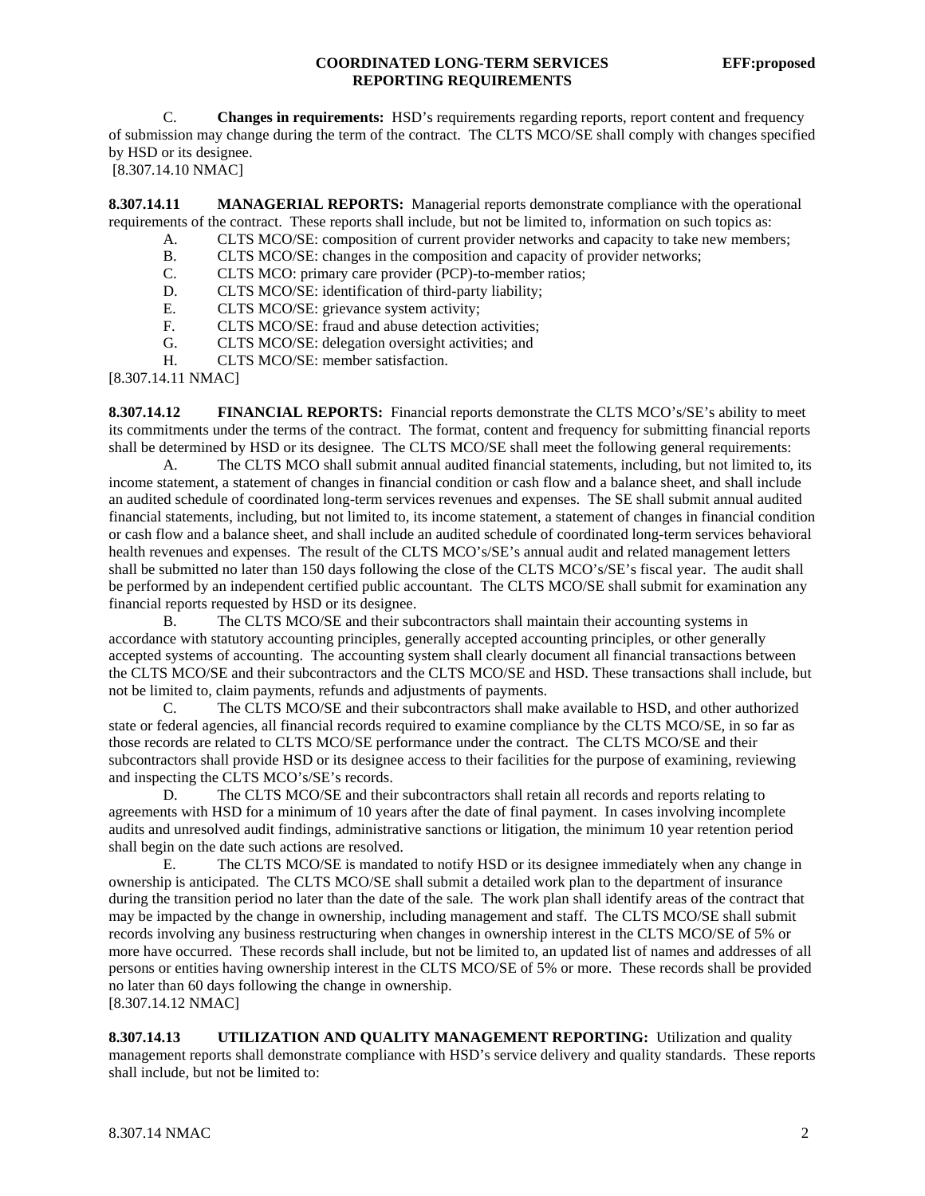C. **Changes in requirements:** HSD's requirements regarding reports, report content and frequency of submission may change during the term of the contract. The CLTS MCO/SE shall comply with changes specified by HSD or its designee.
[8.307.14.10 NMAC]

**8.307.14.11 MANAGERIAL REPORTS:** Managerial reports demonstrate compliance with the operational requirements of the contract. These reports shall include, but not be limited to, information on such topics as:

A. CLTS MCO/SE: composition of current provider networks and capacity to take new members;
B. CLTS MCO/SE: changes in the composition and capacity of provider networks;
C. CLTS MCO: primary care provider (PCP)-to-member ratios;
D. CLTS MCO/SE: identification of third-party liability;
E. CLTS MCO/SE: grievance system activity;
F. CLTS MCO/SE: fraud and abuse detection activities;
G. CLTS MCO/SE: delegation oversight activities; and
H. CLTS MCO/SE: member satisfaction.

[8.307.14.11 NMAC]

**8.307.14.12 FINANCIAL REPORTS:** Financial reports demonstrate the CLTS MCO's/SE's ability to meet its commitments under the terms of the contract. The format, content and frequency for submitting financial reports shall be determined by HSD or its designee. The CLTS MCO/SE shall meet the following general requirements:

A. The CLTS MCO shall submit annual audited financial statements, including, but not limited to, its income statement, a statement of changes in financial condition or cash flow and a balance sheet, and shall include an audited schedule of coordinated long-term services revenues and expenses. The SE shall submit annual audited financial statements, including, but not limited to, its income statement, a statement of changes in financial condition or cash flow and a balance sheet, and shall include an audited schedule of coordinated long-term services behavioral health revenues and expenses. The result of the CLTS MCO's/SE's annual audit and related management letters shall be submitted no later than 150 days following the close of the CLTS MCO's/SE's fiscal year. The audit shall be performed by an independent certified public accountant. The CLTS MCO/SE shall submit for examination any financial reports requested by HSD or its designee.

B. The CLTS MCO/SE and their subcontractors shall maintain their accounting systems in accordance with statutory accounting principles, generally accepted accounting principles, or other generally accepted systems of accounting. The accounting system shall clearly document all financial transactions between the CLTS MCO/SE and their subcontractors and the CLTS MCO/SE and HSD. These transactions shall include, but not be limited to, claim payments, refunds and adjustments of payments.

C. The CLTS MCO/SE and their subcontractors shall make available to HSD, and other authorized state or federal agencies, all financial records required to examine compliance by the CLTS MCO/SE, in so far as those records are related to CLTS MCO/SE performance under the contract. The CLTS MCO/SE and their subcontractors shall provide HSD or its designee access to their facilities for the purpose of examining, reviewing and inspecting the CLTS MCO's/SE's records.

D. The CLTS MCO/SE and their subcontractors shall retain all records and reports relating to agreements with HSD for a minimum of 10 years after the date of final payment. In cases involving incomplete audits and unresolved audit findings, administrative sanctions or litigation, the minimum 10 year retention period shall begin on the date such actions are resolved.

E. The CLTS MCO/SE is mandated to notify HSD or its designee immediately when any change in ownership is anticipated. The CLTS MCO/SE shall submit a detailed work plan to the department of insurance during the transition period no later than the date of the sale. The work plan shall identify areas of the contract that may be impacted by the change in ownership, including management and staff. The CLTS MCO/SE shall submit records involving any business restructuring when changes in ownership interest in the CLTS MCO/SE of 5% or more have occurred. These records shall include, but not be limited to, an updated list of names and addresses of all persons or entities having ownership interest in the CLTS MCO/SE of 5% or more. These records shall be provided no later than 60 days following the change in ownership.

[8.307.14.12 NMAC]

**8.307.14.13 UTILIZATION AND QUALITY MANAGEMENT REPORTING:** Utilization and quality management reports shall demonstrate compliance with HSD's service delivery and quality standards. These reports shall include, but not be limited to: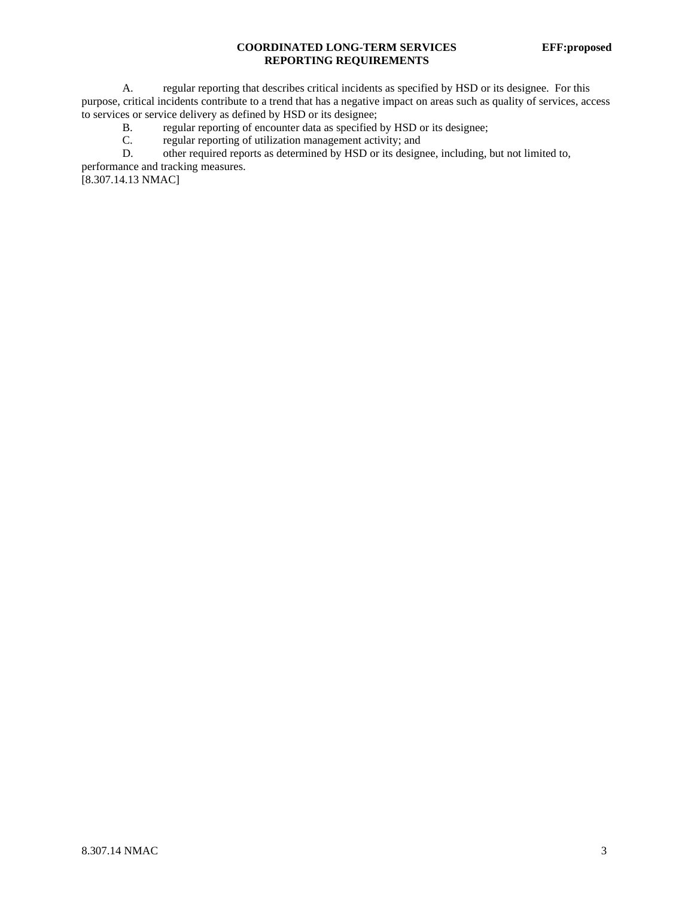A. regular reporting that describes critical incidents as specified by HSD or its designee. For this purpose, critical incidents contribute to a trend that has a negative impact on areas such as quality of services, access to services or service delivery as defined by HSD or its designee;

B. regular reporting of encounter data as specified by HSD or its designee;

C. regular reporting of utilization management activity; and

D. other required reports as determined by HSD or its designee, including, but not limited to, performance and tracking measures.

[8.307.14.13 NMAC]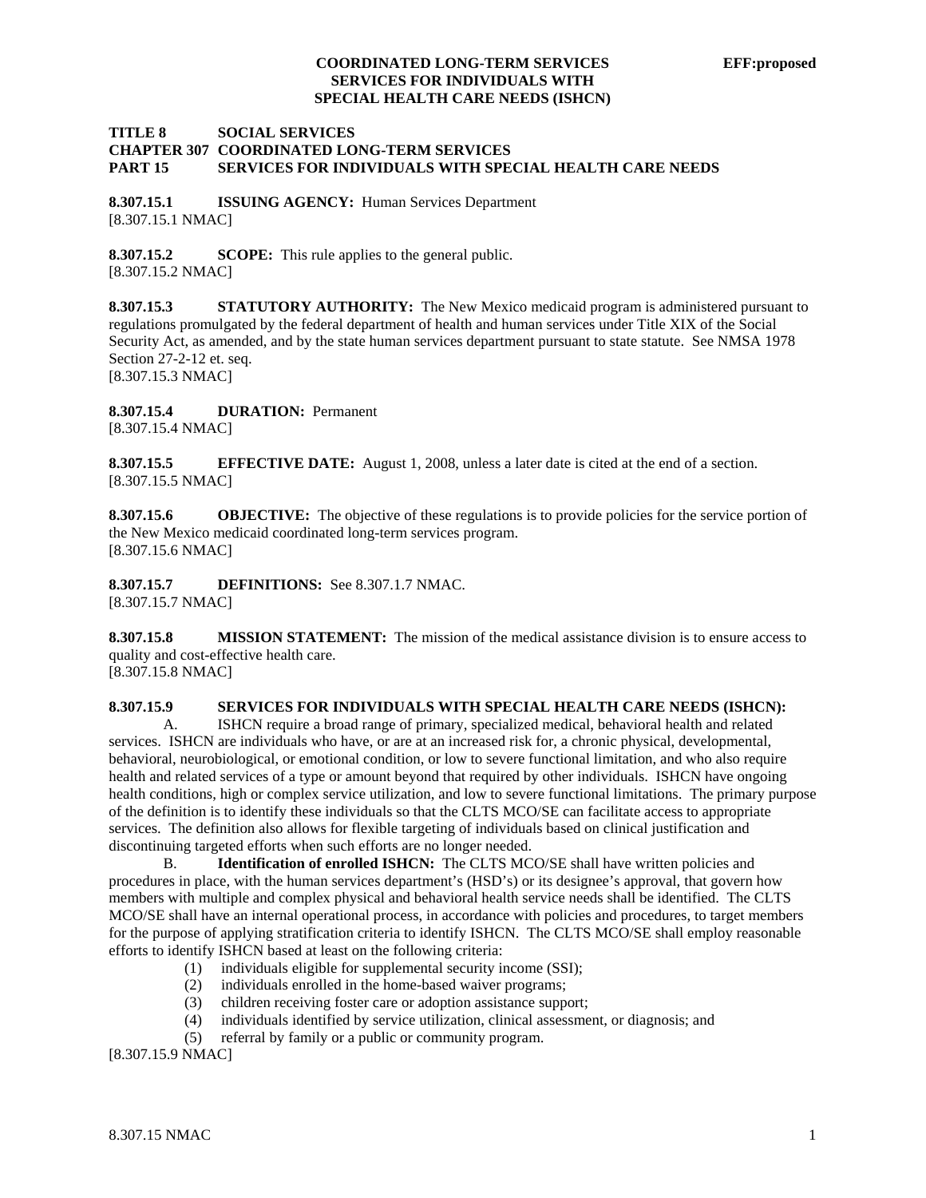**TITLE 8 SOCIAL SERVICES**
**CHAPTER 307 COORDINATED LONG-TERM SERVICES**
**PART 15 SERVICES FOR INDIVIDUALS WITH SPECIAL HEALTH CARE NEEDS**

**8.307.15.1 ISSUING AGENCY:** Human Services Department
[8.307.15.1 NMAC]

**8.307.15.2 SCOPE:** This rule applies to the general public.
[8.307.15.2 NMAC]

**8.307.15.3 STATUTORY AUTHORITY:** The New Mexico medicaid program is administered pursuant to regulations promulgated by the federal department of health and human services under Title XIX of the Social Security Act, as amended, and by the state human services department pursuant to state statute. See NMSA 1978 Section 27-2-12 et. seq.
[8.307.15.3 NMAC]

**8.307.15.4 DURATION:** Permanent
[8.307.15.4 NMAC]

**8.307.15.5 EFFECTIVE DATE:** August 1, 2008, unless a later date is cited at the end of a section.
[8.307.15.5 NMAC]

**8.307.15.6 OBJECTIVE:** The objective of these regulations is to provide policies for the service portion of the New Mexico medicaid coordinated long-term services program.
[8.307.15.6 NMAC]

**8.307.15.7 DEFINITIONS:** See 8.307.1.7 NMAC.
[8.307.15.7 NMAC]

**8.307.15.8 MISSION STATEMENT:** The mission of the medical assistance division is to ensure access to quality and cost-effective health care.
[8.307.15.8 NMAC]

**8.307.15.9 SERVICES FOR INDIVIDUALS WITH SPECIAL HEALTH CARE NEEDS (ISHCN):**

A. ISHCN require a broad range of primary, specialized medical, behavioral health and related services. ISHCN are individuals who have, or are at an increased risk for, a chronic physical, developmental, behavioral, neurobiological, or emotional condition, or low to severe functional limitation, and who also require health and related services of a type or amount beyond that required by other individuals. ISHCN have ongoing health conditions, high or complex service utilization, and low to severe functional limitations. The primary purpose of the definition is to identify these individuals so that the CLTS MCO/SE can facilitate access to appropriate services. The definition also allows for flexible targeting of individuals based on clinical justification and discontinuing targeted efforts when such efforts are no longer needed.

B. **Identification of enrolled ISHCN:** The CLTS MCO/SE shall have written policies and procedures in place, with the human services department's (HSD's) or its designee's approval, that govern how members with multiple and complex physical and behavioral health service needs shall be identified. The CLTS MCO/SE shall have an internal operational process, in accordance with policies and procedures, to target members for the purpose of applying stratification criteria to identify ISHCN. The CLTS MCO/SE shall employ reasonable efforts to identify ISHCN based at least on the following criteria:

(1) individuals eligible for supplemental security income (SSI);
(2) individuals enrolled in the home-based waiver programs;
(3) children receiving foster care or adoption assistance support;
(4) individuals identified by service utilization, clinical assessment, or diagnosis; and
(5) referral by family or a public or community program.

[8.307.15.9 NMAC]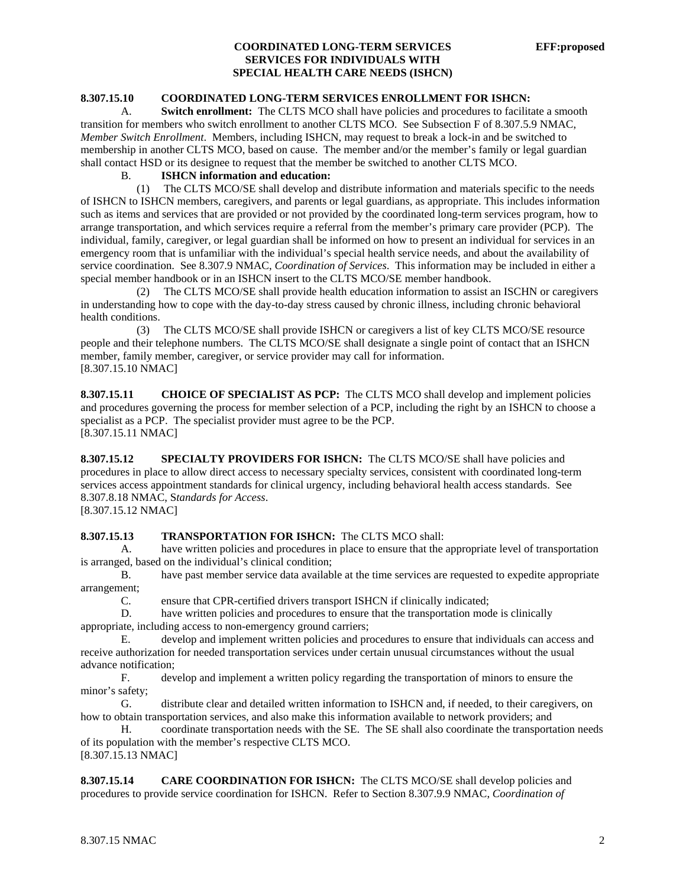**8.307.15.10 COORDINATED LONG-TERM SERVICES ENROLLMENT FOR ISHCN:**

A. **Switch enrollment:** The CLTS MCO shall have policies and procedures to facilitate a smooth transition for members who switch enrollment to another CLTS MCO. See Subsection F of 8.307.5.9 NMAC, *Member Switch Enrollment*. Members, including ISHCN, may request to break a lock-in and be switched to membership in another CLTS MCO, based on cause. The member and/or the member's family or legal guardian shall contact HSD or its designee to request that the member be switched to another CLTS MCO.

B. **ISHCN information and education:**

(1) The CLTS MCO/SE shall develop and distribute information and materials specific to the needs of ISHCN to ISHCN members, caregivers, and parents or legal guardians, as appropriate. This includes information such as items and services that are provided or not provided by the coordinated long-term services program, how to arrange transportation, and which services require a referral from the member's primary care provider (PCP). The individual, family, caregiver, or legal guardian shall be informed on how to present an individual for services in an emergency room that is unfamiliar with the individual's special health service needs, and about the availability of service coordination. See 8.307.9 NMAC, *Coordination of Services*. This information may be included in either a special member handbook or in an ISHCN insert to the CLTS MCO/SE member handbook.

(2) The CLTS MCO/SE shall provide health education information to assist an ISCHN or caregivers in understanding how to cope with the day-to-day stress caused by chronic illness, including chronic behavioral health conditions.

(3) The CLTS MCO/SE shall provide ISHCN or caregivers a list of key CLTS MCO/SE resource people and their telephone numbers. The CLTS MCO/SE shall designate a single point of contact that an ISHCN member, family member, caregiver, or service provider may call for information.

[8.307.15.10 NMAC]

**8.307.15.11 CHOICE OF SPECIALIST AS PCP:** The CLTS MCO shall develop and implement policies and procedures governing the process for member selection of a PCP, including the right by an ISHCN to choose a specialist as a PCP. The specialist provider must agree to be the PCP.

[8.307.15.11 NMAC]

**8.307.15.12 SPECIALTY PROVIDERS FOR ISHCN:** The CLTS MCO/SE shall have policies and procedures in place to allow direct access to necessary specialty services, consistent with coordinated long-term services access appointment standards for clinical urgency, including behavioral health access standards. See 8.307.8.18 NMAC, S*tandards for Access*.

[8.307.15.12 NMAC]

**8.307.15.13 TRANSPORTATION FOR ISHCN:** The CLTS MCO shall:

A. have written policies and procedures in place to ensure that the appropriate level of transportation is arranged, based on the individual's clinical condition;

B. have past member service data available at the time services are requested to expedite appropriate arrangement;

C. ensure that CPR-certified drivers transport ISHCN if clinically indicated;

D. have written policies and procedures to ensure that the transportation mode is clinically appropriate, including access to non-emergency ground carriers;

E. develop and implement written policies and procedures to ensure that individuals can access and receive authorization for needed transportation services under certain unusual circumstances without the usual advance notification;

F. develop and implement a written policy regarding the transportation of minors to ensure the minor's safety;

G. distribute clear and detailed written information to ISHCN and, if needed, to their caregivers, on how to obtain transportation services, and also make this information available to network providers; and

H. coordinate transportation needs with the SE. The SE shall also coordinate the transportation needs of its population with the member's respective CLTS MCO.

[8.307.15.13 NMAC]

**8.307.15.14 CARE COORDINATION FOR ISHCN:** The CLTS MCO/SE shall develop policies and procedures to provide service coordination for ISHCN. Refer to Section 8.307.9.9 NMAC, *Coordination of*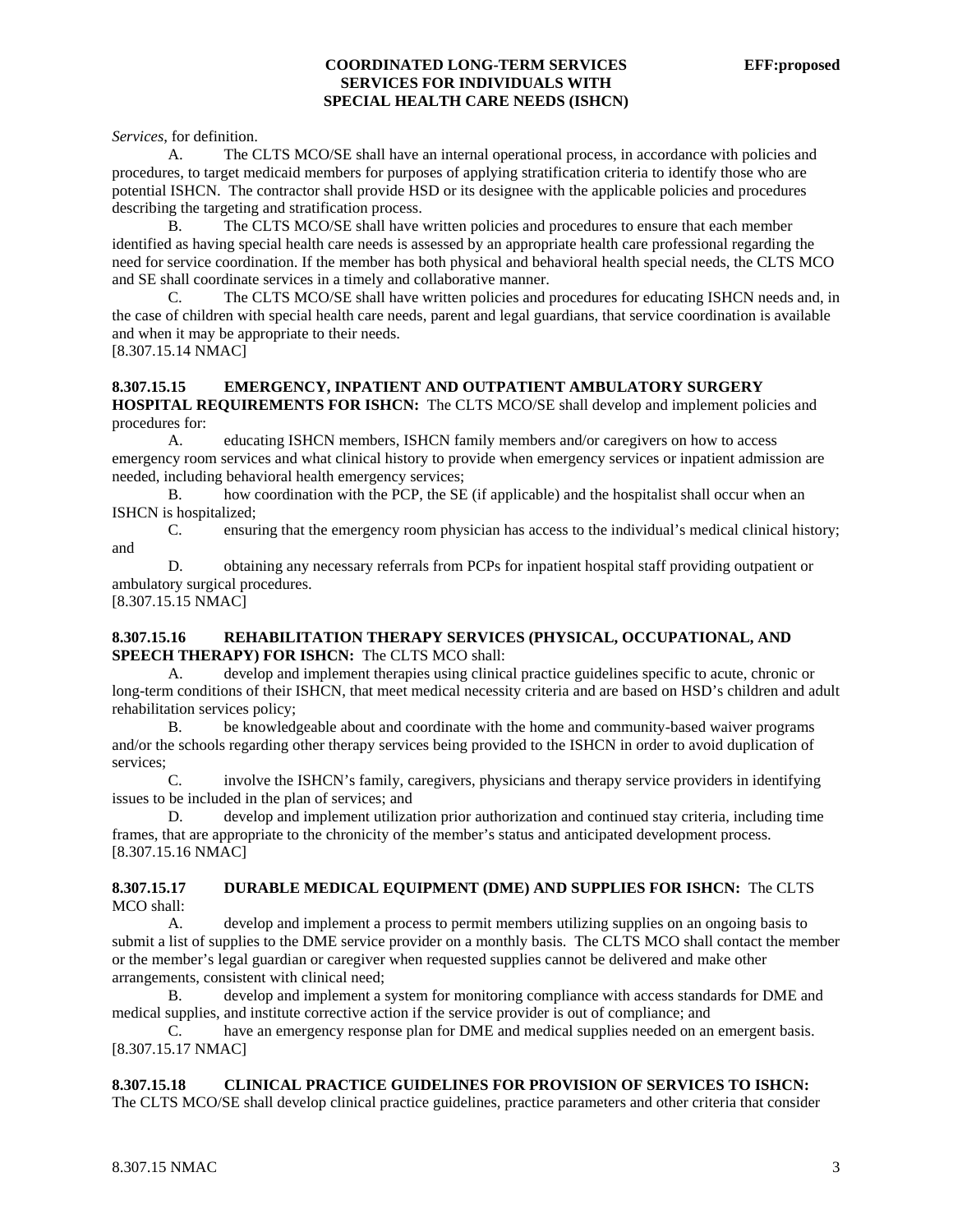*Services*, for definition.

A. The CLTS MCO/SE shall have an internal operational process, in accordance with policies and procedures, to target medicaid members for purposes of applying stratification criteria to identify those who are potential ISHCN. The contractor shall provide HSD or its designee with the applicable policies and procedures describing the targeting and stratification process.

B. The CLTS MCO/SE shall have written policies and procedures to ensure that each member identified as having special health care needs is assessed by an appropriate health care professional regarding the need for service coordination. If the member has both physical and behavioral health special needs, the CLTS MCO and SE shall coordinate services in a timely and collaborative manner.

C. The CLTS MCO/SE shall have written policies and procedures for educating ISHCN needs and, in the case of children with special health care needs, parent and legal guardians, that service coordination is available and when it may be appropriate to their needs.

[8.307.15.14 NMAC]

**8.307.15.15 EMERGENCY, INPATIENT AND OUTPATIENT AMBULATORY SURGERY HOSPITAL REQUIREMENTS FOR ISHCN:** The CLTS MCO/SE shall develop and implement policies and procedures for:

A. educating ISHCN members, ISHCN family members and/or caregivers on how to access emergency room services and what clinical history to provide when emergency services or inpatient admission are needed, including behavioral health emergency services;

B. how coordination with the PCP, the SE (if applicable) and the hospitalist shall occur when an ISHCN is hospitalized;

C. ensuring that the emergency room physician has access to the individual's medical clinical history; and

D. obtaining any necessary referrals from PCPs for inpatient hospital staff providing outpatient or ambulatory surgical procedures.

[8.307.15.15 NMAC]

**8.307.15.16 REHABILITATION THERAPY SERVICES (PHYSICAL, OCCUPATIONAL, AND SPEECH THERAPY) FOR ISHCN:** The CLTS MCO shall:

A. develop and implement therapies using clinical practice guidelines specific to acute, chronic or long-term conditions of their ISHCN, that meet medical necessity criteria and are based on HSD's children and adult rehabilitation services policy;

B. be knowledgeable about and coordinate with the home and community-based waiver programs and/or the schools regarding other therapy services being provided to the ISHCN in order to avoid duplication of services;

C. involve the ISHCN's family, caregivers, physicians and therapy service providers in identifying issues to be included in the plan of services; and

D. develop and implement utilization prior authorization and continued stay criteria, including time frames, that are appropriate to the chronicity of the member's status and anticipated development process.

[8.307.15.16 NMAC]

**8.307.15.17 DURABLE MEDICAL EQUIPMENT (DME) AND SUPPLIES FOR ISHCN:** The CLTS MCO shall:

A. develop and implement a process to permit members utilizing supplies on an ongoing basis to submit a list of supplies to the DME service provider on a monthly basis. The CLTS MCO shall contact the member or the member's legal guardian or caregiver when requested supplies cannot be delivered and make other arrangements, consistent with clinical need;

B. develop and implement a system for monitoring compliance with access standards for DME and medical supplies, and institute corrective action if the service provider is out of compliance; and

C. have an emergency response plan for DME and medical supplies needed on an emergent basis.

[8.307.15.17 NMAC]

**8.307.15.18 CLINICAL PRACTICE GUIDELINES FOR PROVISION OF SERVICES TO ISHCN:** The CLTS MCO/SE shall develop clinical practice guidelines, practice parameters and other criteria that consider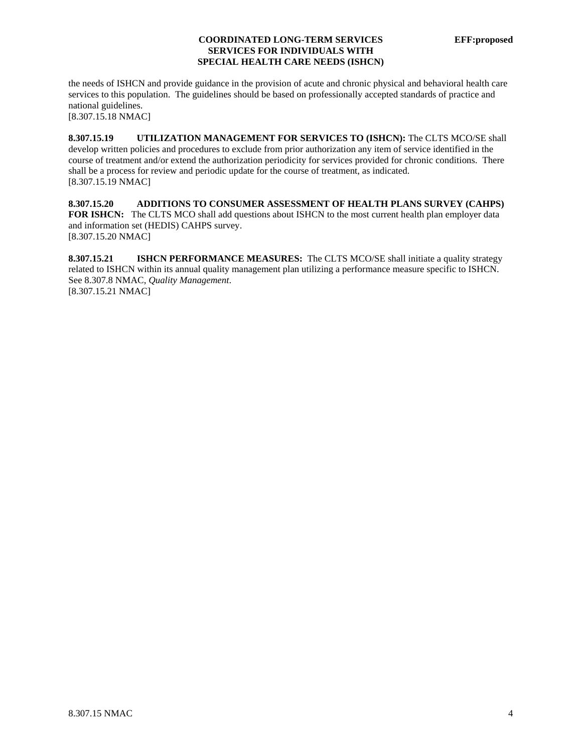the needs of ISHCN and provide guidance in the provision of acute and chronic physical and behavioral health care services to this population. The guidelines should be based on professionally accepted standards of practice and national guidelines.
[8.307.15.18 NMAC]

**8.307.15.19 UTILIZATION MANAGEMENT FOR SERVICES TO (ISHCN):** The CLTS MCO/SE shall develop written policies and procedures to exclude from prior authorization any item of service identified in the course of treatment and/or extend the authorization periodicity for services provided for chronic conditions. There shall be a process for review and periodic update for the course of treatment, as indicated.
[8.307.15.19 NMAC]

**8.307.15.20 ADDITIONS TO CONSUMER ASSESSMENT OF HEALTH PLANS SURVEY (CAHPS) FOR ISHCN:** The CLTS MCO shall add questions about ISHCN to the most current health plan employer data and information set (HEDIS) CAHPS survey.
[8.307.15.20 NMAC]

**8.307.15.21 ISHCN PERFORMANCE MEASURES:** The CLTS MCO/SE shall initiate a quality strategy related to ISHCN within its annual quality management plan utilizing a performance measure specific to ISHCN. See 8.307.8 NMAC, *Quality Management*.
[8.307.15.21 NMAC]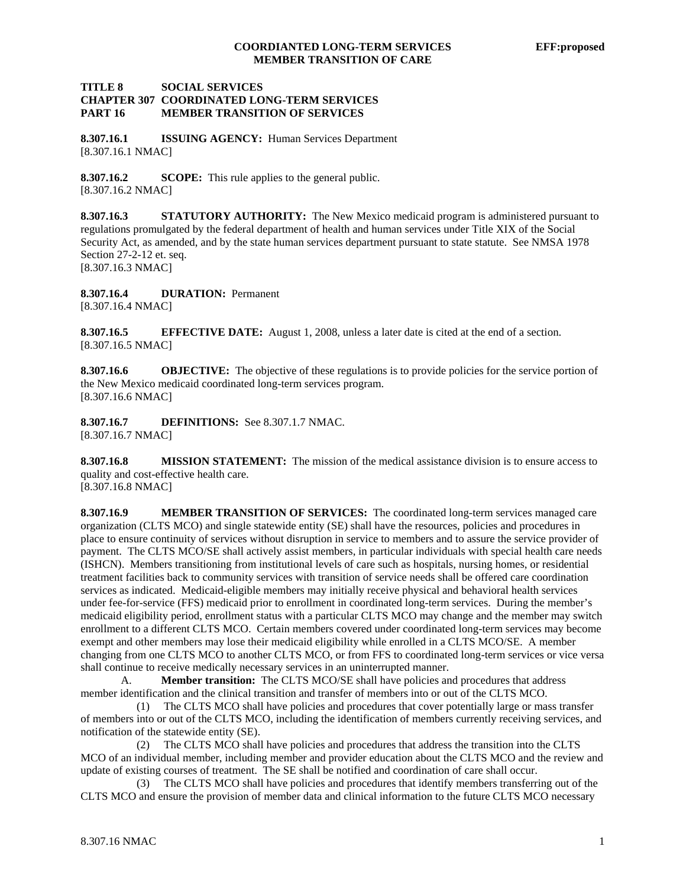**TITLE 8 SOCIAL SERVICES**
**CHAPTER 307 COORDINATED LONG-TERM SERVICES**
**PART 16 MEMBER TRANSITION OF SERVICES**

**8.307.16.1 ISSUING AGENCY:** Human Services Department
[8.307.16.1 NMAC]

**8.307.16.2 SCOPE:** This rule applies to the general public.
[8.307.16.2 NMAC]

**8.307.16.3 STATUTORY AUTHORITY:** The New Mexico medicaid program is administered pursuant to regulations promulgated by the federal department of health and human services under Title XIX of the Social Security Act, as amended, and by the state human services department pursuant to state statute. See NMSA 1978 Section 27-2-12 et. seq.
[8.307.16.3 NMAC]

**8.307.16.4 DURATION:** Permanent
[8.307.16.4 NMAC]

**8.307.16.5 EFFECTIVE DATE:** August 1, 2008, unless a later date is cited at the end of a section.
[8.307.16.5 NMAC]

**8.307.16.6 OBJECTIVE:** The objective of these regulations is to provide policies for the service portion of the New Mexico medicaid coordinated long-term services program.
[8.307.16.6 NMAC]

**8.307.16.7 DEFINITIONS:** See 8.307.1.7 NMAC.
[8.307.16.7 NMAC]

**8.307.16.8 MISSION STATEMENT:** The mission of the medical assistance division is to ensure access to quality and cost-effective health care.
[8.307.16.8 NMAC]

**8.307.16.9 MEMBER TRANSITION OF SERVICES:** The coordinated long-term services managed care organization (CLTS MCO) and single statewide entity (SE) shall have the resources, policies and procedures in place to ensure continuity of services without disruption in service to members and to assure the service provider of payment. The CLTS MCO/SE shall actively assist members, in particular individuals with special health care needs (ISHCN). Members transitioning from institutional levels of care such as hospitals, nursing homes, or residential treatment facilities back to community services with transition of service needs shall be offered care coordination services as indicated. Medicaid-eligible members may initially receive physical and behavioral health services under fee-for-service (FFS) medicaid prior to enrollment in coordinated long-term services. During the member's medicaid eligibility period, enrollment status with a particular CLTS MCO may change and the member may switch enrollment to a different CLTS MCO. Certain members covered under coordinated long-term services may become exempt and other members may lose their medicaid eligibility while enrolled in a CLTS MCO/SE. A member changing from one CLTS MCO to another CLTS MCO, or from FFS to coordinated long-term services or vice versa shall continue to receive medically necessary services in an uninterrupted manner.

A. **Member transition:** The CLTS MCO/SE shall have policies and procedures that address member identification and the clinical transition and transfer of members into or out of the CLTS MCO.

(1) The CLTS MCO shall have policies and procedures that cover potentially large or mass transfer of members into or out of the CLTS MCO, including the identification of members currently receiving services, and notification of the statewide entity (SE).

(2) The CLTS MCO shall have policies and procedures that address the transition into the CLTS MCO of an individual member, including member and provider education about the CLTS MCO and the review and update of existing courses of treatment. The SE shall be notified and coordination of care shall occur.

(3) The CLTS MCO shall have policies and procedures that identify members transferring out of the CLTS MCO and ensure the provision of member data and clinical information to the future CLTS MCO necessary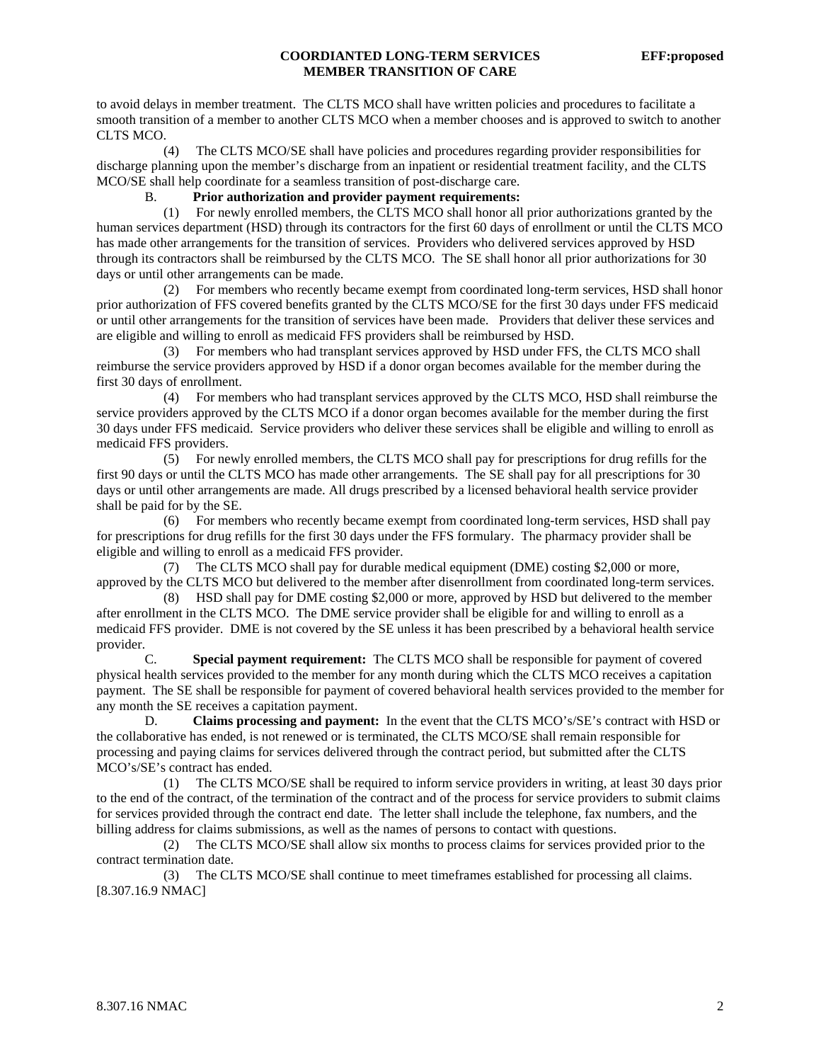to avoid delays in member treatment. The CLTS MCO shall have written policies and procedures to facilitate a smooth transition of a member to another CLTS MCO when a member chooses and is approved to switch to another CLTS MCO.

(4) The CLTS MCO/SE shall have policies and procedures regarding provider responsibilities for discharge planning upon the member's discharge from an inpatient or residential treatment facility, and the CLTS MCO/SE shall help coordinate for a seamless transition of post-discharge care.

B. **Prior authorization and provider payment requirements:**

(1) For newly enrolled members, the CLTS MCO shall honor all prior authorizations granted by the human services department (HSD) through its contractors for the first 60 days of enrollment or until the CLTS MCO has made other arrangements for the transition of services. Providers who delivered services approved by HSD through its contractors shall be reimbursed by the CLTS MCO. The SE shall honor all prior authorizations for 30 days or until other arrangements can be made.

(2) For members who recently became exempt from coordinated long-term services, HSD shall honor prior authorization of FFS covered benefits granted by the CLTS MCO/SE for the first 30 days under FFS medicaid or until other arrangements for the transition of services have been made. Providers that deliver these services and are eligible and willing to enroll as medicaid FFS providers shall be reimbursed by HSD.

(3) For members who had transplant services approved by HSD under FFS, the CLTS MCO shall reimburse the service providers approved by HSD if a donor organ becomes available for the member during the first 30 days of enrollment.

(4) For members who had transplant services approved by the CLTS MCO, HSD shall reimburse the service providers approved by the CLTS MCO if a donor organ becomes available for the member during the first 30 days under FFS medicaid. Service providers who deliver these services shall be eligible and willing to enroll as medicaid FFS providers.

(5) For newly enrolled members, the CLTS MCO shall pay for prescriptions for drug refills for the first 90 days or until the CLTS MCO has made other arrangements. The SE shall pay for all prescriptions for 30 days or until other arrangements are made. All drugs prescribed by a licensed behavioral health service provider shall be paid for by the SE.

(6) For members who recently became exempt from coordinated long-term services, HSD shall pay for prescriptions for drug refills for the first 30 days under the FFS formulary. The pharmacy provider shall be eligible and willing to enroll as a medicaid FFS provider.

(7) The CLTS MCO shall pay for durable medical equipment (DME) costing $2,000 or more, approved by the CLTS MCO but delivered to the member after disenrollment from coordinated long-term services.

(8) HSD shall pay for DME costing $2,000 or more, approved by HSD but delivered to the member after enrollment in the CLTS MCO. The DME service provider shall be eligible for and willing to enroll as a medicaid FFS provider. DME is not covered by the SE unless it has been prescribed by a behavioral health service provider.

C. **Special payment requirement:** The CLTS MCO shall be responsible for payment of covered physical health services provided to the member for any month during which the CLTS MCO receives a capitation payment. The SE shall be responsible for payment of covered behavioral health services provided to the member for any month the SE receives a capitation payment.

D. **Claims processing and payment:** In the event that the CLTS MCO's/SE's contract with HSD or the collaborative has ended, is not renewed or is terminated, the CLTS MCO/SE shall remain responsible for processing and paying claims for services delivered through the contract period, but submitted after the CLTS MCO's/SE's contract has ended.

(1) The CLTS MCO/SE shall be required to inform service providers in writing, at least 30 days prior to the end of the contract, of the termination of the contract and of the process for service providers to submit claims for services provided through the contract end date. The letter shall include the telephone, fax numbers, and the billing address for claims submissions, as well as the names of persons to contact with questions.

(2) The CLTS MCO/SE shall allow six months to process claims for services provided prior to the contract termination date.

(3) The CLTS MCO/SE shall continue to meet timeframes established for processing all claims.
[8.307.16.9 NMAC]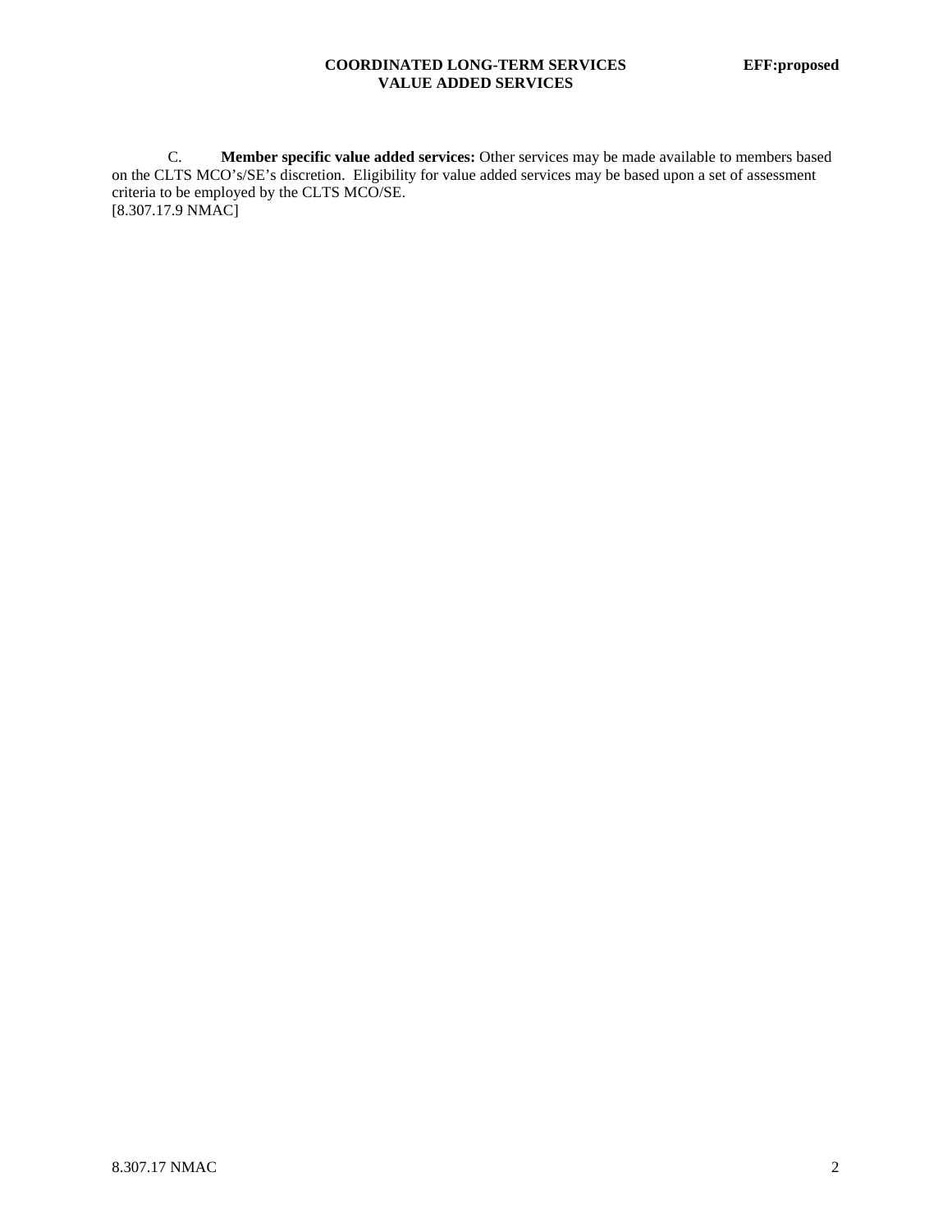C. **Member specific value added services:** Other services may be made available to members based on the CLTS MCO's/SE's discretion. Eligibility for value added services may be based upon a set of assessment criteria to be employed by the CLTS MCO/SE.
[8.307.17.9 NMAC]